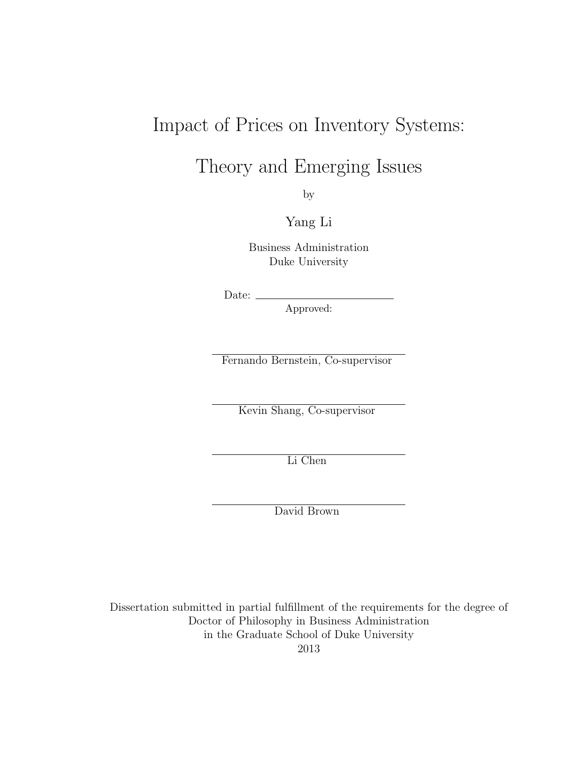# Impact of Prices on Inventory Systems:

# Theory and Emerging Issues

by

Yang Li

Business Administration
Duke University

Date: \_\_\_\_\_\_\_\_\_\_\_\_\_\_\_\_\_\_\_\_\_\_\_\_\_\_
Approved:

\_\_\_\_\_\_\_\_\_\_\_\_\_\_\_\_\_\_\_\_\_\_\_\_\_\_\_\_\_\_\_\_
Fernando Bernstein, Co-supervisor

\_\_\_\_\_\_\_\_\_\_\_\_\_\_\_\_\_\_\_\_\_\_\_\_\_\_\_\_\_\_\_\_
Kevin Shang, Co-supervisor

\_\_\_\_\_\_\_\_\_\_\_\_\_\_\_\_\_\_\_\_\_\_\_\_\_\_\_\_\_\_\_\_
Li Chen

\_\_\_\_\_\_\_\_\_\_\_\_\_\_\_\_\_\_\_\_\_\_\_\_\_\_\_\_\_\_\_\_
David Brown

Dissertation submitted in partial fulfillment of the requirements for the degree of
Doctor of Philosophy in Business Administration
in the Graduate School of Duke University
2013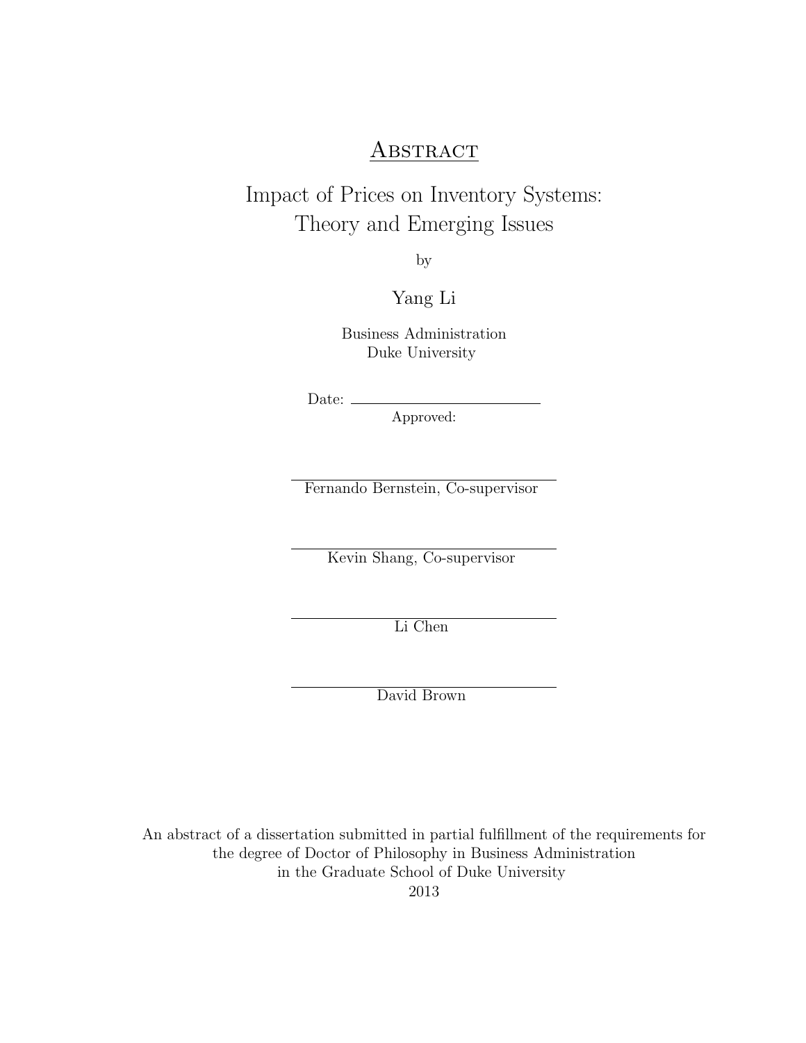# Abstract

## Impact of Prices on Inventory Systems: Theory and Emerging Issues

by

Yang Li

Business Administration
Duke University

Date: ____________________

Approved:

____________________
Fernando Bernstein, Co-supervisor

____________________
Kevin Shang, Co-supervisor

____________________
Li Chen

____________________
David Brown

An abstract of a dissertation submitted in partial fulfillment of the requirements for the degree of Doctor of Philosophy in Business Administration in the Graduate School of Duke University
2013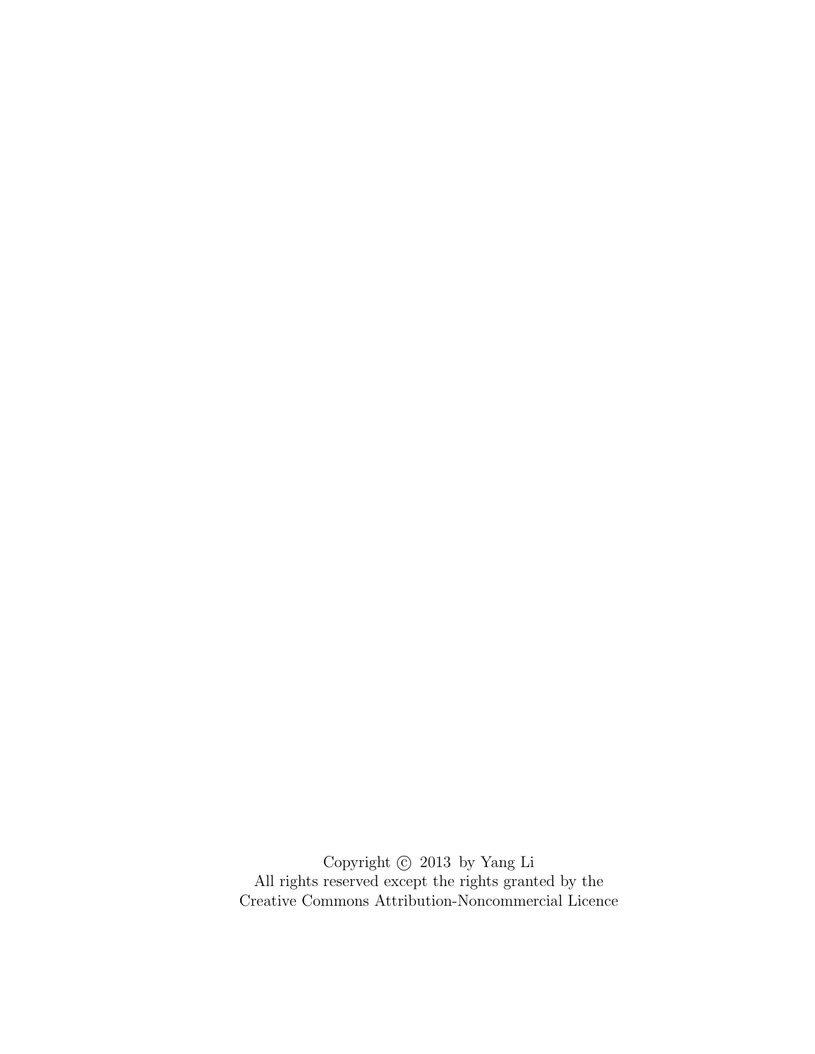Copyright © 2013 by Yang Li
All rights reserved except the rights granted by the
Creative Commons Attribution-Noncommercial Licence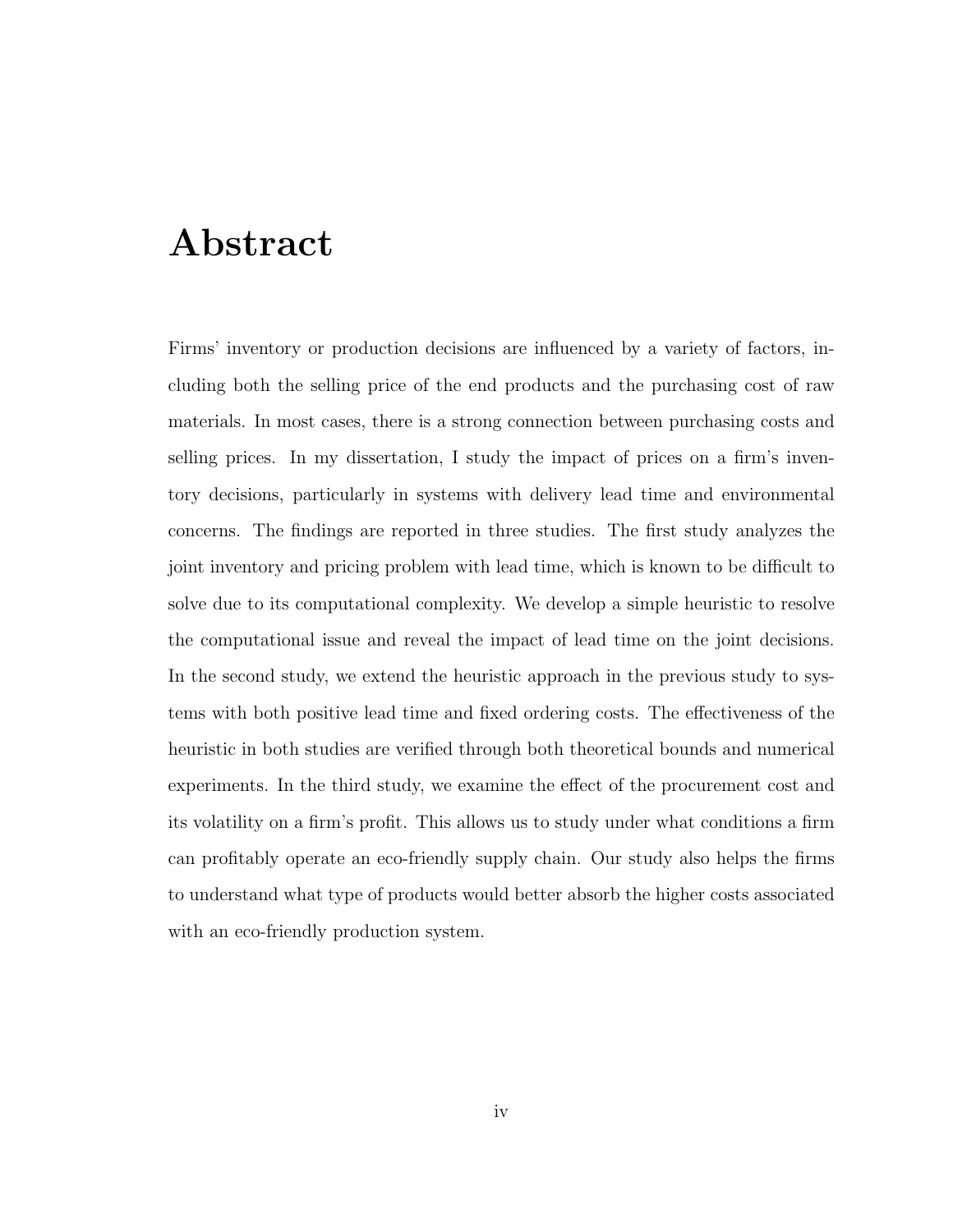# Abstract

Firms' inventory or production decisions are influenced by a variety of factors, including both the selling price of the end products and the purchasing cost of raw materials. In most cases, there is a strong connection between purchasing costs and selling prices. In my dissertation, I study the impact of prices on a firm's inventory decisions, particularly in systems with delivery lead time and environmental concerns. The findings are reported in three studies. The first study analyzes the joint inventory and pricing problem with lead time, which is known to be difficult to solve due to its computational complexity. We develop a simple heuristic to resolve the computational issue and reveal the impact of lead time on the joint decisions. In the second study, we extend the heuristic approach in the previous study to systems with both positive lead time and fixed ordering costs. The effectiveness of the heuristic in both studies are verified through both theoretical bounds and numerical experiments. In the third study, we examine the effect of the procurement cost and its volatility on a firm's profit. This allows us to study under what conditions a firm can profitably operate an eco-friendly supply chain. Our study also helps the firms to understand what type of products would better absorb the higher costs associated with an eco-friendly production system.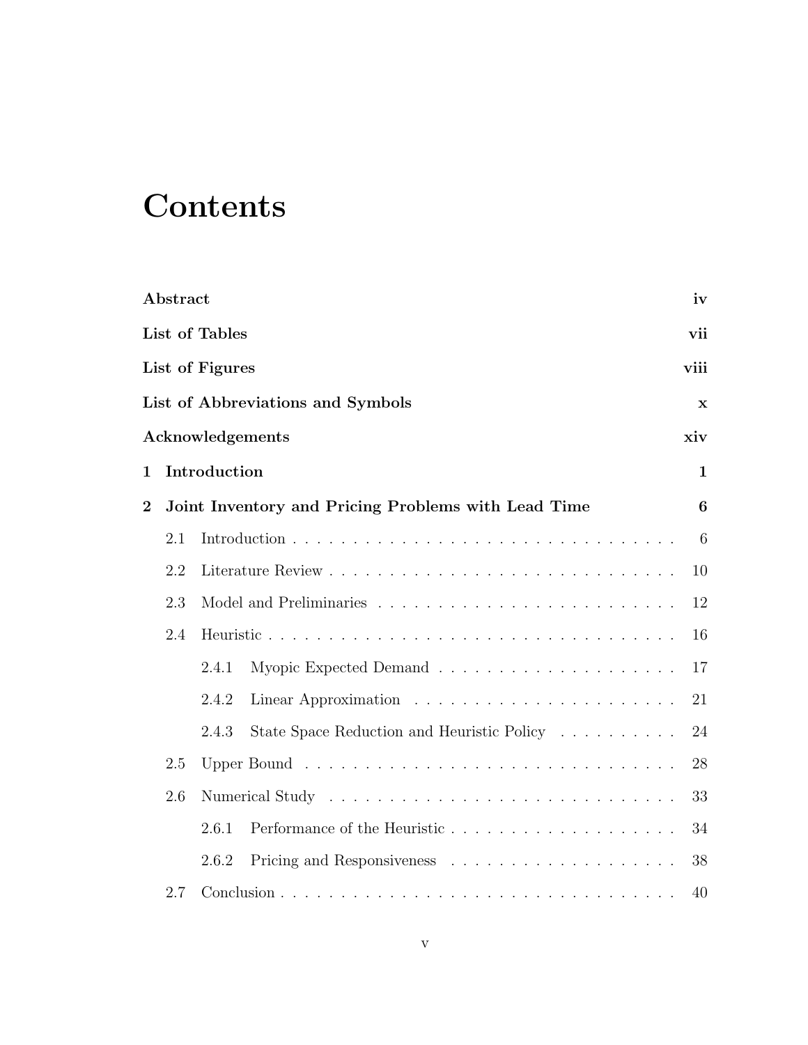# Contents

**Abstract** iv

**List of Tables** vii

**List of Figures** viii

**List of Abbreviations and Symbols** x

**Acknowledgements** xiv

**1 Introduction** 1

**2 Joint Inventory and Pricing Problems with Lead Time** 6

- 2.1 Introduction . . . 6
- 2.2 Literature Review . . . 10
- 2.3 Model and Preliminaries . . . 12
- 2.4 Heuristic . . . 16
  - 2.4.1 Myopic Expected Demand . . . 17
  - 2.4.2 Linear Approximation . . . 21
  - 2.4.3 State Space Reduction and Heuristic Policy . . . 24
- 2.5 Upper Bound . . . 28
- 2.6 Numerical Study . . . 33
  - 2.6.1 Performance of the Heuristic . . . 34
  - 2.6.2 Pricing and Responsiveness . . . 38
- 2.7 Conclusion . . . 40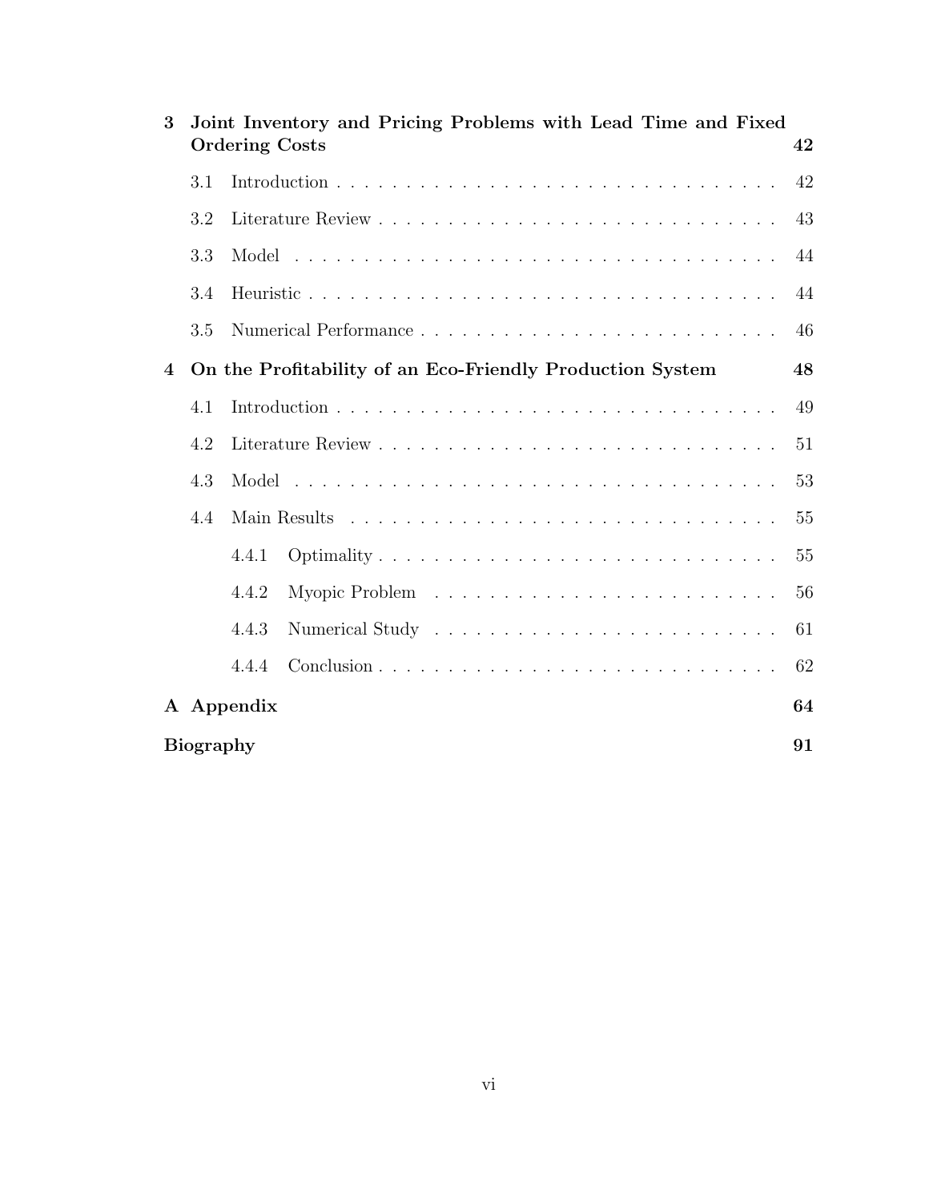**3 Joint Inventory and Pricing Problems with Lead Time and Fixed Ordering Costs** **42**

3.1 Introduction . . . . . . . . . . . . . . . . . . . . . . . . . . . . . . . . 42

3.2 Literature Review . . . . . . . . . . . . . . . . . . . . . . . . . . . . . 43

3.3 Model . . . . . . . . . . . . . . . . . . . . . . . . . . . . . . . . . . . 44

3.4 Heuristic . . . . . . . . . . . . . . . . . . . . . . . . . . . . . . . . . 44

3.5 Numerical Performance . . . . . . . . . . . . . . . . . . . . . . . . . 46

**4 On the Profitability of an Eco-Friendly Production System** **48**

4.1 Introduction . . . . . . . . . . . . . . . . . . . . . . . . . . . . . . . . 49

4.2 Literature Review . . . . . . . . . . . . . . . . . . . . . . . . . . . . . 51

4.3 Model . . . . . . . . . . . . . . . . . . . . . . . . . . . . . . . . . . . 53

4.4 Main Results . . . . . . . . . . . . . . . . . . . . . . . . . . . . . . . 55

4.4.1 Optimality . . . . . . . . . . . . . . . . . . . . . . . . . . . . 55

4.4.2 Myopic Problem . . . . . . . . . . . . . . . . . . . . . . . . . 56

4.4.3 Numerical Study . . . . . . . . . . . . . . . . . . . . . . . . . 61

4.4.4 Conclusion . . . . . . . . . . . . . . . . . . . . . . . . . . . . 62

**A Appendix** **64**

**Biography** **91**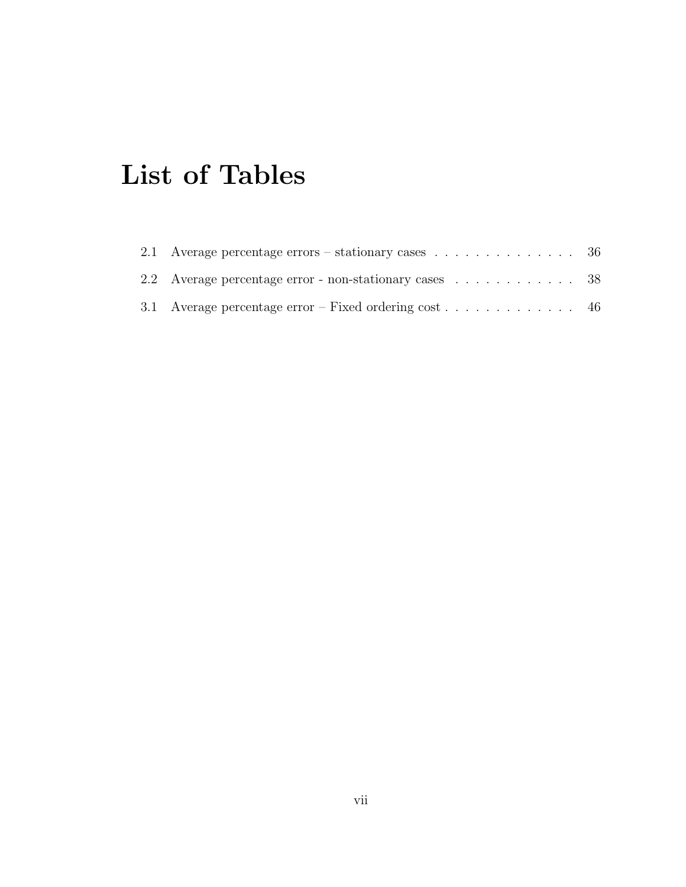# List of Tables

2.1 Average percentage errors – stationary cases . . . . . . . . . . . . . . . 36

2.2 Average percentage error - non-stationary cases . . . . . . . . . . . . . 38

3.1 Average percentage error – Fixed ordering cost . . . . . . . . . . . . . 46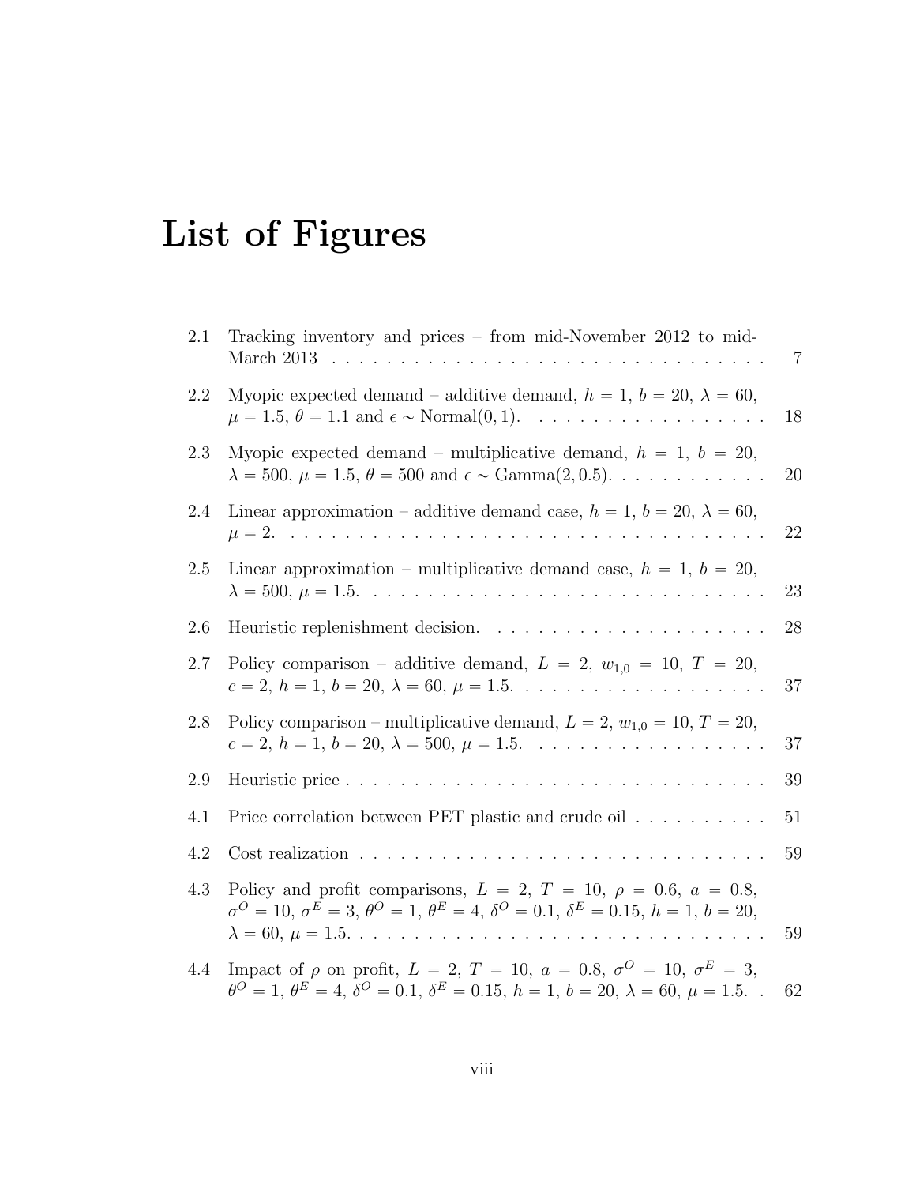# List of Figures

2.1 Tracking inventory and prices – from mid-November 2012 to mid-March 2013 . . . . . 7

2.2 Myopic expected demand – additive demand, $h = 1$, $b = 20$, $\lambda = 60$, $\mu = 1.5$, $\theta = 1.1$ and $\epsilon \sim \text{Normal}(0, 1)$. . . . . 18

2.3 Myopic expected demand – multiplicative demand, $h = 1$, $b = 20$, $\lambda = 500$, $\mu = 1.5$, $\theta = 500$ and $\epsilon \sim \text{Gamma}(2, 0.5)$. . . . . 20

2.4 Linear approximation – additive demand case, $h = 1$, $b = 20$, $\lambda = 60$, $\mu = 2$. . . . . 22

2.5 Linear approximation – multiplicative demand case, $h = 1$, $b = 20$, $\lambda = 500$, $\mu = 1.5$. . . . . 23

2.6 Heuristic replenishment decision. . . . . 28

2.7 Policy comparison – additive demand, $L = 2$, $w_{1,0} = 10$, $T = 20$, $c = 2$, $h = 1$, $b = 20$, $\lambda = 60$, $\mu = 1.5$. . . . . 37

2.8 Policy comparison – multiplicative demand, $L = 2$, $w_{1,0} = 10$, $T = 20$, $c = 2$, $h = 1$, $b = 20$, $\lambda = 500$, $\mu = 1.5$. . . . . 37

2.9 Heuristic price . . . . . 39

4.1 Price correlation between PET plastic and crude oil . . . . . 51

4.2 Cost realization . . . . . 59

4.3 Policy and profit comparisons, $L = 2$, $T = 10$, $\rho = 0.6$, $a = 0.8$, $\sigma^O = 10$, $\sigma^E = 3$, $\theta^O = 1$, $\theta^E = 4$, $\delta^O = 0.1$, $\delta^E = 0.15$, $h = 1$, $b = 20$, $\lambda = 60$, $\mu = 1.5$. . . . . 59

4.4 Impact of $\rho$ on profit, $L = 2$, $T = 10$, $a = 0.8$, $\sigma^O = 10$, $\sigma^E = 3$, $\theta^O = 1$, $\theta^E = 4$, $\delta^O = 0.1$, $\delta^E = 0.15$, $h = 1$, $b = 20$, $\lambda = 60$, $\mu = 1.5$. . . 62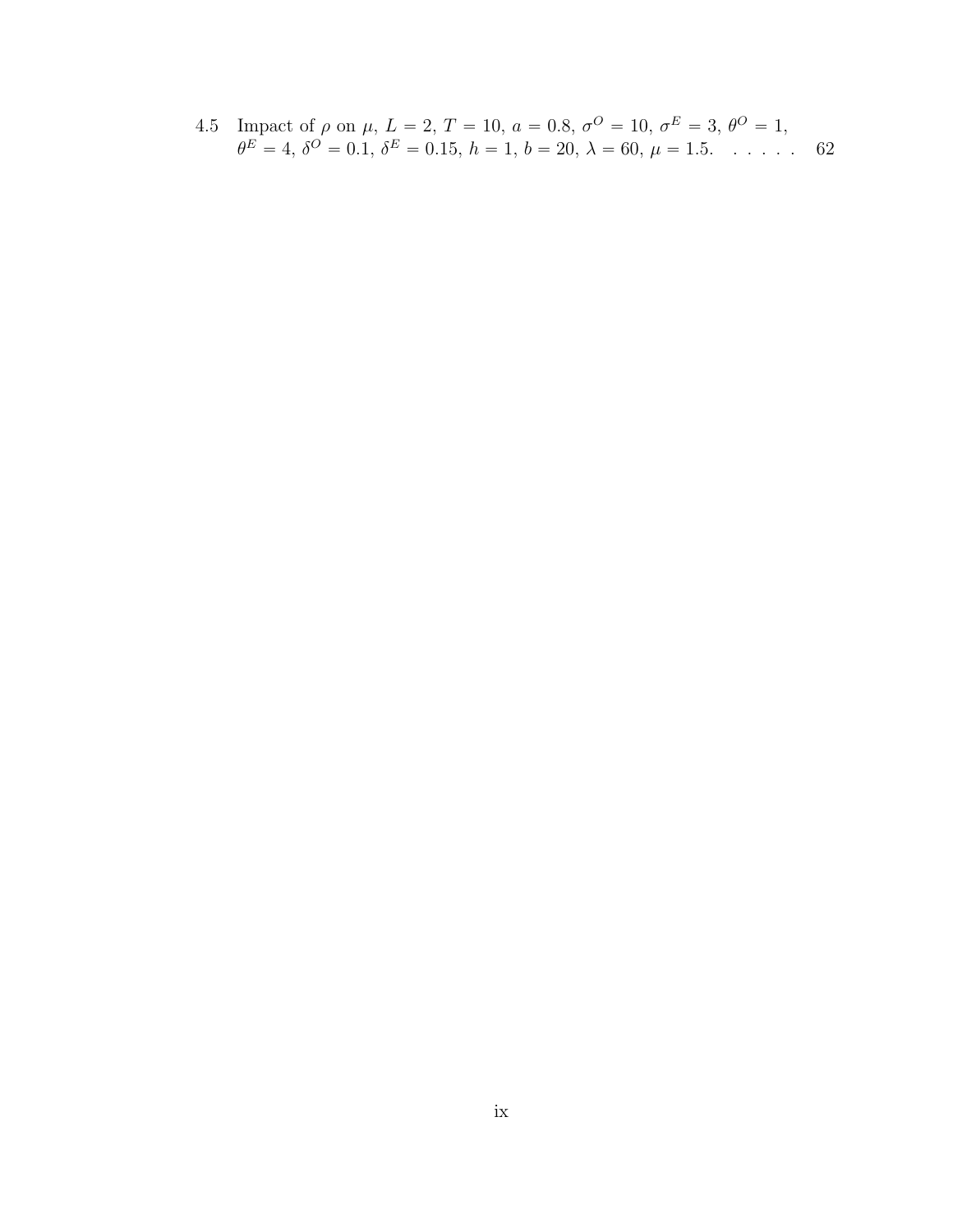4.5 Impact of $\rho$ on $\mu$, $L = 2$, $T = 10$, $a = 0.8$, $\sigma^O = 10$, $\sigma^E = 3$, $\theta^O = 1$, $\theta^E = 4$, $\delta^O = 0.1$, $\delta^E = 0.15$, $h = 1$, $b = 20$, $\lambda = 60$, $\mu = 1.5$. . . . . . 62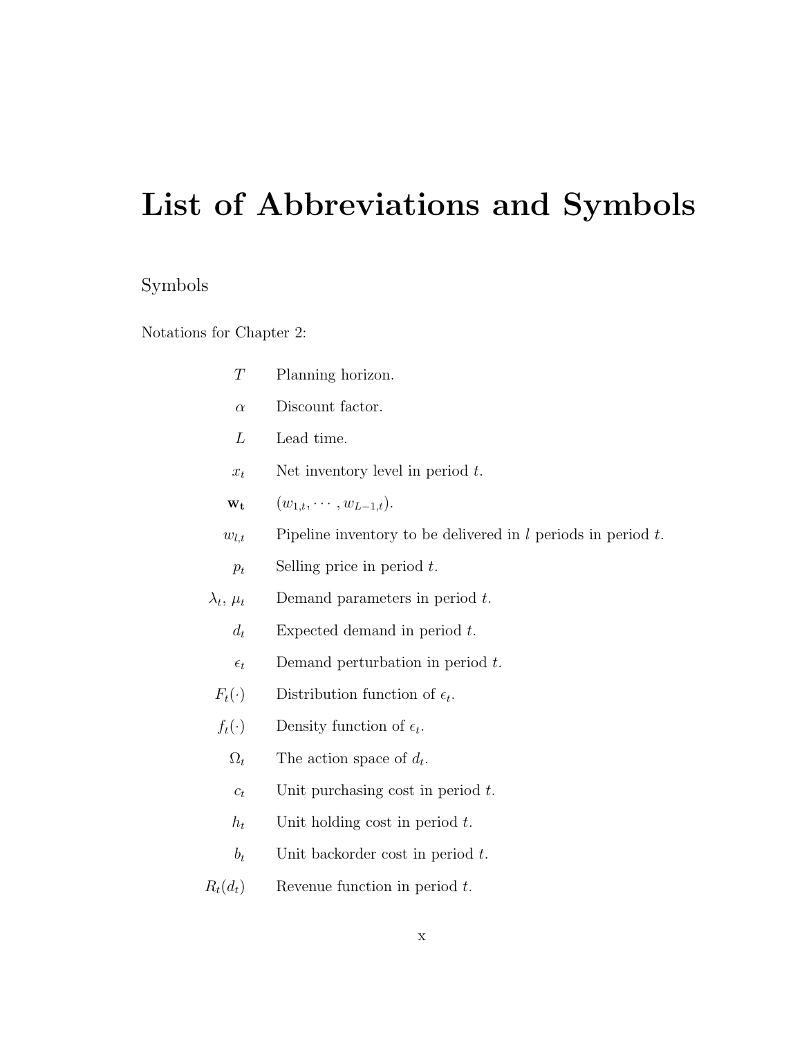# List of Abbreviations and Symbols

## Symbols

Notations for Chapter 2:

| | |
|---|---|
| $T$ | Planning horizon. |
| $\alpha$ | Discount factor. |
| $L$ | Lead time. |
| $x_t$ | Net inventory level in period $t$. |
| $\mathbf{w_t}$ | $(w_{1,t}, \cdots, w_{L-1,t})$. |
| $w_{l,t}$ | Pipeline inventory to be delivered in $l$ periods in period $t$. |
| $p_t$ | Selling price in period $t$. |
| $\lambda_t$, $\mu_t$ | Demand parameters in period $t$. |
| $d_t$ | Expected demand in period $t$. |
| $\epsilon_t$ | Demand perturbation in period $t$. |
| $F_t(\cdot)$ | Distribution function of $\epsilon_t$. |
| $f_t(\cdot)$ | Density function of $\epsilon_t$. |
| $\Omega_t$ | The action space of $d_t$. |
| $c_t$ | Unit purchasing cost in period $t$. |
| $h_t$ | Unit holding cost in period $t$. |
| $b_t$ | Unit backorder cost in period $t$. |
| $R_t(d_t)$ | Revenue function in period $t$. |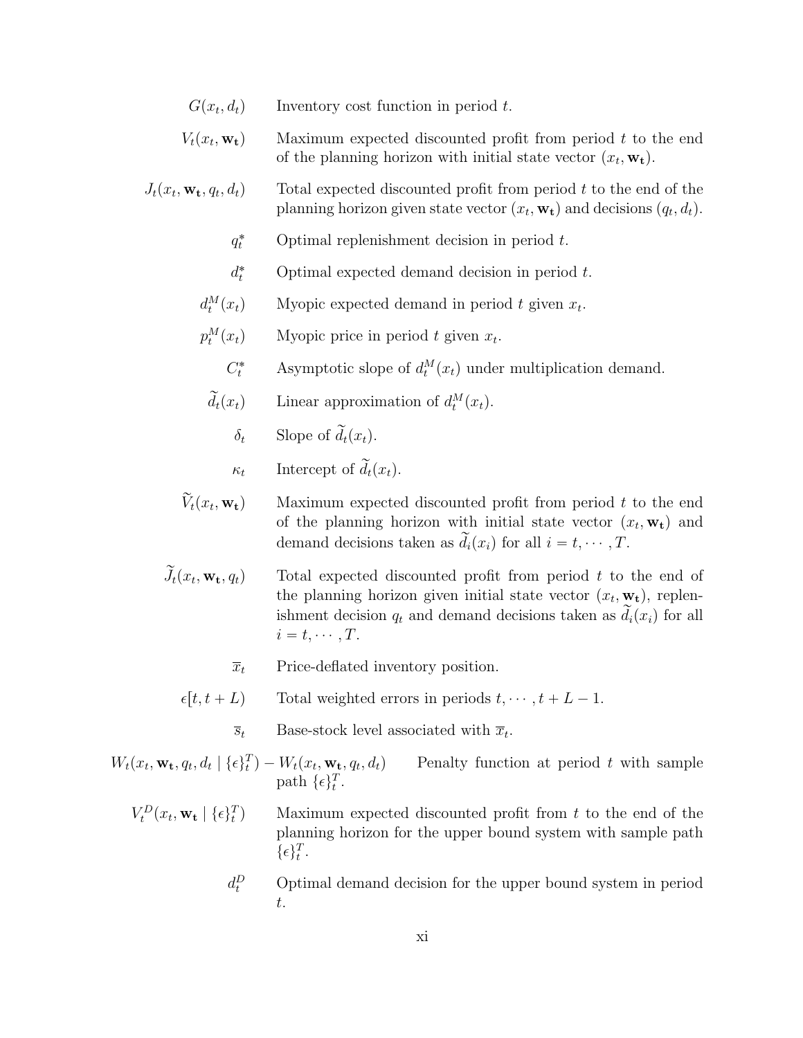| | |
|---|---|
| $G(x_t, d_t)$ | Inventory cost function in period $t$. |
| $V_t(x_t, \mathbf{w_t})$ | Maximum expected discounted profit from period $t$ to the end of the planning horizon with initial state vector $(x_t, \mathbf{w_t})$. |
| $J_t(x_t, \mathbf{w_t}, q_t, d_t)$ | Total expected discounted profit from period $t$ to the end of the planning horizon given state vector $(x_t, \mathbf{w_t})$ and decisions $(q_t, d_t)$. |
| $q_t^*$ | Optimal replenishment decision in period $t$. |
| $d_t^*$ | Optimal expected demand decision in period $t$. |
| $d_t^M(x_t)$ | Myopic expected demand in period $t$ given $x_t$. |
| $p_t^M(x_t)$ | Myopic price in period $t$ given $x_t$. |
| $C_t^*$ | Asymptotic slope of $d_t^M(x_t)$ under multiplication demand. |
| $\widetilde{d}_t(x_t)$ | Linear approximation of $d_t^M(x_t)$. |
| $\delta_t$ | Slope of $\widetilde{d}_t(x_t)$. |
| $\kappa_t$ | Intercept of $\widetilde{d}_t(x_t)$. |
| $\widetilde{V}_t(x_t, \mathbf{w_t})$ | Maximum expected discounted profit from period $t$ to the end of the planning horizon with initial state vector $(x_t, \mathbf{w_t})$ and demand decisions taken as $\widetilde{d}_i(x_i)$ for all $i = t, \cdots, T$. |
| $\widetilde{J}_t(x_t, \mathbf{w_t}, q_t)$ | Total expected discounted profit from period $t$ to the end of the planning horizon given initial state vector $(x_t, \mathbf{w_t})$, replenishment decision $q_t$ and demand decisions taken as $\widetilde{d}_i(x_i)$ for all $i = t, \cdots, T$. |
| $\overline{x}_t$ | Price-deflated inventory position. |
| $\epsilon[t, t+L)$ | Total weighted errors in periods $t, \cdots, t+L-1$. |
| $\overline{s}_t$ | Base-stock level associated with $\overline{x}_t$. |
| $W_t(x_t, \mathbf{w_t}, q_t, d_t \mid \{\epsilon\}_t^T) - W_t(x_t, \mathbf{w_t}, q_t, d_t)$ | Penalty function at period $t$ with sample path $\{\epsilon\}_t^T$. |
| $V_t^D(x_t, \mathbf{w_t} \mid \{\epsilon\}_t^T)$ | Maximum expected discounted profit from $t$ to the end of the planning horizon for the upper bound system with sample path $\{\epsilon\}_t^T$. |
| $d_t^D$ | Optimal demand decision for the upper bound system in period $t$. |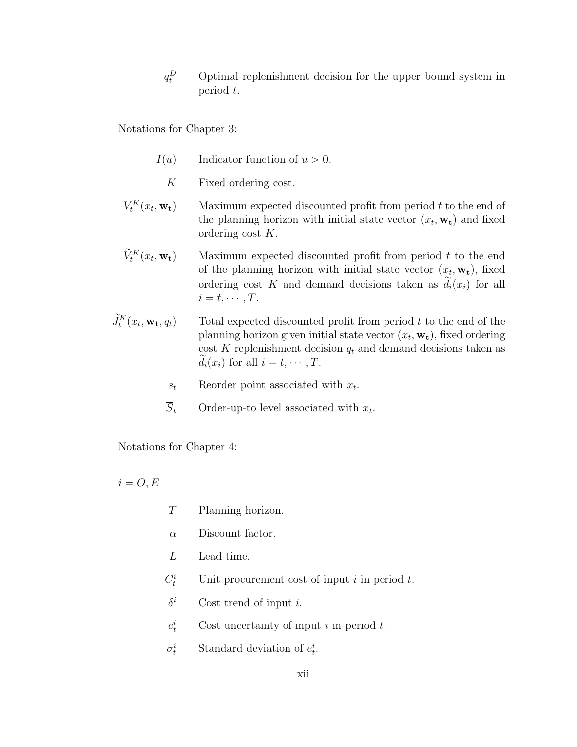| | |
|---|---|
| $q_t^D$ | Optimal replenishment decision for the upper bound system in period $t$. |

Notations for Chapter 3:

| | |
|---|---|
| $I(u)$ | Indicator function of $u > 0$. |
| $K$ | Fixed ordering cost. |
| $V_t^K(x_t, \mathbf{w_t})$ | Maximum expected discounted profit from period $t$ to the end of the planning horizon with initial state vector $(x_t, \mathbf{w_t})$ and fixed ordering cost $K$. |
| $\widetilde{V}_t^K(x_t, \mathbf{w_t})$ | Maximum expected discounted profit from period $t$ to the end of the planning horizon with initial state vector $(x_t, \mathbf{w_t})$, fixed ordering cost $K$ and demand decisions taken as $\widetilde{d}_i(x_i)$ for all $i = t, \cdots, T$. |
| $\widetilde{J}_t^K(x_t, \mathbf{w_t}, q_t)$ | Total expected discounted profit from period $t$ to the end of the planning horizon given initial state vector $(x_t, \mathbf{w_t})$, fixed ordering cost $K$ replenishment decision $q_t$ and demand decisions taken as $\widetilde{d}_i(x_i)$ for all $i = t, \cdots, T$. |
| $\overline{s}_t$ | Reorder point associated with $\overline{x}_t$. |
| $\overline{S}_t$ | Order-up-to level associated with $\overline{x}_t$. |

Notations for Chapter 4:

$i = O, E$

| | |
|---|---|
| $T$ | Planning horizon. |
| $\alpha$ | Discount factor. |
| $L$ | Lead time. |
| $C_t^i$ | Unit procurement cost of input $i$ in period $t$. |
| $\delta^i$ | Cost trend of input $i$. |
| $e_t^i$ | Cost uncertainty of input $i$ in period $t$. |
| $\sigma_t^i$ | Standard deviation of $e_t^i$. |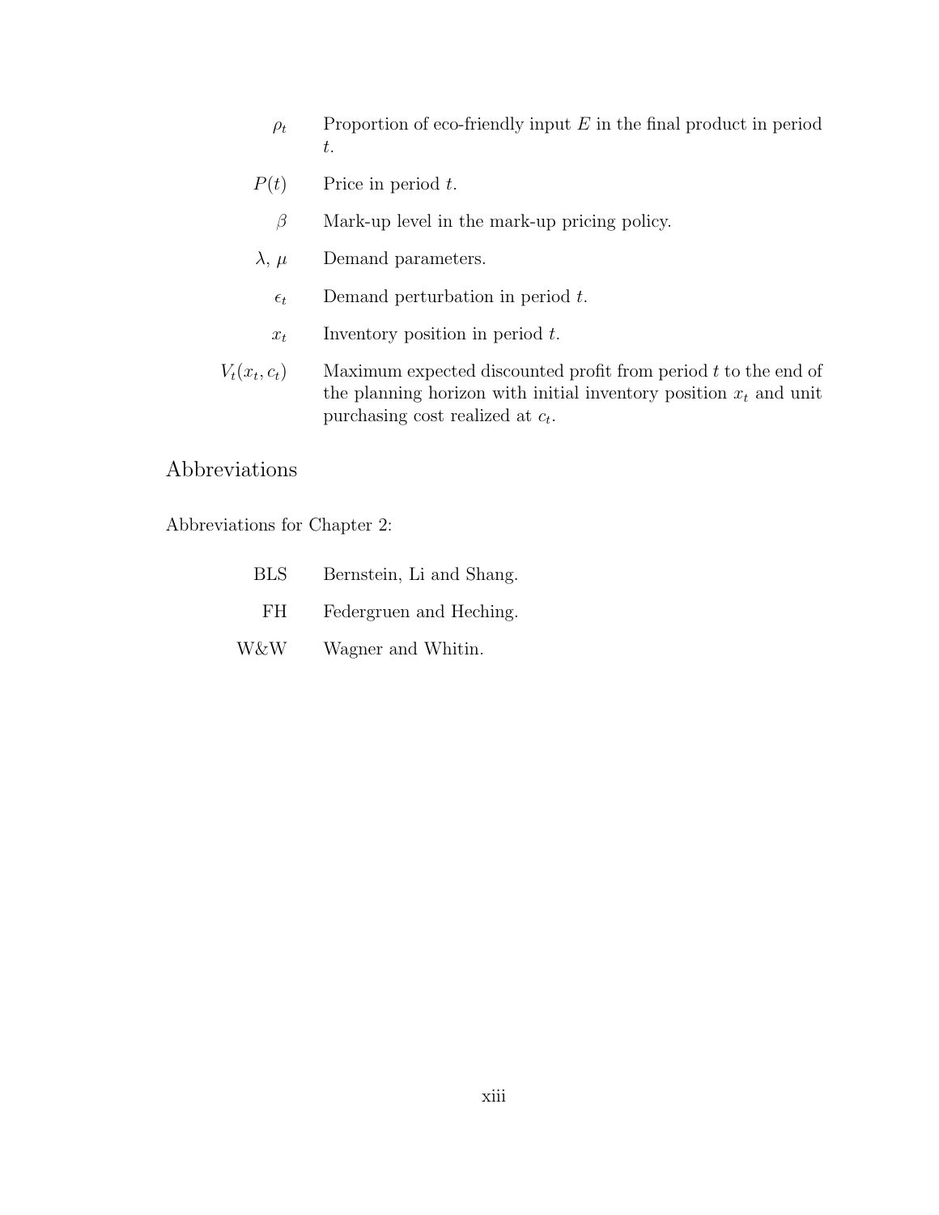| | |
|---|---|
| $\rho_t$ | Proportion of eco-friendly input $E$ in the final product in period $t$. |
| $P(t)$ | Price in period $t$. |
| $\beta$ | Mark-up level in the mark-up pricing policy. |
| $\lambda$, $\mu$ | Demand parameters. |
| $\epsilon_t$ | Demand perturbation in period $t$. |
| $x_t$ | Inventory position in period $t$. |
| $V_t(x_t, c_t)$ | Maximum expected discounted profit from period $t$ to the end of the planning horizon with initial inventory position $x_t$ and unit purchasing cost realized at $c_t$. |

## Abbreviations

Abbreviations for Chapter 2:

| | |
|---|---|
| BLS | Bernstein, Li and Shang. |
| FH | Federgruen and Heching. |
| W&W | Wagner and Whitin. |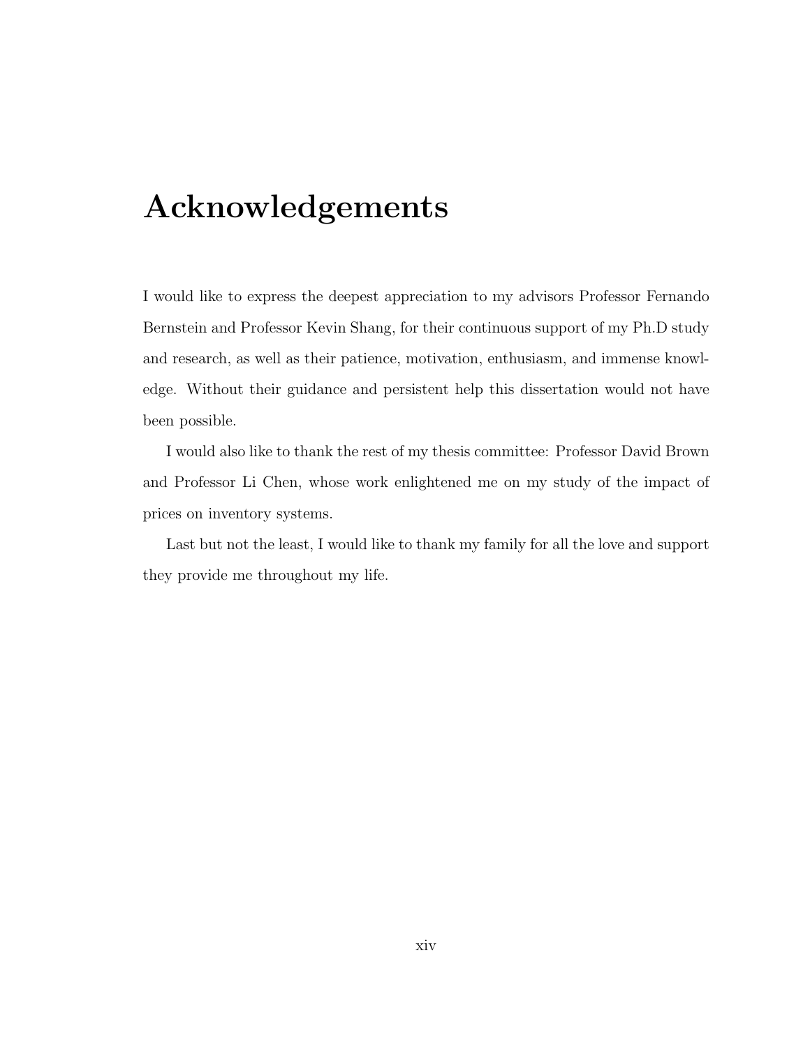# Acknowledgements

I would like to express the deepest appreciation to my advisors Professor Fernando Bernstein and Professor Kevin Shang, for their continuous support of my Ph.D study and research, as well as their patience, motivation, enthusiasm, and immense knowledge. Without their guidance and persistent help this dissertation would not have been possible.

I would also like to thank the rest of my thesis committee: Professor David Brown and Professor Li Chen, whose work enlightened me on my study of the impact of prices on inventory systems.

Last but not the least, I would like to thank my family for all the love and support they provide me throughout my life.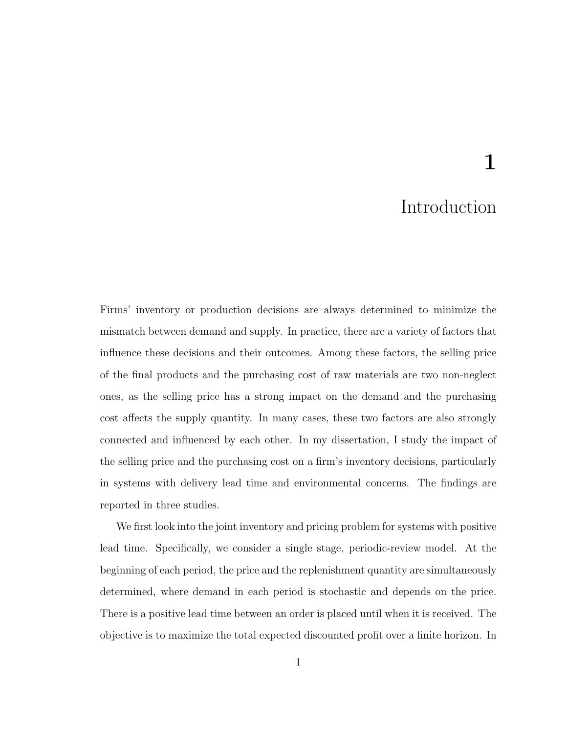# 1 Introduction

Firms' inventory or production decisions are always determined to minimize the mismatch between demand and supply. In practice, there are a variety of factors that influence these decisions and their outcomes. Among these factors, the selling price of the final products and the purchasing cost of raw materials are two non-neglect ones, as the selling price has a strong impact on the demand and the purchasing cost affects the supply quantity. In many cases, these two factors are also strongly connected and influenced by each other. In my dissertation, I study the impact of the selling price and the purchasing cost on a firm's inventory decisions, particularly in systems with delivery lead time and environmental concerns. The findings are reported in three studies.

We first look into the joint inventory and pricing problem for systems with positive lead time. Specifically, we consider a single stage, periodic-review model. At the beginning of each period, the price and the replenishment quantity are simultaneously determined, where demand in each period is stochastic and depends on the price. There is a positive lead time between an order is placed until when it is received. The objective is to maximize the total expected discounted profit over a finite horizon. In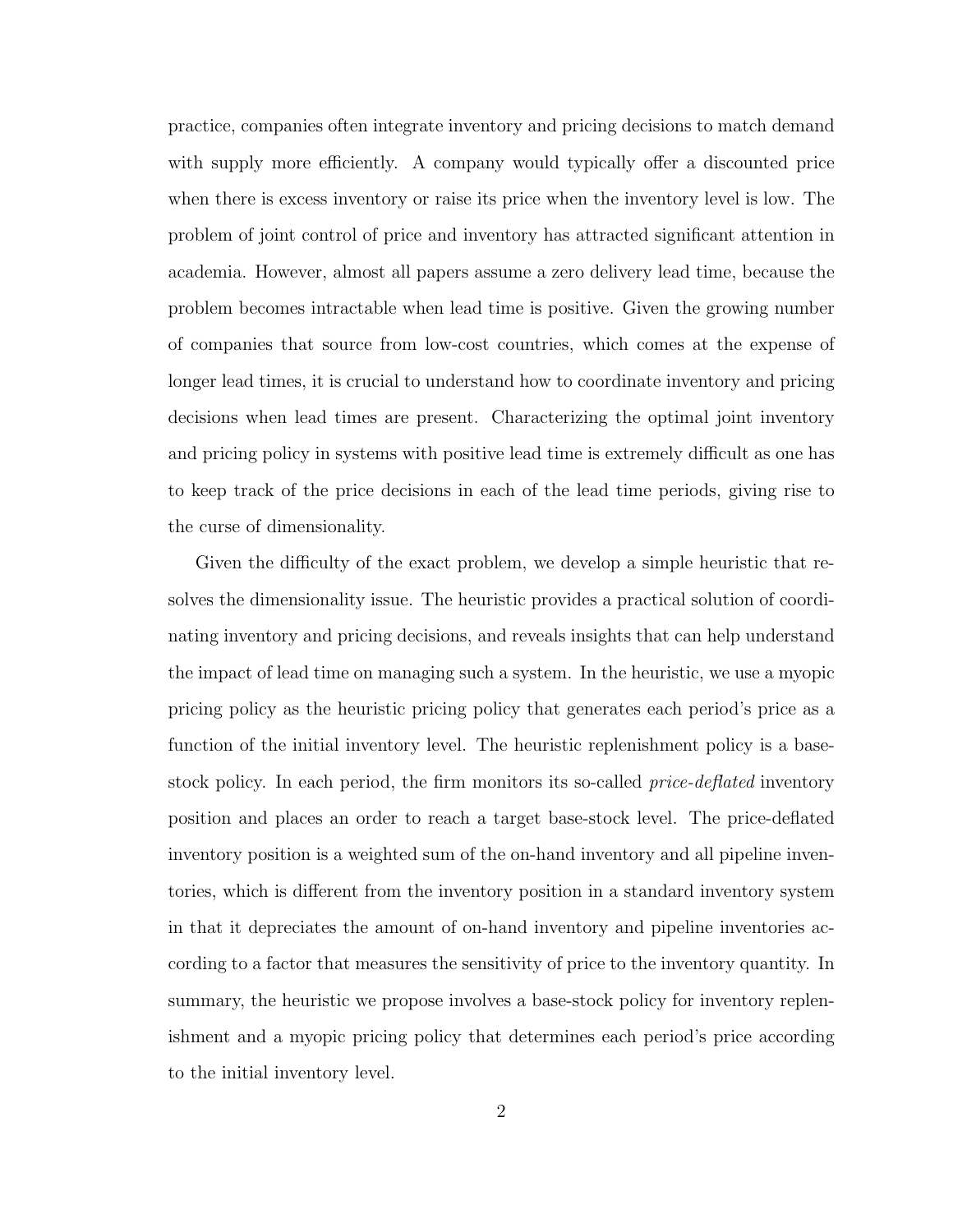practice, companies often integrate inventory and pricing decisions to match demand with supply more efficiently. A company would typically offer a discounted price when there is excess inventory or raise its price when the inventory level is low. The problem of joint control of price and inventory has attracted significant attention in academia. However, almost all papers assume a zero delivery lead time, because the problem becomes intractable when lead time is positive. Given the growing number of companies that source from low-cost countries, which comes at the expense of longer lead times, it is crucial to understand how to coordinate inventory and pricing decisions when lead times are present. Characterizing the optimal joint inventory and pricing policy in systems with positive lead time is extremely difficult as one has to keep track of the price decisions in each of the lead time periods, giving rise to the curse of dimensionality.

Given the difficulty of the exact problem, we develop a simple heuristic that resolves the dimensionality issue. The heuristic provides a practical solution of coordinating inventory and pricing decisions, and reveals insights that can help understand the impact of lead time on managing such a system. In the heuristic, we use a myopic pricing policy as the heuristic pricing policy that generates each period's price as a function of the initial inventory level. The heuristic replenishment policy is a base-stock policy. In each period, the firm monitors its so-called *price-deflated* inventory position and places an order to reach a target base-stock level. The price-deflated inventory position is a weighted sum of the on-hand inventory and all pipeline inventories, which is different from the inventory position in a standard inventory system in that it depreciates the amount of on-hand inventory and pipeline inventories according to a factor that measures the sensitivity of price to the inventory quantity. In summary, the heuristic we propose involves a base-stock policy for inventory replenishment and a myopic pricing policy that determines each period's price according to the initial inventory level.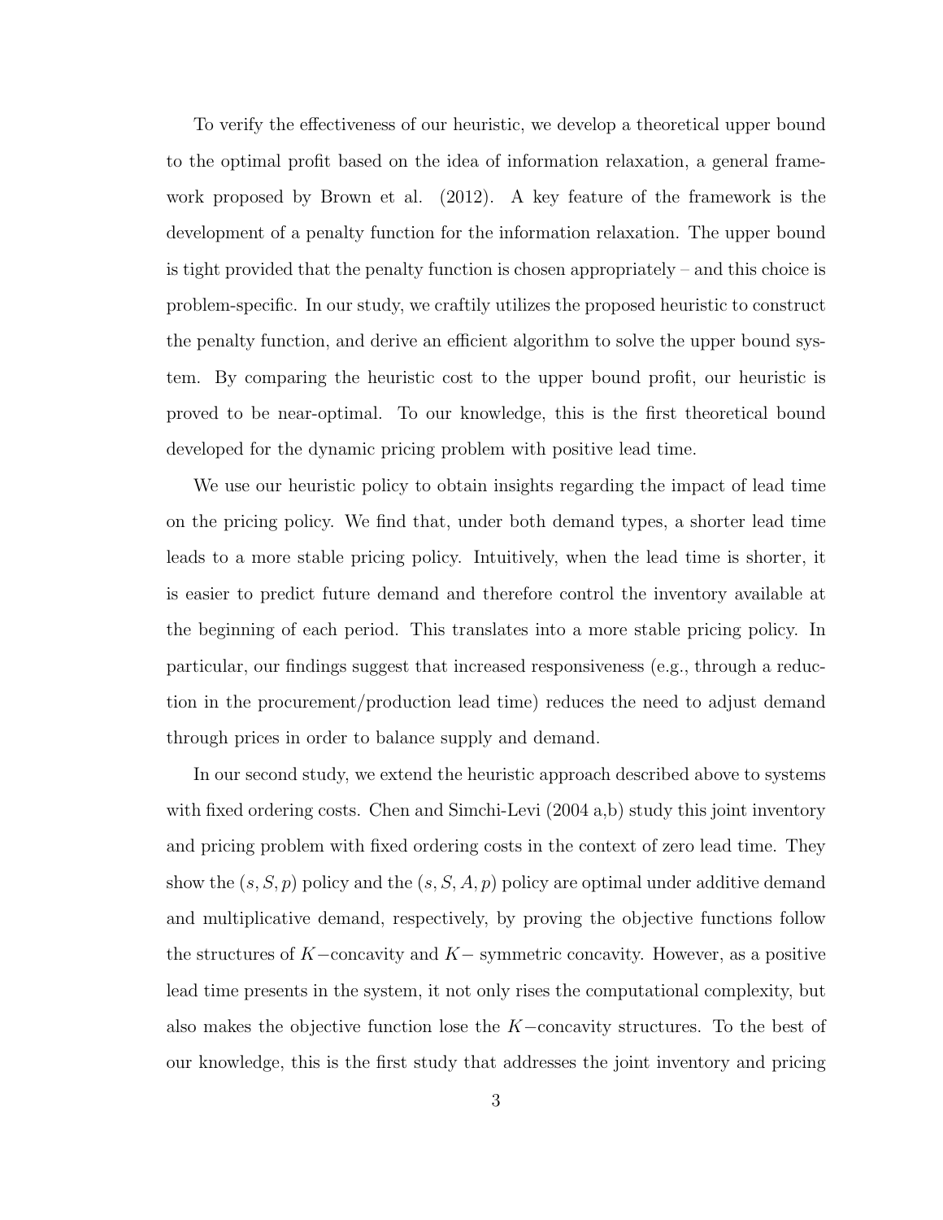To verify the effectiveness of our heuristic, we develop a theoretical upper bound to the optimal profit based on the idea of information relaxation, a general framework proposed by Brown et al. (2012). A key feature of the framework is the development of a penalty function for the information relaxation. The upper bound is tight provided that the penalty function is chosen appropriately – and this choice is problem-specific. In our study, we craftily utilizes the proposed heuristic to construct the penalty function, and derive an efficient algorithm to solve the upper bound system. By comparing the heuristic cost to the upper bound profit, our heuristic is proved to be near-optimal. To our knowledge, this is the first theoretical bound developed for the dynamic pricing problem with positive lead time.

We use our heuristic policy to obtain insights regarding the impact of lead time on the pricing policy. We find that, under both demand types, a shorter lead time leads to a more stable pricing policy. Intuitively, when the lead time is shorter, it is easier to predict future demand and therefore control the inventory available at the beginning of each period. This translates into a more stable pricing policy. In particular, our findings suggest that increased responsiveness (e.g., through a reduction in the procurement/production lead time) reduces the need to adjust demand through prices in order to balance supply and demand.

In our second study, we extend the heuristic approach described above to systems with fixed ordering costs. Chen and Simchi-Levi (2004 a,b) study this joint inventory and pricing problem with fixed ordering costs in the context of zero lead time. They show the $(s, S, p)$ policy and the $(s, S, A, p)$ policy are optimal under additive demand and multiplicative demand, respectively, by proving the objective functions follow the structures of $K-$concavity and $K-$ symmetric concavity. However, as a positive lead time presents in the system, it not only rises the computational complexity, but also makes the objective function lose the $K-$concavity structures. To the best of our knowledge, this is the first study that addresses the joint inventory and pricing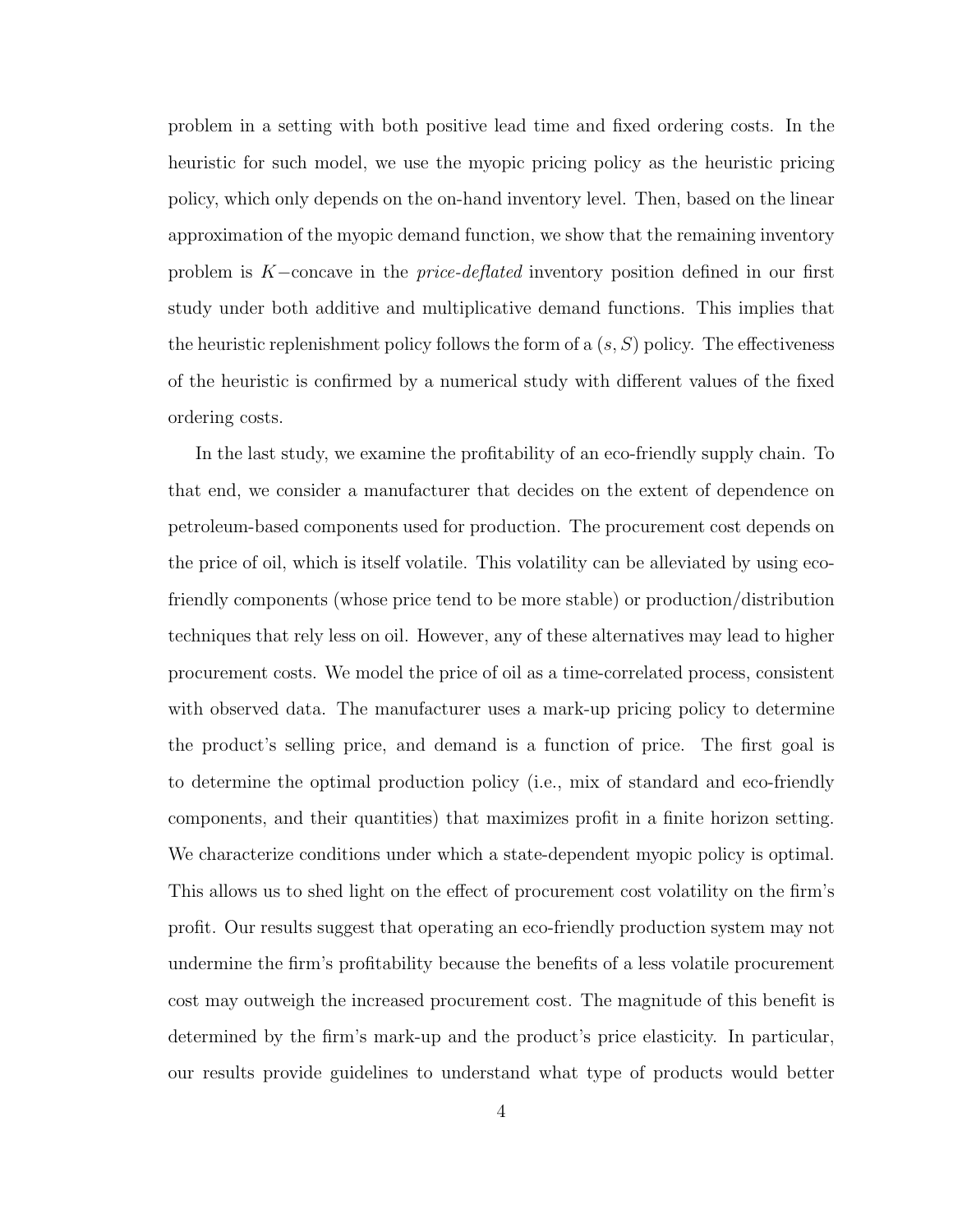problem in a setting with both positive lead time and fixed ordering costs. In the heuristic for such model, we use the myopic pricing policy as the heuristic pricing policy, which only depends on the on-hand inventory level. Then, based on the linear approximation of the myopic demand function, we show that the remaining inventory problem is $K-$concave in the *price-deflated* inventory position defined in our first study under both additive and multiplicative demand functions. This implies that the heuristic replenishment policy follows the form of a $(s, S)$ policy. The effectiveness of the heuristic is confirmed by a numerical study with different values of the fixed ordering costs.

In the last study, we examine the profitability of an eco-friendly supply chain. To that end, we consider a manufacturer that decides on the extent of dependence on petroleum-based components used for production. The procurement cost depends on the price of oil, which is itself volatile. This volatility can be alleviated by using eco-friendly components (whose price tend to be more stable) or production/distribution techniques that rely less on oil. However, any of these alternatives may lead to higher procurement costs. We model the price of oil as a time-correlated process, consistent with observed data. The manufacturer uses a mark-up pricing policy to determine the product's selling price, and demand is a function of price. The first goal is to determine the optimal production policy (i.e., mix of standard and eco-friendly components, and their quantities) that maximizes profit in a finite horizon setting. We characterize conditions under which a state-dependent myopic policy is optimal. This allows us to shed light on the effect of procurement cost volatility on the firm's profit. Our results suggest that operating an eco-friendly production system may not undermine the firm's profitability because the benefits of a less volatile procurement cost may outweigh the increased procurement cost. The magnitude of this benefit is determined by the firm's mark-up and the product's price elasticity. In particular, our results provide guidelines to understand what type of products would better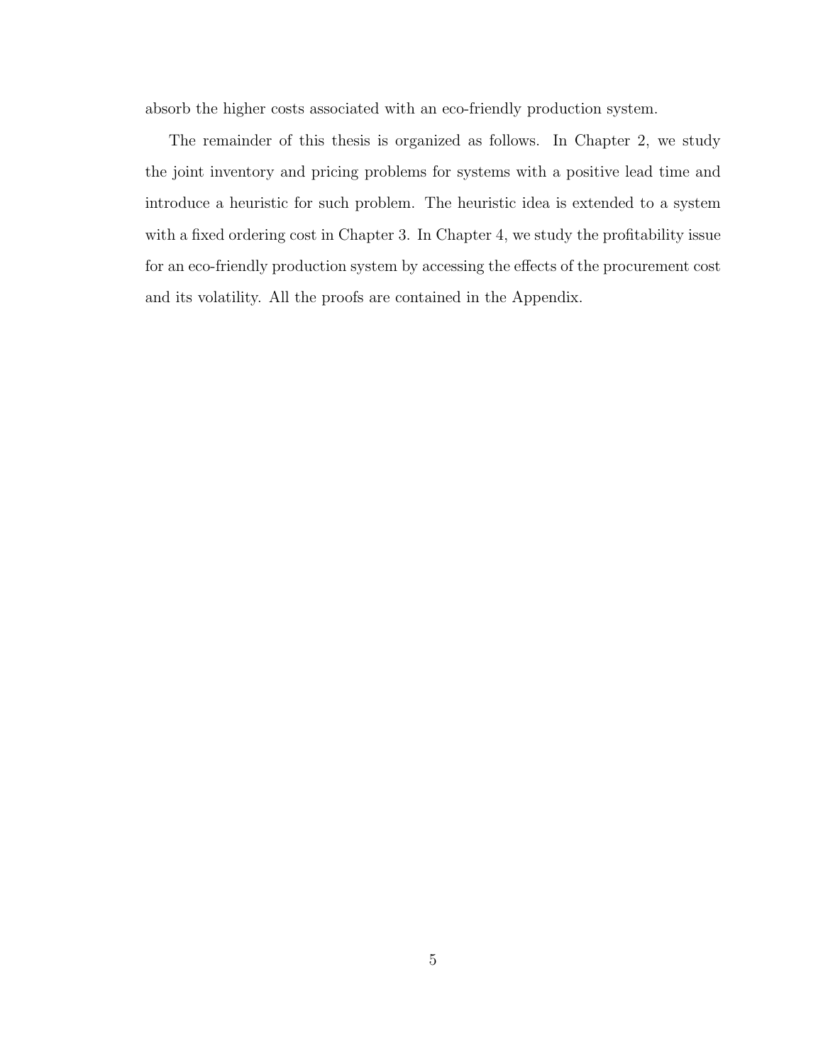absorb the higher costs associated with an eco-friendly production system.

The remainder of this thesis is organized as follows. In Chapter 2, we study the joint inventory and pricing problems for systems with a positive lead time and introduce a heuristic for such problem. The heuristic idea is extended to a system with a fixed ordering cost in Chapter 3. In Chapter 4, we study the profitability issue for an eco-friendly production system by accessing the effects of the procurement cost and its volatility. All the proofs are contained in the Appendix.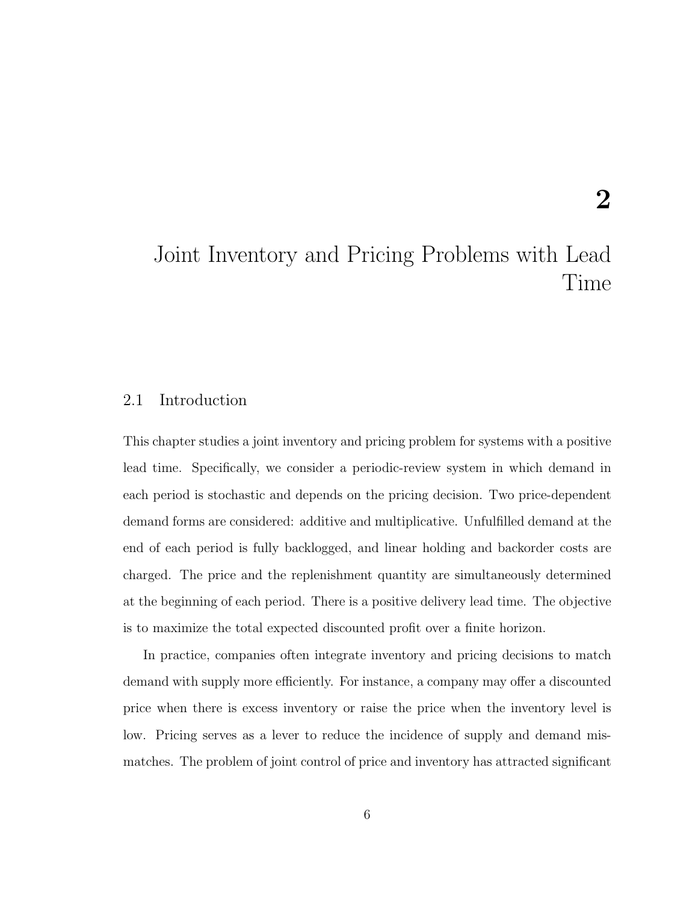# 2

# Joint Inventory and Pricing Problems with Lead Time

## 2.1 Introduction

This chapter studies a joint inventory and pricing problem for systems with a positive lead time. Specifically, we consider a periodic-review system in which demand in each period is stochastic and depends on the pricing decision. Two price-dependent demand forms are considered: additive and multiplicative. Unfulfilled demand at the end of each period is fully backlogged, and linear holding and backorder costs are charged. The price and the replenishment quantity are simultaneously determined at the beginning of each period. There is a positive delivery lead time. The objective is to maximize the total expected discounted profit over a finite horizon.

In practice, companies often integrate inventory and pricing decisions to match demand with supply more efficiently. For instance, a company may offer a discounted price when there is excess inventory or raise the price when the inventory level is low. Pricing serves as a lever to reduce the incidence of supply and demand mismatches. The problem of joint control of price and inventory has attracted significant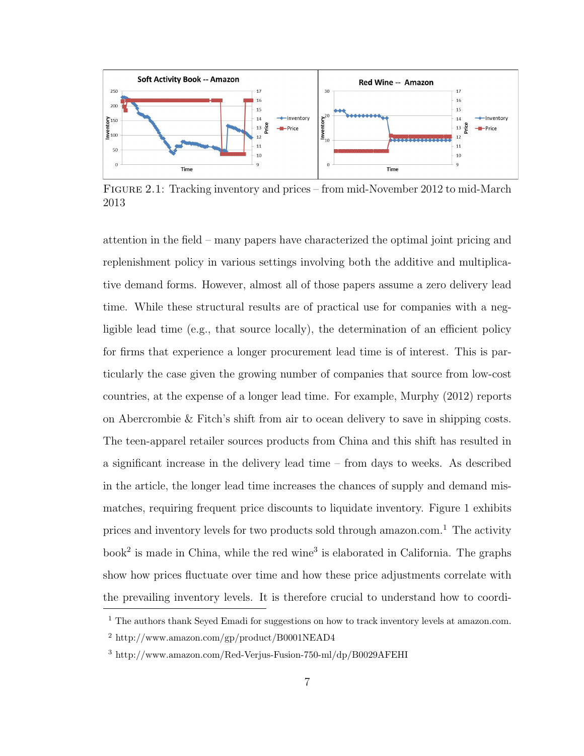FIGURE 2.1: Tracking inventory and prices – from mid-November 2012 to mid-March 2013

attention in the field – many papers have characterized the optimal joint pricing and replenishment policy in various settings involving both the additive and multiplicative demand forms. However, almost all of those papers assume a zero delivery lead time. While these structural results are of practical use for companies with a negligible lead time (e.g., that source locally), the determination of an efficient policy for firms that experience a longer procurement lead time is of interest. This is particularly the case given the growing number of companies that source from low-cost countries, at the expense of a longer lead time. For example, Murphy (2012) reports on Abercrombie & Fitch's shift from air to ocean delivery to save in shipping costs. The teen-apparel retailer sources products from China and this shift has resulted in a significant increase in the delivery lead time – from days to weeks. As described in the article, the longer lead time increases the chances of supply and demand mismatches, requiring frequent price discounts to liquidate inventory. Figure 1 exhibits prices and inventory levels for two products sold through amazon.com.[1] The activity book[2] is made in China, while the red wine[3] is elaborated in California. The graphs show how prices fluctuate over time and how these price adjustments correlate with the prevailing inventory levels. It is therefore crucial to understand how to coordi-

[1] The authors thank Seyed Emadi for suggestions on how to track inventory levels at amazon.com.

[2] http://www.amazon.com/gp/product/B0001NEAD4

[3] http://www.amazon.com/Red-Verjus-Fusion-750-ml/dp/B0029AFEHI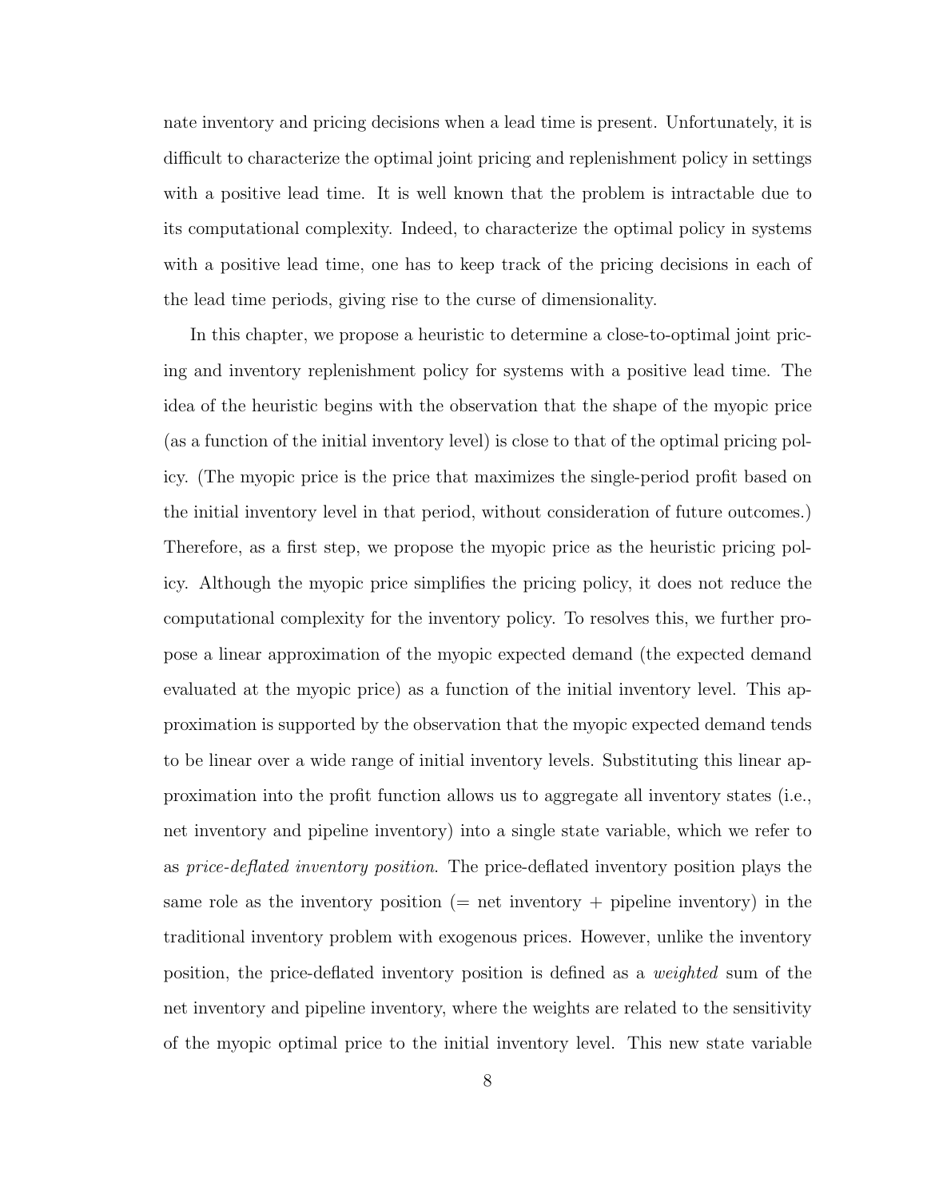nate inventory and pricing decisions when a lead time is present. Unfortunately, it is difficult to characterize the optimal joint pricing and replenishment policy in settings with a positive lead time. It is well known that the problem is intractable due to its computational complexity. Indeed, to characterize the optimal policy in systems with a positive lead time, one has to keep track of the pricing decisions in each of the lead time periods, giving rise to the curse of dimensionality.

In this chapter, we propose a heuristic to determine a close-to-optimal joint pricing and inventory replenishment policy for systems with a positive lead time. The idea of the heuristic begins with the observation that the shape of the myopic price (as a function of the initial inventory level) is close to that of the optimal pricing policy. (The myopic price is the price that maximizes the single-period profit based on the initial inventory level in that period, without consideration of future outcomes.) Therefore, as a first step, we propose the myopic price as the heuristic pricing policy. Although the myopic price simplifies the pricing policy, it does not reduce the computational complexity for the inventory policy. To resolves this, we further propose a linear approximation of the myopic expected demand (the expected demand evaluated at the myopic price) as a function of the initial inventory level. This approximation is supported by the observation that the myopic expected demand tends to be linear over a wide range of initial inventory levels. Substituting this linear approximation into the profit function allows us to aggregate all inventory states (i.e., net inventory and pipeline inventory) into a single state variable, which we refer to as *price-deflated inventory position*. The price-deflated inventory position plays the same role as the inventory position (= net inventory + pipeline inventory) in the traditional inventory problem with exogenous prices. However, unlike the inventory position, the price-deflated inventory position is defined as a *weighted* sum of the net inventory and pipeline inventory, where the weights are related to the sensitivity of the myopic optimal price to the initial inventory level. This new state variable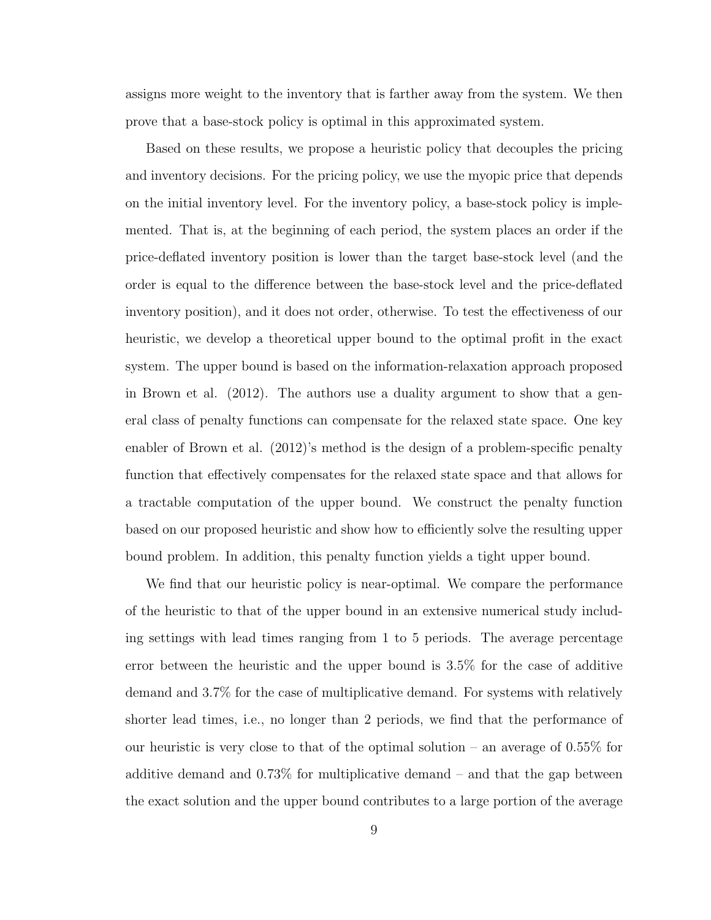assigns more weight to the inventory that is farther away from the system. We then prove that a base-stock policy is optimal in this approximated system.

Based on these results, we propose a heuristic policy that decouples the pricing and inventory decisions. For the pricing policy, we use the myopic price that depends on the initial inventory level. For the inventory policy, a base-stock policy is implemented. That is, at the beginning of each period, the system places an order if the price-deflated inventory position is lower than the target base-stock level (and the order is equal to the difference between the base-stock level and the price-deflated inventory position), and it does not order, otherwise. To test the effectiveness of our heuristic, we develop a theoretical upper bound to the optimal profit in the exact system. The upper bound is based on the information-relaxation approach proposed in Brown et al. (2012). The authors use a duality argument to show that a general class of penalty functions can compensate for the relaxed state space. One key enabler of Brown et al. (2012)'s method is the design of a problem-specific penalty function that effectively compensates for the relaxed state space and that allows for a tractable computation of the upper bound. We construct the penalty function based on our proposed heuristic and show how to efficiently solve the resulting upper bound problem. In addition, this penalty function yields a tight upper bound.

We find that our heuristic policy is near-optimal. We compare the performance of the heuristic to that of the upper bound in an extensive numerical study including settings with lead times ranging from 1 to 5 periods. The average percentage error between the heuristic and the upper bound is 3.5% for the case of additive demand and 3.7% for the case of multiplicative demand. For systems with relatively shorter lead times, i.e., no longer than 2 periods, we find that the performance of our heuristic is very close to that of the optimal solution – an average of 0.55% for additive demand and 0.73% for multiplicative demand – and that the gap between the exact solution and the upper bound contributes to a large portion of the average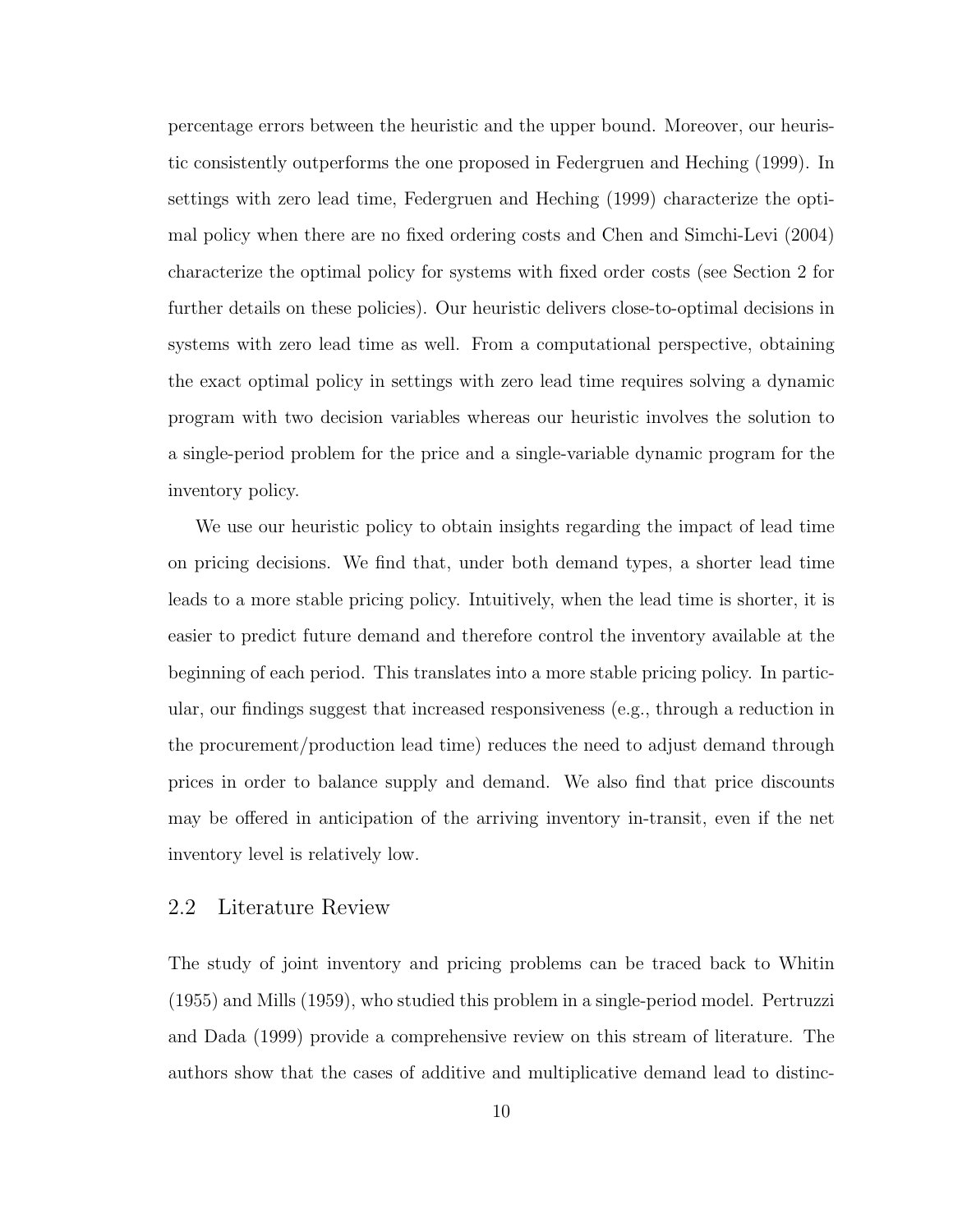percentage errors between the heuristic and the upper bound. Moreover, our heuristic consistently outperforms the one proposed in Federgruen and Heching (1999). In settings with zero lead time, Federgruen and Heching (1999) characterize the optimal policy when there are no fixed ordering costs and Chen and Simchi-Levi (2004) characterize the optimal policy for systems with fixed order costs (see Section 2 for further details on these policies). Our heuristic delivers close-to-optimal decisions in systems with zero lead time as well. From a computational perspective, obtaining the exact optimal policy in settings with zero lead time requires solving a dynamic program with two decision variables whereas our heuristic involves the solution to a single-period problem for the price and a single-variable dynamic program for the inventory policy.

We use our heuristic policy to obtain insights regarding the impact of lead time on pricing decisions. We find that, under both demand types, a shorter lead time leads to a more stable pricing policy. Intuitively, when the lead time is shorter, it is easier to predict future demand and therefore control the inventory available at the beginning of each period. This translates into a more stable pricing policy. In particular, our findings suggest that increased responsiveness (e.g., through a reduction in the procurement/production lead time) reduces the need to adjust demand through prices in order to balance supply and demand. We also find that price discounts may be offered in anticipation of the arriving inventory in-transit, even if the net inventory level is relatively low.

## 2.2 Literature Review

The study of joint inventory and pricing problems can be traced back to Whitin (1955) and Mills (1959), who studied this problem in a single-period model. Pertruzzi and Dada (1999) provide a comprehensive review on this stream of literature. The authors show that the cases of additive and multiplicative demand lead to distinc-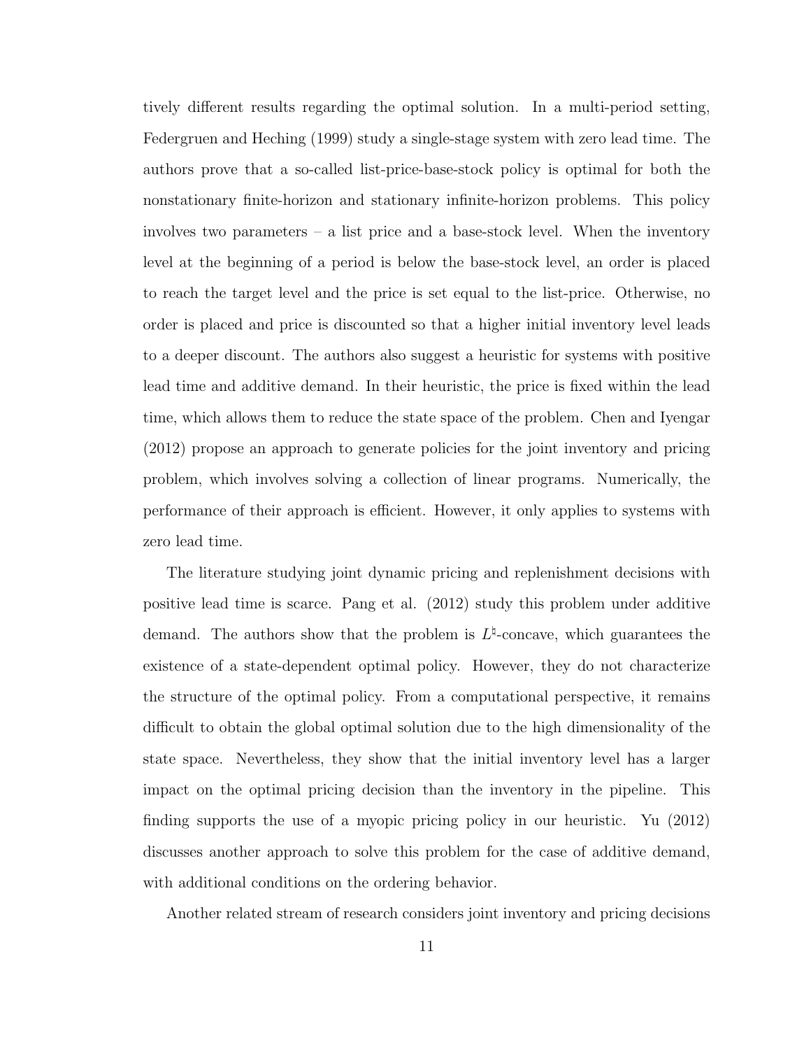tively different results regarding the optimal solution. In a multi-period setting, Federgruen and Heching (1999) study a single-stage system with zero lead time. The authors prove that a so-called list-price-base-stock policy is optimal for both the nonstationary finite-horizon and stationary infinite-horizon problems. This policy involves two parameters – a list price and a base-stock level. When the inventory level at the beginning of a period is below the base-stock level, an order is placed to reach the target level and the price is set equal to the list-price. Otherwise, no order is placed and price is discounted so that a higher initial inventory level leads to a deeper discount. The authors also suggest a heuristic for systems with positive lead time and additive demand. In their heuristic, the price is fixed within the lead time, which allows them to reduce the state space of the problem. Chen and Iyengar (2012) propose an approach to generate policies for the joint inventory and pricing problem, which involves solving a collection of linear programs. Numerically, the performance of their approach is efficient. However, it only applies to systems with zero lead time.

The literature studying joint dynamic pricing and replenishment decisions with positive lead time is scarce. Pang et al. (2012) study this problem under additive demand. The authors show that the problem is $L^{\natural}$-concave, which guarantees the existence of a state-dependent optimal policy. However, they do not characterize the structure of the optimal policy. From a computational perspective, it remains difficult to obtain the global optimal solution due to the high dimensionality of the state space. Nevertheless, they show that the initial inventory level has a larger impact on the optimal pricing decision than the inventory in the pipeline. This finding supports the use of a myopic pricing policy in our heuristic. Yu (2012) discusses another approach to solve this problem for the case of additive demand, with additional conditions on the ordering behavior.

Another related stream of research considers joint inventory and pricing decisions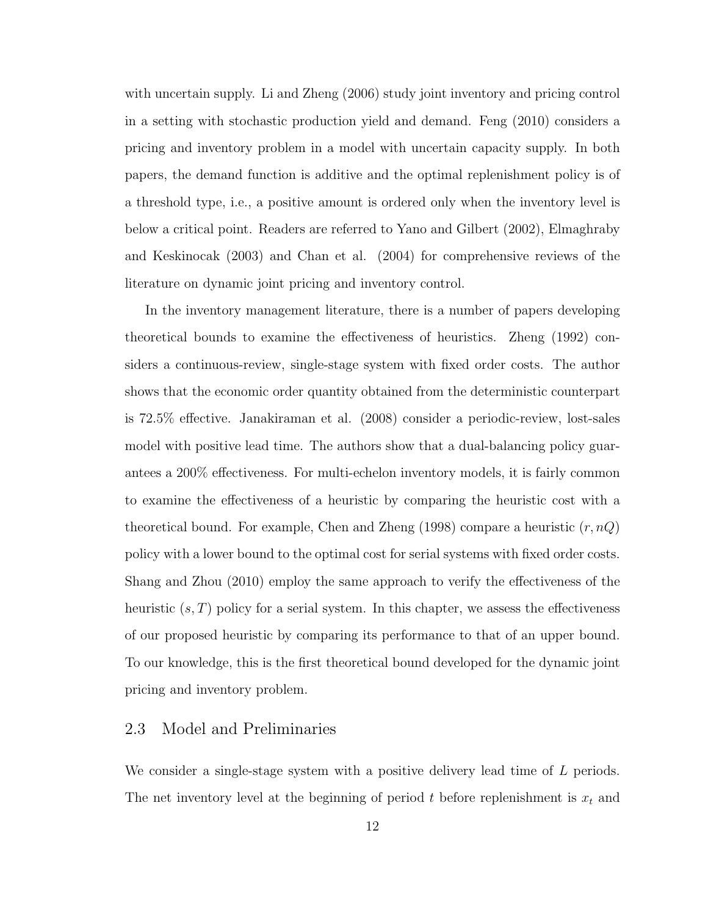with uncertain supply. Li and Zheng (2006) study joint inventory and pricing control in a setting with stochastic production yield and demand. Feng (2010) considers a pricing and inventory problem in a model with uncertain capacity supply. In both papers, the demand function is additive and the optimal replenishment policy is of a threshold type, i.e., a positive amount is ordered only when the inventory level is below a critical point. Readers are referred to Yano and Gilbert (2002), Elmaghraby and Keskinocak (2003) and Chan et al. (2004) for comprehensive reviews of the literature on dynamic joint pricing and inventory control.

In the inventory management literature, there is a number of papers developing theoretical bounds to examine the effectiveness of heuristics. Zheng (1992) considers a continuous-review, single-stage system with fixed order costs. The author shows that the economic order quantity obtained from the deterministic counterpart is 72.5% effective. Janakiraman et al. (2008) consider a periodic-review, lost-sales model with positive lead time. The authors show that a dual-balancing policy guarantees a 200% effectiveness. For multi-echelon inventory models, it is fairly common to examine the effectiveness of a heuristic by comparing the heuristic cost with a theoretical bound. For example, Chen and Zheng (1998) compare a heuristic $(r, nQ)$ policy with a lower bound to the optimal cost for serial systems with fixed order costs. Shang and Zhou (2010) employ the same approach to verify the effectiveness of the heuristic $(s, T)$ policy for a serial system. In this chapter, we assess the effectiveness of our proposed heuristic by comparing its performance to that of an upper bound. To our knowledge, this is the first theoretical bound developed for the dynamic joint pricing and inventory problem.

## 2.3 Model and Preliminaries

We consider a single-stage system with a positive delivery lead time of $L$ periods. The net inventory level at the beginning of period $t$ before replenishment is $x_t$ and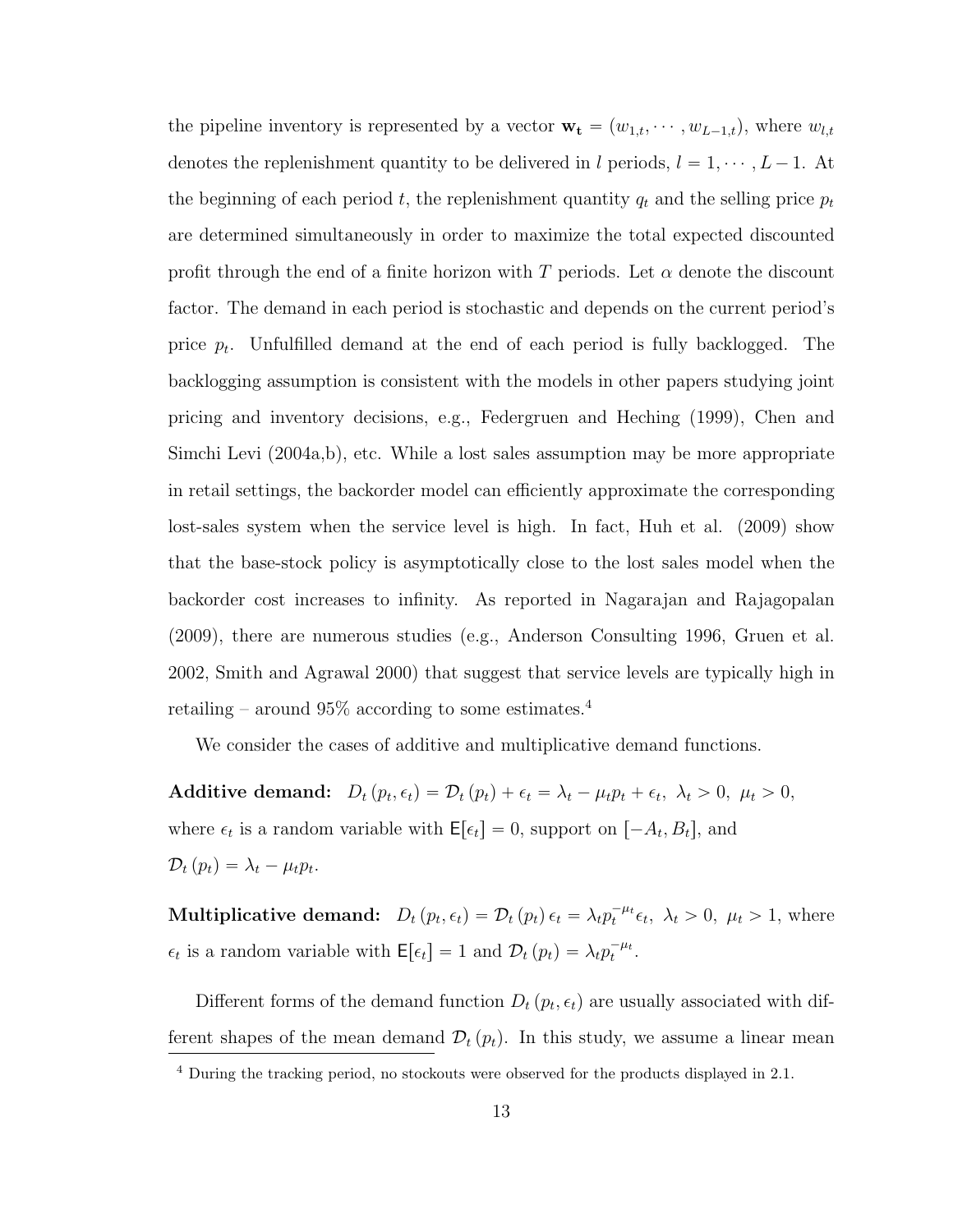the pipeline inventory is represented by a vector $\mathbf{w_t} = (w_{1,t}, \cdots, w_{L-1,t})$, where $w_{l,t}$ denotes the replenishment quantity to be delivered in $l$ periods, $l = 1, \cdots, L-1$. At the beginning of each period $t$, the replenishment quantity $q_t$ and the selling price $p_t$ are determined simultaneously in order to maximize the total expected discounted profit through the end of a finite horizon with $T$ periods. Let $\alpha$ denote the discount factor. The demand in each period is stochastic and depends on the current period's price $p_t$. Unfulfilled demand at the end of each period is fully backlogged. The backlogging assumption is consistent with the models in other papers studying joint pricing and inventory decisions, e.g., Federgruen and Heching (1999), Chen and Simchi Levi (2004a,b), etc. While a lost sales assumption may be more appropriate in retail settings, the backorder model can efficiently approximate the corresponding lost-sales system when the service level is high. In fact, Huh et al. (2009) show that the base-stock policy is asymptotically close to the lost sales model when the backorder cost increases to infinity. As reported in Nagarajan and Rajagopalan (2009), there are numerous studies (e.g., Anderson Consulting 1996, Gruen et al. 2002, Smith and Agrawal 2000) that suggest that service levels are typically high in retailing – around 95% according to some estimates.[4]

We consider the cases of additive and multiplicative demand functions.

**Additive demand:** $D_t(p_t, \epsilon_t) = \mathcal{D}_t(p_t) + \epsilon_t = \lambda_t - \mu_t p_t + \epsilon_t,\ \lambda_t > 0,\ \mu_t > 0$, where $\epsilon_t$ is a random variable with $\mathsf{E}[\epsilon_t] = 0$, support on $[-A_t, B_t]$, and $\mathcal{D}_t(p_t) = \lambda_t - \mu_t p_t$.

**Multiplicative demand:** $D_t(p_t, \epsilon_t) = \mathcal{D}_t(p_t)\,\epsilon_t = \lambda_t p_t^{-\mu_t} \epsilon_t,\ \lambda_t > 0,\ \mu_t > 1$, where $\epsilon_t$ is a random variable with $\mathsf{E}[\epsilon_t] = 1$ and $\mathcal{D}_t(p_t) = \lambda_t p_t^{-\mu_t}$.

Different forms of the demand function $D_t(p_t, \epsilon_t)$ are usually associated with different shapes of the mean demand $\mathcal{D}_t(p_t)$. In this study, we assume a linear mean

[4] During the tracking period, no stockouts were observed for the products displayed in 2.1.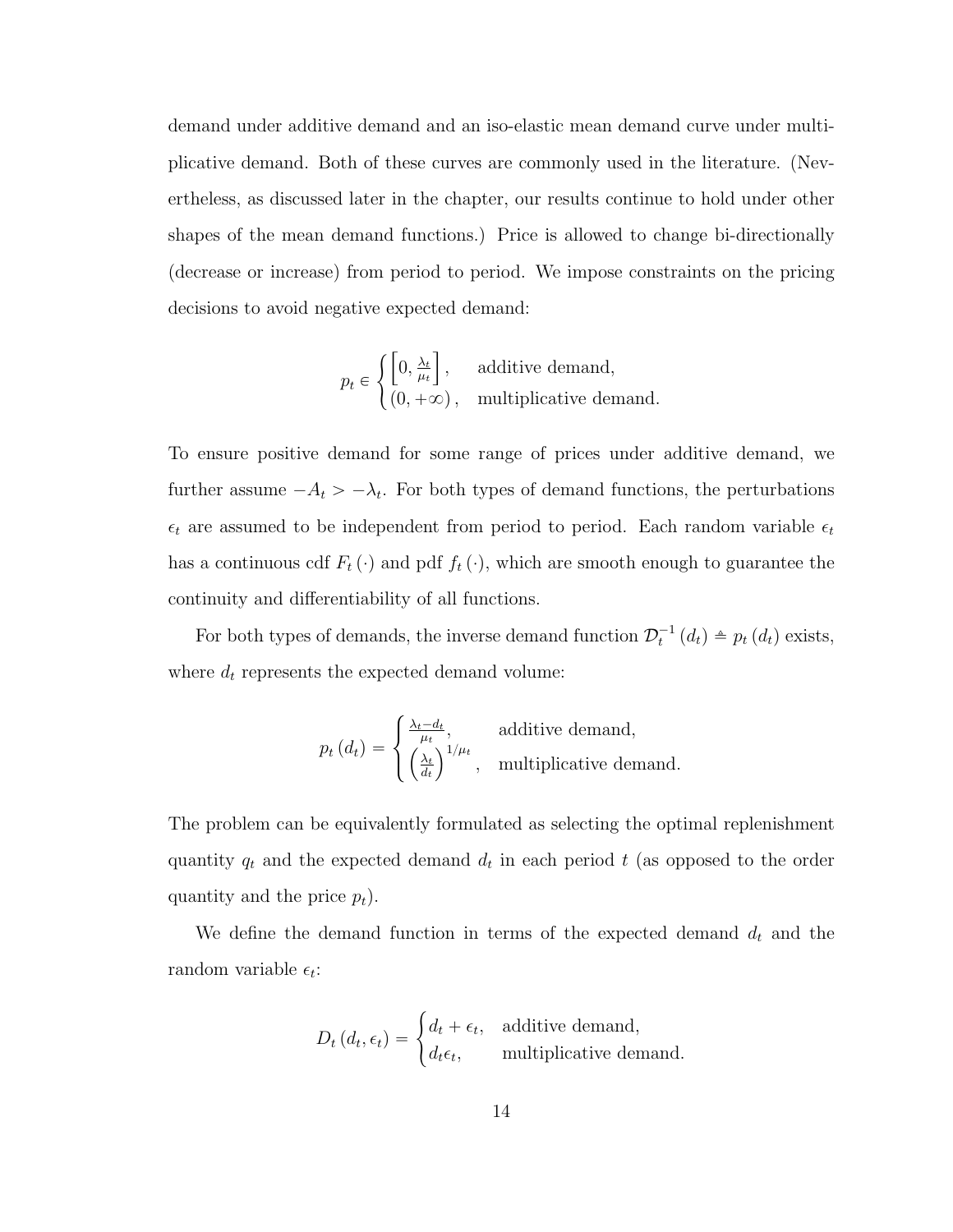demand under additive demand and an iso-elastic mean demand curve under multiplicative demand. Both of these curves are commonly used in the literature. (Nevertheless, as discussed later in the chapter, our results continue to hold under other shapes of the mean demand functions.) Price is allowed to change bi-directionally (decrease or increase) from period to period. We impose constraints on the pricing decisions to avoid negative expected demand:

$$p_t \in \begin{cases} \left[0, \frac{\lambda_t}{\mu_t}\right], & \text{additive demand,} \\ (0, +\infty), & \text{multiplicative demand.} \end{cases}$$

To ensure positive demand for some range of prices under additive demand, we further assume $-A_t > -\lambda_t$. For both types of demand functions, the perturbations $\epsilon_t$ are assumed to be independent from period to period. Each random variable $\epsilon_t$ has a continuous cdf $F_t(\cdot)$ and pdf $f_t(\cdot)$, which are smooth enough to guarantee the continuity and differentiability of all functions.

For both types of demands, the inverse demand function $\mathcal{D}_t^{-1}(d_t) \triangleq p_t(d_t)$ exists, where $d_t$ represents the expected demand volume:

$$p_t(d_t) = \begin{cases} \frac{\lambda_t - d_t}{\mu_t}, & \text{additive demand,} \\ \left(\frac{\lambda_t}{d_t}\right)^{1/\mu_t}, & \text{multiplicative demand.} \end{cases}$$

The problem can be equivalently formulated as selecting the optimal replenishment quantity $q_t$ and the expected demand $d_t$ in each period $t$ (as opposed to the order quantity and the price $p_t$).

We define the demand function in terms of the expected demand $d_t$ and the random variable $\epsilon_t$:

$$D_t(d_t, \epsilon_t) = \begin{cases} d_t + \epsilon_t, & \text{additive demand,} \\ d_t \epsilon_t, & \text{multiplicative demand.} \end{cases}$$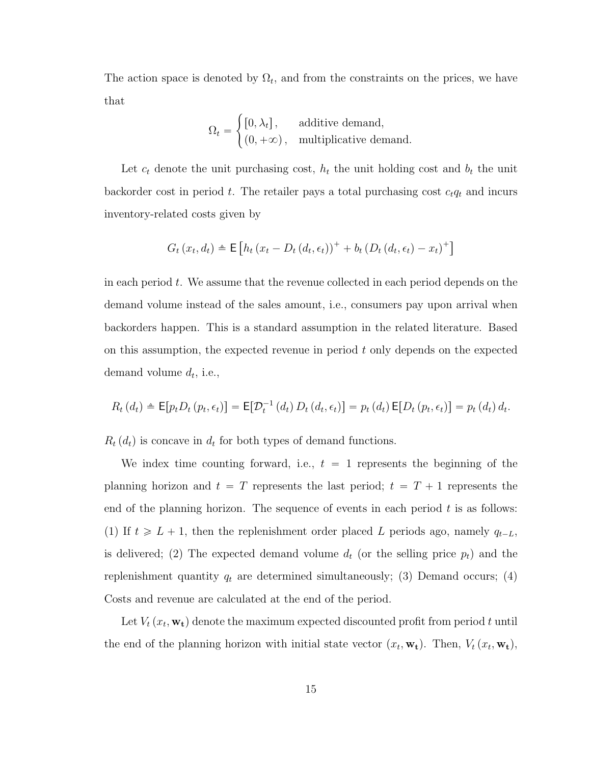The action space is denoted by $\Omega_t$, and from the constraints on the prices, we have that

$$\Omega_t = \begin{cases} [0, \lambda_t], & \text{additive demand,} \\ (0, +\infty), & \text{multiplicative demand.} \end{cases}$$

Let $c_t$ denote the unit purchasing cost, $h_t$ the unit holding cost and $b_t$ the unit backorder cost in period $t$. The retailer pays a total purchasing cost $c_t q_t$ and incurs inventory-related costs given by

$$G_t(x_t, d_t) \triangleq \mathsf{E}\left[h_t\left(x_t - D_t(d_t, \epsilon_t)\right)^+ + b_t\left(D_t(d_t, \epsilon_t) - x_t\right)^+\right]$$

in each period $t$. We assume that the revenue collected in each period depends on the demand volume instead of the sales amount, i.e., consumers pay upon arrival when backorders happen. This is a standard assumption in the related literature. Based on this assumption, the expected revenue in period $t$ only depends on the expected demand volume $d_t$, i.e.,

$$R_t(d_t) \triangleq \mathsf{E}[p_t D_t(p_t, \epsilon_t)] = \mathsf{E}[\mathcal{D}_t^{-1}(d_t) D_t(d_t, \epsilon_t)] = p_t(d_t)\,\mathsf{E}[D_t(p_t, \epsilon_t)] = p_t(d_t)\, d_t.$$

$R_t(d_t)$ is concave in $d_t$ for both types of demand functions.

We index time counting forward, i.e., $t = 1$ represents the beginning of the planning horizon and $t = T$ represents the last period; $t = T + 1$ represents the end of the planning horizon. The sequence of events in each period $t$ is as follows: (1) If $t \geqslant L + 1$, then the replenishment order placed $L$ periods ago, namely $q_{t-L}$, is delivered; (2) The expected demand volume $d_t$ (or the selling price $p_t$) and the replenishment quantity $q_t$ are determined simultaneously; (3) Demand occurs; (4) Costs and revenue are calculated at the end of the period.

Let $V_t(x_t, \mathbf{w_t})$ denote the maximum expected discounted profit from period $t$ until the end of the planning horizon with initial state vector $(x_t, \mathbf{w_t})$. Then, $V_t(x_t, \mathbf{w_t})$,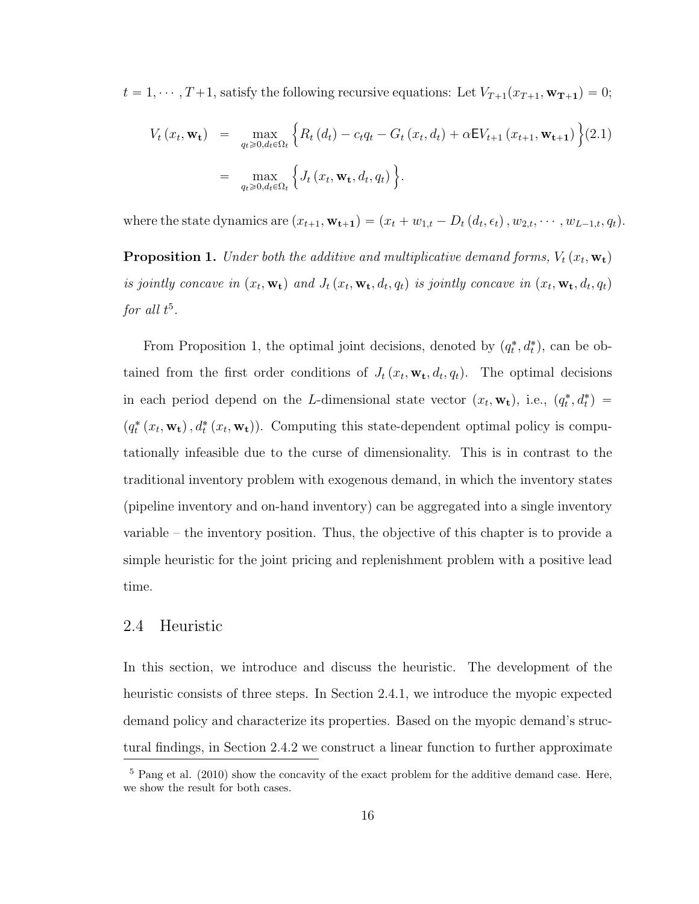$t = 1, \cdots, T+1$, satisfy the following recursive equations: Let $V_{T+1}(x_{T+1}, \mathbf{w_{T+1}}) = 0$;

$$
\begin{aligned}
V_t\left(x_t, \mathbf{w_t}\right) &= \max_{q_t \geqslant 0, d_t \in \Omega_t} \left\{ R_t\left(d_t\right) - c_t q_t - G_t\left(x_t, d_t\right) + \alpha \mathsf{E} V_{t+1}\left(x_{t+1}, \mathbf{w_{t+1}}\right) \right\} \qquad (2.1) \\
&= \max_{q_t \geqslant 0, d_t \in \Omega_t} \left\{ J_t\left(x_t, \mathbf{w_t}, d_t, q_t\right) \right\}.
\end{aligned}
$$

where the state dynamics are $(x_{t+1}, \mathbf{w_{t+1}}) = (x_t + w_{1,t} - D_t\left(d_t, \epsilon_t\right), w_{2,t}, \cdots, w_{L-1,t}, q_t)$.

**Proposition 1.** *Under both the additive and multiplicative demand forms, $V_t\left(x_t, \mathbf{w_t}\right)$ is jointly concave in $(x_t, \mathbf{w_t})$ and $J_t\left(x_t, \mathbf{w_t}, d_t, q_t\right)$ is jointly concave in $(x_t, \mathbf{w_t}, d_t, q_t)$ for all $t$*[5].

From Proposition 1, the optimal joint decisions, denoted by $(q_t^*, d_t^*)$, can be obtained from the first order conditions of $J_t\left(x_t, \mathbf{w_t}, d_t, q_t\right)$. The optimal decisions in each period depend on the $L$-dimensional state vector $(x_t, \mathbf{w_t})$, i.e., $(q_t^*, d_t^*) = (q_t^*\left(x_t, \mathbf{w_t}\right), d_t^*\left(x_t, \mathbf{w_t}\right))$. Computing this state-dependent optimal policy is computationally infeasible due to the curse of dimensionality. This is in contrast to the traditional inventory problem with exogenous demand, in which the inventory states (pipeline inventory and on-hand inventory) can be aggregated into a single inventory variable – the inventory position. Thus, the objective of this chapter is to provide a simple heuristic for the joint pricing and replenishment problem with a positive lead time.

## 2.4 Heuristic

In this section, we introduce and discuss the heuristic. The development of the heuristic consists of three steps. In Section 2.4.1, we introduce the myopic expected demand policy and characterize its properties. Based on the myopic demand's structural findings, in Section 2.4.2 we construct a linear function to further approximate

[5] Pang et al. (2010) show the concavity of the exact problem for the additive demand case. Here, we show the result for both cases.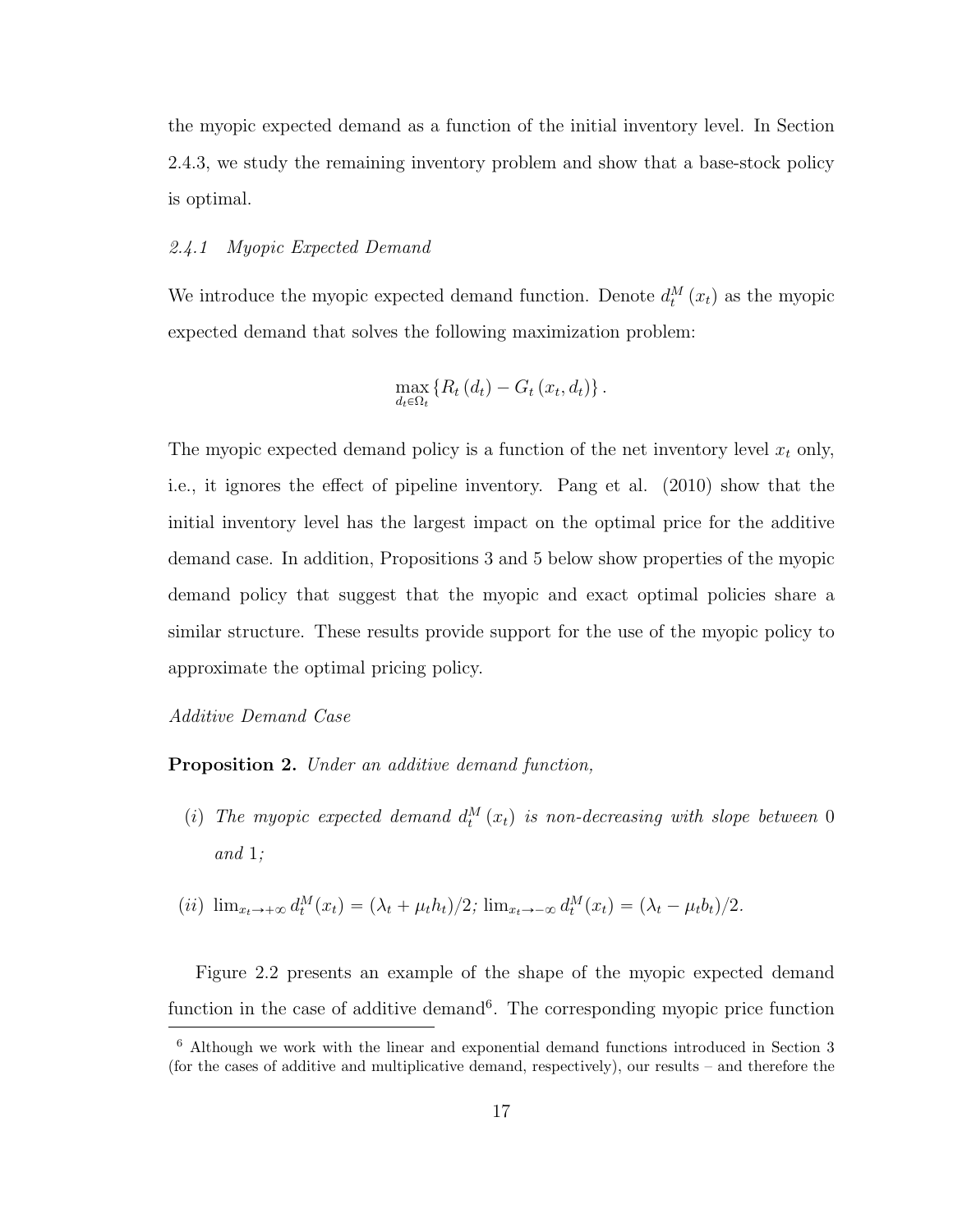the myopic expected demand as a function of the initial inventory level. In Section 2.4.3, we study the remaining inventory problem and show that a base-stock policy is optimal.

### *2.4.1 Myopic Expected Demand*

We introduce the myopic expected demand function. Denote $d_t^M(x_t)$ as the myopic expected demand that solves the following maximization problem:

$$\max_{d_t \in \Omega_t} \left\{ R_t(d_t) - G_t(x_t, d_t) \right\}.$$

The myopic expected demand policy is a function of the net inventory level $x_t$ only, i.e., it ignores the effect of pipeline inventory. Pang et al. (2010) show that the initial inventory level has the largest impact on the optimal price for the additive demand case. In addition, Propositions 3 and 5 below show properties of the myopic demand policy that suggest that the myopic and exact optimal policies share a similar structure. These results provide support for the use of the myopic policy to approximate the optimal pricing policy.

*Additive Demand Case*

**Proposition 2.** *Under an additive demand function,*

(*i*) *The myopic expected demand $d_t^M(x_t)$ is non-decreasing with slope between 0 and 1;*

(*ii*) $\lim_{x_t \to +\infty} d_t^M(x_t) = (\lambda_t + \mu_t h_t)/2$; $\lim_{x_t \to -\infty} d_t^M(x_t) = (\lambda_t - \mu_t b_t)/2$.

Figure 2.2 presents an example of the shape of the myopic expected demand function in the case of additive demand[6]. The corresponding myopic price function

[6] Although we work with the linear and exponential demand functions introduced in Section 3 (for the cases of additive and multiplicative demand, respectively), our results – and therefore the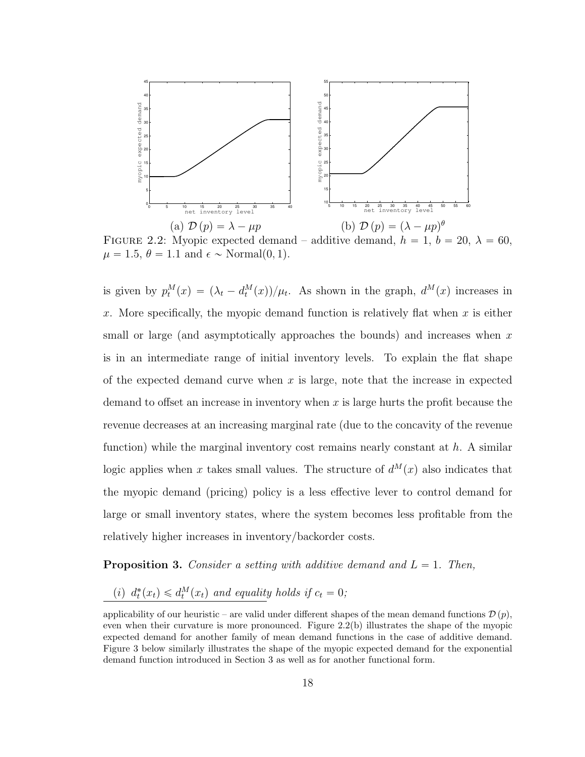(a) $\mathcal{D}(p) = \lambda - \mu p$ (b) $\mathcal{D}(p) = (\lambda - \mu p)^{\theta}$

FIGURE 2.2: Myopic expected demand – additive demand, $h = 1$, $b = 20$, $\lambda = 60$, $\mu = 1.5$, $\theta = 1.1$ and $\epsilon \sim$ Normal(0, 1).

is given by $p_t^M(x) = (\lambda_t - d_t^M(x))/\mu_t$. As shown in the graph, $d^M(x)$ increases in $x$. More specifically, the myopic demand function is relatively flat when $x$ is either small or large (and asymptotically approaches the bounds) and increases when $x$ is in an intermediate range of initial inventory levels. To explain the flat shape of the expected demand curve when $x$ is large, note that the increase in expected demand to offset an increase in inventory when $x$ is large hurts the profit because the revenue decreases at an increasing marginal rate (due to the concavity of the revenue function) while the marginal inventory cost remains nearly constant at $h$. A similar logic applies when $x$ takes small values. The structure of $d^M(x)$ also indicates that the myopic demand (pricing) policy is a less effective lever to control demand for large or small inventory states, where the system becomes less profitable from the relatively higher increases in inventory/backorder costs.

**Proposition 3.** *Consider a setting with additive demand and $L = 1$. Then,*

*(i) $d_t^*(x_t) \leqslant d_t^M(x_t)$ and equality holds if $c_t = 0$;*

applicability of our heuristic – are valid under different shapes of the mean demand functions $\mathcal{D}(p)$, even when their curvature is more pronounced. Figure 2.2(b) illustrates the shape of the myopic expected demand for another family of mean demand functions in the case of additive demand. Figure 3 below similarly illustrates the shape of the myopic expected demand for the exponential demand function introduced in Section 3 as well as for another functional form.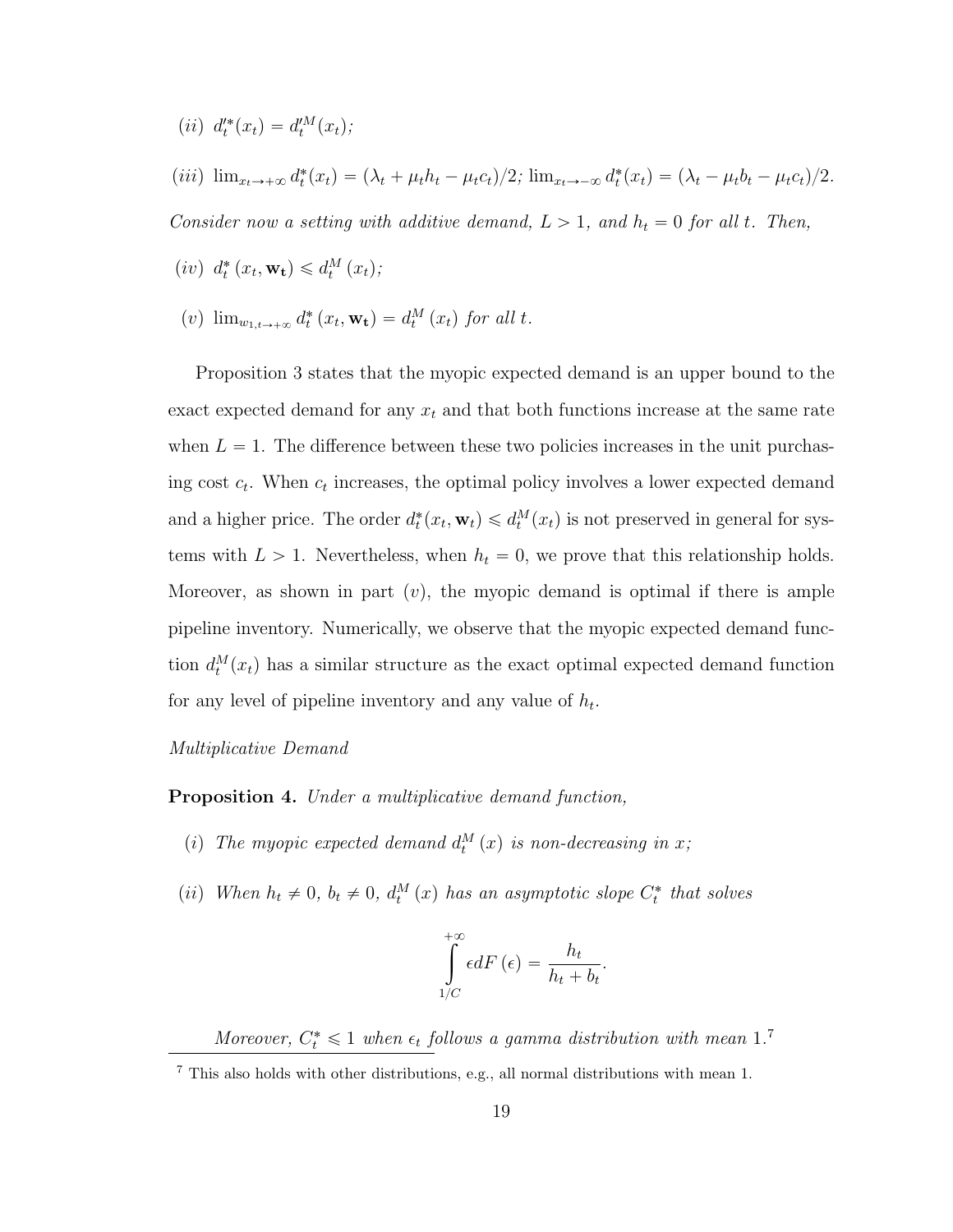(*ii*) $d_t'^*(x_t) = d_t'^M(x_t)$;

(*iii*) $\lim_{x_t \to +\infty} d_t^*(x_t) = (\lambda_t + \mu_t h_t - \mu_t c_t)/2$; $\lim_{x_t \to -\infty} d_t^*(x_t) = (\lambda_t - \mu_t b_t - \mu_t c_t)/2$.

*Consider now a setting with additive demand, $L > 1$, and $h_t = 0$ for all $t$. Then,*

(*iv*) $d_t^*(x_t, \mathbf{w_t}) \leqslant d_t^M(x_t)$;

(*v*) $\lim_{w_{1,t} \to +\infty} d_t^*(x_t, \mathbf{w_t}) = d_t^M(x_t)$ *for all* $t$.

Proposition 3 states that the myopic expected demand is an upper bound to the exact expected demand for any $x_t$ and that both functions increase at the same rate when $L = 1$. The difference between these two policies increases in the unit purchasing cost $c_t$. When $c_t$ increases, the optimal policy involves a lower expected demand and a higher price. The order $d_t^*(x_t, \mathbf{w}_t) \leqslant d_t^M(x_t)$ is not preserved in general for systems with $L > 1$. Nevertheless, when $h_t = 0$, we prove that this relationship holds. Moreover, as shown in part $(v)$, the myopic demand is optimal if there is ample pipeline inventory. Numerically, we observe that the myopic expected demand function $d_t^M(x_t)$ has a similar structure as the exact optimal expected demand function for any level of pipeline inventory and any value of $h_t$.

*Multiplicative Demand*

**Proposition 4.** *Under a multiplicative demand function,*

(*i*) *The myopic expected demand $d_t^M(x)$ is non-decreasing in $x$;*

(*ii*) *When $h_t \neq 0$, $b_t \neq 0$, $d_t^M(x)$ has an asymptotic slope $C_t^*$ that solves*

$$\int_{1/C}^{+\infty} \epsilon dF(\epsilon) = \frac{h_t}{h_t + b_t}.$$

*Moreover, $C_t^* \leqslant 1$ when $\epsilon_t$ follows a gamma distribution with mean 1.*[7]

[7] This also holds with other distributions, e.g., all normal distributions with mean 1.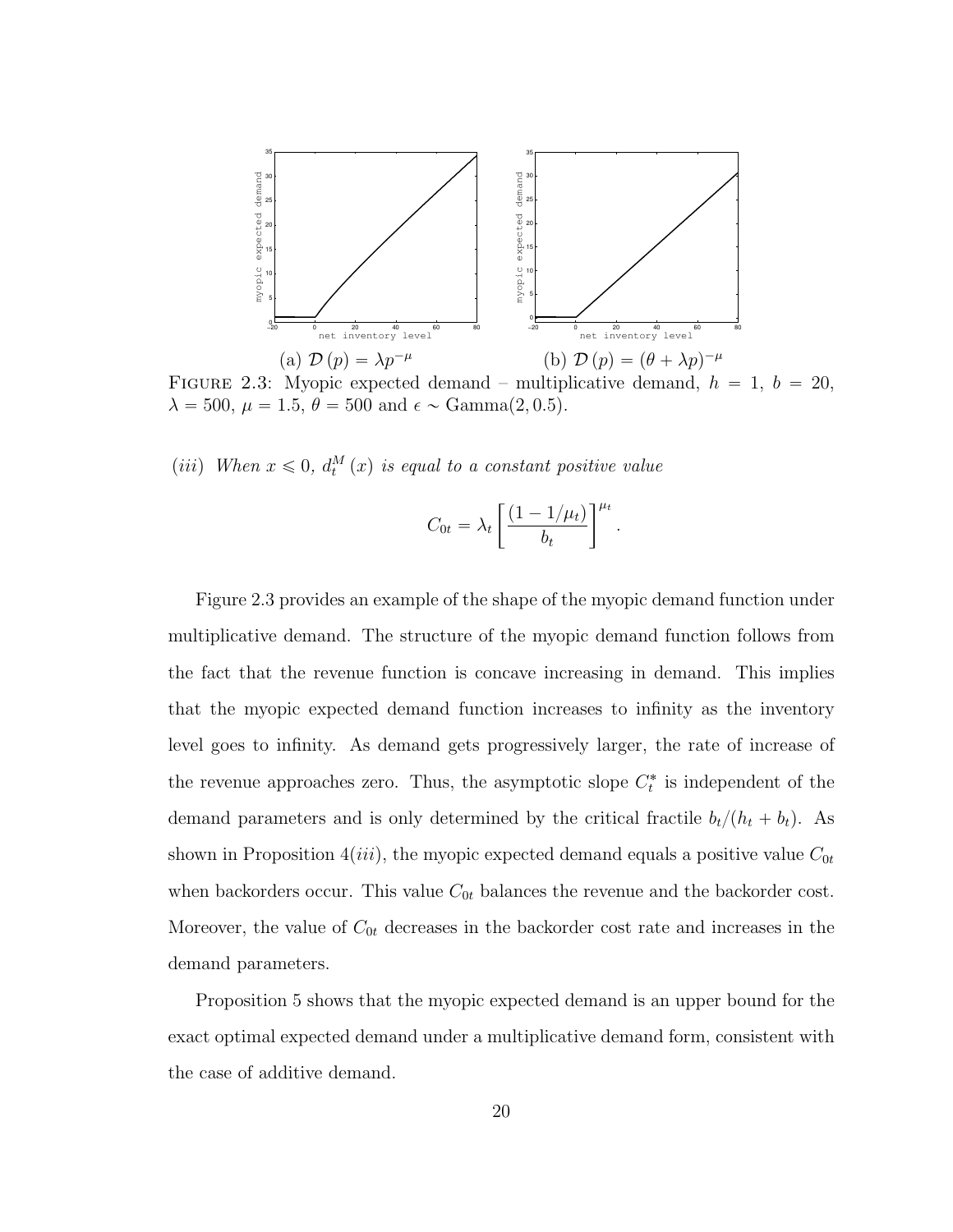(a) $\mathcal{D}(p) = \lambda p^{-\mu}$ (b) $\mathcal{D}(p) = (\theta + \lambda p)^{-\mu}$

FIGURE 2.3: Myopic expected demand – multiplicative demand, $h = 1$, $b = 20$, $\lambda = 500$, $\mu = 1.5$, $\theta = 500$ and $\epsilon \sim \text{Gamma}(2, 0.5)$.

*(iii) When* $x \leqslant 0$, $d_t^M(x)$ *is equal to a constant positive value*

$$C_{0t} = \lambda_t \left[ \frac{(1 - 1/\mu_t)}{b_t} \right]^{\mu_t}.$$

Figure 2.3 provides an example of the shape of the myopic demand function under multiplicative demand. The structure of the myopic demand function follows from the fact that the revenue function is concave increasing in demand. This implies that the myopic expected demand function increases to infinity as the inventory level goes to infinity. As demand gets progressively larger, the rate of increase of the revenue approaches zero. Thus, the asymptotic slope $C_t^*$ is independent of the demand parameters and is only determined by the critical fractile $b_t/(h_t + b_t)$. As shown in Proposition 4$(iii)$, the myopic expected demand equals a positive value $C_{0t}$ when backorders occur. This value $C_{0t}$ balances the revenue and the backorder cost. Moreover, the value of $C_{0t}$ decreases in the backorder cost rate and increases in the demand parameters.

Proposition 5 shows that the myopic expected demand is an upper bound for the exact optimal expected demand under a multiplicative demand form, consistent with the case of additive demand.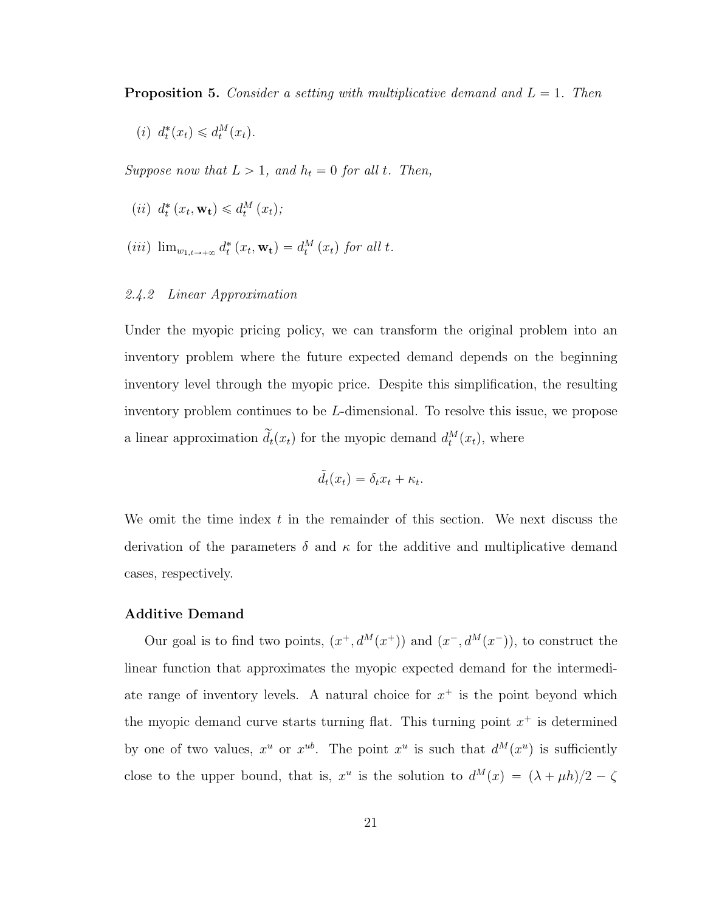**Proposition 5.** *Consider a setting with multiplicative demand and $L = 1$. Then*

(*i*) $d_t^*(x_t) \leqslant d_t^M(x_t)$.

*Suppose now that $L > 1$, and $h_t = 0$ for all $t$. Then,*

(*ii*) $d_t^*(x_t, \mathbf{w_t}) \leqslant d_t^M(x_t)$;

(*iii*) $\lim_{w_{1,t} \to +\infty} d_t^*(x_t, \mathbf{w_t}) = d_t^M(x_t)$ *for all $t$.*

### *2.4.2 Linear Approximation*

Under the myopic pricing policy, we can transform the original problem into an inventory problem where the future expected demand depends on the beginning inventory level through the myopic price. Despite this simplification, the resulting inventory problem continues to be $L$-dimensional. To resolve this issue, we propose a linear approximation $\widetilde{d}_t(x_t)$ for the myopic demand $d_t^M(x_t)$, where

$$\tilde{d}_t(x_t) = \delta_t x_t + \kappa_t.$$

We omit the time index $t$ in the remainder of this section. We next discuss the derivation of the parameters $\delta$ and $\kappa$ for the additive and multiplicative demand cases, respectively.

**Additive Demand**

Our goal is to find two points, $(x^+, d^M(x^+))$ and $(x^-, d^M(x^-))$, to construct the linear function that approximates the myopic expected demand for the intermediate range of inventory levels. A natural choice for $x^+$ is the point beyond which the myopic demand curve starts turning flat. This turning point $x^+$ is determined by one of two values, $x^u$ or $x^{ub}$. The point $x^u$ is such that $d^M(x^u)$ is sufficiently close to the upper bound, that is, $x^u$ is the solution to $d^M(x) = (\lambda + \mu h)/2 - \zeta$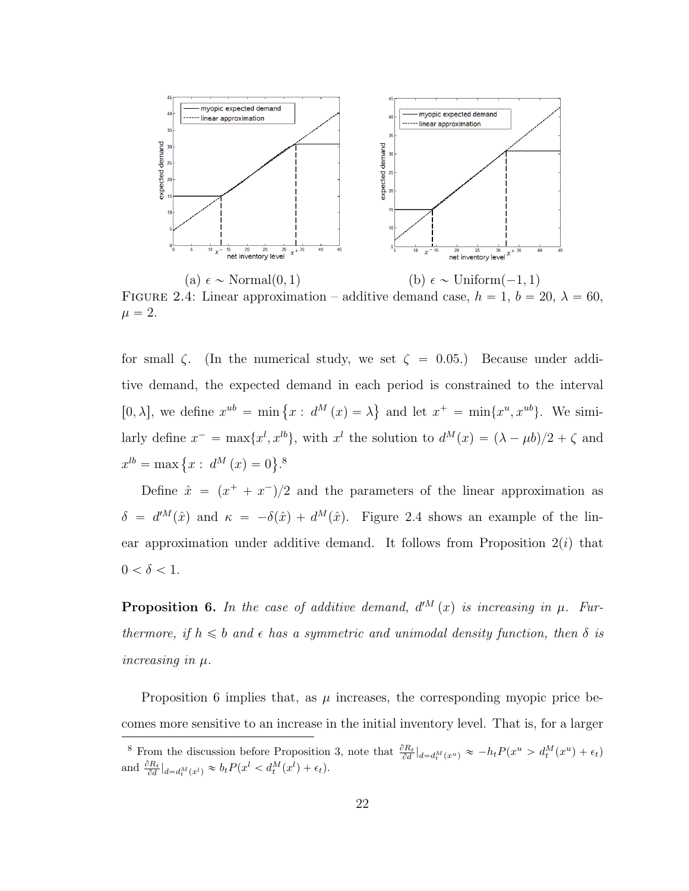(a) $\epsilon \sim$ Normal(0, 1)                (b) $\epsilon \sim$ Uniform(−1, 1)

FIGURE 2.4: Linear approximation – additive demand case, $h = 1$, $b = 20$, $\lambda = 60$, $\mu = 2$.

for small $\zeta$. (In the numerical study, we set $\zeta = 0.05$.) Because under additive demand, the expected demand in each period is constrained to the interval $[0, \lambda]$, we define $x^{ub} = \min\{x : d^M(x) = \lambda\}$ and let $x^+ = \min\{x^u, x^{ub}\}$. We similarly define $x^- = \max\{x^l, x^{lb}\}$, with $x^l$ the solution to $d^M(x) = (\lambda - \mu b)/2 + \zeta$ and $x^{lb} = \max\{x : d^M(x) = 0\}$.[8]

Define $\hat{x} = (x^+ + x^-)/2$ and the parameters of the linear approximation as $\delta = d'^M(\hat{x})$ and $\kappa = -\delta(\hat{x}) + d^M(\hat{x})$. Figure 2.4 shows an example of the linear approximation under additive demand. It follows from Proposition 2(*i*) that $0 < \delta < 1$.

**Proposition 6.** *In the case of additive demand, $d'^M(x)$ is increasing in $\mu$. Furthermore, if $h \leqslant b$ and $\epsilon$ has a symmetric and unimodal density function, then $\delta$ is increasing in $\mu$.*

Proposition 6 implies that, as $\mu$ increases, the corresponding myopic price becomes more sensitive to an increase in the initial inventory level. That is, for a larger

[8] From the discussion before Proposition 3, note that $\frac{\partial R_t}{\partial d}|_{d=d_t^M(x^u)} \approx -h_t P(x^u > d_t^M(x^u) + \epsilon_t)$ and $\frac{\partial R_t}{\partial d}|_{d=d_t^M(x^l)} \approx b_t P(x^l < d_t^M(x^l) + \epsilon_t)$.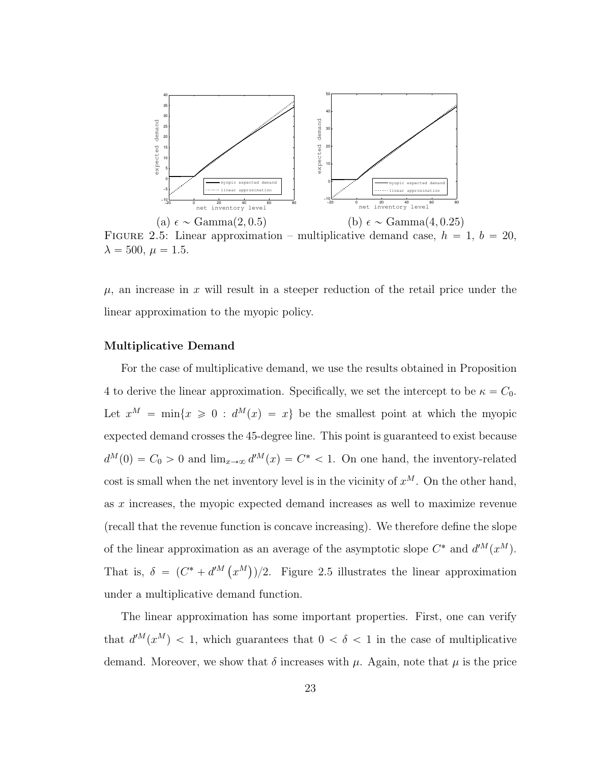(a) $\epsilon \sim \text{Gamma}(2, 0.5)$ (b) $\epsilon \sim \text{Gamma}(4, 0.25)$

FIGURE 2.5: Linear approximation – multiplicative demand case, $h = 1$, $b = 20$, $\lambda = 500$, $\mu = 1.5$.

$\mu$, an increase in $x$ will result in a steeper reduction of the retail price under the linear approximation to the myopic policy.

**Multiplicative Demand**

For the case of multiplicative demand, we use the results obtained in Proposition 4 to derive the linear approximation. Specifically, we set the intercept to be $\kappa = C_0$. Let $x^M = \min\{x \geqslant 0 : d^M(x) = x\}$ be the smallest point at which the myopic expected demand crosses the 45-degree line. This point is guaranteed to exist because $d^M(0) = C_0 > 0$ and $\lim_{x\to\infty} d'^M(x) = C^* < 1$. On one hand, the inventory-related cost is small when the net inventory level is in the vicinity of $x^M$. On the other hand, as $x$ increases, the myopic expected demand increases as well to maximize revenue (recall that the revenue function is concave increasing). We therefore define the slope of the linear approximation as an average of the asymptotic slope $C^*$ and $d'^M(x^M)$. That is, $\delta = (C^* + d'^M(x^M))/2$. Figure 2.5 illustrates the linear approximation under a multiplicative demand function.

The linear approximation has some important properties. First, one can verify that $d'^M(x^M) < 1$, which guarantees that $0 < \delta < 1$ in the case of multiplicative demand. Moreover, we show that $\delta$ increases with $\mu$. Again, note that $\mu$ is the price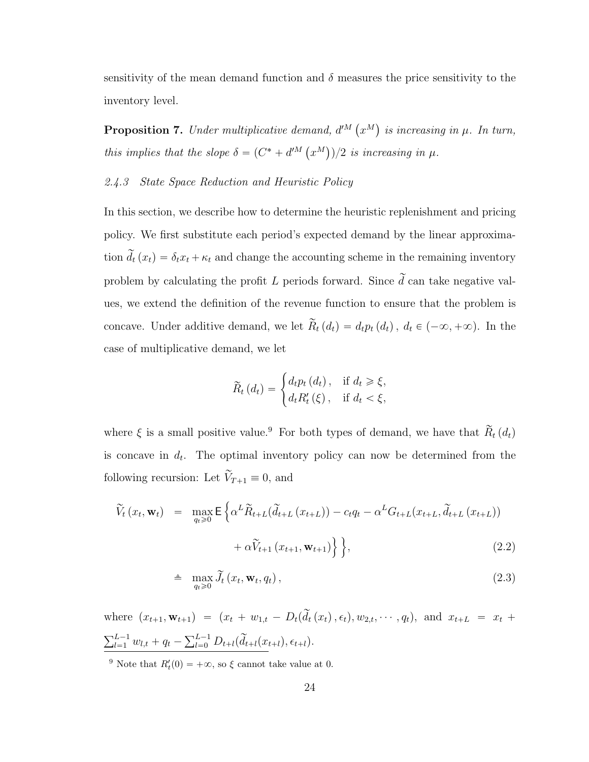sensitivity of the mean demand function and $\delta$ measures the price sensitivity to the inventory level.

**Proposition 7.** *Under multiplicative demand, $d'^M\left(x^M\right)$ is increasing in $\mu$. In turn, this implies that the slope $\delta = (C^* + d'^M\left(x^M\right))/2$ is increasing in $\mu$.*

### 2.4.3 State Space Reduction and Heuristic Policy

In this section, we describe how to determine the heuristic replenishment and pricing policy. We first substitute each period's expected demand by the linear approximation $\widetilde{d}_t\left(x_t\right) = \delta_t x_t + \kappa_t$ and change the accounting scheme in the remaining inventory problem by calculating the profit $L$ periods forward. Since $\widetilde{d}$ can take negative values, we extend the definition of the revenue function to ensure that the problem is concave. Under additive demand, we let $\widetilde{R}_t\left(d_t\right) = d_t p_t\left(d_t\right),\ d_t \in (-\infty, +\infty)$. In the case of multiplicative demand, we let

$$
\widetilde{R}_t\left(d_t\right) = \begin{cases} d_t p_t\left(d_t\right), & \text{if } d_t \geqslant \xi, \\ d_t R_t'\left(\xi\right), & \text{if } d_t < \xi, \end{cases}
$$

where $\xi$ is a small positive value.[9] For both types of demand, we have that $\widetilde{R}_t\left(d_t\right)$ is concave in $d_t$. The optimal inventory policy can now be determined from the following recursion: Let $\widetilde{V}_{T+1} \equiv 0$, and

$$
\begin{aligned}
\widetilde{V}_t\left(x_t, \mathbf{w}_t\right) &= \max_{q_t \geqslant 0} \mathsf{E}\Big\{\alpha^L \widetilde{R}_{t+L}(\widetilde{d}_{t+L}\left(x_{t+L}\right)) - c_t q_t - \alpha^L G_{t+L}(x_{t+L}, \widetilde{d}_{t+L}\left(x_{t+L}\right)) \\
&\qquad\qquad + \alpha \widetilde{V}_{t+1}\left(x_{t+1}, \mathbf{w}_{t+1}\right)\Big\}\Big\}, \qquad (2.2) \\
&\triangleq \max_{q_t \geqslant 0} \widetilde{J}_t\left(x_t, \mathbf{w}_t, q_t\right), \qquad (2.3)
\end{aligned}
$$

where $(x_{t+1}, \mathbf{w}_{t+1}) = (x_t + w_{1,t} - D_t(\widetilde{d}_t\left(x_t\right), \epsilon_t), w_{2,t}, \cdots, q_t)$, and $x_{t+L} = x_t + \sum_{l=1}^{L-1} w_{l,t} + q_t - \sum_{l=0}^{L-1} D_{t+l}(\widetilde{d}_{t+l}(x_{t+l}), \epsilon_{t+l})$.

[9] Note that $R_t'(0) = +\infty$, so $\xi$ cannot take value at 0.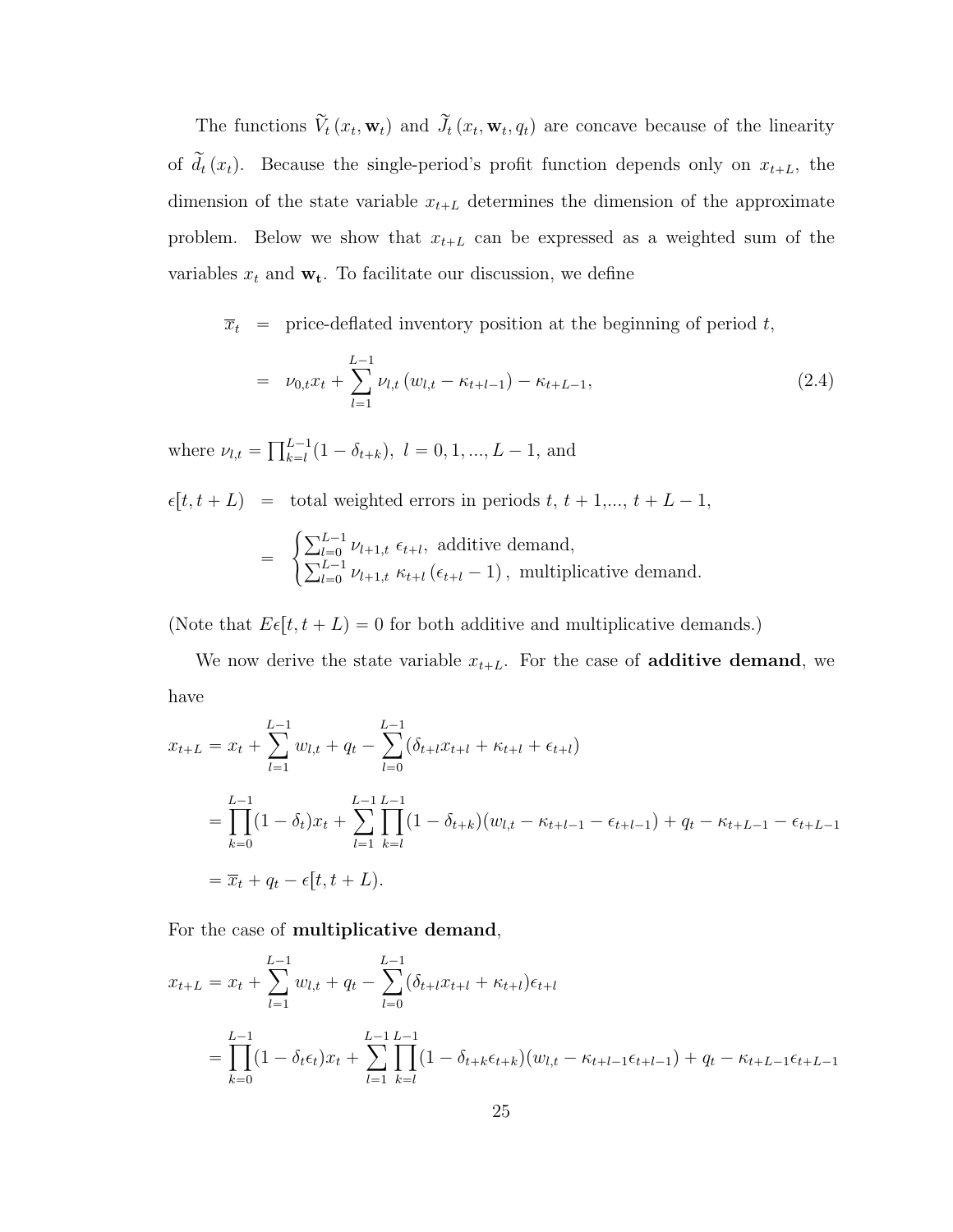The functions $\widetilde{V}_t(x_t, \mathbf{w}_t)$ and $\widetilde{J}_t(x_t, \mathbf{w}_t, q_t)$ are concave because of the linearity of $\widetilde{d}_t(x_t)$. Because the single-period's profit function depends only on $x_{t+L}$, the dimension of the state variable $x_{t+L}$ determines the dimension of the approximate problem. Below we show that $x_{t+L}$ can be expressed as a weighted sum of the variables $x_t$ and $\mathbf{w_t}$. To facilitate our discussion, we define

$$
\begin{aligned}
\overline{x}_t &= \text{price-deflated inventory position at the beginning of period } t, \\
&= \nu_{0,t} x_t + \sum_{l=1}^{L-1} \nu_{l,t} \left( w_{l,t} - \kappa_{t+l-1} \right) - \kappa_{t+L-1}, \qquad (2.4)
\end{aligned}
$$

where $\nu_{l,t} = \prod_{k=l}^{L-1}(1-\delta_{t+k}),\ l = 0, 1, ..., L-1$, and

$$
\begin{aligned}
\epsilon[t, t+L) &= \text{total weighted errors in periods } t,\ t+1, ...,\ t+L-1, \\
&= \begin{cases} \sum_{l=0}^{L-1} \nu_{l+1,t}\ \epsilon_{t+l}, & \text{additive demand,} \\ \sum_{l=0}^{L-1} \nu_{l+1,t}\ \kappa_{t+l} \left( \epsilon_{t+l} - 1 \right), & \text{multiplicative demand.} \end{cases}
\end{aligned}
$$

(Note that $E\epsilon[t, t+L) = 0$ for both additive and multiplicative demands.)

We now derive the state variable $x_{t+L}$. For the case of **additive demand**, we have

$$
\begin{aligned}
x_{t+L} &= x_t + \sum_{l=1}^{L-1} w_{l,t} + q_t - \sum_{l=0}^{L-1} (\delta_{t+l} x_{t+l} + \kappa_{t+l} + \epsilon_{t+l}) \\
&= \prod_{k=0}^{L-1} (1-\delta_t) x_t + \sum_{l=1}^{L-1} \prod_{k=l}^{L-1} (1-\delta_{t+k})(w_{l,t} - \kappa_{t+l-1} - \epsilon_{t+l-1}) + q_t - \kappa_{t+L-1} - \epsilon_{t+L-1} \\
&= \overline{x}_t + q_t - \epsilon[t, t+L).
\end{aligned}
$$

For the case of **multiplicative demand**,

$$
\begin{aligned}
x_{t+L} &= x_t + \sum_{l=1}^{L-1} w_{l,t} + q_t - \sum_{l=0}^{L-1} (\delta_{t+l} x_{t+l} + \kappa_{t+l}) \epsilon_{t+l} \\
&= \prod_{k=0}^{L-1} (1-\delta_t \epsilon_t) x_t + \sum_{l=1}^{L-1} \prod_{k=l}^{L-1} (1-\delta_{t+k}\epsilon_{t+k})(w_{l,t} - \kappa_{t+l-1}\epsilon_{t+l-1}) + q_t - \kappa_{t+L-1}\epsilon_{t+L-1}
\end{aligned}
$$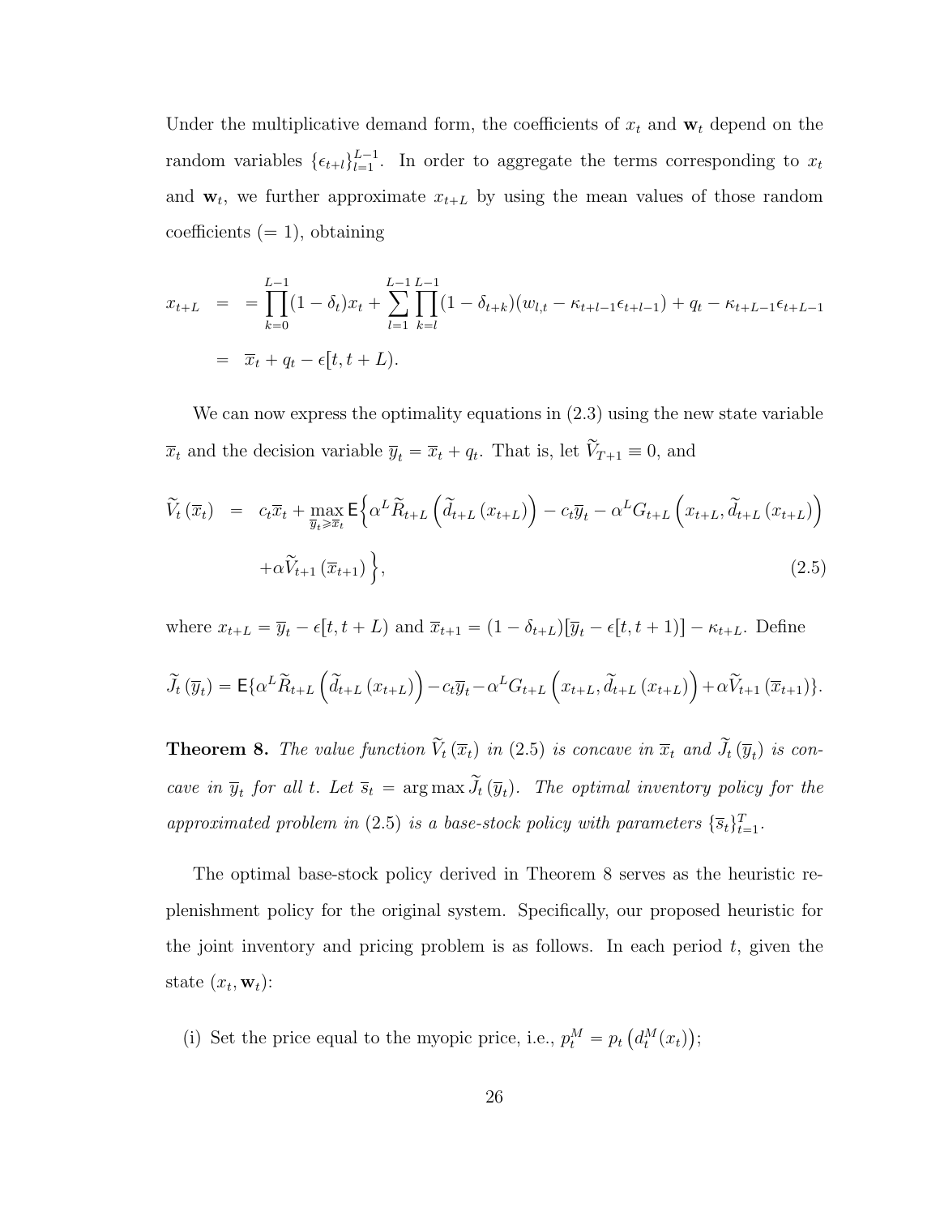Under the multiplicative demand form, the coefficients of $x_t$ and $\mathbf{w}_t$ depend on the random variables $\{\epsilon_{t+l}\}_{l=1}^{L-1}$. In order to aggregate the terms corresponding to $x_t$ and $\mathbf{w}_t$, we further approximate $x_{t+L}$ by using the mean values of those random coefficients ($= 1$), obtaining

$$
\begin{aligned}
x_{t+L} &= = \prod_{k=0}^{L-1}(1-\delta_t)x_t + \sum_{l=1}^{L-1}\prod_{k=l}^{L-1}(1-\delta_{t+k})(w_{l,t} - \kappa_{t+l-1}\epsilon_{t+l-1}) + q_t - \kappa_{t+L-1}\epsilon_{t+L-1} \\
&= \overline{x}_t + q_t - \epsilon[t, t+L).
\end{aligned}
$$

We can now express the optimality equations in (2.3) using the new state variable $\overline{x}_t$ and the decision variable $\overline{y}_t = \overline{x}_t + q_t$. That is, let $\widetilde{V}_{T+1} \equiv 0$, and

$$
\begin{aligned}
\widetilde{V}_t\left(\overline{x}_t\right) &= c_t\overline{x}_t + \max_{\overline{y}_t \geqslant \overline{x}_t} \mathsf{E}\Big\{\alpha^L \widetilde{R}_{t+L}\left(\widetilde{d}_{t+L}\left(x_{t+L}\right)\right) - c_t\overline{y}_t - \alpha^L G_{t+L}\left(x_{t+L}, \widetilde{d}_{t+L}\left(x_{t+L}\right)\right) \\
&\quad + \alpha \widetilde{V}_{t+1}\left(\overline{x}_{t+1}\right)\Big\},
\end{aligned} \tag{2.5}
$$

where $x_{t+L} = \overline{y}_t - \epsilon[t, t+L)$ and $\overline{x}_{t+1} = (1-\delta_{t+L})[\overline{y}_t - \epsilon[t, t+1)] - \kappa_{t+L}$. Define

$$
\widetilde{J}_t\left(\overline{y}_t\right) = \mathsf{E}\{\alpha^L \widetilde{R}_{t+L}\left(\widetilde{d}_{t+L}\left(x_{t+L}\right)\right) - c_t\overline{y}_t - \alpha^L G_{t+L}\left(x_{t+L}, \widetilde{d}_{t+L}\left(x_{t+L}\right)\right) + \alpha \widetilde{V}_{t+1}\left(\overline{x}_{t+1}\right)\}.
$$

**Theorem 8.** *The value function $\widetilde{V}_t\left(\overline{x}_t\right)$ in (2.5) is concave in $\overline{x}_t$ and $\widetilde{J}_t\left(\overline{y}_t\right)$ is concave in $\overline{y}_t$ for all $t$. Let $\overline{s}_t = \arg\max \widetilde{J}_t\left(\overline{y}_t\right)$. The optimal inventory policy for the approximated problem in (2.5) is a base-stock policy with parameters $\{\overline{s}_t\}_{t=1}^{T}$.*

The optimal base-stock policy derived in Theorem 8 serves as the heuristic replenishment policy for the original system. Specifically, our proposed heuristic for the joint inventory and pricing problem is as follows. In each period $t$, given the state $(x_t, \mathbf{w}_t)$:

(i) Set the price equal to the myopic price, i.e., $p_t^M = p_t\left(d_t^M(x_t)\right)$;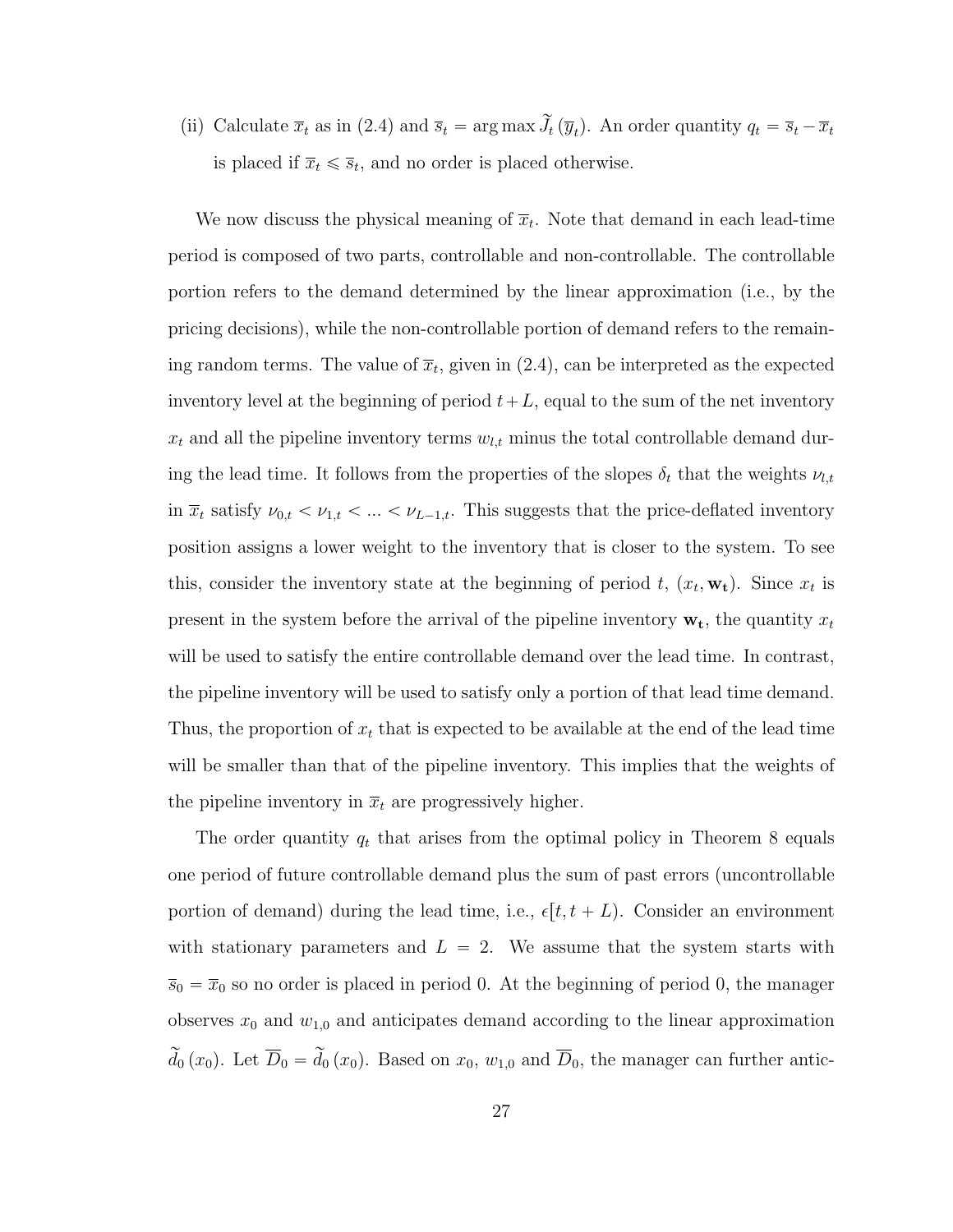(ii) Calculate $\overline{x}_t$ as in (2.4) and $\overline{s}_t = \arg\max \widetilde{J}_t(\overline{y}_t)$. An order quantity $q_t = \overline{s}_t - \overline{x}_t$ is placed if $\overline{x}_t \leqslant \overline{s}_t$, and no order is placed otherwise.

We now discuss the physical meaning of $\overline{x}_t$. Note that demand in each lead-time period is composed of two parts, controllable and non-controllable. The controllable portion refers to the demand determined by the linear approximation (i.e., by the pricing decisions), while the non-controllable portion of demand refers to the remaining random terms. The value of $\overline{x}_t$, given in (2.4), can be interpreted as the expected inventory level at the beginning of period $t+L$, equal to the sum of the net inventory $x_t$ and all the pipeline inventory terms $w_{l,t}$ minus the total controllable demand during the lead time. It follows from the properties of the slopes $\delta_t$ that the weights $\nu_{l,t}$ in $\overline{x}_t$ satisfy $\nu_{0,t} < \nu_{1,t} < ... < \nu_{L-1,t}$. This suggests that the price-deflated inventory position assigns a lower weight to the inventory that is closer to the system. To see this, consider the inventory state at the beginning of period $t$, $(x_t, \mathbf{w_t})$. Since $x_t$ is present in the system before the arrival of the pipeline inventory $\mathbf{w_t}$, the quantity $x_t$ will be used to satisfy the entire controllable demand over the lead time. In contrast, the pipeline inventory will be used to satisfy only a portion of that lead time demand. Thus, the proportion of $x_t$ that is expected to be available at the end of the lead time will be smaller than that of the pipeline inventory. This implies that the weights of the pipeline inventory in $\overline{x}_t$ are progressively higher.

The order quantity $q_t$ that arises from the optimal policy in Theorem 8 equals one period of future controllable demand plus the sum of past errors (uncontrollable portion of demand) during the lead time, i.e., $\epsilon[t, t+L)$. Consider an environment with stationary parameters and $L = 2$. We assume that the system starts with $\overline{s}_0 = \overline{x}_0$ so no order is placed in period 0. At the beginning of period 0, the manager observes $x_0$ and $w_{1,0}$ and anticipates demand according to the linear approximation $\widetilde{d}_0(x_0)$. Let $\overline{D}_0 = \widetilde{d}_0(x_0)$. Based on $x_0$, $w_{1,0}$ and $\overline{D}_0$, the manager can further antic-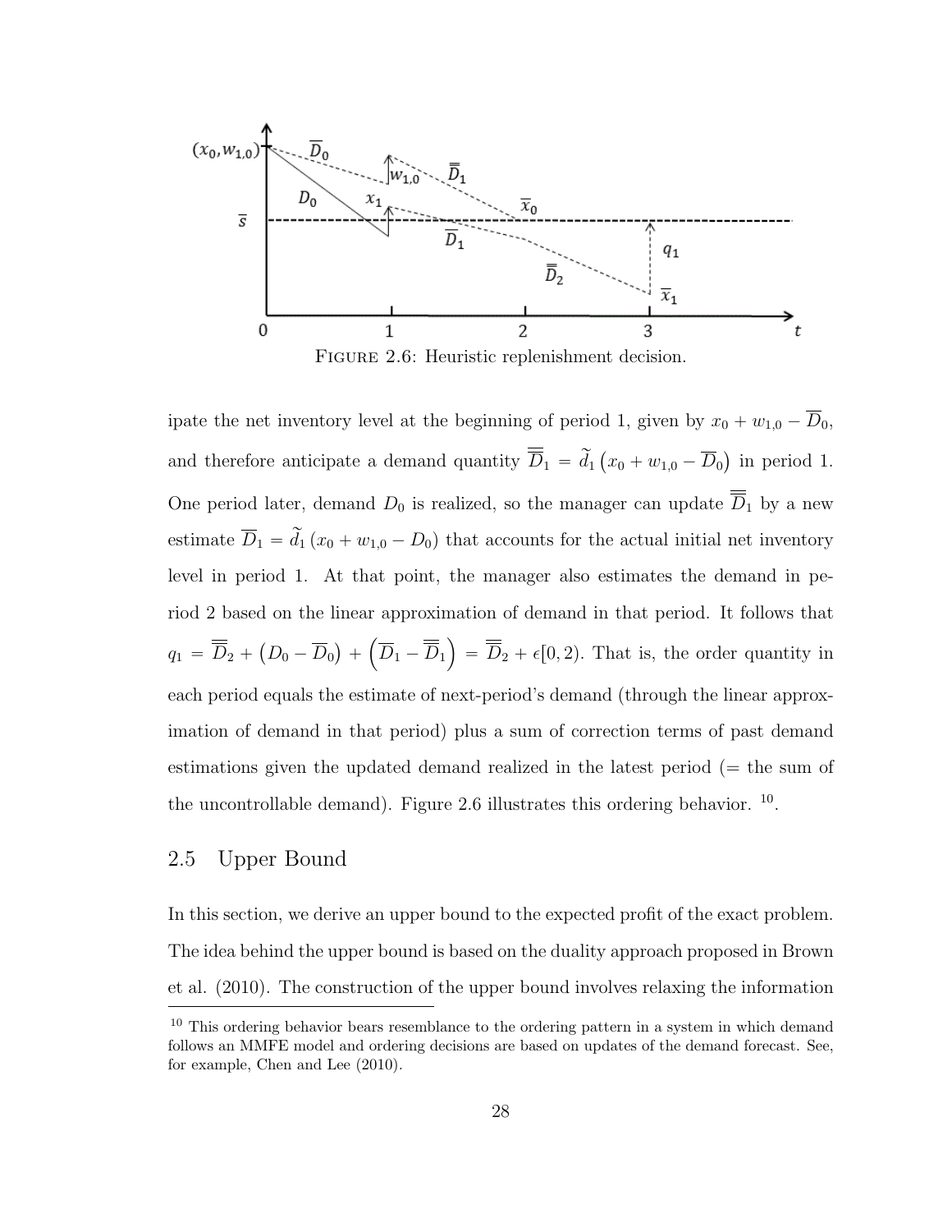FIGURE 2.6: Heuristic replenishment decision.

ipate the net inventory level at the beginning of period 1, given by $x_0 + w_{1,0} - \overline{D}_0$, and therefore anticipate a demand quantity $\overline{\overline{D}}_1 = \widetilde{d}_1\left(x_0 + w_{1,0} - \overline{D}_0\right)$ in period 1. One period later, demand $D_0$ is realized, so the manager can update $\overline{\overline{D}}_1$ by a new estimate $\overline{D}_1 = \widetilde{d}_1\left(x_0 + w_{1,0} - D_0\right)$ that accounts for the actual initial net inventory level in period 1. At that point, the manager also estimates the demand in period 2 based on the linear approximation of demand in that period. It follows that $q_1 = \overline{\overline{D}}_2 + \left(D_0 - \overline{D}_0\right) + \left(\overline{D}_1 - \overline{\overline{D}}_1\right) = \overline{\overline{D}}_2 + \epsilon[0,2)$. That is, the order quantity in each period equals the estimate of next-period's demand (through the linear approximation of demand in that period) plus a sum of correction terms of past demand estimations given the updated demand realized in the latest period (= the sum of the uncontrollable demand). Figure 2.6 illustrates this ordering behavior. [10].

## 2.5 Upper Bound

In this section, we derive an upper bound to the expected profit of the exact problem. The idea behind the upper bound is based on the duality approach proposed in Brown et al. (2010). The construction of the upper bound involves relaxing the information

[10] This ordering behavior bears resemblance to the ordering pattern in a system in which demand follows an MMFE model and ordering decisions are based on updates of the demand forecast. See, for example, Chen and Lee (2010).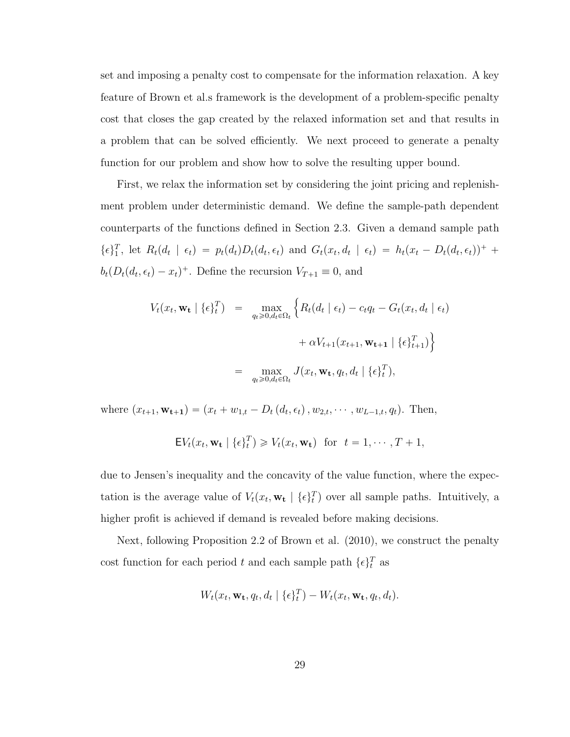set and imposing a penalty cost to compensate for the information relaxation. A key feature of Brown et al.s framework is the development of a problem-specific penalty cost that closes the gap created by the relaxed information set and that results in a problem that can be solved efficiently. We next proceed to generate a penalty function for our problem and show how to solve the resulting upper bound.

First, we relax the information set by considering the joint pricing and replenishment problem under deterministic demand. We define the sample-path dependent counterparts of the functions defined in Section 2.3. Given a demand sample path $\{\epsilon\}_1^T$, let $R_t(d_t \mid \epsilon_t) = p_t(d_t)D_t(d_t, \epsilon_t)$ and $G_t(x_t, d_t \mid \epsilon_t) = h_t(x_t - D_t(d_t, \epsilon_t))^+ + b_t(D_t(d_t, \epsilon_t) - x_t)^+$. Define the recursion $V_{T+1} \equiv 0$, and

$$
\begin{aligned}
V_t(x_t, \mathbf{w_t} \mid \{\epsilon\}_t^T) &= \max_{q_t \geqslant 0, d_t \in \Omega_t} \Big\{ R_t(d_t \mid \epsilon_t) - c_t q_t - G_t(x_t, d_t \mid \epsilon_t) \\
&\qquad\qquad + \alpha V_{t+1}(x_{t+1}, \mathbf{w_{t+1}} \mid \{\epsilon\}_{t+1}^T) \Big\} \\
&= \max_{q_t \geqslant 0, d_t \in \Omega_t} J(x_t, \mathbf{w_t}, q_t, d_t \mid \{\epsilon\}_t^T),
\end{aligned}
$$

where $(x_{t+1}, \mathbf{w_{t+1}}) = (x_t + w_{1,t} - D_t(d_t, \epsilon_t), w_{2,t}, \cdots, w_{L-1,t}, q_t)$. Then,

$$
\mathsf{E} V_t(x_t, \mathbf{w_t} \mid \{\epsilon\}_t^T) \geqslant V_t(x_t, \mathbf{w_t}) \quad \text{for} \quad t = 1, \cdots, T+1,
$$

due to Jensen's inequality and the concavity of the value function, where the expectation is the average value of $V_t(x_t, \mathbf{w_t} \mid \{\epsilon\}_t^T)$ over all sample paths. Intuitively, a higher profit is achieved if demand is revealed before making decisions.

Next, following Proposition 2.2 of Brown et al. (2010), we construct the penalty cost function for each period $t$ and each sample path $\{\epsilon\}_t^T$ as

$$
W_t(x_t, \mathbf{w_t}, q_t, d_t \mid \{\epsilon\}_t^T) - W_t(x_t, \mathbf{w_t}, q_t, d_t).
$$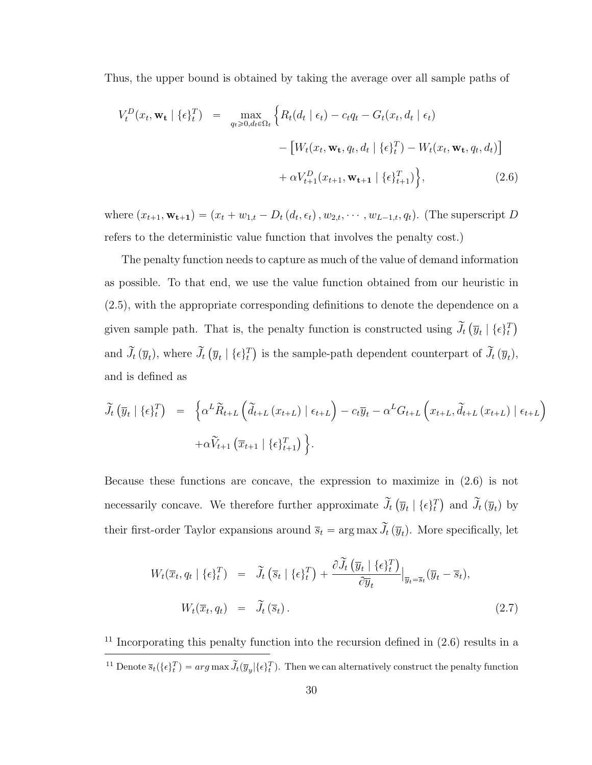Thus, the upper bound is obtained by taking the average over all sample paths of

$$
\begin{aligned}
V_t^D(x_t, \mathbf{w_t} \mid \{\epsilon\}_t^T) \quad = \quad \max_{q_t \geqslant 0, d_t \in \Omega_t} \Big\{ & R_t(d_t \mid \epsilon_t) - c_t q_t - G_t(x_t, d_t \mid \epsilon_t) \\
& - \left[ W_t(x_t, \mathbf{w_t}, q_t, d_t \mid \{\epsilon\}_t^T) - W_t(x_t, \mathbf{w_t}, q_t, d_t) \right] \\
& + \alpha V_{t+1}^D(x_{t+1}, \mathbf{w_{t+1}} \mid \{\epsilon\}_{t+1}^T) \Big\}, \qquad (2.6)
\end{aligned}
$$

where $(x_{t+1}, \mathbf{w_{t+1}}) = (x_t + w_{1,t} - D_t(d_t, \epsilon_t), w_{2,t}, \cdots, w_{L-1,t}, q_t)$. (The superscript $D$ refers to the deterministic value function that involves the penalty cost.)

The penalty function needs to capture as much of the value of demand information as possible. To that end, we use the value function obtained from our heuristic in (2.5), with the appropriate corresponding definitions to denote the dependence on a given sample path. That is, the penalty function is constructed using $\widetilde{J}_t\left(\overline{y}_t \mid \{\epsilon\}_t^T\right)$ and $\widetilde{J}_t\left(\overline{y}_t\right)$, where $\widetilde{J}_t\left(\overline{y}_t \mid \{\epsilon\}_t^T\right)$ is the sample-path dependent counterpart of $\widetilde{J}_t\left(\overline{y}_t\right)$, and is defined as

$$
\begin{aligned}
\widetilde{J}_t\left(\overline{y}_t \mid \{\epsilon\}_t^T\right) \quad = \quad & \Big\{ \alpha^L \widetilde{R}_{t+L}\left(\widetilde{d}_{t+L}\left(x_{t+L}\right) \mid \epsilon_{t+L}\right) - c_t \overline{y}_t - \alpha^L G_{t+L}\left(x_{t+L}, \widetilde{d}_{t+L}\left(x_{t+L}\right) \mid \epsilon_{t+L}\right) \\
& + \alpha \widetilde{V}_{t+1}\left(\overline{x}_{t+1} \mid \{\epsilon\}_{t+1}^T\right) \Big\}.
\end{aligned}
$$

Because these functions are concave, the expression to maximize in (2.6) is not necessarily concave. We therefore further approximate $\widetilde{J}_t\left(\overline{y}_t \mid \{\epsilon\}_t^T\right)$ and $\widetilde{J}_t\left(\overline{y}_t\right)$ by their first-order Taylor expansions around $\overline{s}_t = \arg\max \widetilde{J}_t\left(\overline{y}_t\right)$. More specifically, let

$$
\begin{aligned}
W_t(\overline{x}_t, q_t \mid \{\epsilon\}_t^T) \quad &= \quad \widetilde{J}_t\left(\overline{s}_t \mid \{\epsilon\}_t^T\right) + \frac{\partial \widetilde{J}_t\left(\overline{y}_t \mid \{\epsilon\}_t^T\right)}{\partial \overline{y}_t}\Big|_{\overline{y}_t = \overline{s}_t} (\overline{y}_t - \overline{s}_t), \\
W_t(\overline{x}_t, q_t) \quad &= \quad \widetilde{J}_t\left(\overline{s}_t\right). \qquad (2.7)
\end{aligned}
$$

[11] Incorporating this penalty function into the recursion defined in (2.6) results in a

[11] Denote $\overline{s}_t(\{\epsilon\}_t^T) = arg\max \widetilde{J}_t(\overline{y}_y|\{\epsilon\}_t^T)$. Then we can alternatively construct the penalty function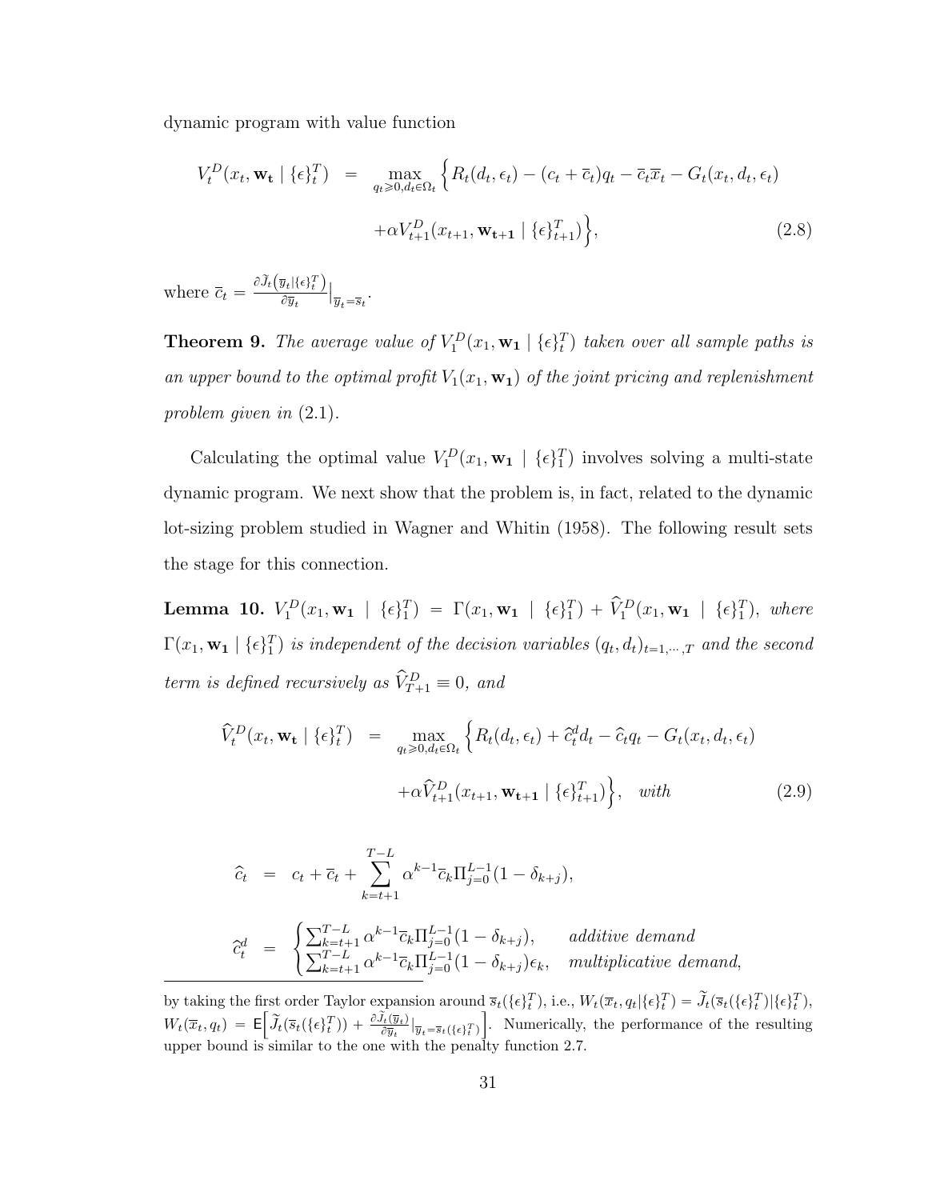dynamic program with value function

$$
\begin{aligned}
V_t^D(x_t, \mathbf{w_t} \mid \{\epsilon\}_t^T) &= \max_{q_t \geqslant 0, d_t \in \Omega_t} \Big\{ R_t(d_t, \epsilon_t) - (c_t + \overline{c}_t) q_t - \overline{c}_t \overline{x}_t - G_t(x_t, d_t, \epsilon_t) \\
&\quad + \alpha V_{t+1}^D(x_{t+1}, \mathbf{w_{t+1}} \mid \{\epsilon\}_{t+1}^T) \Big\}, \qquad (2.8)
\end{aligned}
$$

where $\overline{c}_t = \frac{\partial \widetilde{J}_t\left(\overline{y}_t \mid \{\epsilon\}_t^T\right)}{\partial \overline{y}_t}\Big|_{\overline{y}_t = \overline{s}_t}$.

**Theorem 9.** *The average value of $V_1^D(x_1, \mathbf{w_1} \mid \{\epsilon\}_t^T)$ taken over all sample paths is an upper bound to the optimal profit $V_1(x_1, \mathbf{w_1})$ of the joint pricing and replenishment problem given in* (2.1)*.*

Calculating the optimal value $V_1^D(x_1, \mathbf{w_1} \mid \{\epsilon\}_1^T)$ involves solving a multi-state dynamic program. We next show that the problem is, in fact, related to the dynamic lot-sizing problem studied in Wagner and Whitin (1958). The following result sets the stage for this connection.

**Lemma 10.** *$V_1^D(x_1, \mathbf{w_1} \mid \{\epsilon\}_1^T) = \Gamma(x_1, \mathbf{w_1} \mid \{\epsilon\}_1^T) + \widehat{V}_1^D(x_1, \mathbf{w_1} \mid \{\epsilon\}_1^T)$, where $\Gamma(x_1, \mathbf{w_1} \mid \{\epsilon\}_1^T)$ is independent of the decision variables $(q_t, d_t)_{t=1,\cdots,T}$ and the second term is defined recursively as $\widehat{V}_{T+1}^D \equiv 0$, and*

$$
\begin{aligned}
\widehat{V}_t^D(x_t, \mathbf{w_t} \mid \{\epsilon\}_t^T) &= \max_{q_t \geqslant 0, d_t \in \Omega_t} \Big\{ R_t(d_t, \epsilon_t) + \widehat{c}_t^d d_t - \widehat{c}_t q_t - G_t(x_t, d_t, \epsilon_t) \\
&\quad + \alpha \widehat{V}_{t+1}^D(x_{t+1}, \mathbf{w_{t+1}} \mid \{\epsilon\}_{t+1}^T) \Big\}, \quad \textit{with} \qquad (2.9)
\end{aligned}
$$

$$
\widehat{c}_t = c_t + \overline{c}_t + \sum_{k=t+1}^{T-L} \alpha^{k-1} \overline{c}_k \Pi_{j=0}^{L-1} (1 - \delta_{k+j}),
$$

$$
\widehat{c}_t^d = \begin{cases} \sum_{k=t+1}^{T-L} \alpha^{k-1} \overline{c}_k \Pi_{j=0}^{L-1} (1 - \delta_{k+j}), & \textit{additive demand} \\ \sum_{k=t+1}^{T-L} \alpha^{k-1} \overline{c}_k \Pi_{j=0}^{L-1} (1 - \delta_{k+j}) \epsilon_k, & \textit{multiplicative demand}, \end{cases}
$$

---

by taking the first order Taylor expansion around $\overline{s}_t(\{\epsilon\}_t^T)$, i.e., $W_t(\overline{x}_t, q_t \mid \{\epsilon\}_t^T) = \widetilde{J}_t(\overline{s}_t(\{\epsilon\}_t^T) \mid \{\epsilon\}_t^T)$, $W_t(\overline{x}_t, q_t) = \mathsf{E}\Big[\widetilde{J}_t(\overline{s}_t(\{\epsilon\}_t^T)) + \frac{\partial \widetilde{J}_t(\overline{y}_t)}{\partial \overline{y}_t}\big|_{\overline{y}_t = \overline{s}_t(\{\epsilon\}_t^T)}\Big]$. Numerically, the performance of the resulting upper bound is similar to the one with the penalty function 2.7.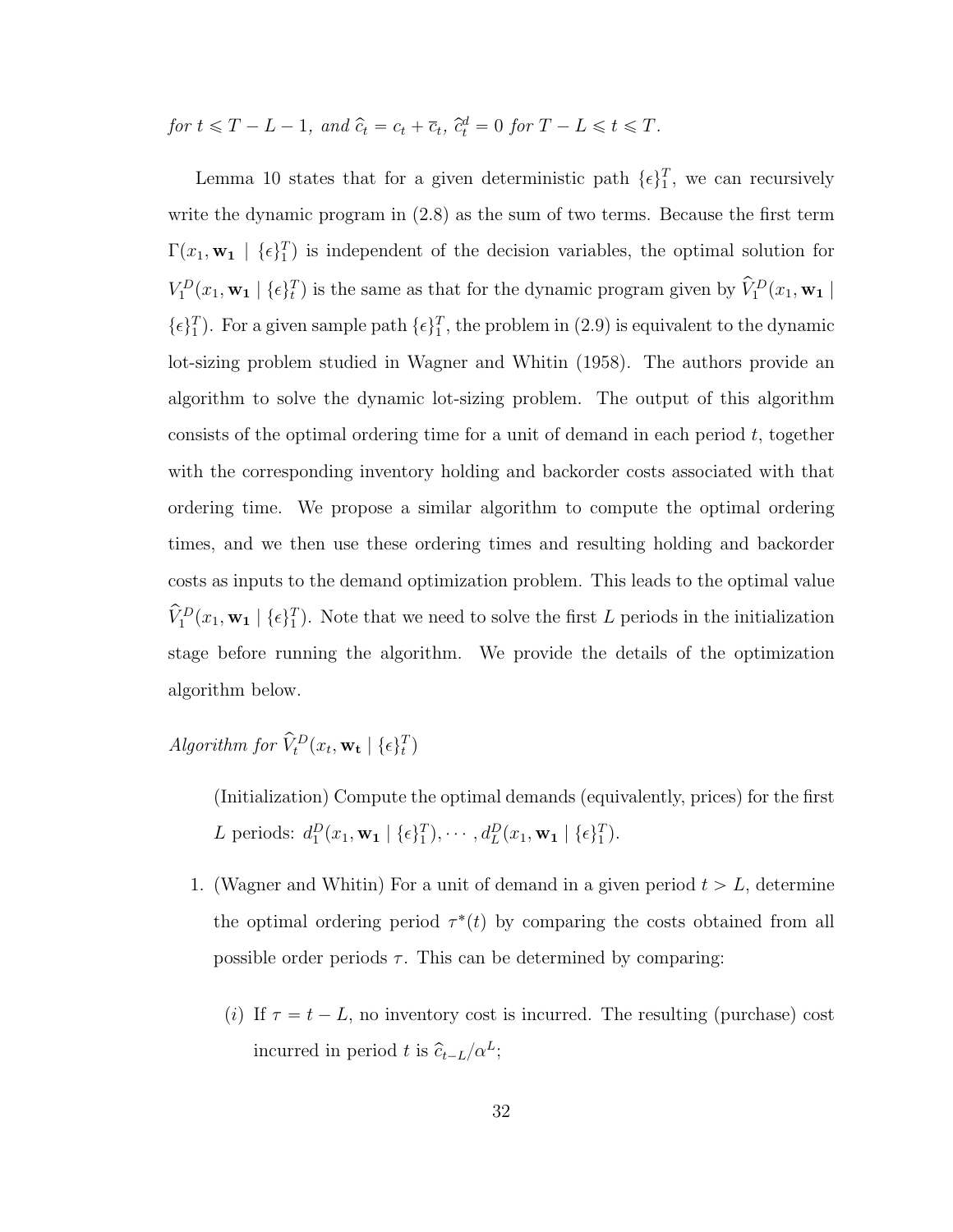*for $t \leqslant T-L-1$, and $\widehat{c}_t = c_t + \overline{c}_t$, $\widehat{c}^d_t = 0$ for $T-L \leqslant t \leqslant T$.*

Lemma 10 states that for a given deterministic path $\{\epsilon\}_1^T$, we can recursively write the dynamic program in (2.8) as the sum of two terms. Because the first term $\Gamma(x_1, \mathbf{w_1} \mid \{\epsilon\}_1^T)$ is independent of the decision variables, the optimal solution for $V_1^D(x_1, \mathbf{w_1} \mid \{\epsilon\}_t^T)$ is the same as that for the dynamic program given by $\widehat{V}_1^D(x_1, \mathbf{w_1} \mid \{\epsilon\}_1^T)$. For a given sample path $\{\epsilon\}_1^T$, the problem in (2.9) is equivalent to the dynamic lot-sizing problem studied in Wagner and Whitin (1958). The authors provide an algorithm to solve the dynamic lot-sizing problem. The output of this algorithm consists of the optimal ordering time for a unit of demand in each period $t$, together with the corresponding inventory holding and backorder costs associated with that ordering time. We propose a similar algorithm to compute the optimal ordering times, and we then use these ordering times and resulting holding and backorder costs as inputs to the demand optimization problem. This leads to the optimal value $\widehat{V}_1^D(x_1, \mathbf{w_1} \mid \{\epsilon\}_1^T)$. Note that we need to solve the first $L$ periods in the initialization stage before running the algorithm. We provide the details of the optimization algorithm below.

*Algorithm for $\widehat{V}_t^D(x_t, \mathbf{w_t} \mid \{\epsilon\}_t^T)$*

(Initialization) Compute the optimal demands (equivalently, prices) for the first $L$ periods: $d_1^D(x_1, \mathbf{w_1} \mid \{\epsilon\}_1^T), \cdots, d_L^D(x_1, \mathbf{w_1} \mid \{\epsilon\}_1^T)$.

1. (Wagner and Whitin) For a unit of demand in a given period $t > L$, determine the optimal ordering period $\tau^*(t)$ by comparing the costs obtained from all possible order periods $\tau$. This can be determined by comparing:

   $(i)$ If $\tau = t - L$, no inventory cost is incurred. The resulting (purchase) cost incurred in period $t$ is $\widehat{c}_{t-L}/\alpha^L$;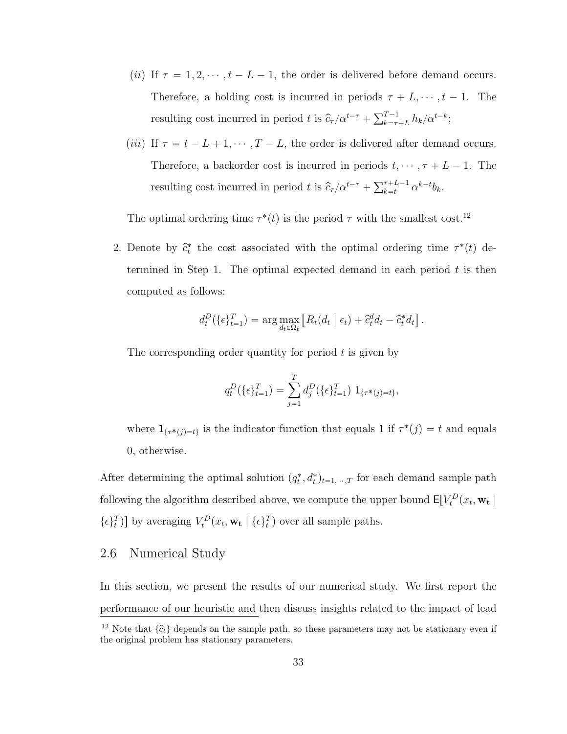(*ii*) If $\tau = 1, 2, \cdots, t-L-1$, the order is delivered before demand occurs. Therefore, a holding cost is incurred in periods $\tau + L, \cdots, t-1$. The resulting cost incurred in period $t$ is $\widehat{c}_\tau / \alpha^{t-\tau} + \sum_{k=\tau+L}^{T-1} h_k / \alpha^{t-k}$;

(*iii*) If $\tau = t-L+1, \cdots, T-L$, the order is delivered after demand occurs. Therefore, a backorder cost is incurred in periods $t, \cdots, \tau + L - 1$. The resulting cost incurred in period $t$ is $\widehat{c}_\tau / \alpha^{t-\tau} + \sum_{k=t}^{\tau+L-1} \alpha^{k-t} b_k$.

The optimal ordering time $\tau^*(t)$ is the period $\tau$ with the smallest cost.[12]

2. Denote by $\widehat{c}_t^*$ the cost associated with the optimal ordering time $\tau^*(t)$ determined in Step 1. The optimal expected demand in each period $t$ is then computed as follows:

$$d_t^D(\{\epsilon\}_{t=1}^T) = \arg\max_{d_t \in \Omega_t} \left[ R_t(d_t \mid \epsilon_t) + \widehat{c}_t^d d_t - \widehat{c}_t^* d_t \right].$$

The corresponding order quantity for period $t$ is given by

$$q_t^D(\{\epsilon\}_{t=1}^T) = \sum_{j=1}^T d_j^D(\{\epsilon\}_{t=1}^T) \; 1_{\{\tau^*(j)=t\}},$$

where $1_{\{\tau^*(j)=t\}}$ is the indicator function that equals 1 if $\tau^*(j) = t$ and equals 0, otherwise.

After determining the optimal solution $(q_t^*, d_t^*)_{t=1,\cdots,T}$ for each demand sample path following the algorithm described above, we compute the upper bound $\mathsf{E}[V_t^D(x_t, \mathbf{w_t} \mid \{\epsilon\}_t^T)]$ by averaging $V_t^D(x_t, \mathbf{w_t} \mid \{\epsilon\}_t^T)$ over all sample paths.

## 2.6 Numerical Study

In this section, we present the results of our numerical study. We first report the performance of our heuristic and then discuss insights related to the impact of lead

[12] Note that $\{\widehat{c}_t\}$ depends on the sample path, so these parameters may not be stationary even if the original problem has stationary parameters.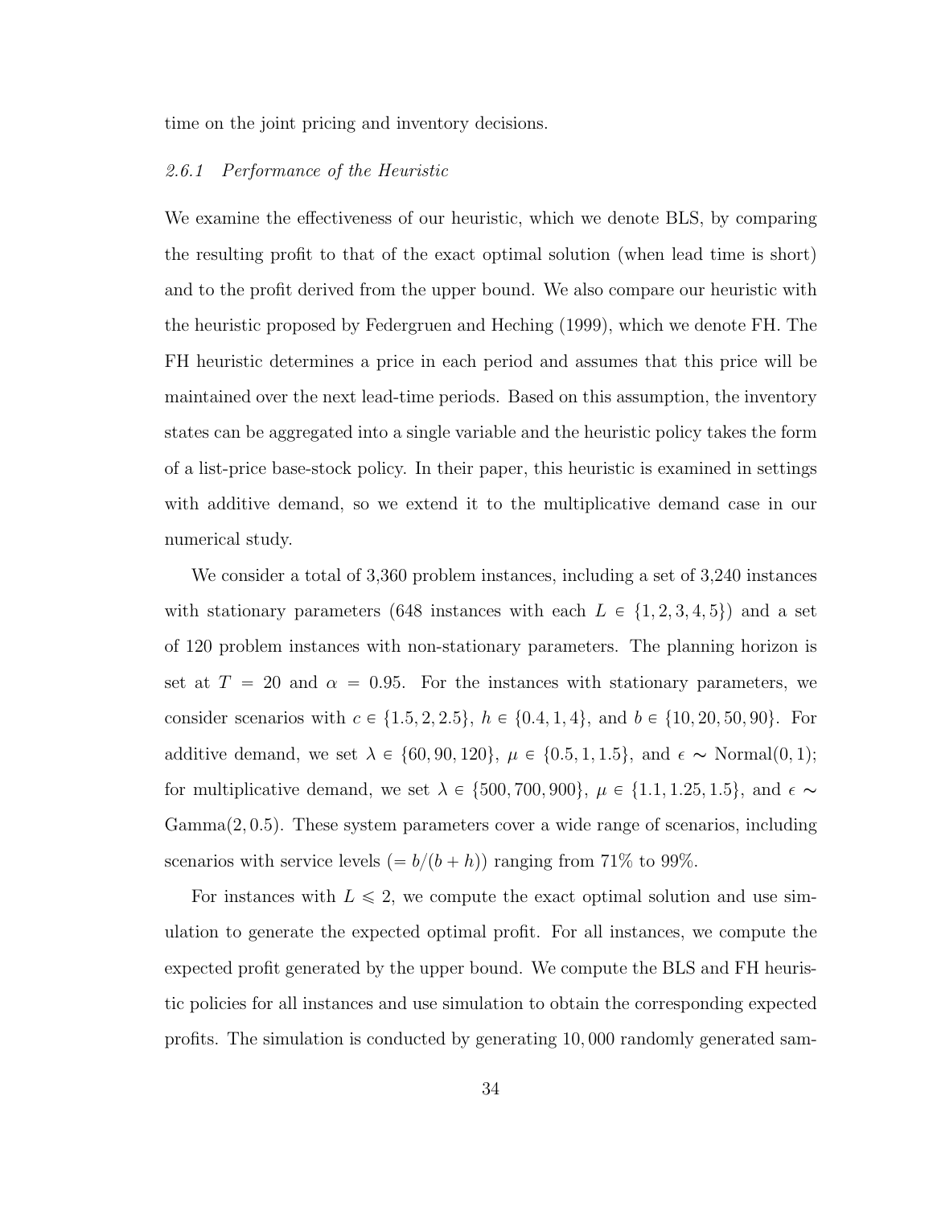time on the joint pricing and inventory decisions.

### *2.6.1 Performance of the Heuristic*

We examine the effectiveness of our heuristic, which we denote BLS, by comparing the resulting profit to that of the exact optimal solution (when lead time is short) and to the profit derived from the upper bound. We also compare our heuristic with the heuristic proposed by Federgruen and Heching (1999), which we denote FH. The FH heuristic determines a price in each period and assumes that this price will be maintained over the next lead-time periods. Based on this assumption, the inventory states can be aggregated into a single variable and the heuristic policy takes the form of a list-price base-stock policy. In their paper, this heuristic is examined in settings with additive demand, so we extend it to the multiplicative demand case in our numerical study.

We consider a total of 3,360 problem instances, including a set of 3,240 instances with stationary parameters (648 instances with each $L \in \{1, 2, 3, 4, 5\}$) and a set of 120 problem instances with non-stationary parameters. The planning horizon is set at $T = 20$ and $\alpha = 0.95$. For the instances with stationary parameters, we consider scenarios with $c \in \{1.5, 2, 2.5\}$, $h \in \{0.4, 1, 4\}$, and $b \in \{10, 20, 50, 90\}$. For additive demand, we set $\lambda \in \{60, 90, 120\}$, $\mu \in \{0.5, 1, 1.5\}$, and $\epsilon \sim \text{Normal}(0, 1)$; for multiplicative demand, we set $\lambda \in \{500, 700, 900\}$, $\mu \in \{1.1, 1.25, 1.5\}$, and $\epsilon \sim \text{Gamma}(2, 0.5)$. These system parameters cover a wide range of scenarios, including scenarios with service levels ($= b/(b + h)$) ranging from 71% to 99%.

For instances with $L \leqslant 2$, we compute the exact optimal solution and use simulation to generate the expected optimal profit. For all instances, we compute the expected profit generated by the upper bound. We compute the BLS and FH heuristic policies for all instances and use simulation to obtain the corresponding expected profits. The simulation is conducted by generating 10,000 randomly generated sam-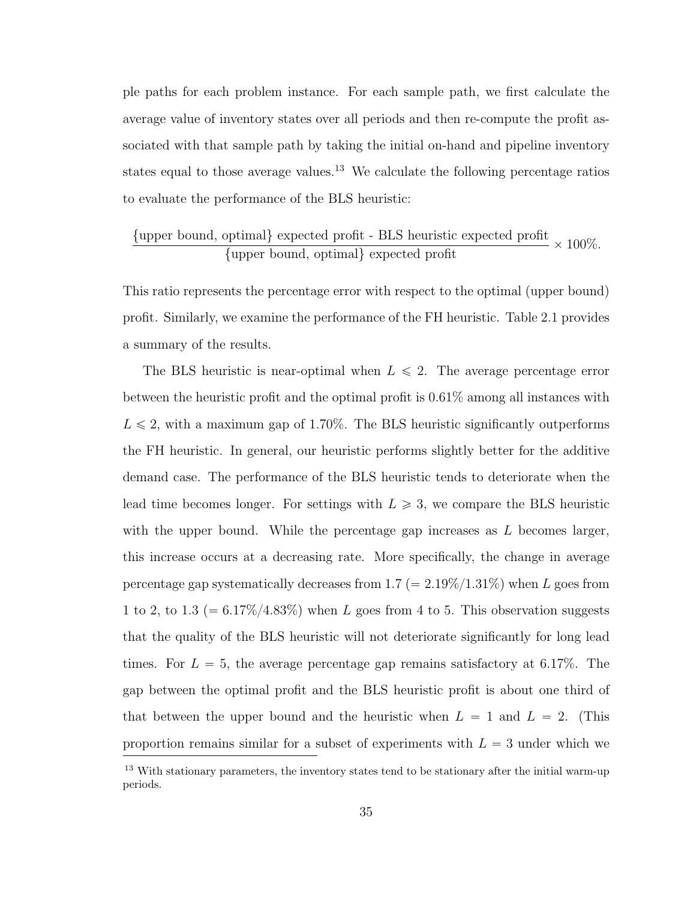ple paths for each problem instance. For each sample path, we first calculate the average value of inventory states over all periods and then re-compute the profit associated with that sample path by taking the initial on-hand and pipeline inventory states equal to those average values.[13] We calculate the following percentage ratios to evaluate the performance of the BLS heuristic:

$$\frac{\{\text{upper bound, optimal}\}\text{ expected profit - BLS heuristic expected profit}}{\{\text{upper bound, optimal}\}\text{ expected profit}} \times 100\%.$$

This ratio represents the percentage error with respect to the optimal (upper bound) profit. Similarly, we examine the performance of the FH heuristic. Table 2.1 provides a summary of the results.

The BLS heuristic is near-optimal when $L \leqslant 2$. The average percentage error between the heuristic profit and the optimal profit is 0.61% among all instances with $L \leqslant 2$, with a maximum gap of 1.70%. The BLS heuristic significantly outperforms the FH heuristic. In general, our heuristic performs slightly better for the additive demand case. The performance of the BLS heuristic tends to deteriorate when the lead time becomes longer. For settings with $L \geqslant 3$, we compare the BLS heuristic with the upper bound. While the percentage gap increases as $L$ becomes larger, this increase occurs at a decreasing rate. More specifically, the change in average percentage gap systematically decreases from 1.7 (= 2.19%/1.31%) when $L$ goes from 1 to 2, to 1.3 (= 6.17%/4.83%) when $L$ goes from 4 to 5. This observation suggests that the quality of the BLS heuristic will not deteriorate significantly for long lead times. For $L = 5$, the average percentage gap remains satisfactory at 6.17%. The gap between the optimal profit and the BLS heuristic profit is about one third of that between the upper bound and the heuristic when $L = 1$ and $L = 2$. (This proportion remains similar for a subset of experiments with $L = 3$ under which we

[13] With stationary parameters, the inventory states tend to be stationary after the initial warm-up periods.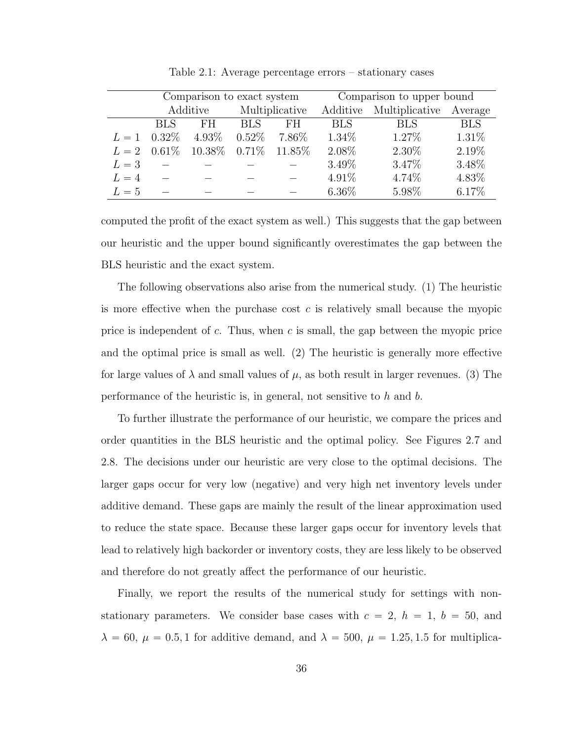Table 2.1: Average percentage errors – stationary cases

| | Comparison to exact system | | | | Comparison to upper bound | | |
|---|---|---|---|---|---|---|---|
| | Additive | | Multiplicative | | Additive | Multiplicative | Average |
| | BLS | FH | BLS | FH | BLS | BLS | BLS |
| $L = 1$ | 0.32% | 4.93% | 0.52% | 7.86% | 1.34% | 1.27% | 1.31% |
| $L = 2$ | 0.61% | 10.38% | 0.71% | 11.85% | 2.08% | 2.30% | 2.19% |
| $L = 3$ | – | – | – | – | 3.49% | 3.47% | 3.48% |
| $L = 4$ | – | – | – | – | 4.91% | 4.74% | 4.83% |
| $L = 5$ | – | – | – | – | 6.36% | 5.98% | 6.17% |

computed the profit of the exact system as well.) This suggests that the gap between our heuristic and the upper bound significantly overestimates the gap between the BLS heuristic and the exact system.

The following observations also arise from the numerical study. (1) The heuristic is more effective when the purchase cost $c$ is relatively small because the myopic price is independent of $c$. Thus, when $c$ is small, the gap between the myopic price and the optimal price is small as well. (2) The heuristic is generally more effective for large values of $\lambda$ and small values of $\mu$, as both result in larger revenues. (3) The performance of the heuristic is, in general, not sensitive to $h$ and $b$.

To further illustrate the performance of our heuristic, we compare the prices and order quantities in the BLS heuristic and the optimal policy. See Figures 2.7 and 2.8. The decisions under our heuristic are very close to the optimal decisions. The larger gaps occur for very low (negative) and very high net inventory levels under additive demand. These gaps are mainly the result of the linear approximation used to reduce the state space. Because these larger gaps occur for inventory levels that lead to relatively high backorder or inventory costs, they are less likely to be observed and therefore do not greatly affect the performance of our heuristic.

Finally, we report the results of the numerical study for settings with non-stationary parameters. We consider base cases with $c = 2$, $h = 1$, $b = 50$, and $\lambda = 60$, $\mu = 0.5, 1$ for additive demand, and $\lambda = 500$, $\mu = 1.25, 1.5$ for multiplica-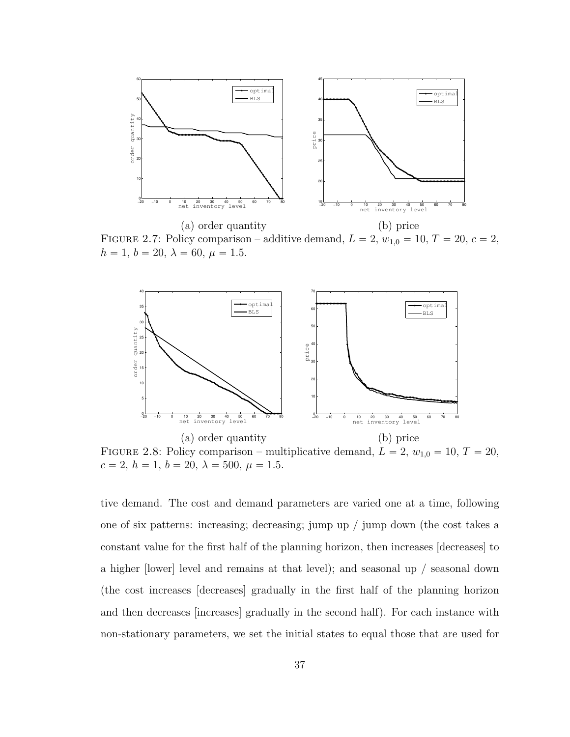(a) order quantity (b) price

FIGURE 2.7: Policy comparison – additive demand, $L = 2$, $w_{1,0} = 10$, $T = 20$, $c = 2$, $h = 1$, $b = 20$, $\lambda = 60$, $\mu = 1.5$.

(a) order quantity (b) price

FIGURE 2.8: Policy comparison – multiplicative demand, $L = 2$, $w_{1,0} = 10$, $T = 20$, $c = 2$, $h = 1$, $b = 20$, $\lambda = 500$, $\mu = 1.5$.

tive demand. The cost and demand parameters are varied one at a time, following one of six patterns: increasing; decreasing; jump up / jump down (the cost takes a constant value for the first half of the planning horizon, then increases [decreases] to a higher [lower] level and remains at that level); and seasonal up / seasonal down (the cost increases [decreases] gradually in the first half of the planning horizon and then decreases [increases] gradually in the second half). For each instance with non-stationary parameters, we set the initial states to equal those that are used for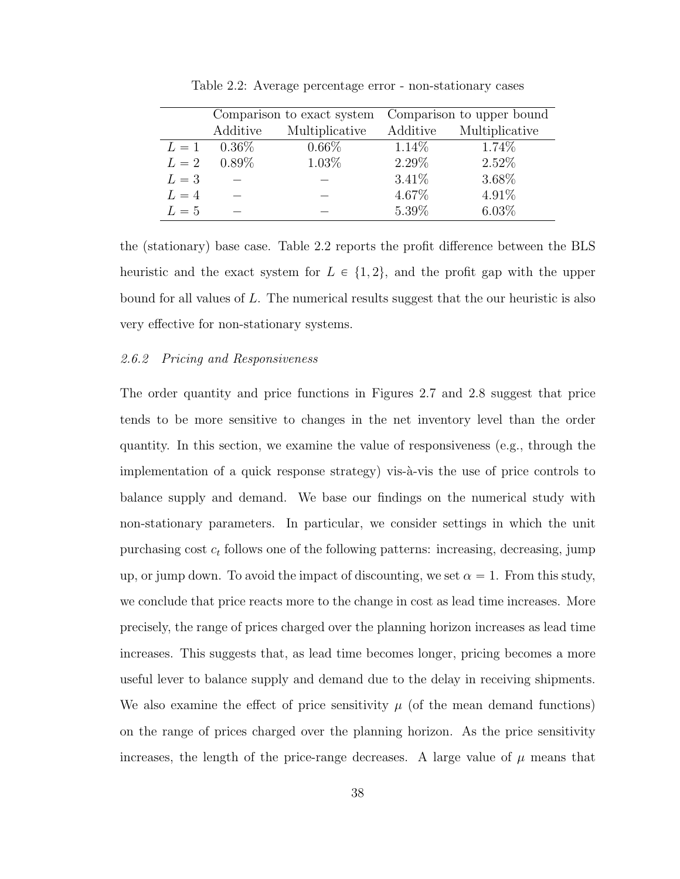Table 2.2: Average percentage error - non-stationary cases

| | Comparison to exact system | | Comparison to upper bound | |
|---|---|---|---|---|
| | Additive | Multiplicative | Additive | Multiplicative |
| $L = 1$ | 0.36% | 0.66% | 1.14% | 1.74% |
| $L = 2$ | 0.89% | 1.03% | 2.29% | 2.52% |
| $L = 3$ | – | – | 3.41% | 3.68% |
| $L = 4$ | – | – | 4.67% | 4.91% |
| $L = 5$ | – | – | 5.39% | 6.03% |

the (stationary) base case. Table 2.2 reports the profit difference between the BLS heuristic and the exact system for $L \in \{1, 2\}$, and the profit gap with the upper bound for all values of $L$. The numerical results suggest that the our heuristic is also very effective for non-stationary systems.

### *2.6.2 Pricing and Responsiveness*

The order quantity and price functions in Figures 2.7 and 2.8 suggest that price tends to be more sensitive to changes in the net inventory level than the order quantity. In this section, we examine the value of responsiveness (e.g., through the implementation of a quick response strategy) vis-à-vis the use of price controls to balance supply and demand. We base our findings on the numerical study with non-stationary parameters. In particular, we consider settings in which the unit purchasing cost $c_t$ follows one of the following patterns: increasing, decreasing, jump up, or jump down. To avoid the impact of discounting, we set $\alpha = 1$. From this study, we conclude that price reacts more to the change in cost as lead time increases. More precisely, the range of prices charged over the planning horizon increases as lead time increases. This suggests that, as lead time becomes longer, pricing becomes a more useful lever to balance supply and demand due to the delay in receiving shipments. We also examine the effect of price sensitivity $\mu$ (of the mean demand functions) on the range of prices charged over the planning horizon. As the price sensitivity increases, the length of the price-range decreases. A large value of $\mu$ means that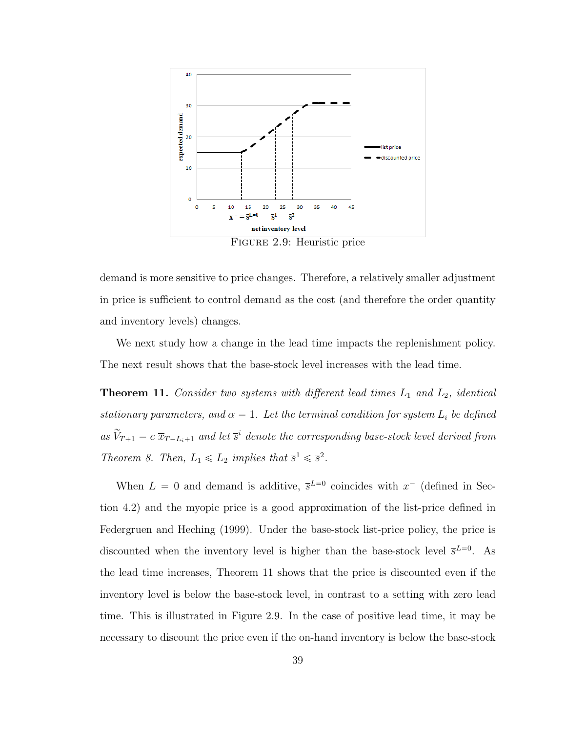FIGURE 2.9: Heuristic price

demand is more sensitive to price changes. Therefore, a relatively smaller adjustment in price is sufficient to control demand as the cost (and therefore the order quantity and inventory levels) changes.

We next study how a change in the lead time impacts the replenishment policy. The next result shows that the base-stock level increases with the lead time.

**Theorem 11.** *Consider two systems with different lead times $L_1$ and $L_2$, identical stationary parameters, and $\alpha = 1$. Let the terminal condition for system $L_i$ be defined as $\widetilde{V}_{T+1} = c\, \overline{x}_{T-L_i+1}$ and let $\overline{s}^i$ denote the corresponding base-stock level derived from Theorem 8. Then, $L_1 \leqslant L_2$ implies that $\overline{s}^1 \leqslant \overline{s}^2$.*

When $L = 0$ and demand is additive, $\overline{s}^{L=0}$ coincides with $x^-$ (defined in Section 4.2) and the myopic price is a good approximation of the list-price defined in Federgruen and Heching (1999). Under the base-stock list-price policy, the price is discounted when the inventory level is higher than the base-stock level $\overline{s}^{L=0}$. As the lead time increases, Theorem 11 shows that the price is discounted even if the inventory level is below the base-stock level, in contrast to a setting with zero lead time. This is illustrated in Figure 2.9. In the case of positive lead time, it may be necessary to discount the price even if the on-hand inventory is below the base-stock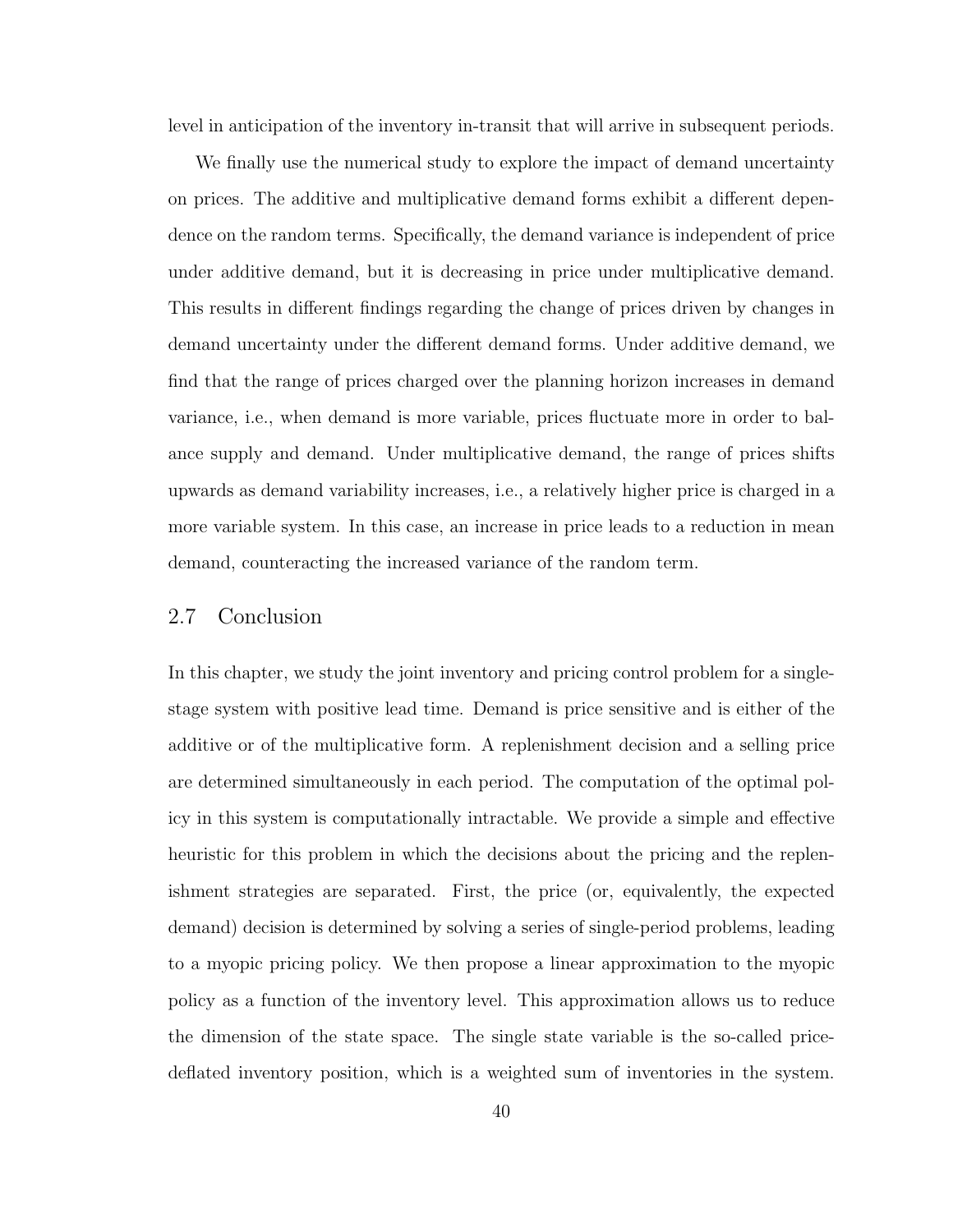level in anticipation of the inventory in-transit that will arrive in subsequent periods.

We finally use the numerical study to explore the impact of demand uncertainty on prices. The additive and multiplicative demand forms exhibit a different dependence on the random terms. Specifically, the demand variance is independent of price under additive demand, but it is decreasing in price under multiplicative demand. This results in different findings regarding the change of prices driven by changes in demand uncertainty under the different demand forms. Under additive demand, we find that the range of prices charged over the planning horizon increases in demand variance, i.e., when demand is more variable, prices fluctuate more in order to balance supply and demand. Under multiplicative demand, the range of prices shifts upwards as demand variability increases, i.e., a relatively higher price is charged in a more variable system. In this case, an increase in price leads to a reduction in mean demand, counteracting the increased variance of the random term.

## 2.7 Conclusion

In this chapter, we study the joint inventory and pricing control problem for a single-stage system with positive lead time. Demand is price sensitive and is either of the additive or of the multiplicative form. A replenishment decision and a selling price are determined simultaneously in each period. The computation of the optimal policy in this system is computationally intractable. We provide a simple and effective heuristic for this problem in which the decisions about the pricing and the replenishment strategies are separated. First, the price (or, equivalently, the expected demand) decision is determined by solving a series of single-period problems, leading to a myopic pricing policy. We then propose a linear approximation to the myopic policy as a function of the inventory level. This approximation allows us to reduce the dimension of the state space. The single state variable is the so-called price-deflated inventory position, which is a weighted sum of inventories in the system.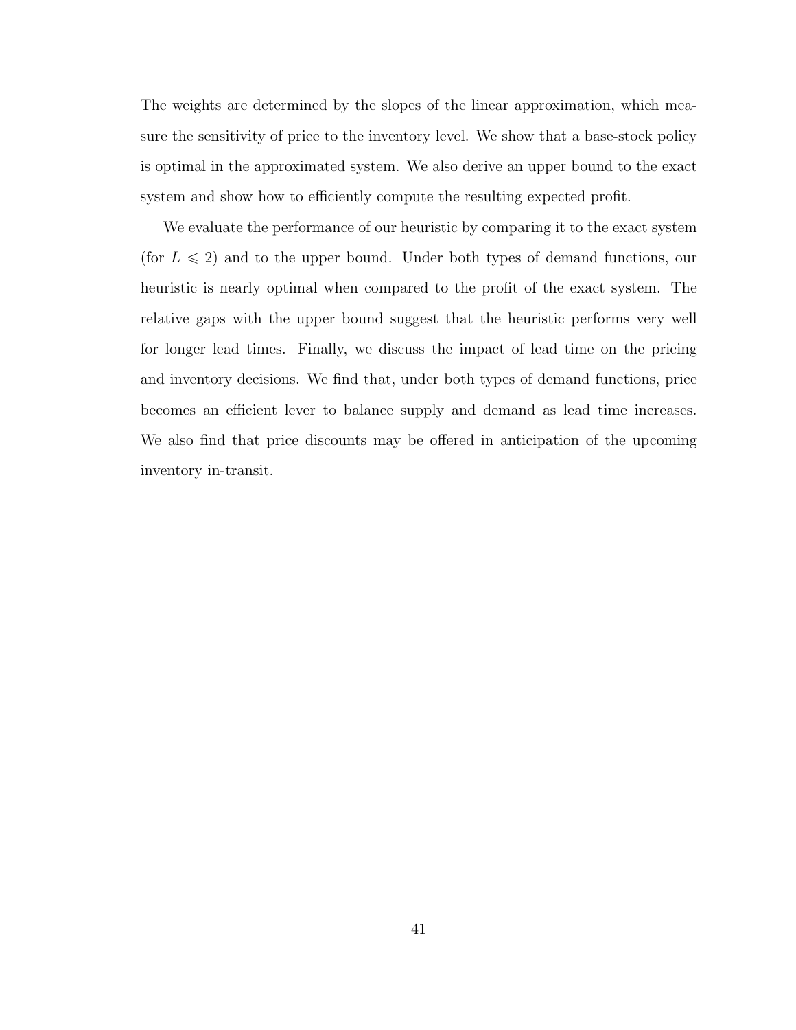The weights are determined by the slopes of the linear approximation, which measure the sensitivity of price to the inventory level. We show that a base-stock policy is optimal in the approximated system. We also derive an upper bound to the exact system and show how to efficiently compute the resulting expected profit.

We evaluate the performance of our heuristic by comparing it to the exact system (for $L \leqslant 2$) and to the upper bound. Under both types of demand functions, our heuristic is nearly optimal when compared to the profit of the exact system. The relative gaps with the upper bound suggest that the heuristic performs very well for longer lead times. Finally, we discuss the impact of lead time on the pricing and inventory decisions. We find that, under both types of demand functions, price becomes an efficient lever to balance supply and demand as lead time increases. We also find that price discounts may be offered in anticipation of the upcoming inventory in-transit.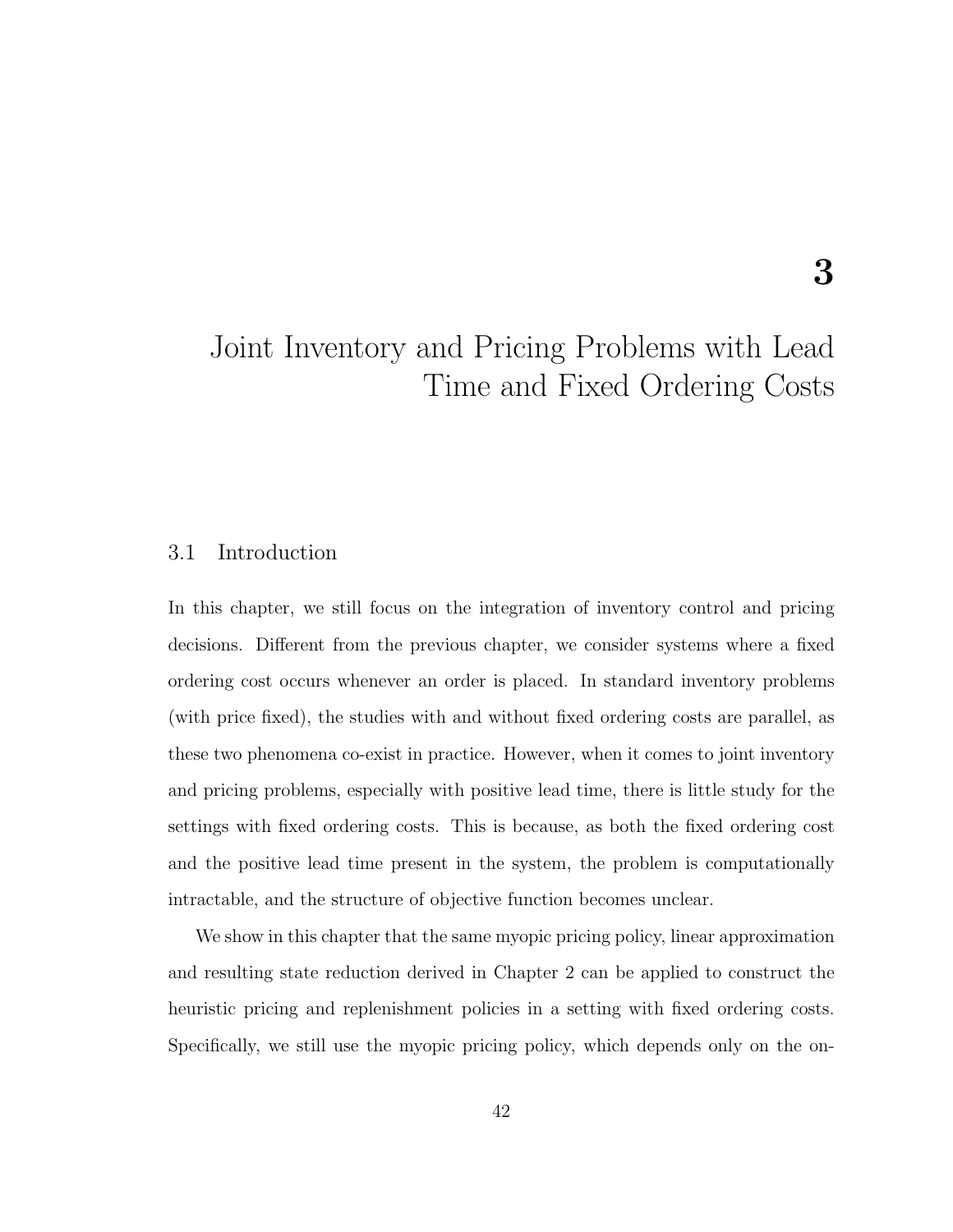# 3

# Joint Inventory and Pricing Problems with Lead Time and Fixed Ordering Costs

## 3.1 Introduction

In this chapter, we still focus on the integration of inventory control and pricing decisions. Different from the previous chapter, we consider systems where a fixed ordering cost occurs whenever an order is placed. In standard inventory problems (with price fixed), the studies with and without fixed ordering costs are parallel, as these two phenomena co-exist in practice. However, when it comes to joint inventory and pricing problems, especially with positive lead time, there is little study for the settings with fixed ordering costs. This is because, as both the fixed ordering cost and the positive lead time present in the system, the problem is computationally intractable, and the structure of objective function becomes unclear.

We show in this chapter that the same myopic pricing policy, linear approximation and resulting state reduction derived in Chapter 2 can be applied to construct the heuristic pricing and replenishment policies in a setting with fixed ordering costs. Specifically, we still use the myopic pricing policy, which depends only on the on-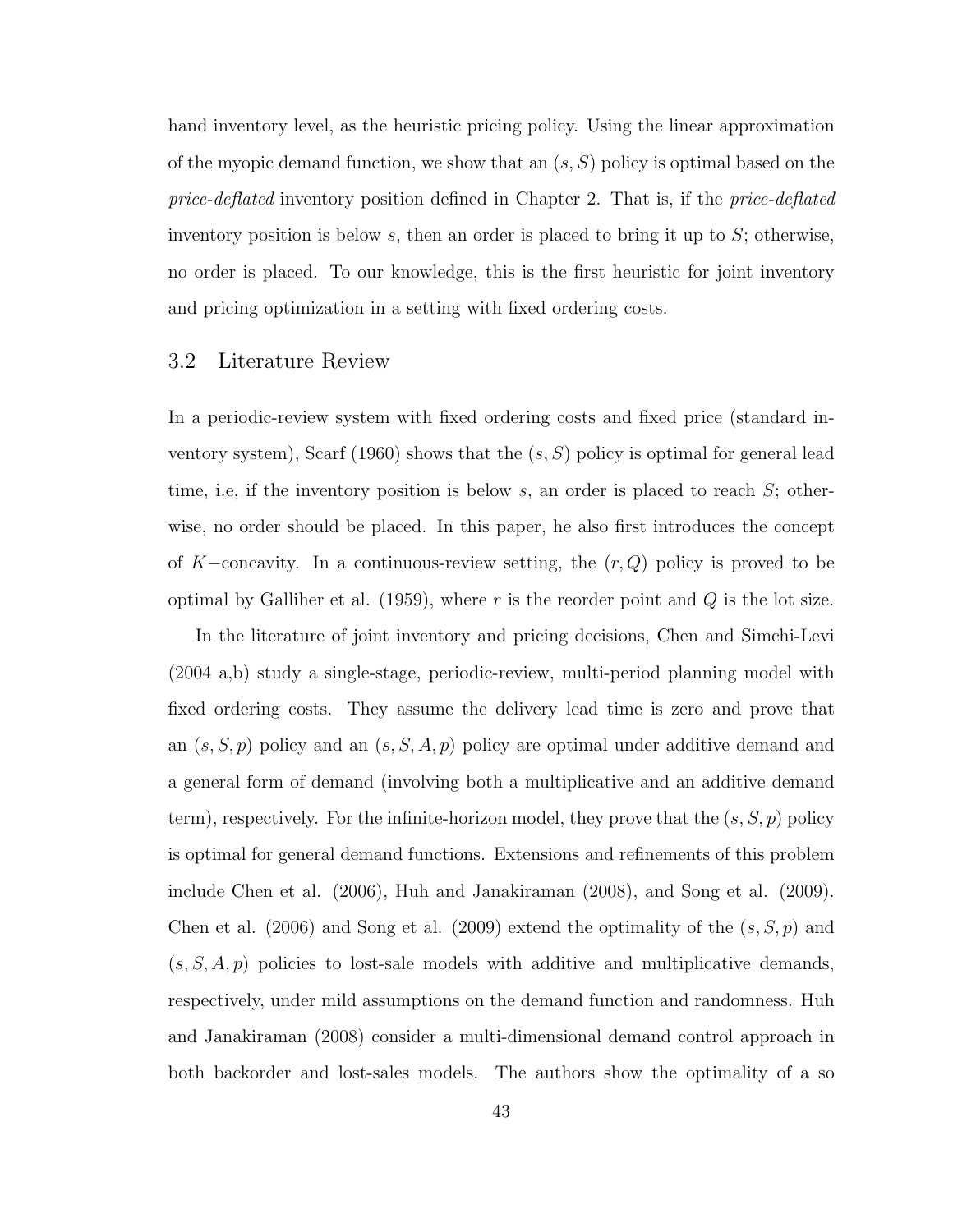hand inventory level, as the heuristic pricing policy. Using the linear approximation of the myopic demand function, we show that an $(s, S)$ policy is optimal based on the *price-deflated* inventory position defined in Chapter 2. That is, if the *price-deflated* inventory position is below $s$, then an order is placed to bring it up to $S$; otherwise, no order is placed. To our knowledge, this is the first heuristic for joint inventory and pricing optimization in a setting with fixed ordering costs.

## 3.2 Literature Review

In a periodic-review system with fixed ordering costs and fixed price (standard inventory system), Scarf (1960) shows that the $(s, S)$ policy is optimal for general lead time, i.e, if the inventory position is below $s$, an order is placed to reach $S$; otherwise, no order should be placed. In this paper, he also first introduces the concept of $K-$concavity. In a continuous-review setting, the $(r, Q)$ policy is proved to be optimal by Galliher et al. (1959), where $r$ is the reorder point and $Q$ is the lot size.

In the literature of joint inventory and pricing decisions, Chen and Simchi-Levi (2004 a,b) study a single-stage, periodic-review, multi-period planning model with fixed ordering costs. They assume the delivery lead time is zero and prove that an $(s, S, p)$ policy and an $(s, S, A, p)$ policy are optimal under additive demand and a general form of demand (involving both a multiplicative and an additive demand term), respectively. For the infinite-horizon model, they prove that the $(s, S, p)$ policy is optimal for general demand functions. Extensions and refinements of this problem include Chen et al. (2006), Huh and Janakiraman (2008), and Song et al. (2009). Chen et al. (2006) and Song et al. (2009) extend the optimality of the $(s, S, p)$ and $(s, S, A, p)$ policies to lost-sale models with additive and multiplicative demands, respectively, under mild assumptions on the demand function and randomness. Huh and Janakiraman (2008) consider a multi-dimensional demand control approach in both backorder and lost-sales models. The authors show the optimality of a so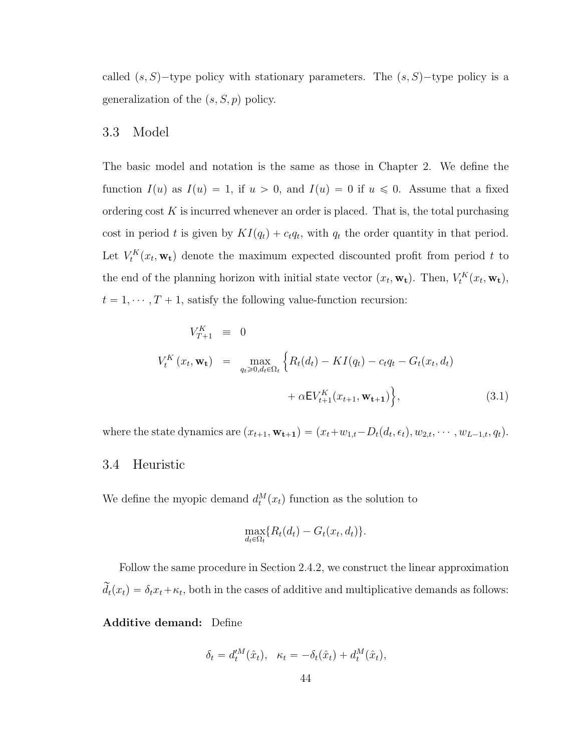called $(s, S)-$type policy with stationary parameters. The $(s, S)-$type policy is a generalization of the $(s, S, p)$ policy.

## 3.3 Model

The basic model and notation is the same as those in Chapter 2. We define the function $I(u)$ as $I(u) = 1$, if $u > 0$, and $I(u) = 0$ if $u \leqslant 0$. Assume that a fixed ordering cost $K$ is incurred whenever an order is placed. That is, the total purchasing cost in period $t$ is given by $KI(q_t) + c_t q_t$, with $q_t$ the order quantity in that period. Let $V_t^K(x_t, \mathbf{w_t})$ denote the maximum expected discounted profit from period $t$ to the end of the planning horizon with initial state vector $(x_t, \mathbf{w_t})$. Then, $V_t^K(x_t, \mathbf{w_t})$, $t = 1, \cdots, T+1$, satisfy the following value-function recursion:

$$
\begin{aligned}
V_{T+1}^K &\equiv 0 \\
V_t^K(x_t, \mathbf{w_t}) &= \max_{q_t \geqslant 0, d_t \in \Omega_t} \Big\{ R_t(d_t) - KI(q_t) - c_t q_t - G_t(x_t, d_t) \\
&\qquad + \alpha \mathsf{E} V_{t+1}^K(x_{t+1}, \mathbf{w_{t+1}}) \Big\}, \qquad (3.1)
\end{aligned}
$$

where the state dynamics are $(x_{t+1}, \mathbf{w_{t+1}}) = (x_t + w_{1,t} - D_t(d_t, \epsilon_t), w_{2,t}, \cdots, w_{L-1,t}, q_t)$.

## 3.4 Heuristic

We define the myopic demand $d_t^M(x_t)$ function as the solution to

$$
\max_{d_t \in \Omega_t} \{R_t(d_t) - G_t(x_t, d_t)\}.
$$

Follow the same procedure in Section 2.4.2, we construct the linear approximation $\widetilde{d}_t(x_t) = \delta_t x_t + \kappa_t$, both in the cases of additive and multiplicative demands as follows:

**Additive demand:** Define

$$
\delta_t = d_t'^M(\hat{x}_t), \quad \kappa_t = -\delta_t(\hat{x}_t) + d_t^M(\hat{x}_t),
$$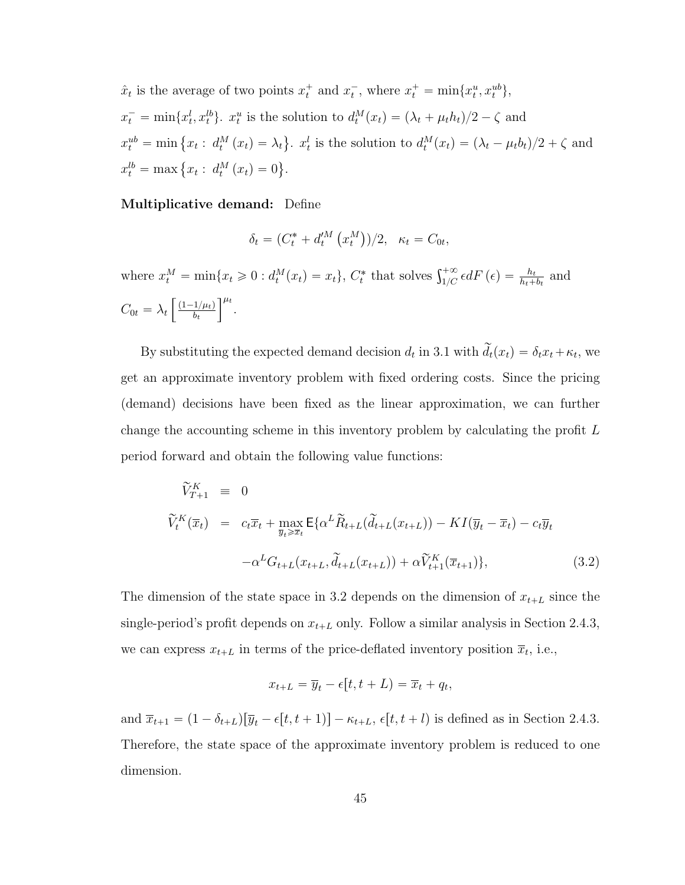$\hat{x}_t$ is the average of two points $x_t^+$ and $x_t^-$, where $x_t^+ = \min\{x_t^u, x_t^{ub}\}$, $x_t^- = \min\{x_t^l, x_t^{lb}\}$. $x_t^u$ is the solution to $d_t^M(x_t) = (\lambda_t + \mu_t h_t)/2 - \zeta$ and $x_t^{ub} = \min\{x_t : d_t^M(x_t) = \lambda_t\}$. $x_t^l$ is the solution to $d_t^M(x_t) = (\lambda_t - \mu_t b_t)/2 + \zeta$ and $x_t^{lb} = \max\{x_t : d_t^M(x_t) = 0\}$.

**Multiplicative demand:** Define

$$\delta_t = (C_t^* + d_t'^M(x_t^M))/2, \quad \kappa_t = C_{0t},$$

where $x_t^M = \min\{x_t \geqslant 0 : d_t^M(x_t) = x_t\}$, $C_t^*$ that solves $\int_{1/C}^{+\infty} \epsilon dF(\epsilon) = \frac{h_t}{h_t + b_t}$ and $C_{0t} = \lambda_t \left[\frac{(1-1/\mu_t)}{b_t}\right]^{\mu_t}$.

By substituting the expected demand decision $d_t$ in 3.1 with $\widetilde{d}_t(x_t) = \delta_t x_t + \kappa_t$, we get an approximate inventory problem with fixed ordering costs. Since the pricing (demand) decisions have been fixed as the linear approximation, we can further change the accounting scheme in this inventory problem by calculating the profit $L$ period forward and obtain the following value functions:

$$\begin{aligned}
\widetilde{V}_{T+1}^K &\equiv 0 \\
\widetilde{V}_t^K(\overline{x}_t) &= c_t \overline{x}_t + \max_{\overline{y}_t \geqslant \overline{x}_t} \mathsf{E}\{\alpha^L \widetilde{R}_{t+L}(\widetilde{d}_{t+L}(x_{t+L})) - KI(\overline{y}_t - \overline{x}_t) - c_t \overline{y}_t \\
&\quad -\alpha^L G_{t+L}(x_{t+L}, \widetilde{d}_{t+L}(x_{t+L})) + \alpha \widetilde{V}_{t+1}^K(\overline{x}_{t+1})\}, \qquad (3.2)
\end{aligned}$$

The dimension of the state space in 3.2 depends on the dimension of $x_{t+L}$ since the single-period's profit depends on $x_{t+L}$ only. Follow a similar analysis in Section 2.4.3, we can express $x_{t+L}$ in terms of the price-deflated inventory position $\overline{x}_t$, i.e.,

$$x_{t+L} = \overline{y}_t - \epsilon[t, t+L) = \overline{x}_t + q_t,$$

and $\overline{x}_{t+1} = (1 - \delta_{t+L})[\overline{y}_t - \epsilon[t, t+1)] - \kappa_{t+L}$, $\epsilon[t, t+l)$ is defined as in Section 2.4.3. Therefore, the state space of the approximate inventory problem is reduced to one dimension.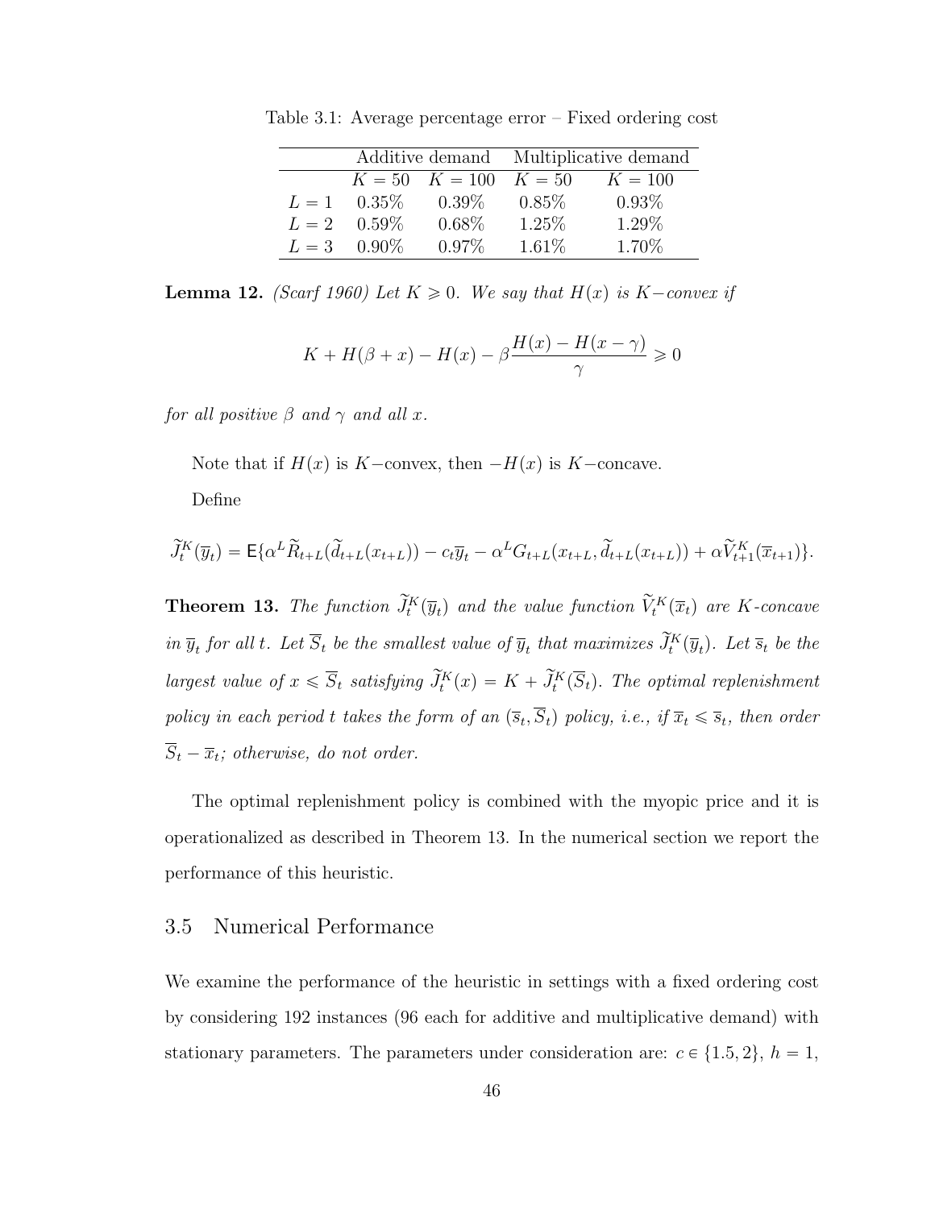Table 3.1: Average percentage error – Fixed ordering cost

| | Additive demand | | Multiplicative demand | |
|---|---|---|---|---|
| | $K = 50$ | $K = 100$ | $K = 50$ | $K = 100$ |
| $L = 1$ | 0.35% | 0.39% | 0.85% | 0.93% |
| $L = 2$ | 0.59% | 0.68% | 1.25% | 1.29% |
| $L = 3$ | 0.90% | 0.97% | 1.61% | 1.70% |

**Lemma 12.** *(Scarf 1960) Let $K \geqslant 0$. We say that $H(x)$ is $K-$convex if*

$$K + H(\beta + x) - H(x) - \beta \frac{H(x) - H(x - \gamma)}{\gamma} \geqslant 0$$

*for all positive $\beta$ and $\gamma$ and all $x$.*

Note that if $H(x)$ is $K-$convex, then $-H(x)$ is $K-$concave.

Define

$$\widetilde{J}_t^K(\overline{y}_t) = \mathsf{E}\{\alpha^L \widetilde{R}_{t+L}(\widetilde{d}_{t+L}(x_{t+L})) - c_t \overline{y}_t - \alpha^L G_{t+L}(x_{t+L}, \widetilde{d}_{t+L}(x_{t+L})) + \alpha \widetilde{V}_{t+1}^K(\overline{x}_{t+1})\}.$$

**Theorem 13.** *The function $\widetilde{J}_t^K(\overline{y}_t)$ and the value function $\widetilde{V}_t^K(\overline{x}_t)$ are $K$-concave in $\overline{y}_t$ for all $t$. Let $\overline{S}_t$ be the smallest value of $\overline{y}_t$ that maximizes $\widetilde{J}_t^K(\overline{y}_t)$. Let $\overline{s}_t$ be the largest value of $x \leqslant \overline{S}_t$ satisfying $\widetilde{J}_t^K(x) = K + \widetilde{J}_t^K(\overline{S}_t)$. The optimal replenishment policy in each period $t$ takes the form of an $(\overline{s}_t, \overline{S}_t)$ policy, i.e., if $\overline{x}_t \leqslant \overline{s}_t$, then order $\overline{S}_t - \overline{x}_t$; otherwise, do not order.*

The optimal replenishment policy is combined with the myopic price and it is operationalized as described in Theorem 13. In the numerical section we report the performance of this heuristic.

## 3.5 Numerical Performance

We examine the performance of the heuristic in settings with a fixed ordering cost by considering 192 instances (96 each for additive and multiplicative demand) with stationary parameters. The parameters under consideration are: $c \in \{1.5, 2\}$, $h = 1$,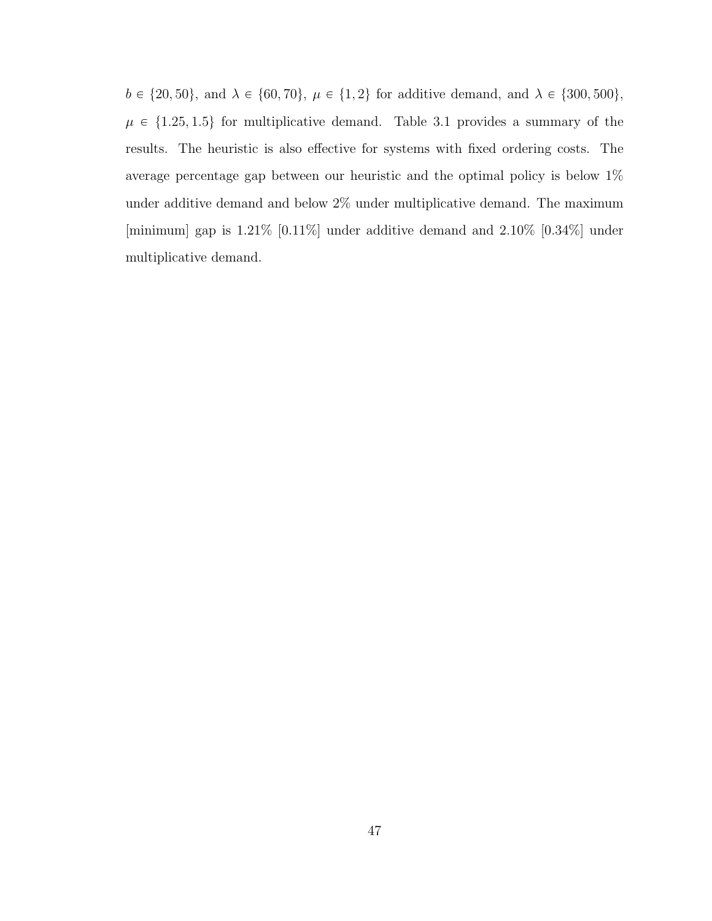$b \in \{20, 50\}$, and $\lambda \in \{60, 70\}$, $\mu \in \{1, 2\}$ for additive demand, and $\lambda \in \{300, 500\}$, $\mu \in \{1.25, 1.5\}$ for multiplicative demand. Table 3.1 provides a summary of the results. The heuristic is also effective for systems with fixed ordering costs. The average percentage gap between our heuristic and the optimal policy is below 1% under additive demand and below 2% under multiplicative demand. The maximum [minimum] gap is 1.21% [0.11%] under additive demand and 2.10% [0.34%] under multiplicative demand.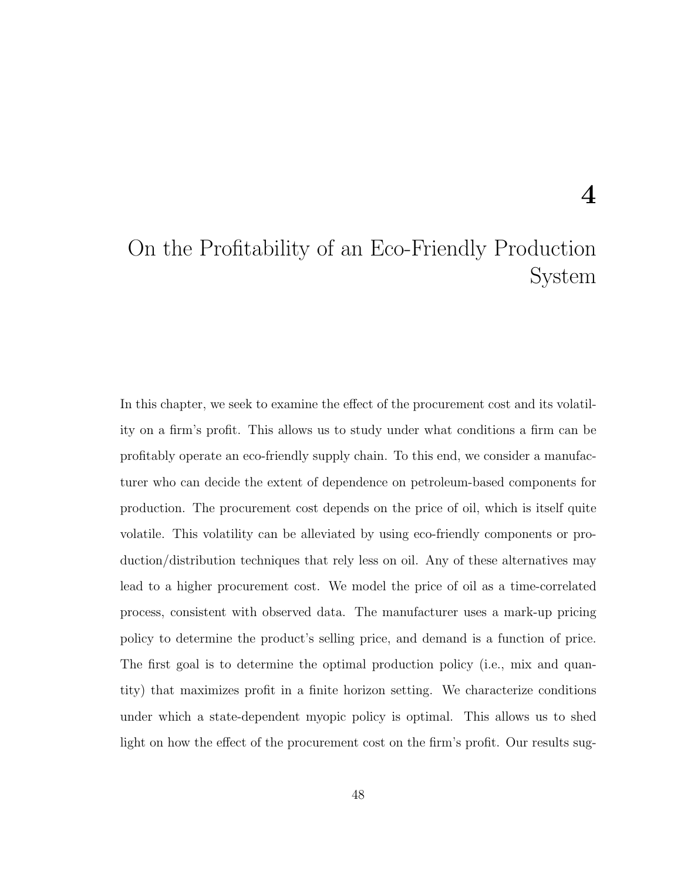# 4

# On the Profitability of an Eco-Friendly Production System

In this chapter, we seek to examine the effect of the procurement cost and its volatility on a firm's profit. This allows us to study under what conditions a firm can be profitably operate an eco-friendly supply chain. To this end, we consider a manufacturer who can decide the extent of dependence on petroleum-based components for production. The procurement cost depends on the price of oil, which is itself quite volatile. This volatility can be alleviated by using eco-friendly components or production/distribution techniques that rely less on oil. Any of these alternatives may lead to a higher procurement cost. We model the price of oil as a time-correlated process, consistent with observed data. The manufacturer uses a mark-up pricing policy to determine the product's selling price, and demand is a function of price. The first goal is to determine the optimal production policy (i.e., mix and quantity) that maximizes profit in a finite horizon setting. We characterize conditions under which a state-dependent myopic policy is optimal. This allows us to shed light on how the effect of the procurement cost on the firm's profit. Our results sug-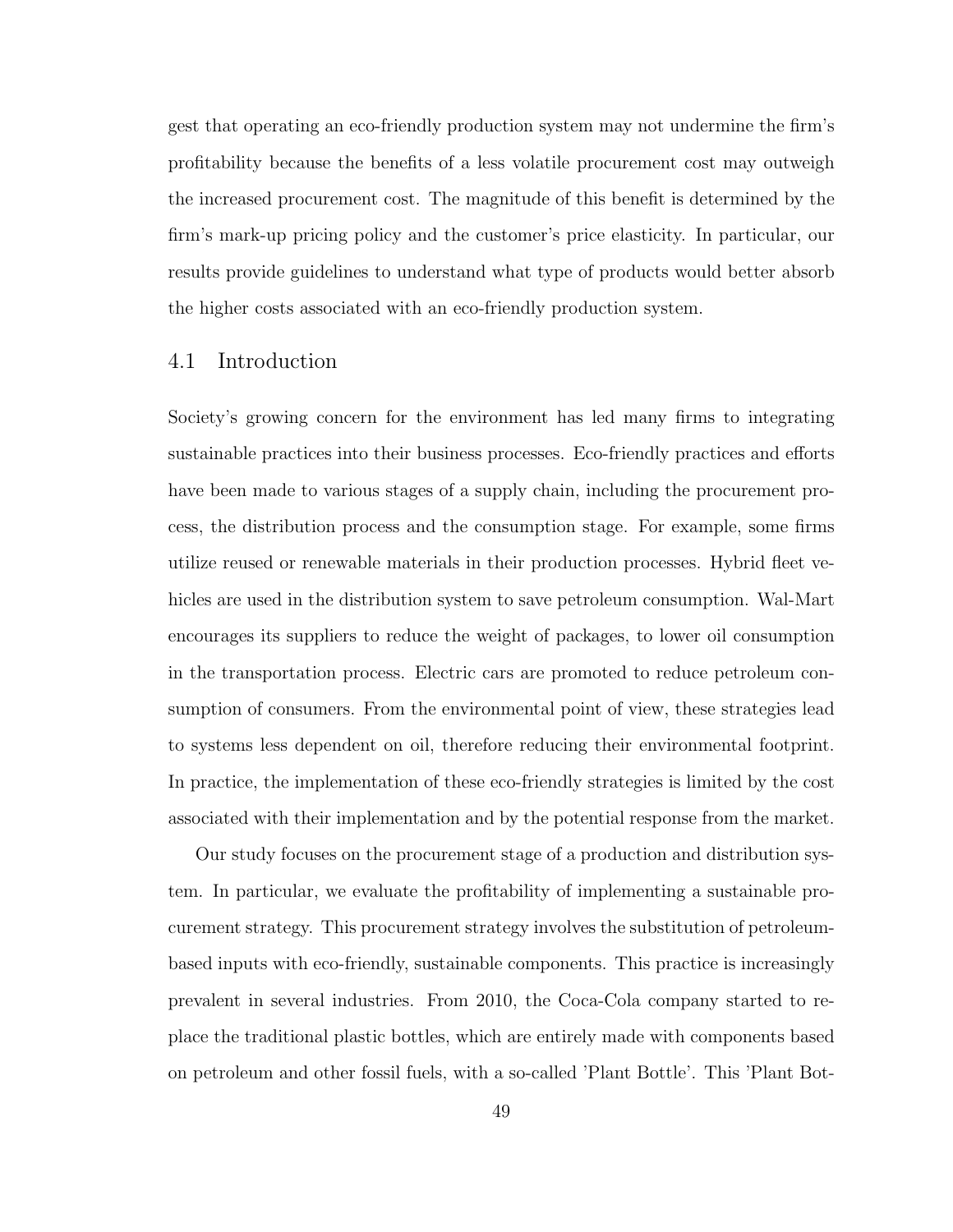gest that operating an eco-friendly production system may not undermine the firm's profitability because the benefits of a less volatile procurement cost may outweigh the increased procurement cost. The magnitude of this benefit is determined by the firm's mark-up pricing policy and the customer's price elasticity. In particular, our results provide guidelines to understand what type of products would better absorb the higher costs associated with an eco-friendly production system.

## 4.1 Introduction

Society's growing concern for the environment has led many firms to integrating sustainable practices into their business processes. Eco-friendly practices and efforts have been made to various stages of a supply chain, including the procurement process, the distribution process and the consumption stage. For example, some firms utilize reused or renewable materials in their production processes. Hybrid fleet vehicles are used in the distribution system to save petroleum consumption. Wal-Mart encourages its suppliers to reduce the weight of packages, to lower oil consumption in the transportation process. Electric cars are promoted to reduce petroleum consumption of consumers. From the environmental point of view, these strategies lead to systems less dependent on oil, therefore reducing their environmental footprint. In practice, the implementation of these eco-friendly strategies is limited by the cost associated with their implementation and by the potential response from the market.

Our study focuses on the procurement stage of a production and distribution system. In particular, we evaluate the profitability of implementing a sustainable procurement strategy. This procurement strategy involves the substitution of petroleum-based inputs with eco-friendly, sustainable components. This practice is increasingly prevalent in several industries. From 2010, the Coca-Cola company started to replace the traditional plastic bottles, which are entirely made with components based on petroleum and other fossil fuels, with a so-called 'Plant Bottle'. This 'Plant Bot-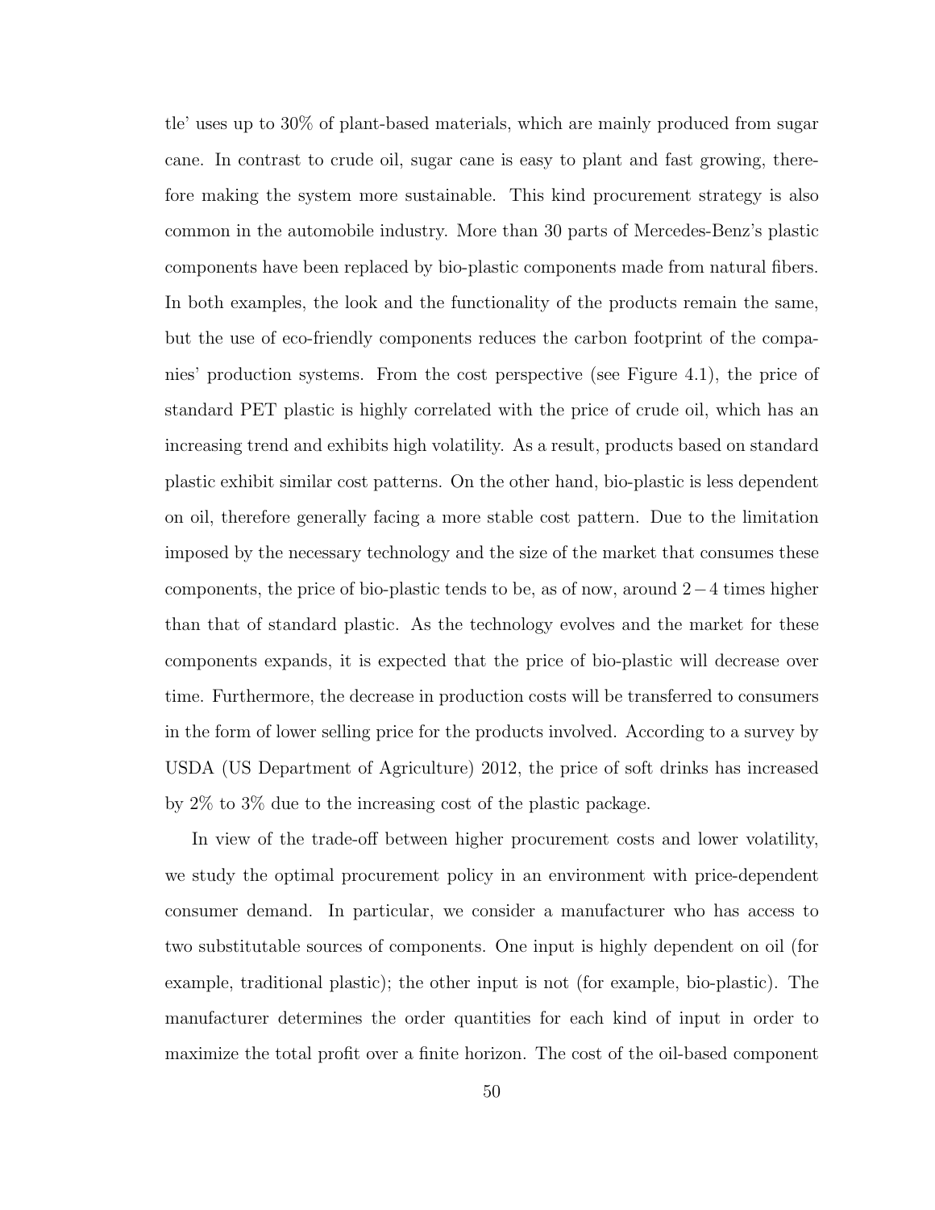tle' uses up to 30% of plant-based materials, which are mainly produced from sugar cane. In contrast to crude oil, sugar cane is easy to plant and fast growing, therefore making the system more sustainable. This kind procurement strategy is also common in the automobile industry. More than 30 parts of Mercedes-Benz's plastic components have been replaced by bio-plastic components made from natural fibers. In both examples, the look and the functionality of the products remain the same, but the use of eco-friendly components reduces the carbon footprint of the companies' production systems. From the cost perspective (see Figure 4.1), the price of standard PET plastic is highly correlated with the price of crude oil, which has an increasing trend and exhibits high volatility. As a result, products based on standard plastic exhibit similar cost patterns. On the other hand, bio-plastic is less dependent on oil, therefore generally facing a more stable cost pattern. Due to the limitation imposed by the necessary technology and the size of the market that consumes these components, the price of bio-plastic tends to be, as of now, around $2-4$ times higher than that of standard plastic. As the technology evolves and the market for these components expands, it is expected that the price of bio-plastic will decrease over time. Furthermore, the decrease in production costs will be transferred to consumers in the form of lower selling price for the products involved. According to a survey by USDA (US Department of Agriculture) 2012, the price of soft drinks has increased by 2% to 3% due to the increasing cost of the plastic package.

In view of the trade-off between higher procurement costs and lower volatility, we study the optimal procurement policy in an environment with price-dependent consumer demand. In particular, we consider a manufacturer who has access to two substitutable sources of components. One input is highly dependent on oil (for example, traditional plastic); the other input is not (for example, bio-plastic). The manufacturer determines the order quantities for each kind of input in order to maximize the total profit over a finite horizon. The cost of the oil-based component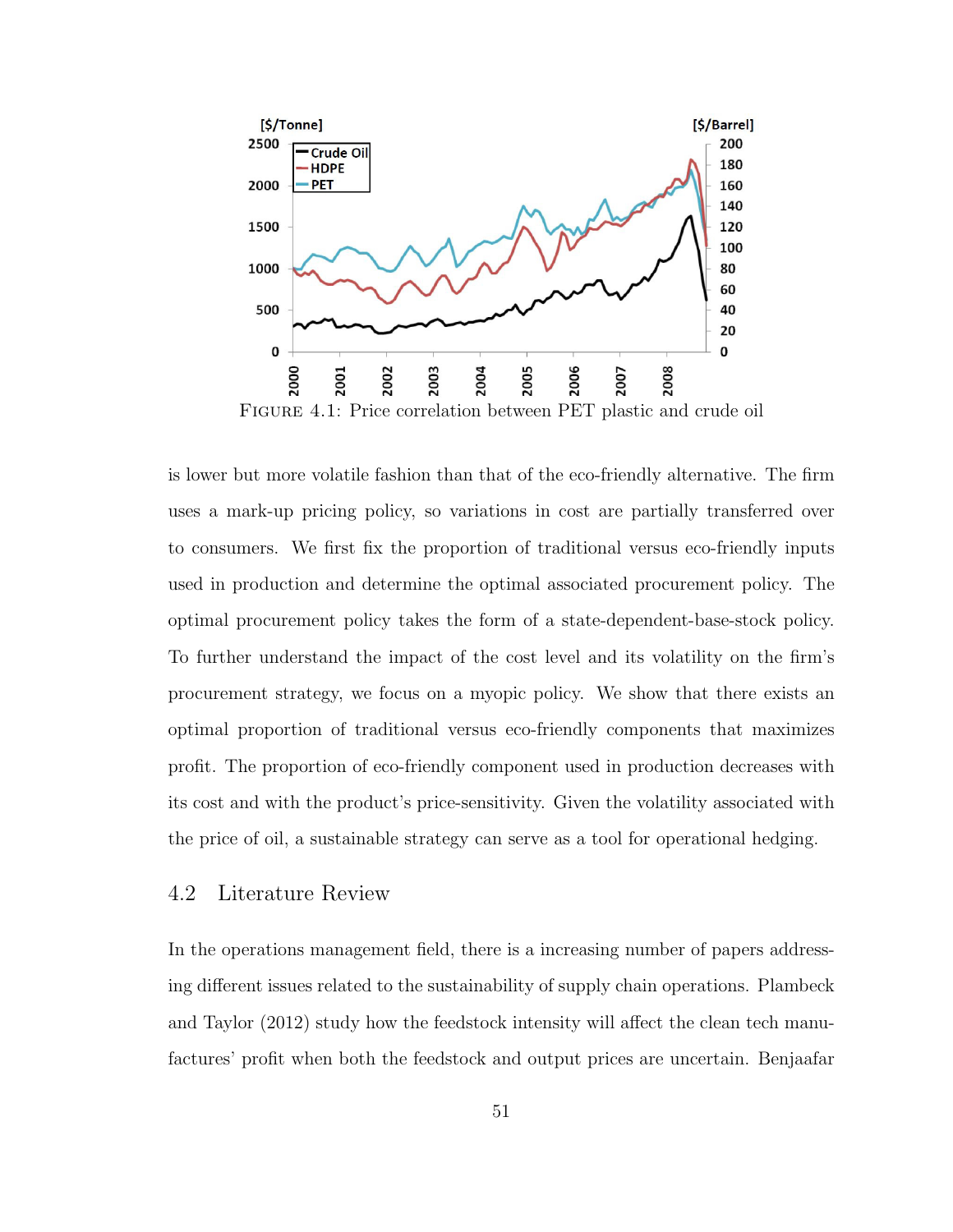FIGURE 4.1: Price correlation between PET plastic and crude oil

is lower but more volatile fashion than that of the eco-friendly alternative. The firm uses a mark-up pricing policy, so variations in cost are partially transferred over to consumers. We first fix the proportion of traditional versus eco-friendly inputs used in production and determine the optimal associated procurement policy. The optimal procurement policy takes the form of a state-dependent-base-stock policy. To further understand the impact of the cost level and its volatility on the firm's procurement strategy, we focus on a myopic policy. We show that there exists an optimal proportion of traditional versus eco-friendly components that maximizes profit. The proportion of eco-friendly component used in production decreases with its cost and with the product's price-sensitivity. Given the volatility associated with the price of oil, a sustainable strategy can serve as a tool for operational hedging.

## 4.2 Literature Review

In the operations management field, there is a increasing number of papers addressing different issues related to the sustainability of supply chain operations. Plambeck and Taylor (2012) study how the feedstock intensity will affect the clean tech manufactures' profit when both the feedstock and output prices are uncertain. Benjaafar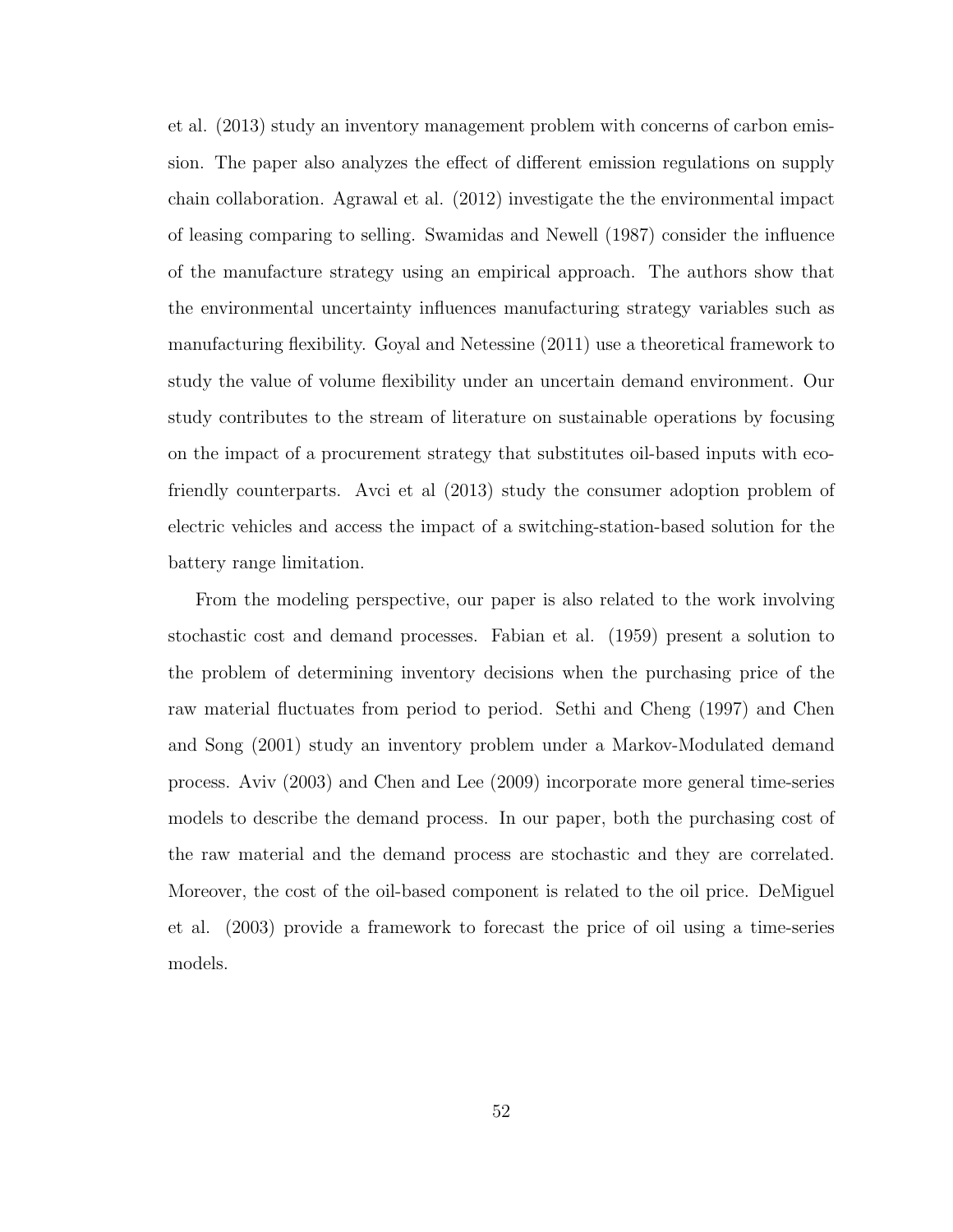et al. (2013) study an inventory management problem with concerns of carbon emission. The paper also analyzes the effect of different emission regulations on supply chain collaboration. Agrawal et al. (2012) investigate the the environmental impact of leasing comparing to selling. Swamidas and Newell (1987) consider the influence of the manufacture strategy using an empirical approach. The authors show that the environmental uncertainty influences manufacturing strategy variables such as manufacturing flexibility. Goyal and Netessine (2011) use a theoretical framework to study the value of volume flexibility under an uncertain demand environment. Our study contributes to the stream of literature on sustainable operations by focusing on the impact of a procurement strategy that substitutes oil-based inputs with eco-friendly counterparts. Avci et al (2013) study the consumer adoption problem of electric vehicles and access the impact of a switching-station-based solution for the battery range limitation.

From the modeling perspective, our paper is also related to the work involving stochastic cost and demand processes. Fabian et al. (1959) present a solution to the problem of determining inventory decisions when the purchasing price of the raw material fluctuates from period to period. Sethi and Cheng (1997) and Chen and Song (2001) study an inventory problem under a Markov-Modulated demand process. Aviv (2003) and Chen and Lee (2009) incorporate more general time-series models to describe the demand process. In our paper, both the purchasing cost of the raw material and the demand process are stochastic and they are correlated. Moreover, the cost of the oil-based component is related to the oil price. DeMiguel et al. (2003) provide a framework to forecast the price of oil using a time-series models.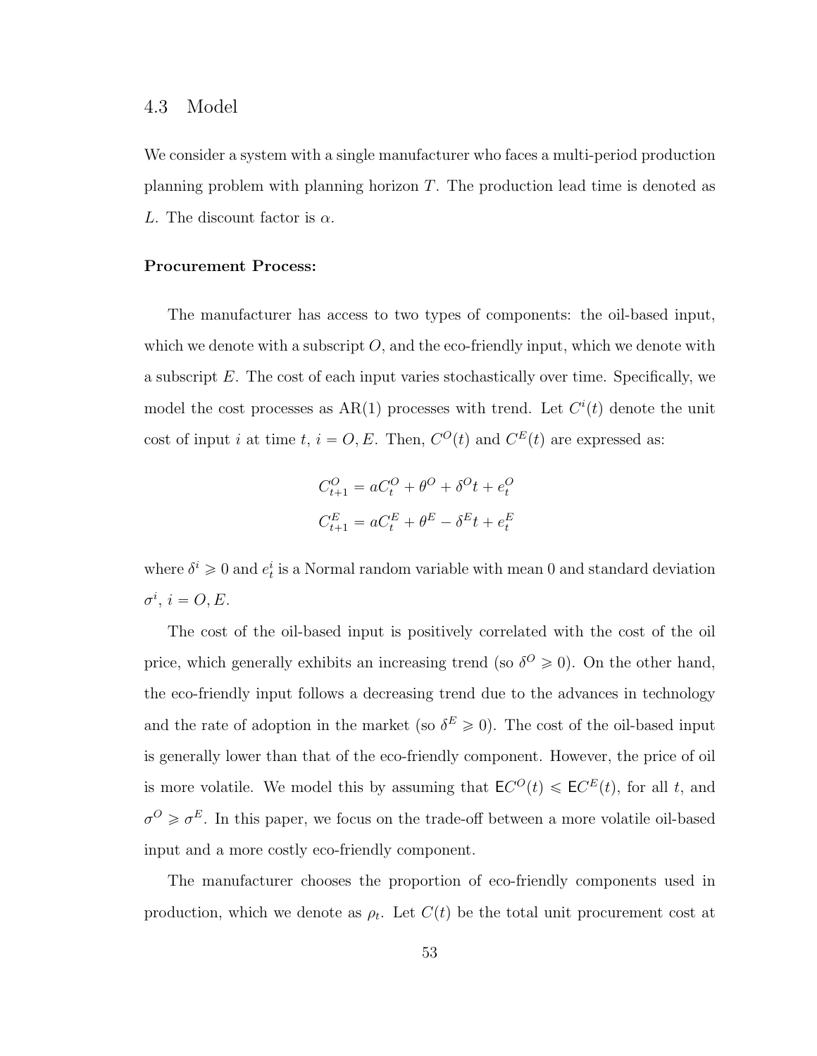## 4.3 Model

We consider a system with a single manufacturer who faces a multi-period production planning problem with planning horizon $T$. The production lead time is denoted as $L$. The discount factor is $\alpha$.

**Procurement Process:**

The manufacturer has access to two types of components: the oil-based input, which we denote with a subscript $O$, and the eco-friendly input, which we denote with a subscript $E$. The cost of each input varies stochastically over time. Specifically, we model the cost processes as AR(1) processes with trend. Let $C^i(t)$ denote the unit cost of input $i$ at time $t$, $i = O, E$. Then, $C^O(t)$ and $C^E(t)$ are expressed as:

$$C^O_{t+1} = aC^O_t + \theta^O + \delta^O t + e^O_t$$

$$C^E_{t+1} = aC^E_t + \theta^E - \delta^E t + e^E_t$$

where $\delta^i \geqslant 0$ and $e^i_t$ is a Normal random variable with mean 0 and standard deviation $\sigma^i$, $i = O, E$.

The cost of the oil-based input is positively correlated with the cost of the oil price, which generally exhibits an increasing trend (so $\delta^O \geqslant 0$). On the other hand, the eco-friendly input follows a decreasing trend due to the advances in technology and the rate of adoption in the market (so $\delta^E \geqslant 0$). The cost of the oil-based input is generally lower than that of the eco-friendly component. However, the price of oil is more volatile. We model this by assuming that $\mathsf{E}C^O(t) \leqslant \mathsf{E}C^E(t)$, for all $t$, and $\sigma^O \geqslant \sigma^E$. In this paper, we focus on the trade-off between a more volatile oil-based input and a more costly eco-friendly component.

The manufacturer chooses the proportion of eco-friendly components used in production, which we denote as $\rho_t$. Let $C(t)$ be the total unit procurement cost at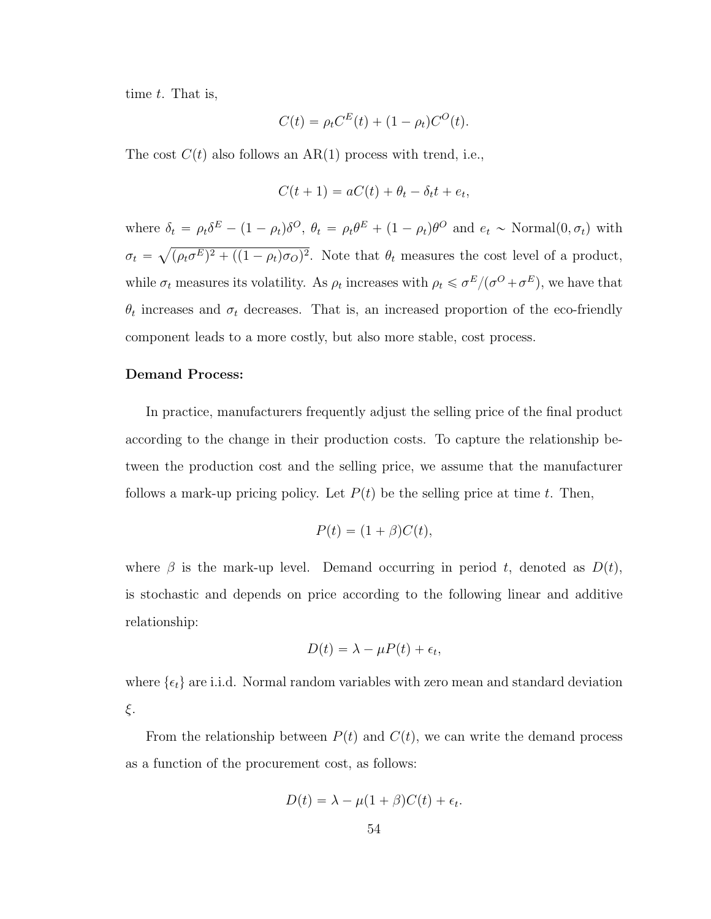time $t$. That is,

$$C(t) = \rho_t C^E(t) + (1 - \rho_t) C^O(t).$$

The cost $C(t)$ also follows an AR(1) process with trend, i.e.,

$$C(t+1) = aC(t) + \theta_t - \delta_t t + e_t,$$

where $\delta_t = \rho_t \delta^E - (1 - \rho_t)\delta^O$, $\theta_t = \rho_t \theta^E + (1 - \rho_t)\theta^O$ and $e_t \sim \text{Normal}(0, \sigma_t)$ with $\sigma_t = \sqrt{(\rho_t \sigma^E)^2 + ((1 - \rho_t)\sigma_O)^2}$. Note that $\theta_t$ measures the cost level of a product, while $\sigma_t$ measures its volatility. As $\rho_t$ increases with $\rho_t \leqslant \sigma^E/(\sigma^O + \sigma^E)$, we have that $\theta_t$ increases and $\sigma_t$ decreases. That is, an increased proportion of the eco-friendly component leads to a more costly, but also more stable, cost process.

**Demand Process:**

In practice, manufacturers frequently adjust the selling price of the final product according to the change in their production costs. To capture the relationship between the production cost and the selling price, we assume that the manufacturer follows a mark-up pricing policy. Let $P(t)$ be the selling price at time $t$. Then,

$$P(t) = (1 + \beta)C(t),$$

where $\beta$ is the mark-up level. Demand occurring in period $t$, denoted as $D(t)$, is stochastic and depends on price according to the following linear and additive relationship:

$$D(t) = \lambda - \mu P(t) + \epsilon_t,$$

where $\{\epsilon_t\}$ are i.i.d. Normal random variables with zero mean and standard deviation $\xi$.

From the relationship between $P(t)$ and $C(t)$, we can write the demand process as a function of the procurement cost, as follows:

$$D(t) = \lambda - \mu(1 + \beta)C(t) + \epsilon_t.$$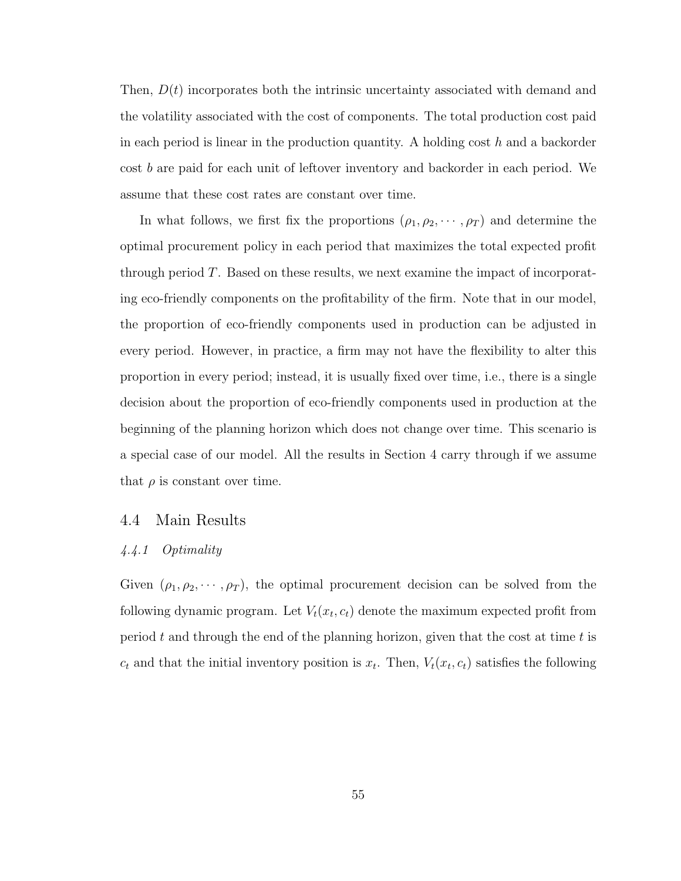Then, $D(t)$ incorporates both the intrinsic uncertainty associated with demand and the volatility associated with the cost of components. The total production cost paid in each period is linear in the production quantity. A holding cost $h$ and a backorder cost $b$ are paid for each unit of leftover inventory and backorder in each period. We assume that these cost rates are constant over time.

In what follows, we first fix the proportions $(\rho_1, \rho_2, \cdots, \rho_T)$ and determine the optimal procurement policy in each period that maximizes the total expected profit through period $T$. Based on these results, we next examine the impact of incorporating eco-friendly components on the profitability of the firm. Note that in our model, the proportion of eco-friendly components used in production can be adjusted in every period. However, in practice, a firm may not have the flexibility to alter this proportion in every period; instead, it is usually fixed over time, i.e., there is a single decision about the proportion of eco-friendly components used in production at the beginning of the planning horizon which does not change over time. This scenario is a special case of our model. All the results in Section 4 carry through if we assume that $\rho$ is constant over time.

## 4.4 Main Results

### *4.4.1 Optimality*

Given $(\rho_1, \rho_2, \cdots, \rho_T)$, the optimal procurement decision can be solved from the following dynamic program. Let $V_t(x_t, c_t)$ denote the maximum expected profit from period $t$ and through the end of the planning horizon, given that the cost at time $t$ is $c_t$ and that the initial inventory position is $x_t$. Then, $V_t(x_t, c_t)$ satisfies the following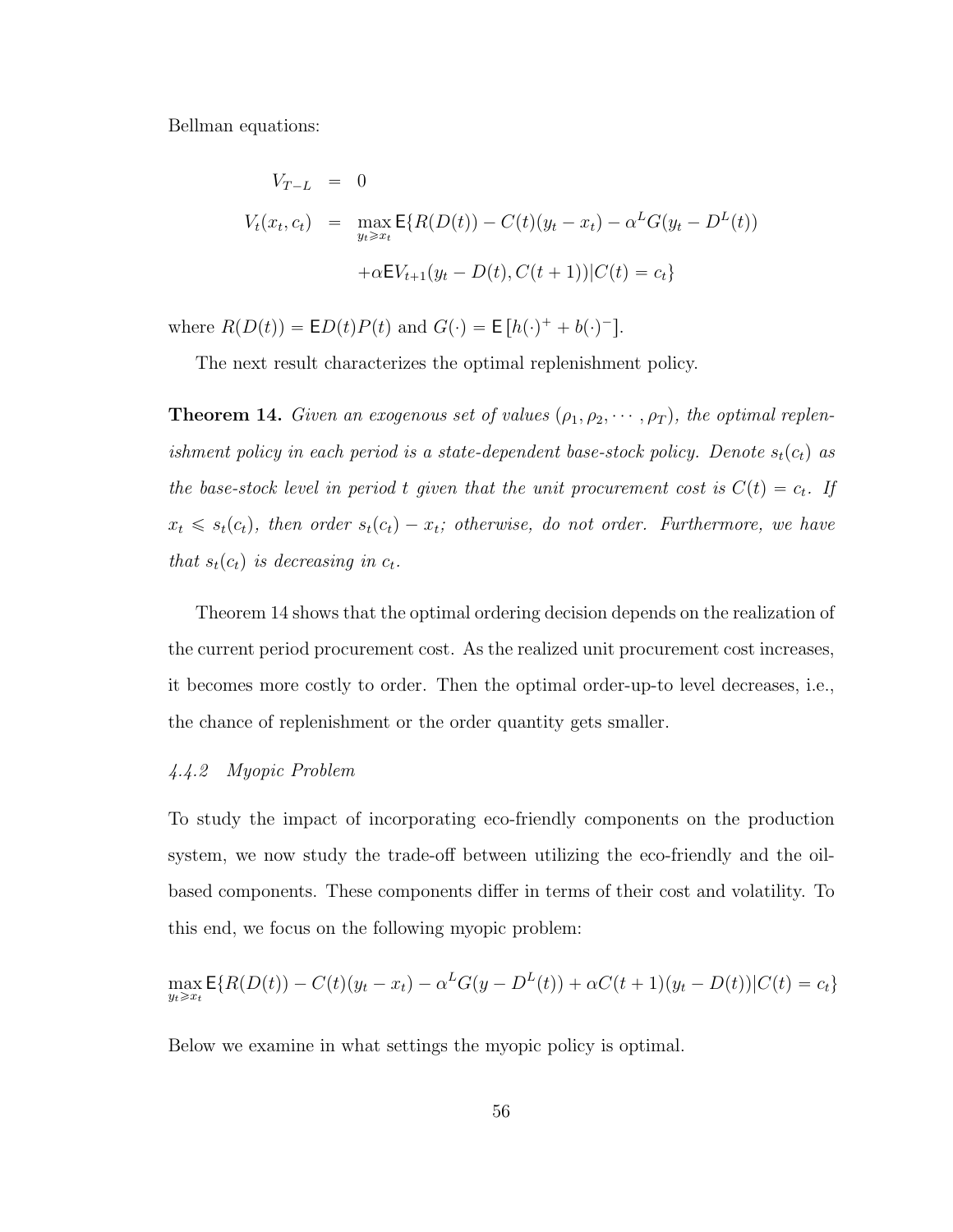Bellman equations:

$$
\begin{aligned}
V_{T-L} &= 0 \\
V_t(x_t, c_t) &= \max_{y_t \geqslant x_t} \mathsf{E}\{R(D(t)) - C(t)(y_t - x_t) - \alpha^L G(y_t - D^L(t)) \\
&\quad + \alpha \mathsf{E} V_{t+1}(y_t - D(t), C(t+1)) | C(t) = c_t\}
\end{aligned}
$$

where $R(D(t)) = \mathsf{E}D(t)P(t)$ and $G(\cdot) = \mathsf{E}\left[h(\cdot)^+ + b(\cdot)^-\right]$.

The next result characterizes the optimal replenishment policy.

**Theorem 14.** *Given an exogenous set of values $(\rho_1, \rho_2, \cdots, \rho_T)$, the optimal replenishment policy in each period is a state-dependent base-stock policy. Denote $s_t(c_t)$ as the base-stock level in period $t$ given that the unit procurement cost is $C(t) = c_t$. If $x_t \leqslant s_t(c_t)$, then order $s_t(c_t) - x_t$; otherwise, do not order. Furthermore, we have that $s_t(c_t)$ is decreasing in $c_t$.*

Theorem 14 shows that the optimal ordering decision depends on the realization of the current period procurement cost. As the realized unit procurement cost increases, it becomes more costly to order. Then the optimal order-up-to level decreases, i.e., the chance of replenishment or the order quantity gets smaller.

### *4.4.2 Myopic Problem*

To study the impact of incorporating eco-friendly components on the production system, we now study the trade-off between utilizing the eco-friendly and the oil-based components. These components differ in terms of their cost and volatility. To this end, we focus on the following myopic problem:

$$
\max_{y_t \geqslant x_t} \mathsf{E}\{R(D(t)) - C(t)(y_t - x_t) - \alpha^L G(y - D^L(t)) + \alpha C(t+1)(y_t - D(t)) | C(t) = c_t\}
$$

Below we examine in what settings the myopic policy is optimal.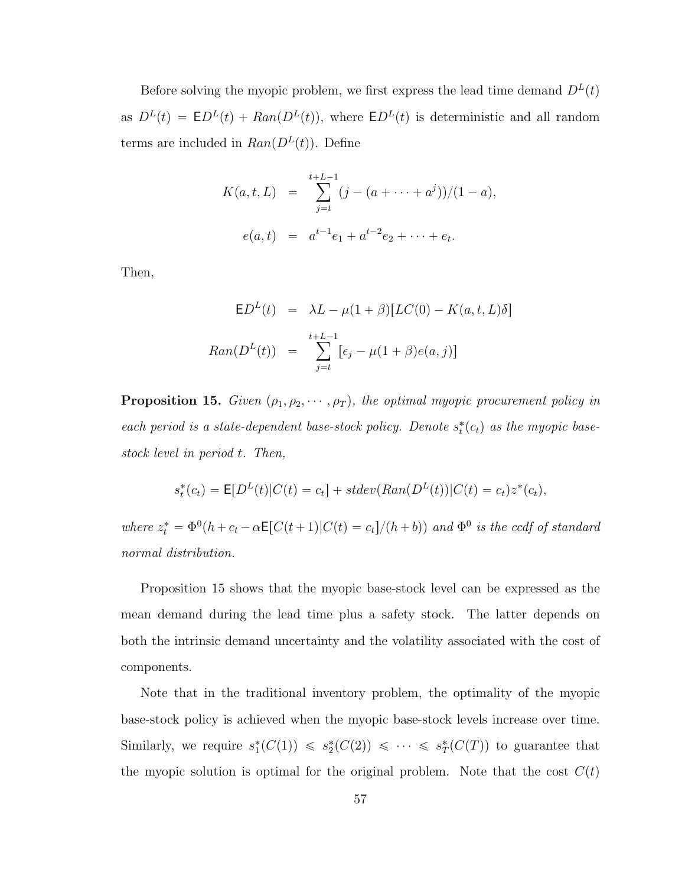Before solving the myopic problem, we first express the lead time demand $D^L(t)$ as $D^L(t) = \mathsf{E}D^L(t) + Ran(D^L(t))$, where $\mathsf{E}D^L(t)$ is deterministic and all random terms are included in $Ran(D^L(t))$. Define

$$
\begin{aligned}
K(a,t,L) &= \sum_{j=t}^{t+L-1} (j - (a + \cdots + a^j))/(1-a), \\
e(a,t) &= a^{t-1}e_1 + a^{t-2}e_2 + \cdots + e_t.
\end{aligned}
$$

Then,

$$
\begin{aligned}
\mathsf{E}D^L(t) &= \lambda L - \mu(1+\beta)[LC(0) - K(a,t,L)\delta] \\
Ran(D^L(t)) &= \sum_{j=t}^{t+L-1} [\epsilon_j - \mu(1+\beta)e(a,j)]
\end{aligned}
$$

**Proposition 15.** *Given $(\rho_1, \rho_2, \cdots, \rho_T)$, the optimal myopic procurement policy in each period is a state-dependent base-stock policy. Denote $s_t^*(c_t)$ as the myopic base-stock level in period $t$. Then,*

$$
s_t^*(c_t) = \mathsf{E}[D^L(t)|C(t) = c_t] + stdev(Ran(D^L(t))|C(t) = c_t)z^*(c_t),
$$

*where $z_t^* = \Phi^0(h + c_t - \alpha\mathsf{E}[C(t+1)|C(t) = c_t]/(h+b))$ and $\Phi^0$ is the ccdf of standard normal distribution.*

Proposition 15 shows that the myopic base-stock level can be expressed as the mean demand during the lead time plus a safety stock. The latter depends on both the intrinsic demand uncertainty and the volatility associated with the cost of components.

Note that in the traditional inventory problem, the optimality of the myopic base-stock policy is achieved when the myopic base-stock levels increase over time. Similarly, we require $s_1^*(C(1)) \leqslant s_2^*(C(2)) \leqslant \cdots \leqslant s_T^*(C(T))$ to guarantee that the myopic solution is optimal for the original problem. Note that the cost $C(t)$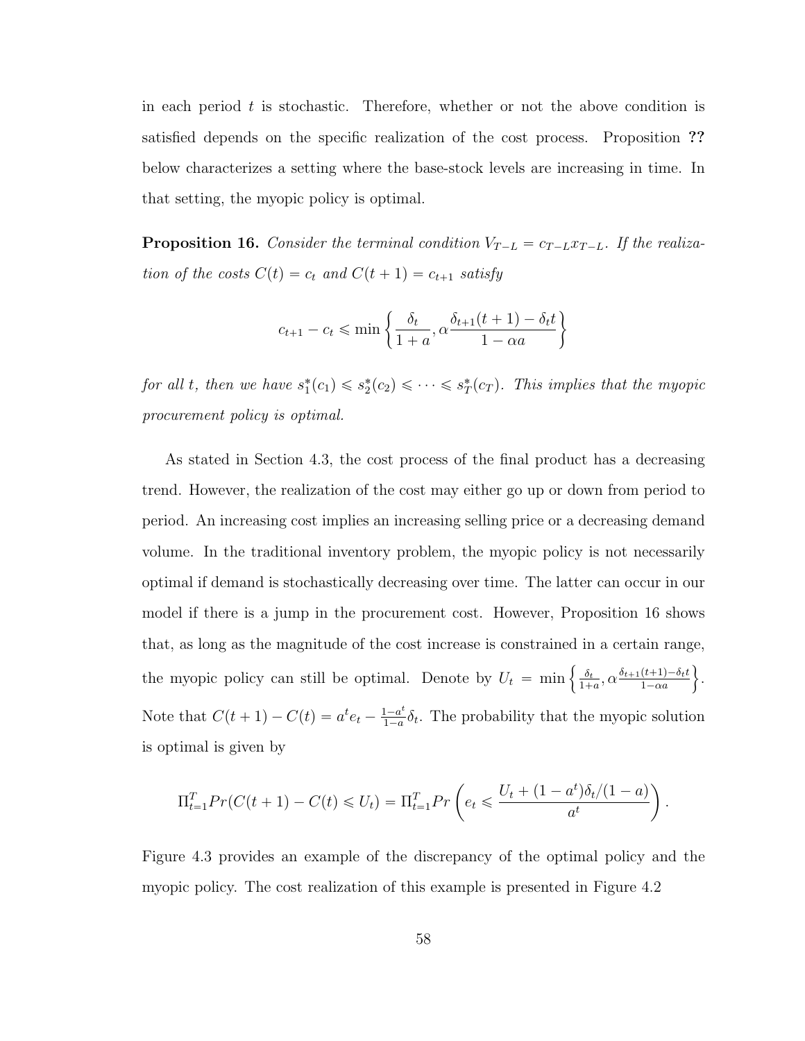in each period $t$ is stochastic. Therefore, whether or not the above condition is satisfied depends on the specific realization of the cost process. Proposition **??** below characterizes a setting where the base-stock levels are increasing in time. In that setting, the myopic policy is optimal.

**Proposition 16.** *Consider the terminal condition $V_{T-L} = c_{T-L}x_{T-L}$. If the realization of the costs $C(t) = c_t$ and $C(t+1) = c_{t+1}$ satisfy*

$$c_{t+1} - c_t \leqslant \min\left\{\frac{\delta_t}{1+a}, \alpha\frac{\delta_{t+1}(t+1) - \delta_t t}{1-\alpha a}\right\}$$

*for all $t$, then we have $s_1^*(c_1) \leqslant s_2^*(c_2) \leqslant \cdots \leqslant s_T^*(c_T)$. This implies that the myopic procurement policy is optimal.*

As stated in Section 4.3, the cost process of the final product has a decreasing trend. However, the realization of the cost may either go up or down from period to period. An increasing cost implies an increasing selling price or a decreasing demand volume. In the traditional inventory problem, the myopic policy is not necessarily optimal if demand is stochastically decreasing over time. The latter can occur in our model if there is a jump in the procurement cost. However, Proposition 16 shows that, as long as the magnitude of the cost increase is constrained in a certain range, the myopic policy can still be optimal. Denote by $U_t = \min\left\{\frac{\delta_t}{1+a}, \alpha\frac{\delta_{t+1}(t+1)-\delta_t t}{1-\alpha a}\right\}$. Note that $C(t+1) - C(t) = a^t e_t - \frac{1-a^t}{1-a}\delta_t$. The probability that the myopic solution is optimal is given by

$$\Pi_{t=1}^T Pr(C(t+1) - C(t) \leqslant U_t) = \Pi_{t=1}^T Pr\left(e_t \leqslant \frac{U_t + (1-a^t)\delta_t/(1-a)}{a^t}\right).$$

Figure 4.3 provides an example of the discrepancy of the optimal policy and the myopic policy. The cost realization of this example is presented in Figure 4.2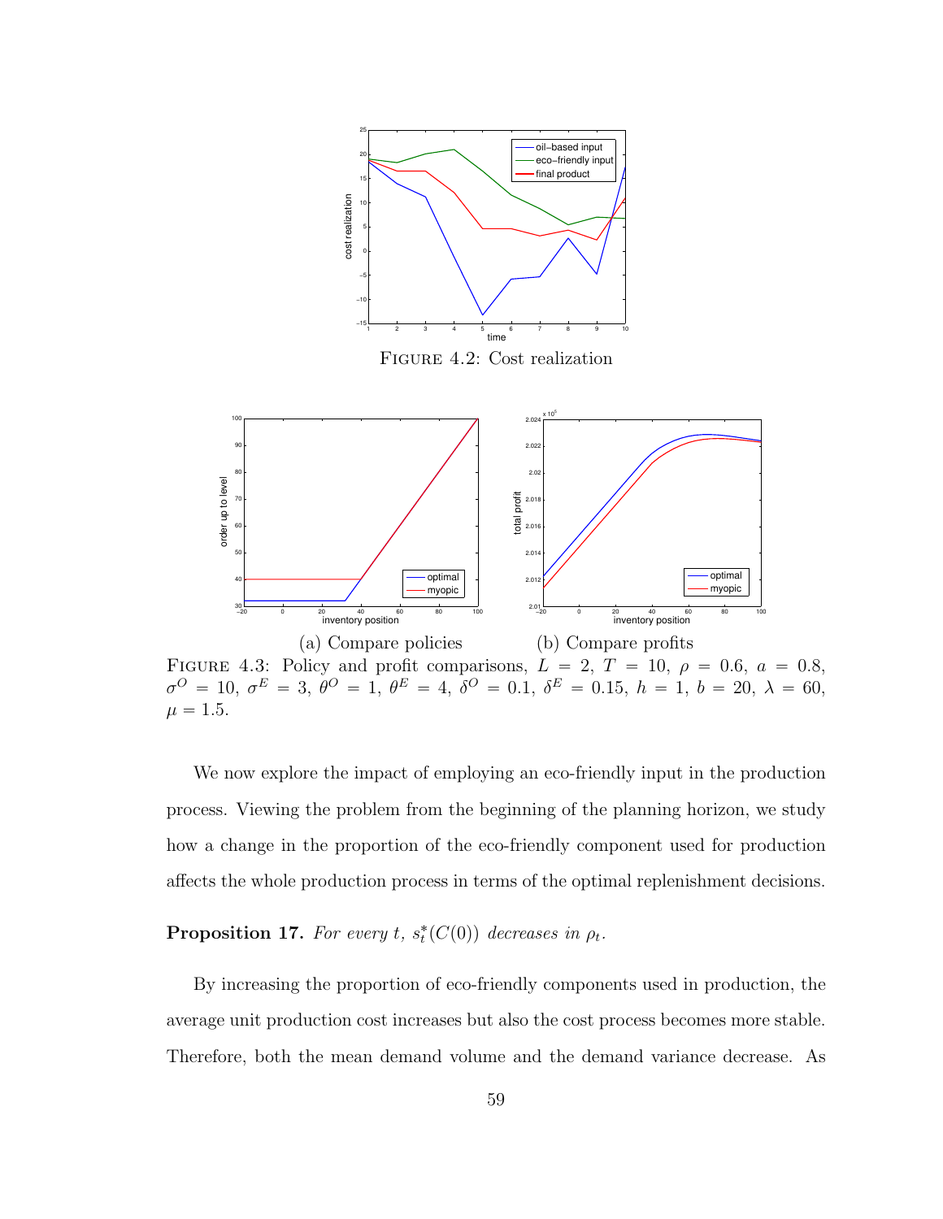FIGURE 4.2: Cost realization

(a) Compare policies (b) Compare profits

FIGURE 4.3: Policy and profit comparisons, $L = 2$, $T = 10$, $\rho = 0.6$, $a = 0.8$, $\sigma^O = 10$, $\sigma^E = 3$, $\theta^O = 1$, $\theta^E = 4$, $\delta^O = 0.1$, $\delta^E = 0.15$, $h = 1$, $b = 20$, $\lambda = 60$, $\mu = 1.5$.

We now explore the impact of employing an eco-friendly input in the production process. Viewing the problem from the beginning of the planning horizon, we study how a change in the proportion of the eco-friendly component used for production affects the whole production process in terms of the optimal replenishment decisions.

**Proposition 17.** *For every $t$, $s_t^*(C(0))$ decreases in $\rho_t$.*

By increasing the proportion of eco-friendly components used in production, the average unit production cost increases but also the cost process becomes more stable. Therefore, both the mean demand volume and the demand variance decrease. As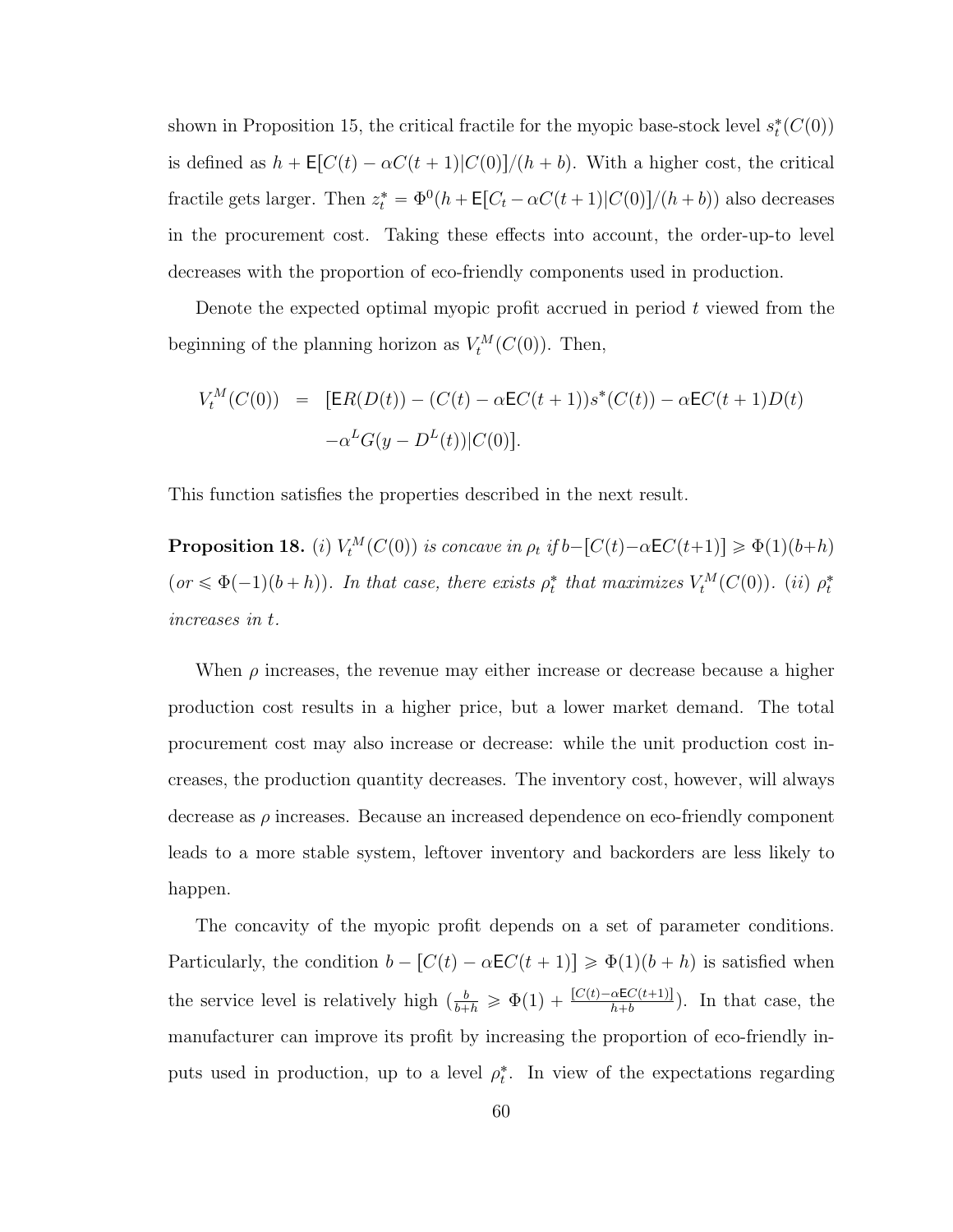shown in Proposition 15, the critical fractile for the myopic base-stock level $s_t^*(C(0))$ is defined as $h + \mathsf{E}[C(t) - \alpha C(t+1)|C(0)]/(h+b)$. With a higher cost, the critical fractile gets larger. Then $z_t^* = \Phi^0(h + \mathsf{E}[C_t - \alpha C(t+1)|C(0)]/(h+b))$ also decreases in the procurement cost. Taking these effects into account, the order-up-to level decreases with the proportion of eco-friendly components used in production.

Denote the expected optimal myopic profit accrued in period $t$ viewed from the beginning of the planning horizon as $V_t^M(C(0))$. Then,

$$
\begin{aligned}
V_t^M(C(0)) &= [\mathsf{E}R(D(t)) - (C(t) - \alpha \mathsf{E}C(t+1))s^*(C(t)) - \alpha \mathsf{E}C(t+1)D(t) \\
&\quad -\alpha^L G(y - D^L(t))|C(0)].
\end{aligned}
$$

This function satisfies the properties described in the next result.

**Proposition 18.** *(i) $V_t^M(C(0))$ is concave in $\rho_t$ if $b - [C(t) - \alpha \mathsf{E}C(t+1)] \geqslant \Phi(1)(b+h)$ (or $\leqslant \Phi(-1)(b+h)$). In that case, there exists $\rho_t^*$ that maximizes $V_t^M(C(0))$. (ii) $\rho_t^*$ increases in $t$.*

When $\rho$ increases, the revenue may either increase or decrease because a higher production cost results in a higher price, but a lower market demand. The total procurement cost may also increase or decrease: while the unit production cost increases, the production quantity decreases. The inventory cost, however, will always decrease as $\rho$ increases. Because an increased dependence on eco-friendly component leads to a more stable system, leftover inventory and backorders are less likely to happen.

The concavity of the myopic profit depends on a set of parameter conditions. Particularly, the condition $b - [C(t) - \alpha \mathsf{E}C(t+1)] \geqslant \Phi(1)(b+h)$ is satisfied when the service level is relatively high ($\frac{b}{b+h} \geqslant \Phi(1) + \frac{[C(t) - \alpha \mathsf{E}C(t+1)]}{h+b}$). In that case, the manufacturer can improve its profit by increasing the proportion of eco-friendly inputs used in production, up to a level $\rho_t^*$. In view of the expectations regarding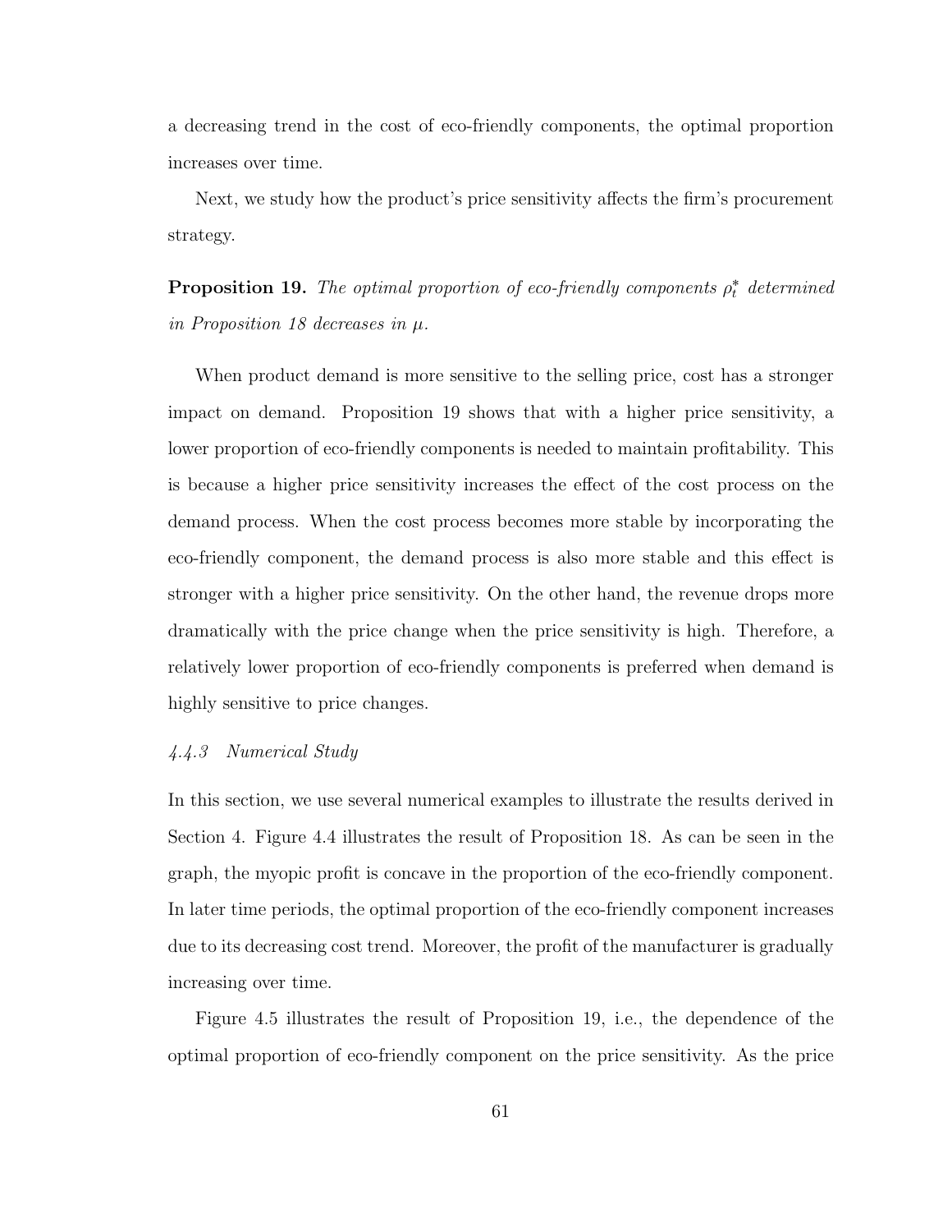a decreasing trend in the cost of eco-friendly components, the optimal proportion increases over time.

Next, we study how the product's price sensitivity affects the firm's procurement strategy.

**Proposition 19.** *The optimal proportion of eco-friendly components $\rho_t^*$ determined in Proposition 18 decreases in $\mu$.*

When product demand is more sensitive to the selling price, cost has a stronger impact on demand. Proposition 19 shows that with a higher price sensitivity, a lower proportion of eco-friendly components is needed to maintain profitability. This is because a higher price sensitivity increases the effect of the cost process on the demand process. When the cost process becomes more stable by incorporating the eco-friendly component, the demand process is also more stable and this effect is stronger with a higher price sensitivity. On the other hand, the revenue drops more dramatically with the price change when the price sensitivity is high. Therefore, a relatively lower proportion of eco-friendly components is preferred when demand is highly sensitive to price changes.

### *4.4.3 Numerical Study*

In this section, we use several numerical examples to illustrate the results derived in Section 4. Figure 4.4 illustrates the result of Proposition 18. As can be seen in the graph, the myopic profit is concave in the proportion of the eco-friendly component. In later time periods, the optimal proportion of the eco-friendly component increases due to its decreasing cost trend. Moreover, the profit of the manufacturer is gradually increasing over time.

Figure 4.5 illustrates the result of Proposition 19, i.e., the dependence of the optimal proportion of eco-friendly component on the price sensitivity. As the price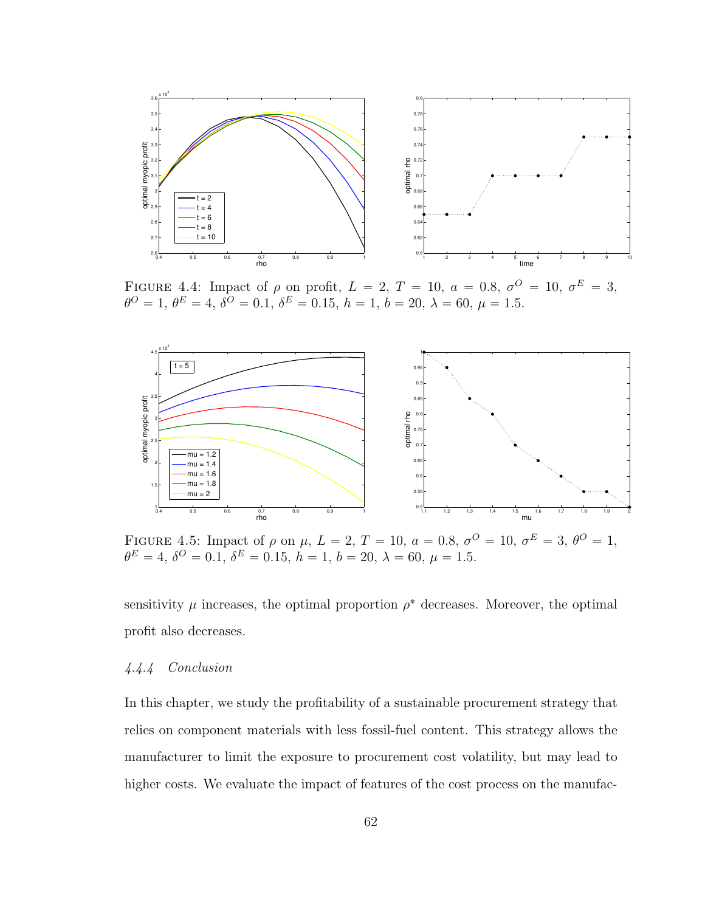FIGURE 4.4: Impact of $\rho$ on profit, $L = 2$, $T = 10$, $a = 0.8$, $\sigma^O = 10$, $\sigma^E = 3$, $\theta^O = 1$, $\theta^E = 4$, $\delta^O = 0.1$, $\delta^E = 0.15$, $h = 1$, $b = 20$, $\lambda = 60$, $\mu = 1.5$.

FIGURE 4.5: Impact of $\rho$ on $\mu$, $L = 2$, $T = 10$, $a = 0.8$, $\sigma^O = 10$, $\sigma^E = 3$, $\theta^O = 1$, $\theta^E = 4$, $\delta^O = 0.1$, $\delta^E = 0.15$, $h = 1$, $b = 20$, $\lambda = 60$, $\mu = 1.5$.

sensitivity $\mu$ increases, the optimal proportion $\rho^*$ decreases. Moreover, the optimal profit also decreases.

### *4.4.4 Conclusion*

In this chapter, we study the profitability of a sustainable procurement strategy that relies on component materials with less fossil-fuel content. This strategy allows the manufacturer to limit the exposure to procurement cost volatility, but may lead to higher costs. We evaluate the impact of features of the cost process on the manufac-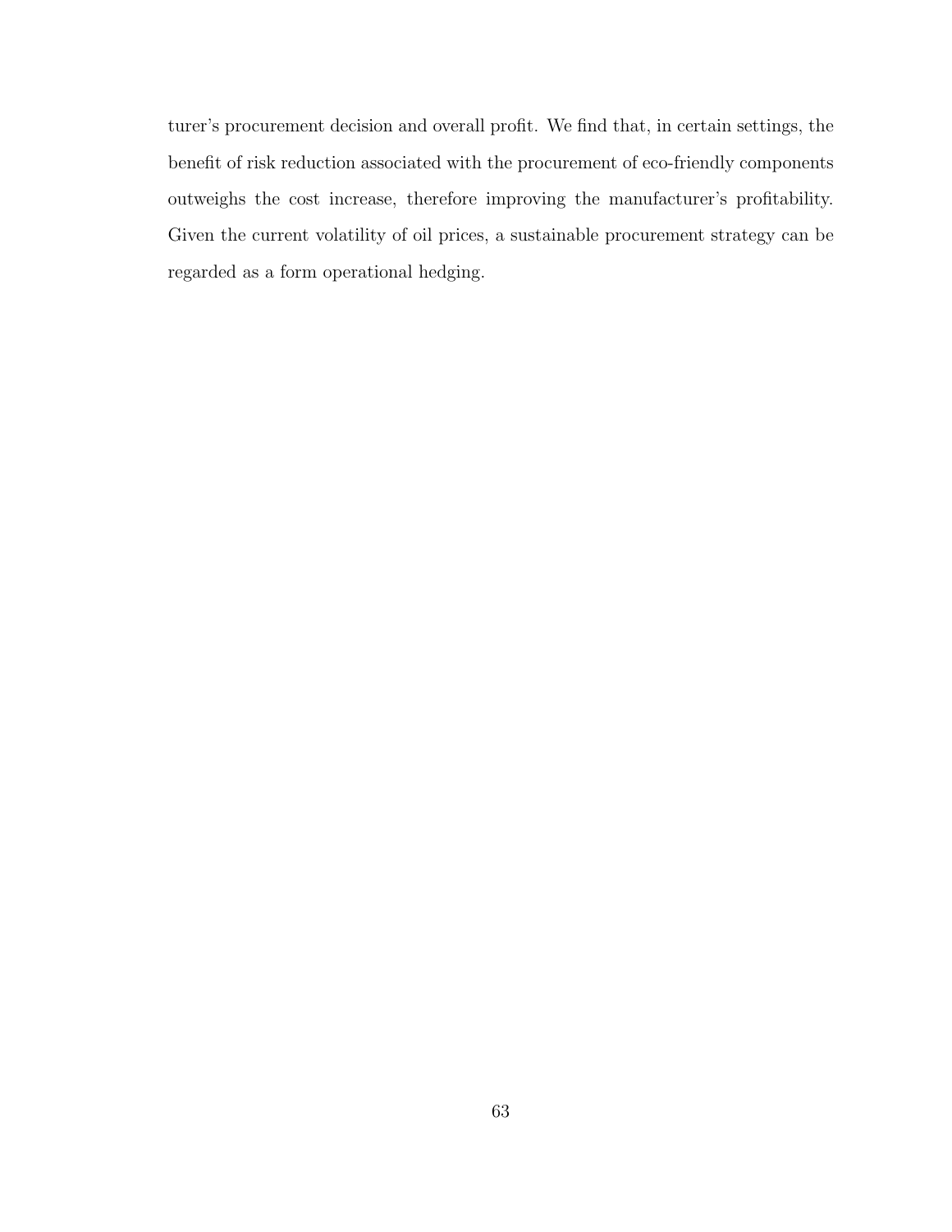turer's procurement decision and overall profit. We find that, in certain settings, the benefit of risk reduction associated with the procurement of eco-friendly components outweighs the cost increase, therefore improving the manufacturer's profitability. Given the current volatility of oil prices, a sustainable procurement strategy can be regarded as a form operational hedging.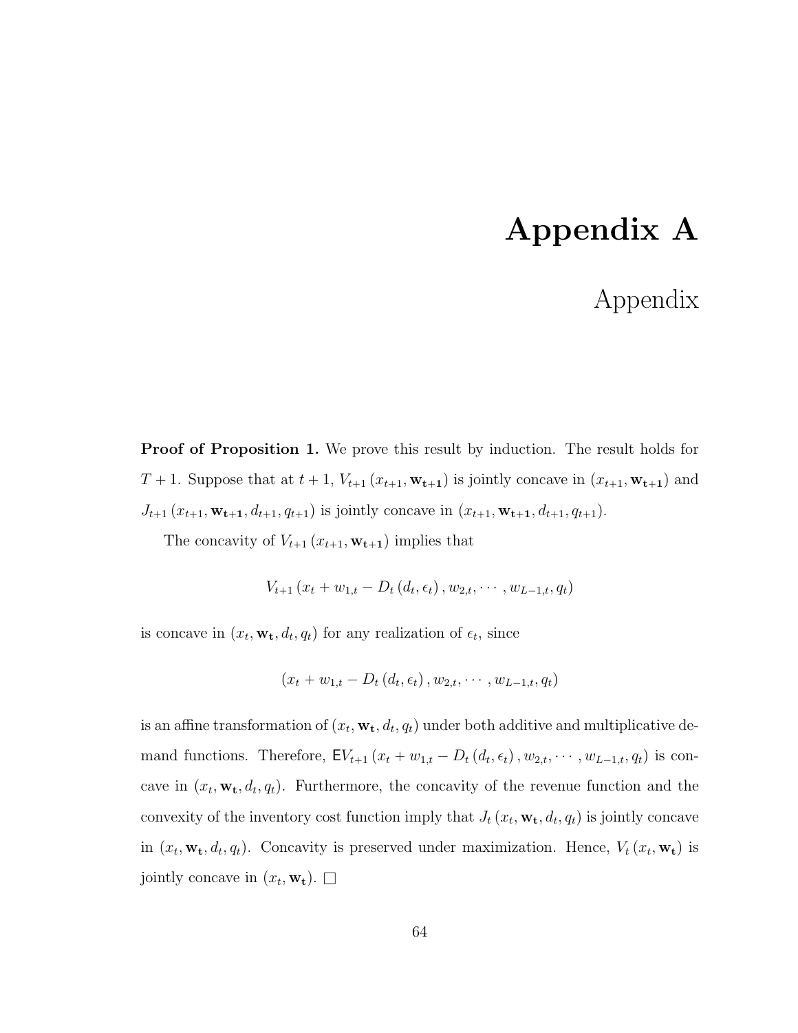# Appendix A

## Appendix

**Proof of Proposition 1.** We prove this result by induction. The result holds for $T+1$. Suppose that at $t+1$, $V_{t+1}(x_{t+1}, \mathbf{w_{t+1}})$ is jointly concave in $(x_{t+1}, \mathbf{w_{t+1}})$ and $J_{t+1}(x_{t+1}, \mathbf{w_{t+1}}, d_{t+1}, q_{t+1})$ is jointly concave in $(x_{t+1}, \mathbf{w_{t+1}}, d_{t+1}, q_{t+1})$.

The concavity of $V_{t+1}(x_{t+1}, \mathbf{w_{t+1}})$ implies that

$$V_{t+1}(x_t + w_{1,t} - D_t(d_t, \epsilon_t), w_{2,t}, \cdots, w_{L-1,t}, q_t)$$

is concave in $(x_t, \mathbf{w_t}, d_t, q_t)$ for any realization of $\epsilon_t$, since

$$(x_t + w_{1,t} - D_t(d_t, \epsilon_t), w_{2,t}, \cdots, w_{L-1,t}, q_t)$$

is an affine transformation of $(x_t, \mathbf{w_t}, d_t, q_t)$ under both additive and multiplicative demand functions. Therefore, $\mathsf{E}V_{t+1}(x_t + w_{1,t} - D_t(d_t, \epsilon_t), w_{2,t}, \cdots, w_{L-1,t}, q_t)$ is concave in $(x_t, \mathbf{w_t}, d_t, q_t)$. Furthermore, the concavity of the revenue function and the convexity of the inventory cost function imply that $J_t(x_t, \mathbf{w_t}, d_t, q_t)$ is jointly concave in $(x_t, \mathbf{w_t}, d_t, q_t)$. Concavity is preserved under maximization. Hence, $V_t(x_t, \mathbf{w_t})$ is jointly concave in $(x_t, \mathbf{w_t})$. $\square$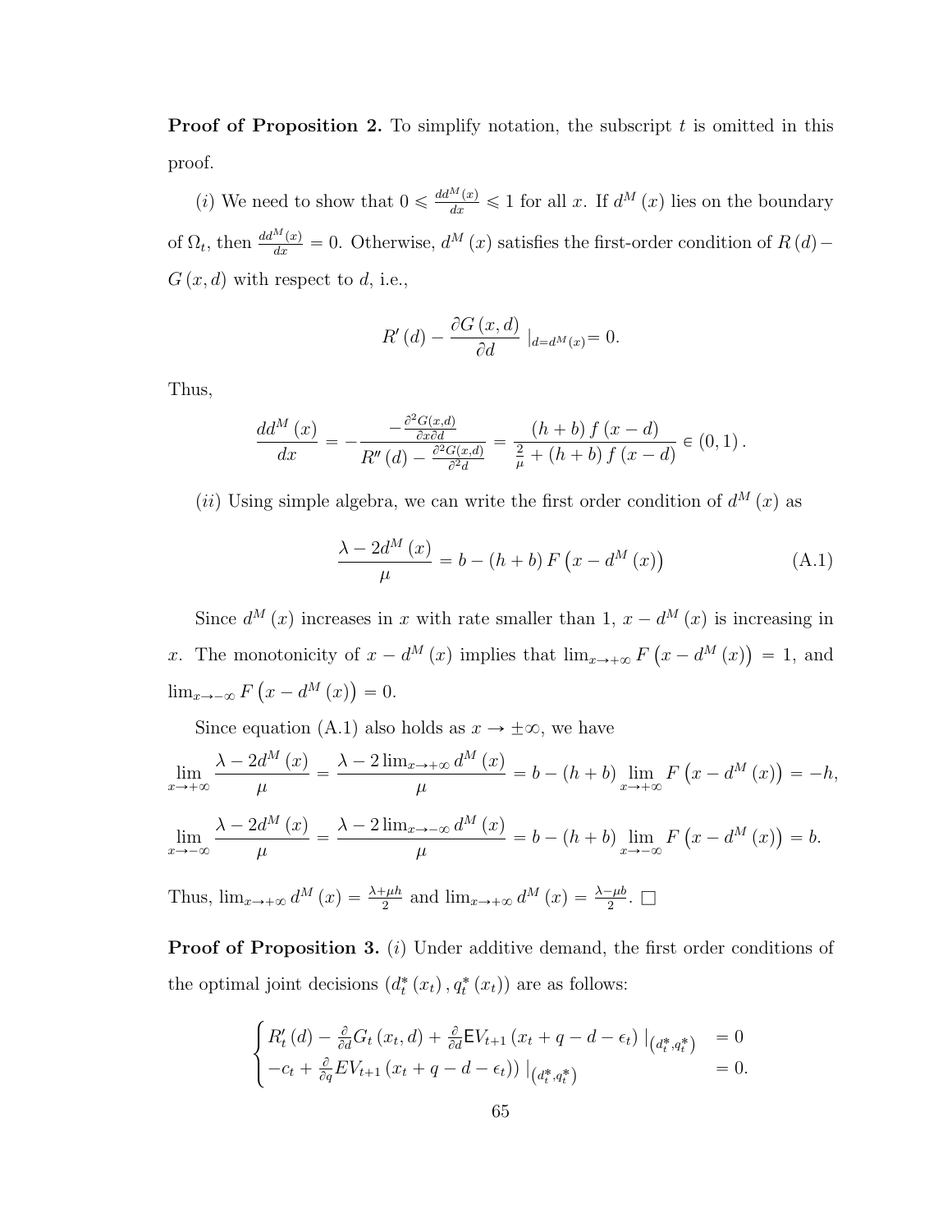**Proof of Proposition 2.** To simplify notation, the subscript $t$ is omitted in this proof.

$(i)$ We need to show that $0 \leqslant \frac{dd^M(x)}{dx} \leqslant 1$ for all $x$. If $d^M(x)$ lies on the boundary of $\Omega_t$, then $\frac{dd^M(x)}{dx} = 0$. Otherwise, $d^M(x)$ satisfies the first-order condition of $R(d) - G(x,d)$ with respect to $d$, i.e.,

$$R'(d) - \frac{\partial G(x,d)}{\partial d} \mid_{d=d^M(x)} = 0.$$

Thus,

$$\frac{dd^M(x)}{dx} = -\frac{-\frac{\partial^2 G(x,d)}{\partial x \partial d}}{R''(d) - \frac{\partial^2 G(x,d)}{\partial^2 d}} = \frac{(h+b) f(x-d)}{\frac{2}{\mu} + (h+b) f(x-d)} \in (0,1).$$

$(ii)$ Using simple algebra, we can write the first order condition of $d^M(x)$ as

$$\frac{\lambda - 2d^M(x)}{\mu} = b - (h+b) F\left(x - d^M(x)\right) \tag{A.1}$$

Since $d^M(x)$ increases in $x$ with rate smaller than 1, $x - d^M(x)$ is increasing in $x$. The monotonicity of $x - d^M(x)$ implies that $\lim_{x \to +\infty} F\left(x - d^M(x)\right) = 1$, and $\lim_{x \to -\infty} F\left(x - d^M(x)\right) = 0$.

Since equation (A.1) also holds as $x \to \pm\infty$, we have

$$\lim_{x \to +\infty} \frac{\lambda - 2d^M(x)}{\mu} = \frac{\lambda - 2\lim_{x \to +\infty} d^M(x)}{\mu} = b - (h+b) \lim_{x \to +\infty} F\left(x - d^M(x)\right) = -h,$$

$$\lim_{x \to -\infty} \frac{\lambda - 2d^M(x)}{\mu} = \frac{\lambda - 2\lim_{x \to -\infty} d^M(x)}{\mu} = b - (h+b) \lim_{x \to -\infty} F\left(x - d^M(x)\right) = b.$$

Thus, $\lim_{x \to +\infty} d^M(x) = \frac{\lambda + \mu h}{2}$ and $\lim_{x \to +\infty} d^M(x) = \frac{\lambda - \mu b}{2}$. $\square$

**Proof of Proposition 3.** $(i)$ Under additive demand, the first order conditions of the optimal joint decisions $(d_t^*(x_t), q_t^*(x_t))$ are as follows:

$$\begin{cases} R_t'(d) - \frac{\partial}{\partial d} G_t(x_t, d) + \frac{\partial}{\partial d} \mathsf{E} V_{t+1}(x_t + q - d - \epsilon_t) \mid_{\left(d_t^*, q_t^*\right)} & = 0 \\ -c_t + \frac{\partial}{\partial q} EV_{t+1}(x_t + q - d - \epsilon_t)) \mid_{\left(d_t^*, q_t^*\right)} & = 0. \end{cases}$$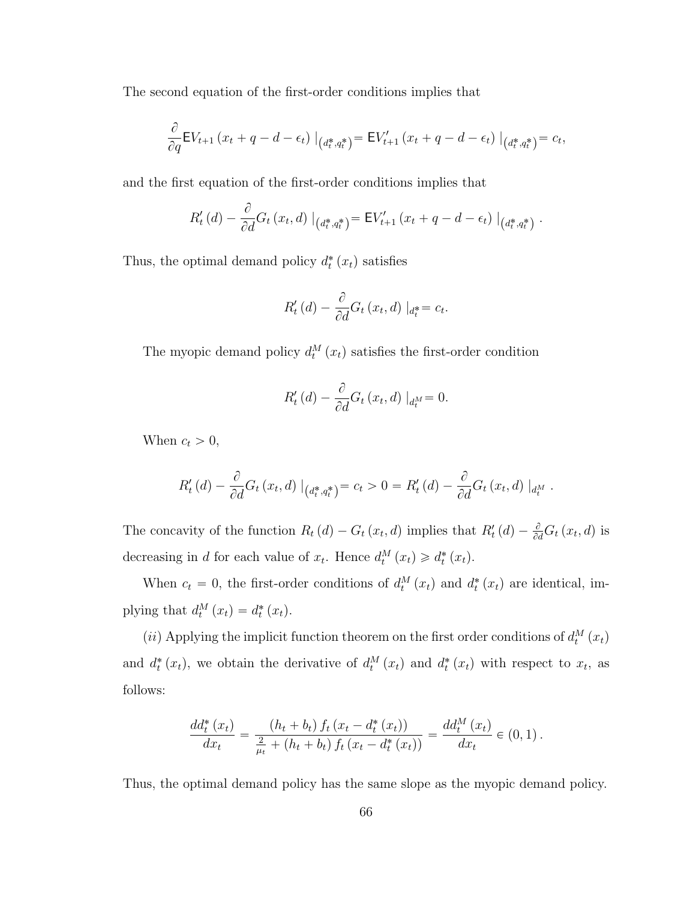The second equation of the first-order conditions implies that

$$\frac{\partial}{\partial q}\mathsf{E}V_{t+1}\left(x_t+q-d-\epsilon_t\right)|_{\left(d_t^*,q_t^*\right)}=\mathsf{E}V_{t+1}'\left(x_t+q-d-\epsilon_t\right)|_{\left(d_t^*,q_t^*\right)}=c_t,$$

and the first equation of the first-order conditions implies that

$$R_t'\left(d\right)-\frac{\partial}{\partial d}G_t\left(x_t,d\right)|_{\left(d_t^*,q_t^*\right)}=\mathsf{E}V_{t+1}'\left(x_t+q-d-\epsilon_t\right)|_{\left(d_t^*,q_t^*\right)}.$$

Thus, the optimal demand policy $d_t^*\left(x_t\right)$ satisfies

$$R_t'\left(d\right)-\frac{\partial}{\partial d}G_t\left(x_t,d\right)|_{d_t^*}=c_t.$$

The myopic demand policy $d_t^M\left(x_t\right)$ satisfies the first-order condition

$$R_t'\left(d\right)-\frac{\partial}{\partial d}G_t\left(x_t,d\right)|_{d_t^M}=0.$$

When $c_t>0$,

$$R_t'\left(d\right)-\frac{\partial}{\partial d}G_t\left(x_t,d\right)|_{\left(d_t^*,q_t^*\right)}=c_t>0=R_t'\left(d\right)-\frac{\partial}{\partial d}G_t\left(x_t,d\right)|_{d_t^M}.$$

The concavity of the function $R_t\left(d\right)-G_t\left(x_t,d\right)$ implies that $R_t'\left(d\right)-\frac{\partial}{\partial d}G_t\left(x_t,d\right)$ is decreasing in $d$ for each value of $x_t$. Hence $d_t^M\left(x_t\right)\geqslant d_t^*\left(x_t\right)$.

When $c_t=0$, the first-order conditions of $d_t^M\left(x_t\right)$ and $d_t^*\left(x_t\right)$ are identical, implying that $d_t^M\left(x_t\right)=d_t^*\left(x_t\right)$.

$(ii)$ Applying the implicit function theorem on the first order conditions of $d_t^M\left(x_t\right)$ and $d_t^*\left(x_t\right)$, we obtain the derivative of $d_t^M\left(x_t\right)$ and $d_t^*\left(x_t\right)$ with respect to $x_t$, as follows:

$$\frac{dd_t^*\left(x_t\right)}{dx_t}=\frac{\left(h_t+b_t\right)f_t\left(x_t-d_t^*\left(x_t\right)\right)}{\frac{2}{\mu_t}+\left(h_t+b_t\right)f_t\left(x_t-d_t^*\left(x_t\right)\right)}=\frac{dd_t^M\left(x_t\right)}{dx_t}\in\left(0,1\right).$$

Thus, the optimal demand policy has the same slope as the myopic demand policy.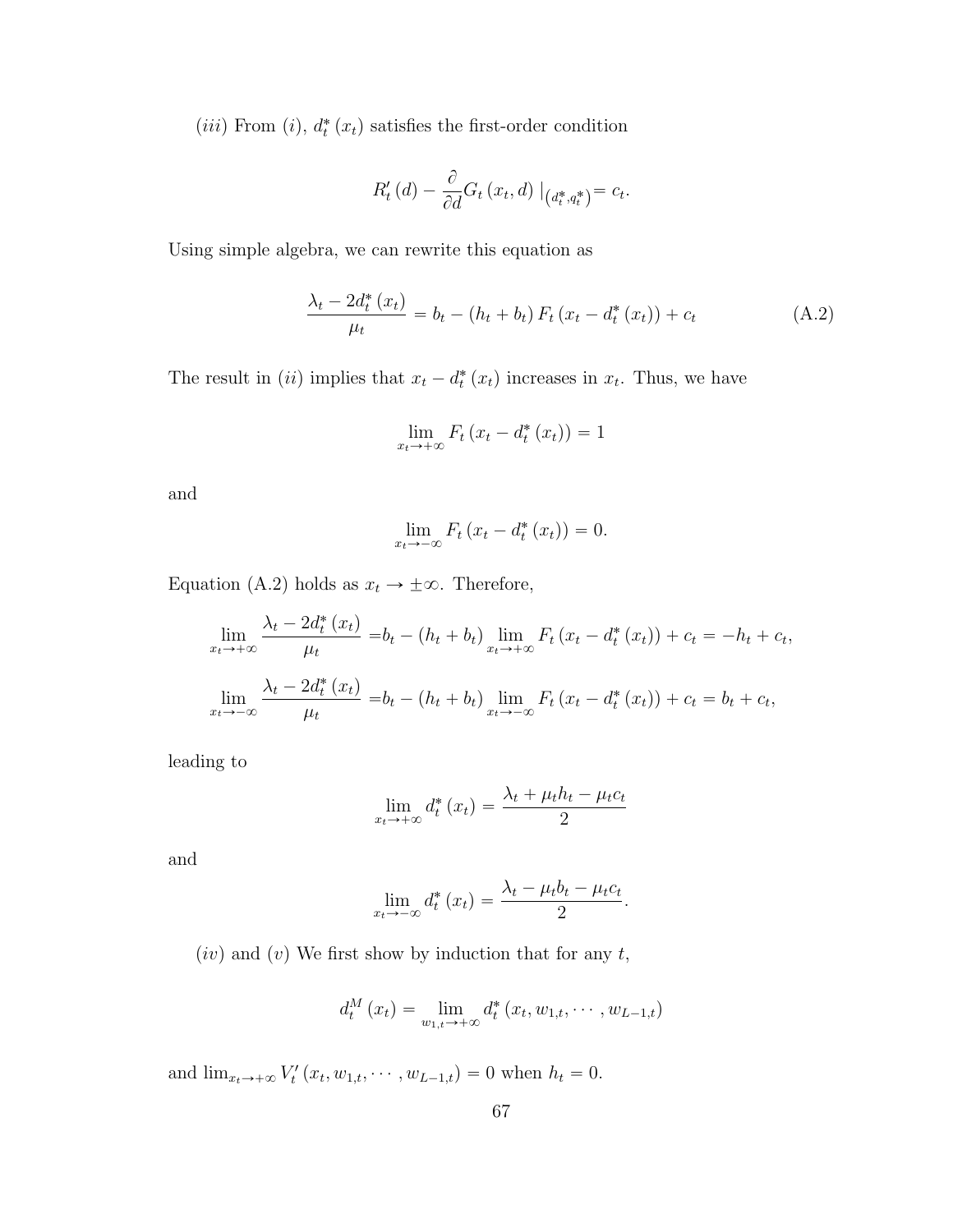$(iii)$ From $(i)$, $d_t^*(x_t)$ satisfies the first-order condition

$$R_t'(d) - \frac{\partial}{\partial d} G_t(x_t, d)\mid_{(d_t^*, q_t^*)} = c_t.$$

Using simple algebra, we can rewrite this equation as

$$\frac{\lambda_t - 2d_t^*(x_t)}{\mu_t} = b_t - (h_t + b_t) F_t(x_t - d_t^*(x_t)) + c_t \tag{A.2}$$

The result in $(ii)$ implies that $x_t - d_t^*(x_t)$ increases in $x_t$. Thus, we have

$$\lim_{x_t \to +\infty} F_t(x_t - d_t^*(x_t)) = 1$$

and

$$\lim_{x_t \to -\infty} F_t(x_t - d_t^*(x_t)) = 0.$$

Equation (A.2) holds as $x_t \to \pm\infty$. Therefore,

$$\lim_{x_t \to +\infty} \frac{\lambda_t - 2d_t^*(x_t)}{\mu_t} = b_t - (h_t + b_t) \lim_{x_t \to +\infty} F_t(x_t - d_t^*(x_t)) + c_t = -h_t + c_t,$$

$$\lim_{x_t \to -\infty} \frac{\lambda_t - 2d_t^*(x_t)}{\mu_t} = b_t - (h_t + b_t) \lim_{x_t \to -\infty} F_t(x_t - d_t^*(x_t)) + c_t = b_t + c_t,$$

leading to

$$\lim_{x_t \to +\infty} d_t^*(x_t) = \frac{\lambda_t + \mu_t h_t - \mu_t c_t}{2}$$

and

$$\lim_{x_t \to -\infty} d_t^*(x_t) = \frac{\lambda_t - \mu_t b_t - \mu_t c_t}{2}.$$

$(iv)$ and $(v)$ We first show by induction that for any $t$,

$$d_t^M(x_t) = \lim_{w_{1,t} \to +\infty} d_t^*(x_t, w_{1,t}, \cdots, w_{L-1,t})$$

and $\lim_{x_t \to +\infty} V_t'(x_t, w_{1,t}, \cdots, w_{L-1,t}) = 0$ when $h_t = 0$.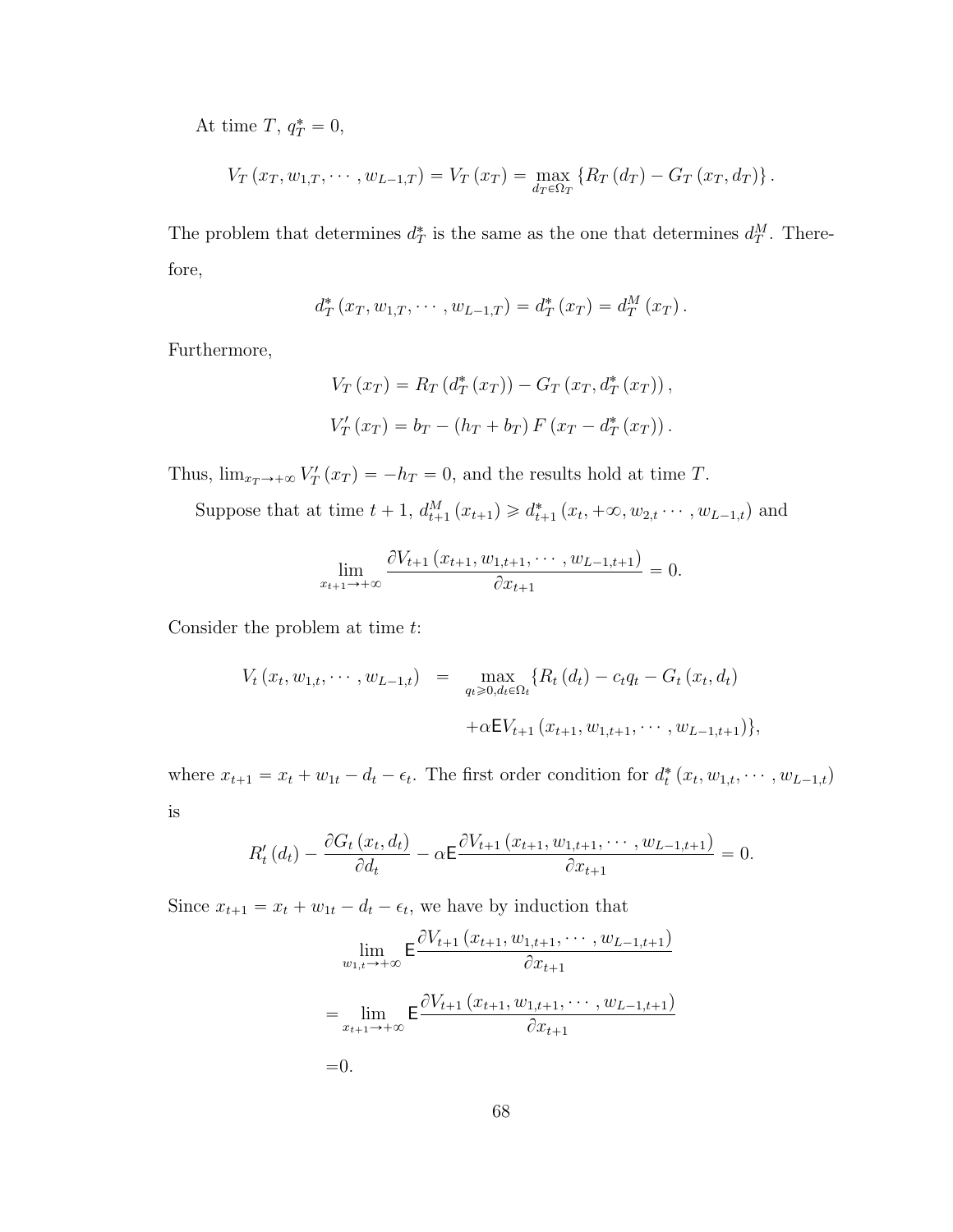At time $T$, $q_T^* = 0$,

$$V_T(x_T, w_{1,T}, \cdots, w_{L-1,T}) = V_T(x_T) = \max_{d_T \in \Omega_T} \{R_T(d_T) - G_T(x_T, d_T)\}.$$

The problem that determines $d_T^*$ is the same as the one that determines $d_T^M$. Therefore,

$$d_T^*(x_T, w_{1,T}, \cdots, w_{L-1,T}) = d_T^*(x_T) = d_T^M(x_T).$$

Furthermore,

$$V_T(x_T) = R_T(d_T^*(x_T)) - G_T(x_T, d_T^*(x_T)),$$

$$V_T'(x_T) = b_T - (h_T + b_T) F(x_T - d_T^*(x_T)).$$

Thus, $\lim_{x_T \to +\infty} V_T'(x_T) = -h_T = 0$, and the results hold at time $T$.

Suppose that at time $t+1$, $d_{t+1}^M(x_{t+1}) \geqslant d_{t+1}^*(x_t, +\infty, w_{2,t} \cdots, w_{L-1,t})$ and

$$\lim_{x_{t+1} \to +\infty} \frac{\partial V_{t+1}(x_{t+1}, w_{1,t+1}, \cdots, w_{L-1,t+1})}{\partial x_{t+1}} = 0.$$

Consider the problem at time $t$:

$$\begin{aligned} V_t(x_t, w_{1,t}, \cdots, w_{L-1,t}) &= \max_{q_t \geqslant 0, d_t \in \Omega_t} \{R_t(d_t) - c_t q_t - G_t(x_t, d_t) \\ &\quad + \alpha \mathsf{E} V_{t+1}(x_{t+1}, w_{1,t+1}, \cdots, w_{L-1,t+1})\}, \end{aligned}$$

where $x_{t+1} = x_t + w_{1t} - d_t - \epsilon_t$. The first order condition for $d_t^*(x_t, w_{1,t}, \cdots, w_{L-1,t})$ is

$$R_t'(d_t) - \frac{\partial G_t(x_t, d_t)}{\partial d_t} - \alpha \mathsf{E} \frac{\partial V_{t+1}(x_{t+1}, w_{1,t+1}, \cdots, w_{L-1,t+1})}{\partial x_{t+1}} = 0.$$

Since $x_{t+1} = x_t + w_{1t} - d_t - \epsilon_t$, we have by induction that

$$\begin{aligned} &\lim_{w_{1,t} \to +\infty} \mathsf{E} \frac{\partial V_{t+1}(x_{t+1}, w_{1,t+1}, \cdots, w_{L-1,t+1})}{\partial x_{t+1}} \\ &= \lim_{x_{t+1} \to +\infty} \mathsf{E} \frac{\partial V_{t+1}(x_{t+1}, w_{1,t+1}, \cdots, w_{L-1,t+1})}{\partial x_{t+1}} \\ &= 0. \end{aligned}$$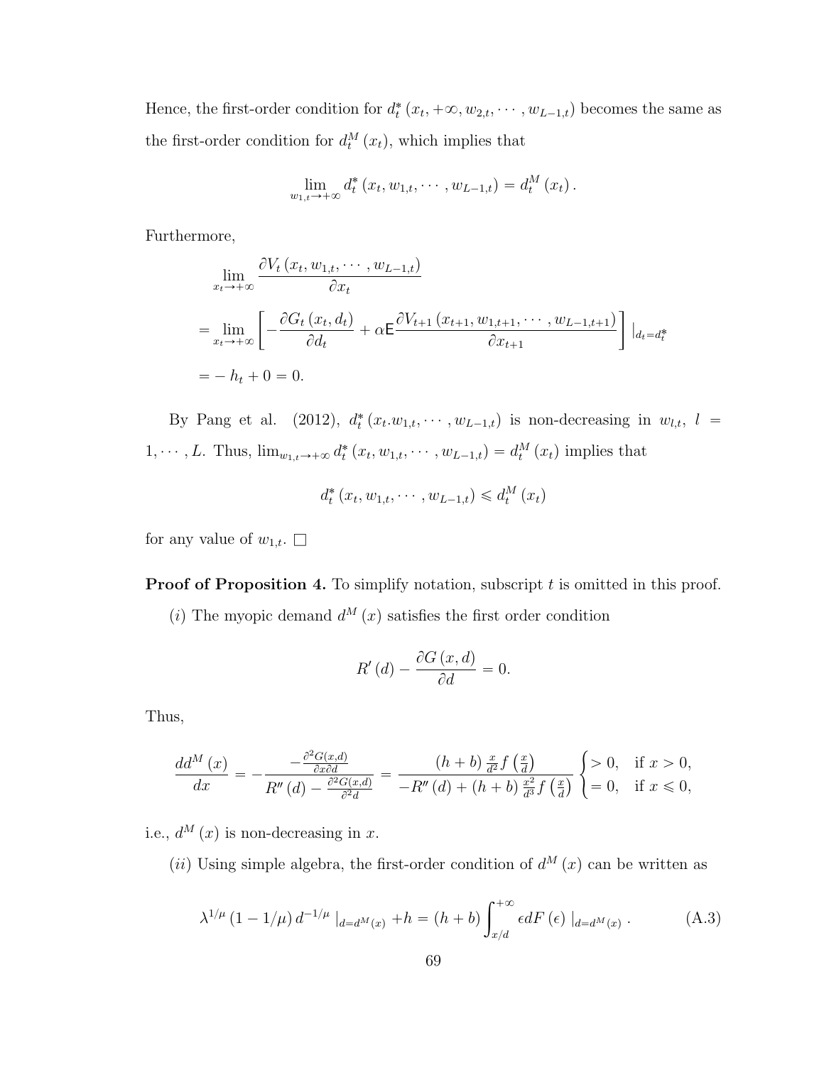Hence, the first-order condition for $d_t^*(x_t, +\infty, w_{2,t}, \cdots, w_{L-1,t})$ becomes the same as the first-order condition for $d_t^M(x_t)$, which implies that

$$\lim_{w_{1,t}\to+\infty} d_t^*(x_t, w_{1,t}, \cdots, w_{L-1,t}) = d_t^M(x_t).$$

Furthermore,

$$\begin{aligned}
&\lim_{x_t\to+\infty} \frac{\partial V_t(x_t, w_{1,t}, \cdots, w_{L-1,t})}{\partial x_t} \\
=&\lim_{x_t\to+\infty}\left[-\frac{\partial G_t(x_t, d_t)}{\partial d_t} + \alpha \mathsf{E}\frac{\partial V_{t+1}(x_{t+1}, w_{1,t+1}, \cdots, w_{L-1,t+1})}{\partial x_{t+1}}\right]|_{d_t=d_t^*} \\
=&-h_t + 0 = 0.
\end{aligned}$$

By Pang et al. (2012), $d_t^*(x_t.w_{1,t}, \cdots, w_{L-1,t})$ is non-decreasing in $w_{l,t}$, $l = 1, \cdots, L$. Thus, $\lim_{w_{1,t}\to+\infty} d_t^*(x_t, w_{1,t}, \cdots, w_{L-1,t}) = d_t^M(x_t)$ implies that

$$d_t^*(x_t, w_{1,t}, \cdots, w_{L-1,t}) \leqslant d_t^M(x_t)$$

for any value of $w_{1,t}$. □

**Proof of Proposition 4.** To simplify notation, subscript $t$ is omitted in this proof.

($i$) The myopic demand $d^M(x)$ satisfies the first order condition

$$R'(d) - \frac{\partial G(x,d)}{\partial d} = 0.$$

Thus,

$$\frac{dd^M(x)}{dx} = -\frac{-\frac{\partial^2 G(x,d)}{\partial x \partial d}}{R''(d) - \frac{\partial^2 G(x,d)}{\partial^2 d}} = \frac{(h+b)\frac{x}{d^2} f\left(\frac{x}{d}\right)}{-R''(d) + (h+b)\frac{x^2}{d^3} f\left(\frac{x}{d}\right)} \begin{cases} > 0, & \text{if } x > 0, \\ = 0, & \text{if } x \leqslant 0, \end{cases}$$

i.e., $d^M(x)$ is non-decreasing in $x$.

($ii$) Using simple algebra, the first-order condition of $d^M(x)$ can be written as

$$\lambda^{1/\mu}(1 - 1/\mu) d^{-1/\mu}|_{d=d^M(x)} + h = (h+b)\int_{x/d}^{+\infty} \epsilon dF(\epsilon)|_{d=d^M(x)}. \tag{A.3}$$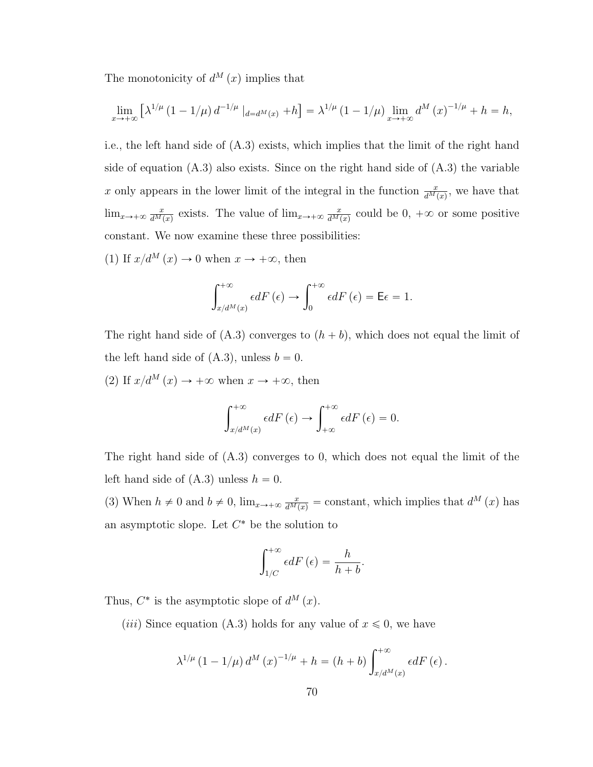The monotonicity of $d^M(x)$ implies that

$$\lim_{x\to+\infty}\left[\lambda^{1/\mu}(1-1/\mu)\,d^{-1/\mu}\mid_{d=d^M(x)}+h\right]=\lambda^{1/\mu}(1-1/\mu)\lim_{x\to+\infty}d^M(x)^{-1/\mu}+h=h,$$

i.e., the left hand side of (A.3) exists, which implies that the limit of the right hand side of equation (A.3) also exists. Since on the right hand side of (A.3) the variable $x$ only appears in the lower limit of the integral in the function $\frac{x}{d^M(x)}$, we have that $\lim_{x\to+\infty}\frac{x}{d^M(x)}$ exists. The value of $\lim_{x\to+\infty}\frac{x}{d^M(x)}$ could be 0, $+\infty$ or some positive constant. We now examine these three possibilities:

(1) If $x/d^M(x)\to 0$ when $x\to+\infty$, then

$$\int_{x/d^M(x)}^{+\infty}\epsilon dF(\epsilon)\to\int_0^{+\infty}\epsilon dF(\epsilon)=\mathsf{E}\epsilon=1.$$

The right hand side of (A.3) converges to $(h+b)$, which does not equal the limit of the left hand side of (A.3), unless $b=0$.

(2) If $x/d^M(x)\to+\infty$ when $x\to+\infty$, then

$$\int_{x/d^M(x)}^{+\infty}\epsilon dF(\epsilon)\to\int_{+\infty}^{+\infty}\epsilon dF(\epsilon)=0.$$

The right hand side of (A.3) converges to 0, which does not equal the limit of the left hand side of (A.3) unless $h=0$.

(3) When $h\neq 0$ and $b\neq 0$, $\lim_{x\to+\infty}\frac{x}{d^M(x)}=\text{constant}$, which implies that $d^M(x)$ has an asymptotic slope. Let $C^*$ be the solution to

$$\int_{1/C}^{+\infty}\epsilon dF(\epsilon)=\frac{h}{h+b}.$$

Thus, $C^*$ is the asymptotic slope of $d^M(x)$.

(*iii*) Since equation (A.3) holds for any value of $x\leqslant 0$, we have

$$\lambda^{1/\mu}(1-1/\mu)\,d^M(x)^{-1/\mu}+h=(h+b)\int_{x/d^M(x)}^{+\infty}\epsilon dF(\epsilon).$$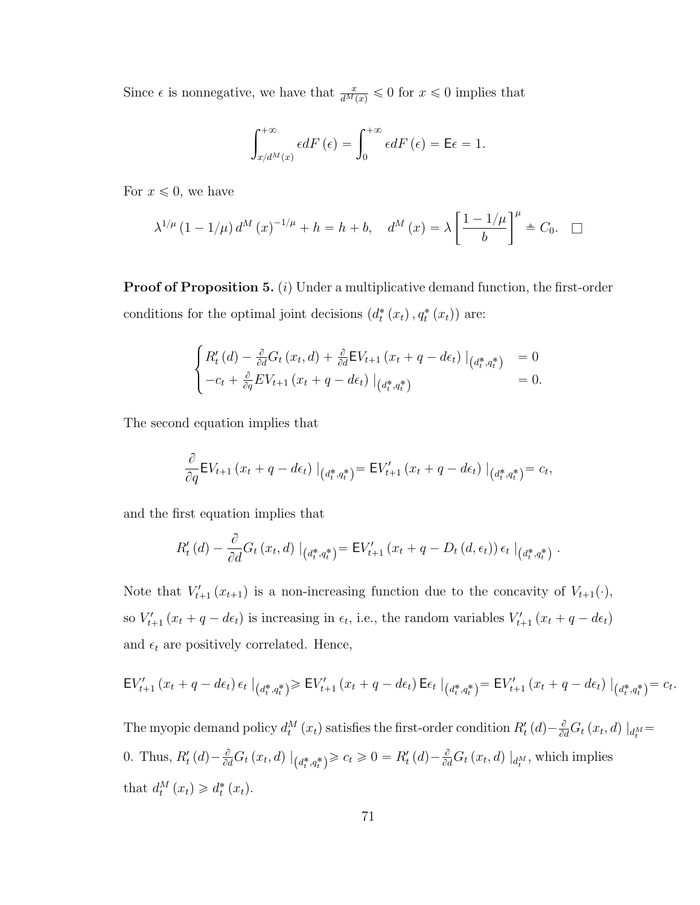Since $\epsilon$ is nonnegative, we have that $\frac{x}{d^M(x)} \leqslant 0$ for $x \leqslant 0$ implies that

$$\int_{x/d^M(x)}^{+\infty} \epsilon dF(\epsilon) = \int_0^{+\infty} \epsilon dF(\epsilon) = \mathsf{E}\epsilon = 1.$$

For $x \leqslant 0$, we have

$$\lambda^{1/\mu}(1 - 1/\mu) d^M(x)^{-1/\mu} + h = h + b, \quad d^M(x) = \lambda \left[\frac{1 - 1/\mu}{b}\right]^\mu \triangleq C_0. \quad \square$$

**Proof of Proposition 5.** $(i)$ Under a multiplicative demand function, the first-order conditions for the optimal joint decisions $(d_t^*(x_t), q_t^*(x_t))$ are:

$$\begin{cases} R_t'(d) - \frac{\partial}{\partial d} G_t(x_t, d) + \frac{\partial}{\partial d} \mathsf{E} V_{t+1}(x_t + q - d\epsilon_t) \mid_{(d_t^*, q_t^*)} & = 0 \\ -c_t + \frac{\partial}{\partial q} E V_{t+1}(x_t + q - d\epsilon_t) \mid_{(d_t^*, q_t^*)} & = 0. \end{cases}$$

The second equation implies that

$$\frac{\partial}{\partial q} \mathsf{E} V_{t+1}(x_t + q - d\epsilon_t) \mid_{(d_t^*, q_t^*)} = \mathsf{E} V_{t+1}'(x_t + q - d\epsilon_t) \mid_{(d_t^*, q_t^*)} = c_t,$$

and the first equation implies that

$$R_t'(d) - \frac{\partial}{\partial d} G_t(x_t, d) \mid_{(d_t^*, q_t^*)} = \mathsf{E} V_{t+1}'(x_t + q - D_t(d, \epsilon_t)) \epsilon_t \mid_{(d_t^*, q_t^*)}.$$

Note that $V_{t+1}'(x_{t+1})$ is a non-increasing function due to the concavity of $V_{t+1}(\cdot)$, so $V_{t+1}'(x_t + q - d\epsilon_t)$ is increasing in $\epsilon_t$, i.e., the random variables $V_{t+1}'(x_t + q - d\epsilon_t)$ and $\epsilon_t$ are positively correlated. Hence,

$$\mathsf{E} V_{t+1}'(x_t + q - d\epsilon_t) \epsilon_t \mid_{(d_t^*, q_t^*)} \geqslant \mathsf{E} V_{t+1}'(x_t + q - d\epsilon_t) \mathsf{E}\epsilon_t \mid_{(d_t^*, q_t^*)} = \mathsf{E} V_{t+1}'(x_t + q - d\epsilon_t) \mid_{(d_t^*, q_t^*)} = c_t.$$

The myopic demand policy $d_t^M(x_t)$ satisfies the first-order condition $R_t'(d) - \frac{\partial}{\partial d} G_t(x_t, d) \mid_{d_t^M} = 0$. Thus, $R_t'(d) - \frac{\partial}{\partial d} G_t(x_t, d) \mid_{(d_t^*, q_t^*)} \geqslant c_t \geqslant 0 = R_t'(d) - \frac{\partial}{\partial d} G_t(x_t, d) \mid_{d_t^M}$, which implies that $d_t^M(x_t) \geqslant d_t^*(x_t)$.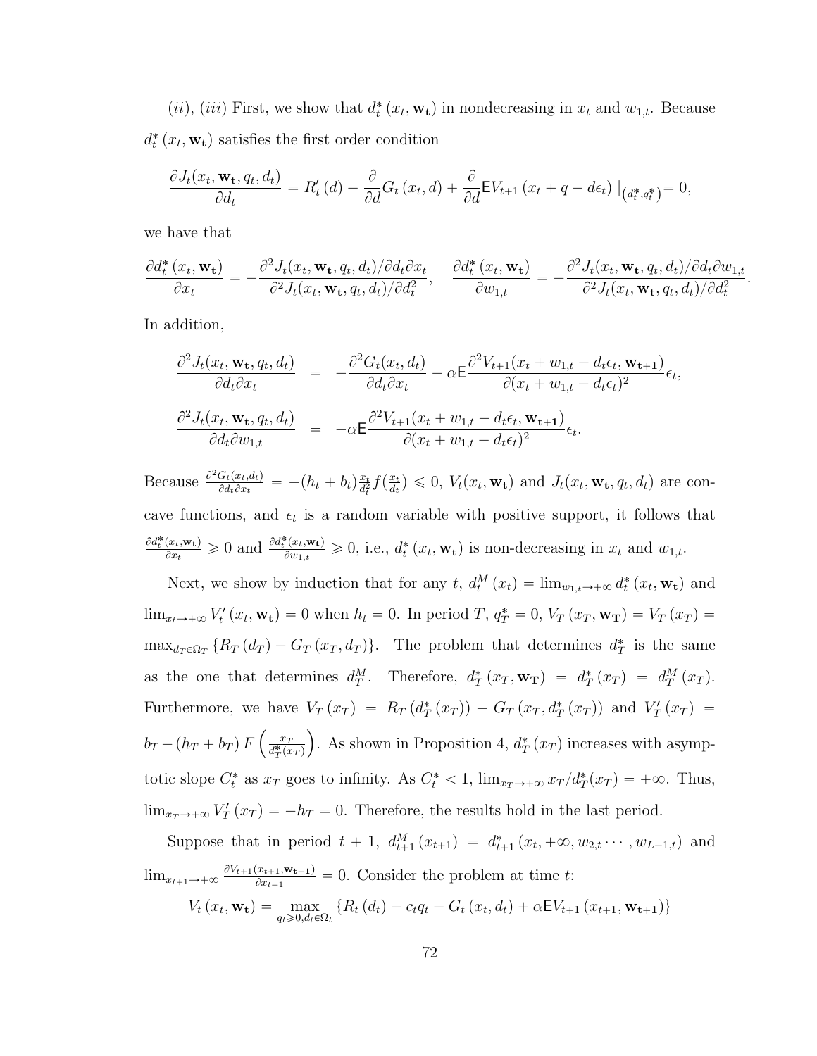$(ii)$, $(iii)$ First, we show that $d_t^*(x_t, \mathbf{w_t})$ in nondecreasing in $x_t$ and $w_{1,t}$. Because $d_t^*(x_t, \mathbf{w_t})$ satisfies the first order condition

$$\frac{\partial J_t(x_t, \mathbf{w_t}, q_t, d_t)}{\partial d_t} = R_t'(d) - \frac{\partial}{\partial d} G_t(x_t, d) + \frac{\partial}{\partial d} \mathsf{E} V_{t+1}(x_t + q - d\epsilon_t)\,|_{(d_t^*, q_t^*)} = 0,$$

we have that

$$\frac{\partial d_t^*(x_t, \mathbf{w_t})}{\partial x_t} = -\frac{\partial^2 J_t(x_t, \mathbf{w_t}, q_t, d_t)/\partial d_t \partial x_t}{\partial^2 J_t(x_t, \mathbf{w_t}, q_t, d_t)/\partial d_t^2}, \quad \frac{\partial d_t^*(x_t, \mathbf{w_t})}{\partial w_{1,t}} = -\frac{\partial^2 J_t(x_t, \mathbf{w_t}, q_t, d_t)/\partial d_t \partial w_{1,t}}{\partial^2 J_t(x_t, \mathbf{w_t}, q_t, d_t)/\partial d_t^2}.$$

In addition,

$$\begin{aligned}
\frac{\partial^2 J_t(x_t, \mathbf{w_t}, q_t, d_t)}{\partial d_t \partial x_t} &= -\frac{\partial^2 G_t(x_t, d_t)}{\partial d_t \partial x_t} - \alpha \mathsf{E} \frac{\partial^2 V_{t+1}(x_t + w_{1,t} - d_t\epsilon_t, \mathbf{w_{t+1}})}{\partial (x_t + w_{1,t} - d_t\epsilon_t)^2}\epsilon_t, \\
\frac{\partial^2 J_t(x_t, \mathbf{w_t}, q_t, d_t)}{\partial d_t \partial w_{1,t}} &= -\alpha \mathsf{E} \frac{\partial^2 V_{t+1}(x_t + w_{1,t} - d_t\epsilon_t, \mathbf{w_{t+1}})}{\partial (x_t + w_{1,t} - d_t\epsilon_t)^2}\epsilon_t.
\end{aligned}$$

Because $\frac{\partial^2 G_t(x_t, d_t)}{\partial d_t \partial x_t} = -(h_t + b_t)\frac{x_t}{d_t^2} f(\frac{x_t}{d_t}) \leqslant 0$, $V_t(x_t, \mathbf{w_t})$ and $J_t(x_t, \mathbf{w_t}, q_t, d_t)$ are concave functions, and $\epsilon_t$ is a random variable with positive support, it follows that $\frac{\partial d_t^*(x_t, \mathbf{w_t})}{\partial x_t} \geqslant 0$ and $\frac{\partial d_t^*(x_t, \mathbf{w_t})}{\partial w_{1,t}} \geqslant 0$, i.e., $d_t^*(x_t, \mathbf{w_t})$ is non-decreasing in $x_t$ and $w_{1,t}$.

Next, we show by induction that for any $t$, $d_t^M(x_t) = \lim_{w_{1,t} \to +\infty} d_t^*(x_t, \mathbf{w_t})$ and $\lim_{x_t \to +\infty} V_t'(x_t, \mathbf{w_t}) = 0$ when $h_t = 0$. In period $T$, $q_T^* = 0$, $V_T(x_T, \mathbf{w_T}) = V_T(x_T) = \max_{d_T \in \Omega_T} \{R_T(d_T) - G_T(x_T, d_T)\}$. The problem that determines $d_T^*$ is the same as the one that determines $d_T^M$. Therefore, $d_T^*(x_T, \mathbf{w_T}) = d_T^*(x_T) = d_T^M(x_T)$. Furthermore, we have $V_T(x_T) = R_T(d_T^*(x_T)) - G_T(x_T, d_T^*(x_T))$ and $V_T'(x_T) = b_T - (h_T + b_T) F\left(\frac{x_T}{d_T^*(x_T)}\right)$. As shown in Proposition 4, $d_T^*(x_T)$ increases with asymptotic slope $C_t^*$ as $x_T$ goes to infinity. As $C_t^* < 1$, $\lim_{x_T \to +\infty} x_T/d_T^*(x_T) = +\infty$. Thus, $\lim_{x_T \to +\infty} V_T'(x_T) = -h_T = 0$. Therefore, the results hold in the last period.

Suppose that in period $t+1$, $d_{t+1}^M(x_{t+1}) = d_{t+1}^*(x_t, +\infty, w_{2,t} \cdots, w_{L-1,t})$ and $\lim_{x_{t+1} \to +\infty} \frac{\partial V_{t+1}(x_{t+1}, \mathbf{w_{t+1}})}{\partial x_{t+1}} = 0$. Consider the problem at time $t$:

$$V_t(x_t, \mathbf{w_t}) = \max_{q_t \geqslant 0, d_t \in \Omega_t} \{R_t(d_t) - c_t q_t - G_t(x_t, d_t) + \alpha \mathsf{E} V_{t+1}(x_{t+1}, \mathbf{w_{t+1}})\}$$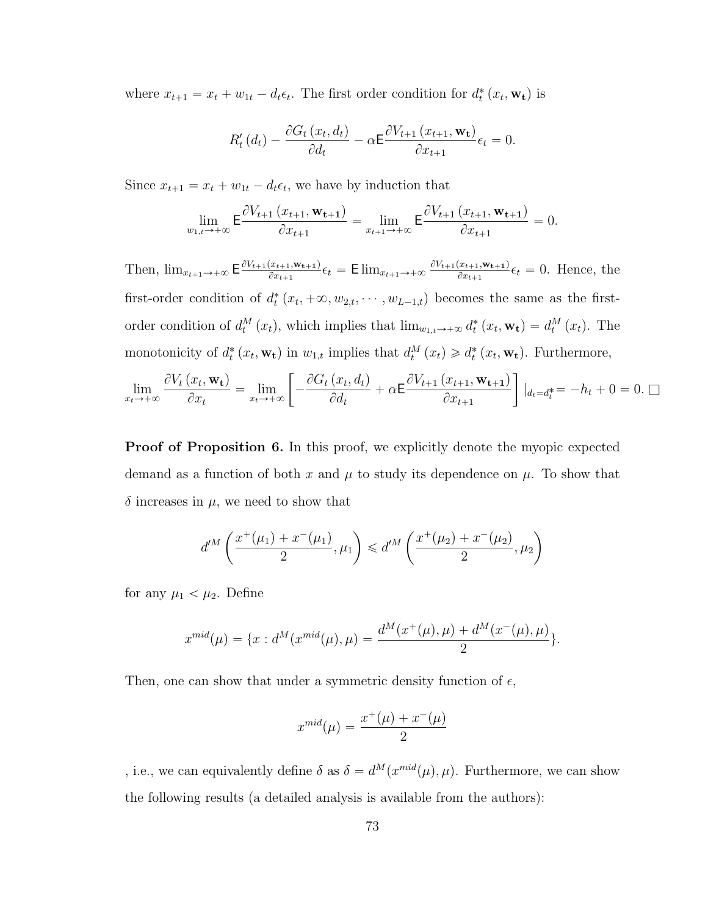where $x_{t+1} = x_t + w_{1t} - d_t\epsilon_t$. The first order condition for $d_t^*(x_t, \mathbf{w_t})$ is

$$R_t'(d_t) - \frac{\partial G_t(x_t, d_t)}{\partial d_t} - \alpha \mathsf{E}\frac{\partial V_{t+1}(x_{t+1}, \mathbf{w_t})}{\partial x_{t+1}}\epsilon_t = 0.$$

Since $x_{t+1} = x_t + w_{1t} - d_t\epsilon_t$, we have by induction that

$$\lim_{w_{1,t}\to+\infty} \mathsf{E}\frac{\partial V_{t+1}(x_{t+1}, \mathbf{w_{t+1}})}{\partial x_{t+1}} = \lim_{x_{t+1}\to+\infty} \mathsf{E}\frac{\partial V_{t+1}(x_{t+1}, \mathbf{w_{t+1}})}{\partial x_{t+1}} = 0.$$

Then, $\lim_{x_{t+1}\to+\infty} \mathsf{E}\frac{\partial V_{t+1}(x_{t+1}, \mathbf{w_{t+1}})}{\partial x_{t+1}}\epsilon_t = \mathsf{E}\lim_{x_{t+1}\to+\infty} \frac{\partial V_{t+1}(x_{t+1}, \mathbf{w_{t+1}})}{\partial x_{t+1}}\epsilon_t = 0$. Hence, the first-order condition of $d_t^*(x_t, +\infty, w_{2,t}, \cdots, w_{L-1,t})$ becomes the same as the first-order condition of $d_t^M(x_t)$, which implies that $\lim_{w_{1,t}\to+\infty} d_t^*(x_t, \mathbf{w_t}) = d_t^M(x_t)$. The monotonicity of $d_t^*(x_t, \mathbf{w_t})$ in $w_{1,t}$ implies that $d_t^M(x_t) \geqslant d_t^*(x_t, \mathbf{w_t})$. Furthermore,

$$\lim_{x_t\to+\infty} \frac{\partial V_t(x_t, \mathbf{w_t})}{\partial x_t} = \lim_{x_t\to+\infty}\left[-\frac{\partial G_t(x_t, d_t)}{\partial d_t} + \alpha\mathsf{E}\frac{\partial V_{t+1}(x_{t+1}, \mathbf{w_{t+1}})}{\partial x_{t+1}}\right]|_{d_t=d_t^*} = -h_t + 0 = 0. \square$$

**Proof of Proposition 6.** In this proof, we explicitly denote the myopic expected demand as a function of both $x$ and $\mu$ to study its dependence on $\mu$. To show that $\delta$ increases in $\mu$, we need to show that

$$d'^M\left(\frac{x^+(\mu_1) + x^-(\mu_1)}{2}, \mu_1\right) \leqslant d'^M\left(\frac{x^+(\mu_2) + x^-(\mu_2)}{2}, \mu_2\right)$$

for any $\mu_1 < \mu_2$. Define

$$x^{mid}(\mu) = \{x : d^M(x^{mid}(\mu), \mu) = \frac{d^M(x^+(\mu), \mu) + d^M(x^-(\mu), \mu)}{2}\}.$$

Then, one can show that under a symmetric density function of $\epsilon$,

$$x^{mid}(\mu) = \frac{x^+(\mu) + x^-(\mu)}{2}$$

, i.e., we can equivalently define $\delta$ as $\delta = d^M(x^{mid}(\mu), \mu)$. Furthermore, we can show the following results (a detailed analysis is available from the authors):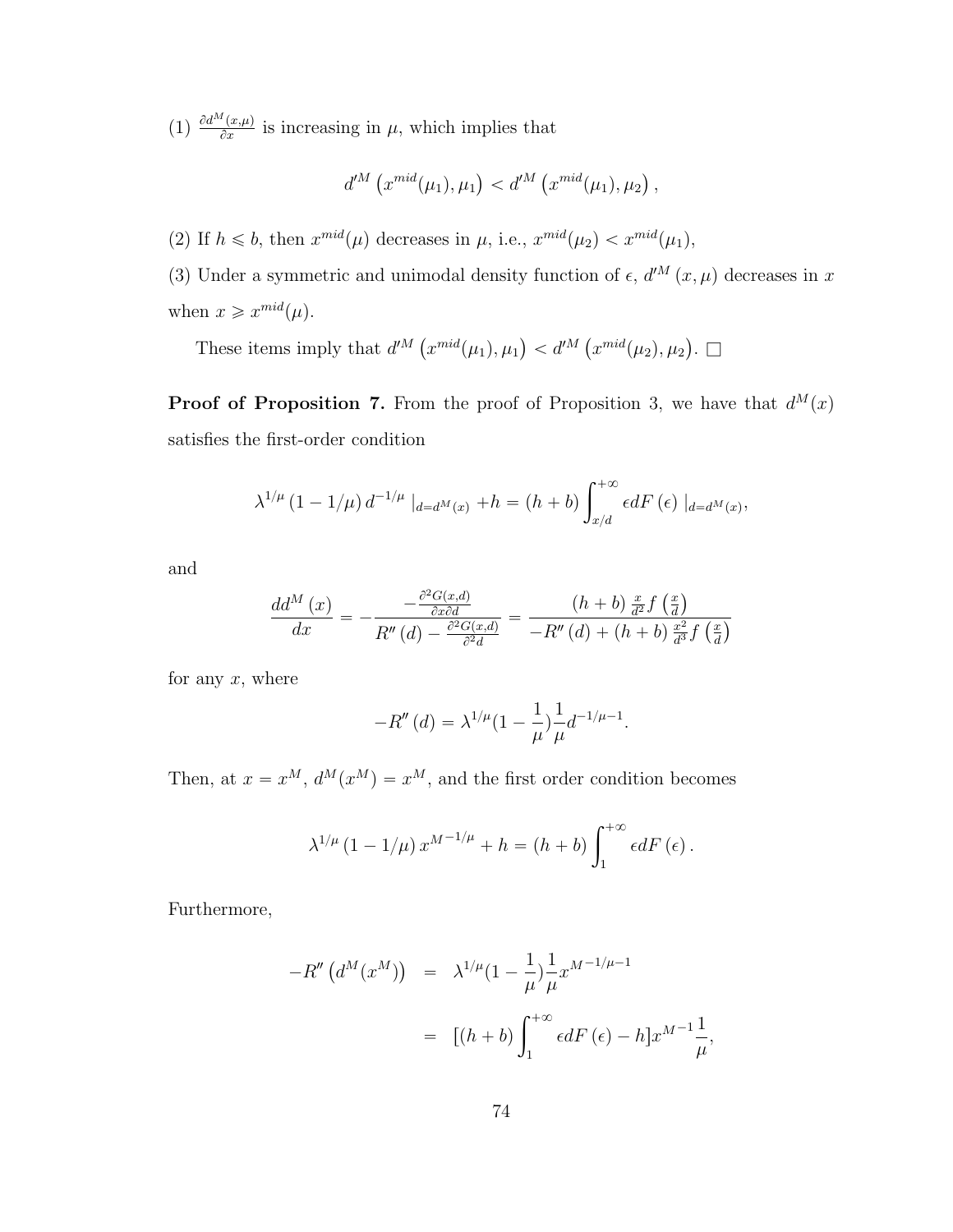(1) $\frac{\partial d^M(x,\mu)}{\partial x}$ is increasing in $\mu$, which implies that

$$d'^M\left(x^{mid}(\mu_1), \mu_1\right) < d'^M\left(x^{mid}(\mu_1), \mu_2\right),$$

(2) If $h \leqslant b$, then $x^{mid}(\mu)$ decreases in $\mu$, i.e., $x^{mid}(\mu_2) < x^{mid}(\mu_1)$,

(3) Under a symmetric and unimodal density function of $\epsilon$, $d'^M(x, \mu)$ decreases in $x$ when $x \geqslant x^{mid}(\mu)$.

These items imply that $d'^M\left(x^{mid}(\mu_1), \mu_1\right) < d'^M\left(x^{mid}(\mu_2), \mu_2\right)$. $\square$

**Proof of Proposition 7.** From the proof of Proposition 3, we have that $d^M(x)$ satisfies the first-order condition

$$\lambda^{1/\mu}\left(1 - 1/\mu\right) d^{-1/\mu} \mid_{d=d^M(x)} + h = (h + b) \int_{x/d}^{+\infty} \epsilon dF\left(\epsilon\right) \mid_{d=d^M(x)},$$

and

$$\frac{dd^M\left(x\right)}{dx} = -\frac{-\frac{\partial^2 G(x,d)}{\partial x \partial d}}{R''\left(d\right) - \frac{\partial^2 G(x,d)}{\partial^2 d}} = \frac{(h+b)\,\frac{x}{d^2} f\left(\frac{x}{d}\right)}{-R''\left(d\right) + (h+b)\,\frac{x^2}{d^3} f\left(\frac{x}{d}\right)}$$

for any $x$, where

$$-R''\left(d\right) = \lambda^{1/\mu}(1 - \frac{1}{\mu})\frac{1}{\mu} d^{-1/\mu - 1}.$$

Then, at $x = x^M$, $d^M(x^M) = x^M$, and the first order condition becomes

$$\lambda^{1/\mu}\left(1 - 1/\mu\right) x^{M^{-1/\mu}} + h = (h + b) \int_{1}^{+\infty} \epsilon dF\left(\epsilon\right).$$

Furthermore,

$$\begin{aligned} -R''\left(d^M(x^M)\right) &= \lambda^{1/\mu}(1 - \frac{1}{\mu})\frac{1}{\mu} x^{M^{-1/\mu - 1}} \\ &= [(h + b) \int_{1}^{+\infty} \epsilon dF\left(\epsilon\right) - h] x^{M^{-1}} \frac{1}{\mu}, \end{aligned}$$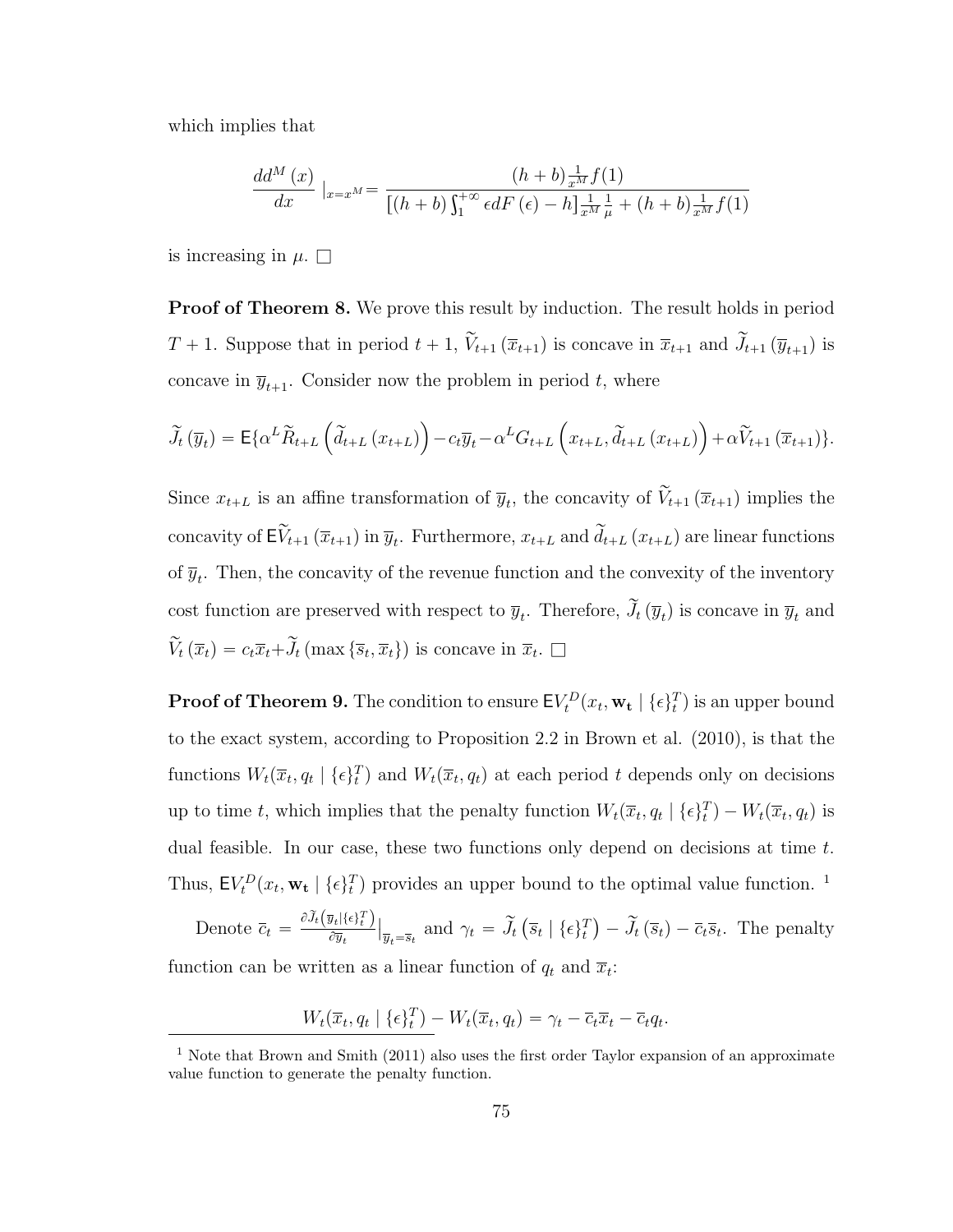which implies that

$$\frac{dd^M(x)}{dx}\ |_{x=x^M} = \frac{(h+b)\frac{1}{x^M}f(1)}{[(h+b)\int_1^{+\infty}\epsilon dF(\epsilon)-h]\frac{1}{x^M}\frac{1}{\mu}+(h+b)\frac{1}{x^M}f(1)}$$

is increasing in $\mu$. □

**Proof of Theorem 8.** We prove this result by induction. The result holds in period $T+1$. Suppose that in period $t+1$, $\widetilde{V}_{t+1}(\overline{x}_{t+1})$ is concave in $\overline{x}_{t+1}$ and $\widetilde{J}_{t+1}(\overline{y}_{t+1})$ is concave in $\overline{y}_{t+1}$. Consider now the problem in period $t$, where

$$\widetilde{J}_t(\overline{y}_t) = \mathsf{E}\{\alpha^L\widetilde{R}_{t+L}\left(\widetilde{d}_{t+L}(x_{t+L})\right) - c_t\overline{y}_t - \alpha^L G_{t+L}\left(x_{t+L},\widetilde{d}_{t+L}(x_{t+L})\right) + \alpha\widetilde{V}_{t+1}(\overline{x}_{t+1})\}.$$

Since $x_{t+L}$ is an affine transformation of $\overline{y}_t$, the concavity of $\widetilde{V}_{t+1}(\overline{x}_{t+1})$ implies the concavity of $\mathsf{E}\widetilde{V}_{t+1}(\overline{x}_{t+1})$ in $\overline{y}_t$. Furthermore, $x_{t+L}$ and $\widetilde{d}_{t+L}(x_{t+L})$ are linear functions of $\overline{y}_t$. Then, the concavity of the revenue function and the convexity of the inventory cost function are preserved with respect to $\overline{y}_t$. Therefore, $\widetilde{J}_t(\overline{y}_t)$ is concave in $\overline{y}_t$ and $\widetilde{V}_t(\overline{x}_t) = c_t\overline{x}_t + \widetilde{J}_t(\max\{\overline{s}_t,\overline{x}_t\})$ is concave in $\overline{x}_t$. □

**Proof of Theorem 9.** The condition to ensure $\mathsf{E}V_t^D(x_t,\mathbf{w_t}\mid\{\epsilon\}_t^T)$ is an upper bound to the exact system, according to Proposition 2.2 in Brown et al. (2010), is that the functions $W_t(\overline{x}_t,q_t\mid\{\epsilon\}_t^T)$ and $W_t(\overline{x}_t,q_t)$ at each period $t$ depends only on decisions up to time $t$, which implies that the penalty function $W_t(\overline{x}_t,q_t\mid\{\epsilon\}_t^T) - W_t(\overline{x}_t,q_t)$ is dual feasible. In our case, these two functions only depend on decisions at time $t$. Thus, $\mathsf{E}V_t^D(x_t,\mathbf{w_t}\mid\{\epsilon\}_t^T)$ provides an upper bound to the optimal value function. [1]

Denote $\overline{c}_t = \frac{\partial\widetilde{J}_t(\overline{y}_t\mid\{\epsilon\}_t^T)}{\partial\overline{y}_t}\Big|_{\overline{y}_t=\overline{s}_t}$ and $\gamma_t = \widetilde{J}_t\left(\overline{s}_t\mid\{\epsilon\}_t^T\right) - \widetilde{J}_t(\overline{s}_t) - \overline{c}_t\overline{s}_t$. The penalty function can be written as a linear function of $q_t$ and $\overline{x}_t$:

$$W_t(\overline{x}_t,q_t\mid\{\epsilon\}_t^T) - W_t(\overline{x}_t,q_t) = \gamma_t - \overline{c}_t\overline{x}_t - \overline{c}_t q_t.$$

[1] Note that Brown and Smith (2011) also uses the first order Taylor expansion of an approximate value function to generate the penalty function.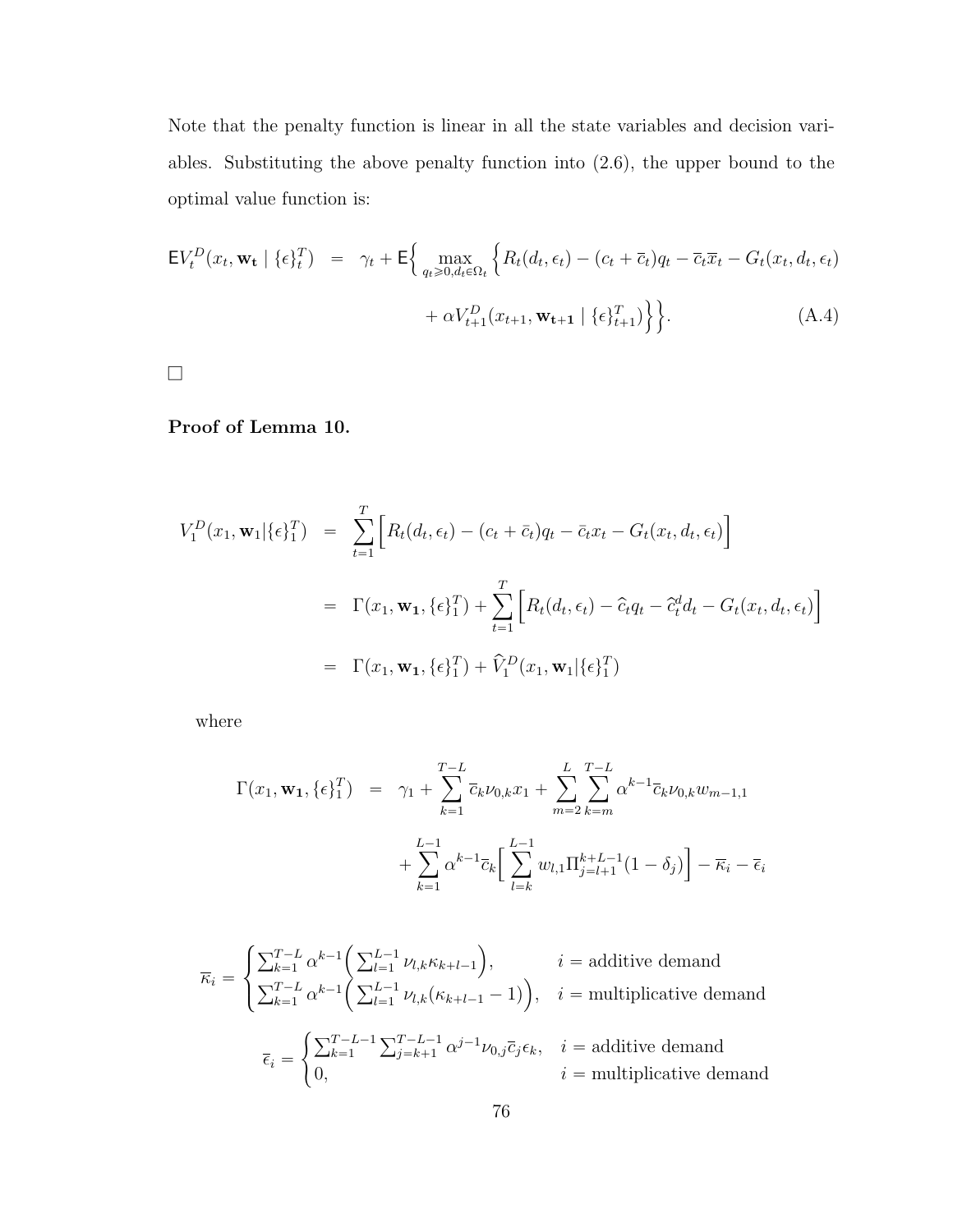Note that the penalty function is linear in all the state variables and decision variables. Substituting the above penalty function into (2.6), the upper bound to the optimal value function is:

$$
\begin{aligned}
\mathsf{E}V_t^D(x_t, \mathbf{w_t} \mid \{\epsilon\}_t^T) \;\; &= \;\; \gamma_t + \mathsf{E}\Big\{ \max_{q_t \geqslant 0, d_t \in \Omega_t} \Big\{ R_t(d_t, \epsilon_t) - (c_t + \overline{c}_t) q_t - \overline{c}_t \overline{x}_t - G_t(x_t, d_t, \epsilon_t) \\
&\qquad + \alpha V_{t+1}^D(x_{t+1}, \mathbf{w_{t+1}} \mid \{\epsilon\}_{t+1}^T) \Big\} \Big\}. \qquad \text{(A.4)}
\end{aligned}
$$

□

**Proof of Lemma 10.**

$$
\begin{aligned}
V_1^D(x_1, \mathbf{w}_1 | \{\epsilon\}_1^T) \;\; &= \;\; \sum_{t=1}^{T} \Big[ R_t(d_t, \epsilon_t) - (c_t + \bar{c}_t) q_t - \bar{c}_t x_t - G_t(x_t, d_t, \epsilon_t) \Big] \\
&= \;\; \Gamma(x_1, \mathbf{w_1}, \{\epsilon\}_1^T) + \sum_{t=1}^{T} \Big[ R_t(d_t, \epsilon_t) - \widehat{c}_t q_t - \widehat{c}_t^d d_t - G_t(x_t, d_t, \epsilon_t) \Big] \\
&= \;\; \Gamma(x_1, \mathbf{w_1}, \{\epsilon\}_1^T) + \widehat{V}_1^D(x_1, \mathbf{w}_1 | \{\epsilon\}_1^T)
\end{aligned}
$$

where

$$
\begin{aligned}
\Gamma(x_1, \mathbf{w_1}, \{\epsilon\}_1^T) \;\; &= \;\; \gamma_1 + \sum_{k=1}^{T-L} \overline{c}_k \nu_{0,k} x_1 + \sum_{m=2}^{L} \sum_{k=m}^{T-L} \alpha^{k-1} \overline{c}_k \nu_{0,k} w_{m-1,1} \\
&\qquad + \sum_{k=1}^{L-1} \alpha^{k-1} \overline{c}_k \Big[ \sum_{l=k}^{L-1} w_{l,1} \Pi_{j=l+1}^{k+L-1} (1 - \delta_j) \Big] - \overline{\kappa}_i - \overline{\epsilon}_i
\end{aligned}
$$

$$
\overline{\kappa}_i = \begin{cases} \sum_{k=1}^{T-L} \alpha^{k-1} \Big( \sum_{l=1}^{L-1} \nu_{l,k} \kappa_{k+l-1} \Big), & i = \text{additive demand} \\ \sum_{k=1}^{T-L} \alpha^{k-1} \Big( \sum_{l=1}^{L-1} \nu_{l,k} (\kappa_{k+l-1} - 1) \Big), & i = \text{multiplicative demand} \end{cases}
$$

$$
\overline{\epsilon}_i = \begin{cases} \sum_{k=1}^{T-L-1} \sum_{j=k+1}^{T-L-1} \alpha^{j-1} \nu_{0,j} \overline{c}_j \epsilon_k, & i = \text{additive demand} \\ 0, & i = \text{multiplicative demand} \end{cases}
$$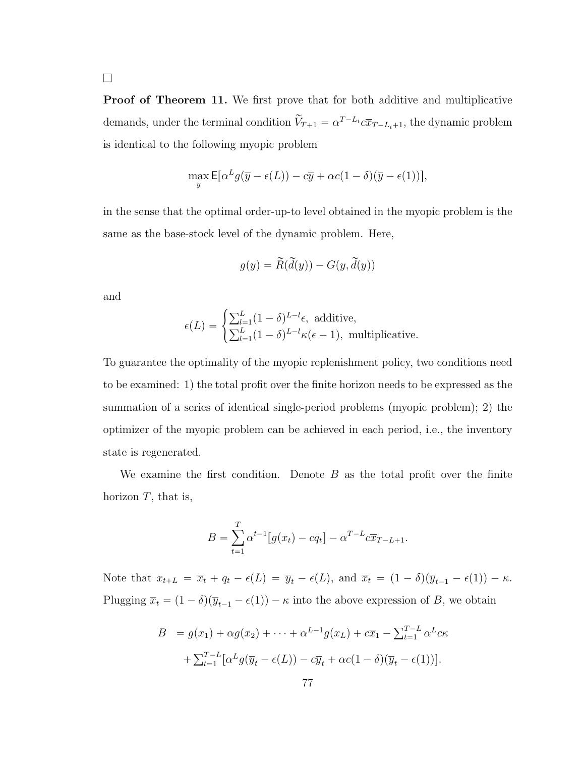□

**Proof of Theorem 11.** We first prove that for both additive and multiplicative demands, under the terminal condition $\widetilde{V}_{T+1} = \alpha^{T-L_i} c \overline{x}_{T-L_i+1}$, the dynamic problem is identical to the following myopic problem

$$\max_y \mathsf{E}[\alpha^L g(\overline{y} - \epsilon(L)) - c\overline{y} + \alpha c(1-\delta)(\overline{y} - \epsilon(1))],$$

in the sense that the optimal order-up-to level obtained in the myopic problem is the same as the base-stock level of the dynamic problem. Here,

$$g(y) = \widetilde{R}(\widetilde{d}(y)) - G(y, \widetilde{d}(y))$$

and

$$\epsilon(L) = \begin{cases} \sum_{l=1}^{L} (1-\delta)^{L-l} \epsilon, \text{ additive,} \\ \sum_{l=1}^{L} (1-\delta)^{L-l} \kappa(\epsilon - 1), \text{ multiplicative.} \end{cases}$$

To guarantee the optimality of the myopic replenishment policy, two conditions need to be examined: 1) the total profit over the finite horizon needs to be expressed as the summation of a series of identical single-period problems (myopic problem); 2) the optimizer of the myopic problem can be achieved in each period, i.e., the inventory state is regenerated.

We examine the first condition. Denote $B$ as the total profit over the finite horizon $T$, that is,

$$B = \sum_{t=1}^{T} \alpha^{t-1} [g(x_t) - cq_t] - \alpha^{T-L} c \overline{x}_{T-L+1}.$$

Note that $x_{t+L} = \overline{x}_t + q_t - \epsilon(L) = \overline{y}_t - \epsilon(L)$, and $\overline{x}_t = (1-\delta)(\overline{y}_{t-1} - \epsilon(1)) - \kappa$. Plugging $\overline{x}_t = (1-\delta)(\overline{y}_{t-1} - \epsilon(1)) - \kappa$ into the above expression of $B$, we obtain

$$\begin{aligned} B &= g(x_1) + \alpha g(x_2) + \cdots + \alpha^{L-1} g(x_L) + c\overline{x}_1 - \textstyle\sum_{t=1}^{T-L} \alpha^L c\kappa \\ &\quad + \textstyle\sum_{t=1}^{T-L} [\alpha^L g(\overline{y}_t - \epsilon(L)) - c\overline{y}_t + \alpha c(1-\delta)(\overline{y}_t - \epsilon(1))]. \end{aligned}$$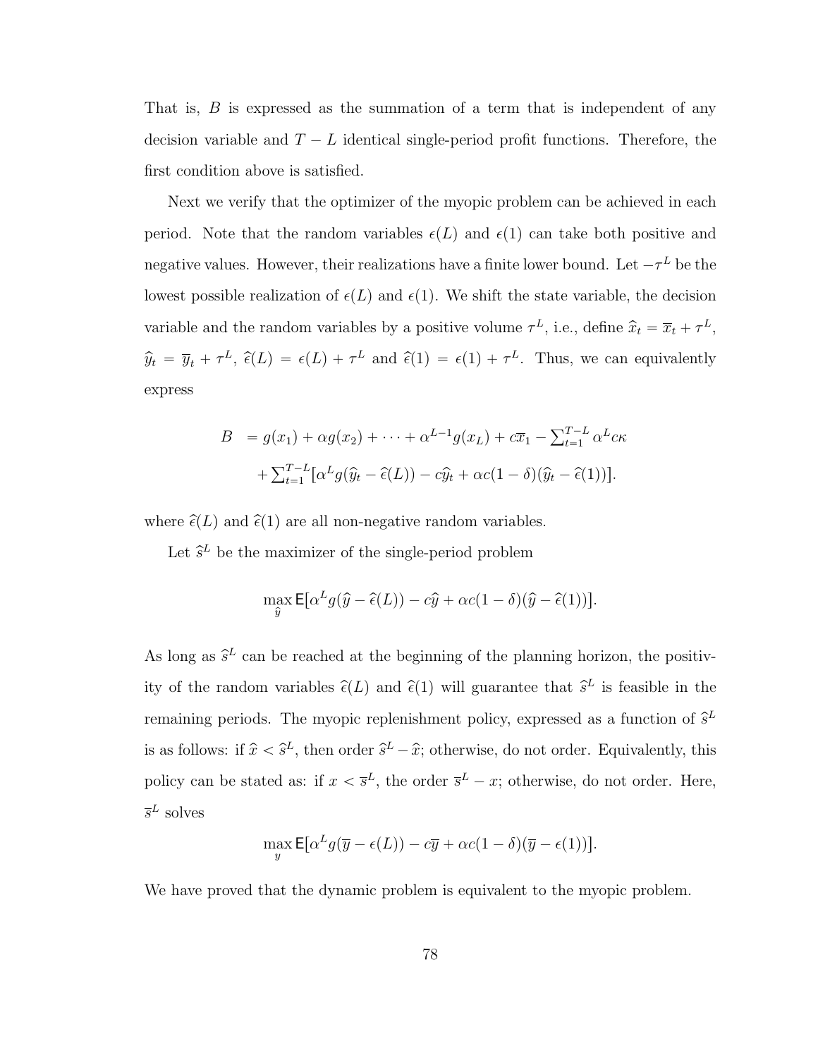That is, $B$ is expressed as the summation of a term that is independent of any decision variable and $T - L$ identical single-period profit functions. Therefore, the first condition above is satisfied.

Next we verify that the optimizer of the myopic problem can be achieved in each period. Note that the random variables $\epsilon(L)$ and $\epsilon(1)$ can take both positive and negative values. However, their realizations have a finite lower bound. Let $-\tau^L$ be the lowest possible realization of $\epsilon(L)$ and $\epsilon(1)$. We shift the state variable, the decision variable and the random variables by a positive volume $\tau^L$, i.e., define $\widehat{x}_t = \overline{x}_t + \tau^L$, $\widehat{y}_t = \overline{y}_t + \tau^L$, $\widehat{\epsilon}(L) = \epsilon(L) + \tau^L$ and $\widehat{\epsilon}(1) = \epsilon(1) + \tau^L$. Thus, we can equivalently express

$$
\begin{aligned}
B &= g(x_1) + \alpha g(x_2) + \cdots + \alpha^{L-1} g(x_L) + c\overline{x}_1 - \textstyle\sum_{t=1}^{T-L} \alpha^L c\kappa \\
&\quad + \textstyle\sum_{t=1}^{T-L} [\alpha^L g(\widehat{y}_t - \widehat{\epsilon}(L)) - c\widehat{y}_t + \alpha c(1-\delta)(\widehat{y}_t - \widehat{\epsilon}(1))].
\end{aligned}
$$

where $\widehat{\epsilon}(L)$ and $\widehat{\epsilon}(1)$ are all non-negative random variables.

Let $\widehat{s}^L$ be the maximizer of the single-period problem

$$
\max_{\widehat{y}} \mathsf{E}[\alpha^L g(\widehat{y} - \widehat{\epsilon}(L)) - c\widehat{y} + \alpha c(1-\delta)(\widehat{y} - \widehat{\epsilon}(1))].
$$

As long as $\widehat{s}^L$ can be reached at the beginning of the planning horizon, the positivity of the random variables $\widehat{\epsilon}(L)$ and $\widehat{\epsilon}(1)$ will guarantee that $\widehat{s}^L$ is feasible in the remaining periods. The myopic replenishment policy, expressed as a function of $\widehat{s}^L$ is as follows: if $\widehat{x} < \widehat{s}^L$, then order $\widehat{s}^L - \widehat{x}$; otherwise, do not order. Equivalently, this policy can be stated as: if $x < \overline{s}^L$, the order $\overline{s}^L - x$; otherwise, do not order. Here, $\overline{s}^L$ solves

$$
\max_{y} \mathsf{E}[\alpha^L g(\overline{y} - \epsilon(L)) - c\overline{y} + \alpha c(1-\delta)(\overline{y} - \epsilon(1))].
$$

We have proved that the dynamic problem is equivalent to the myopic problem.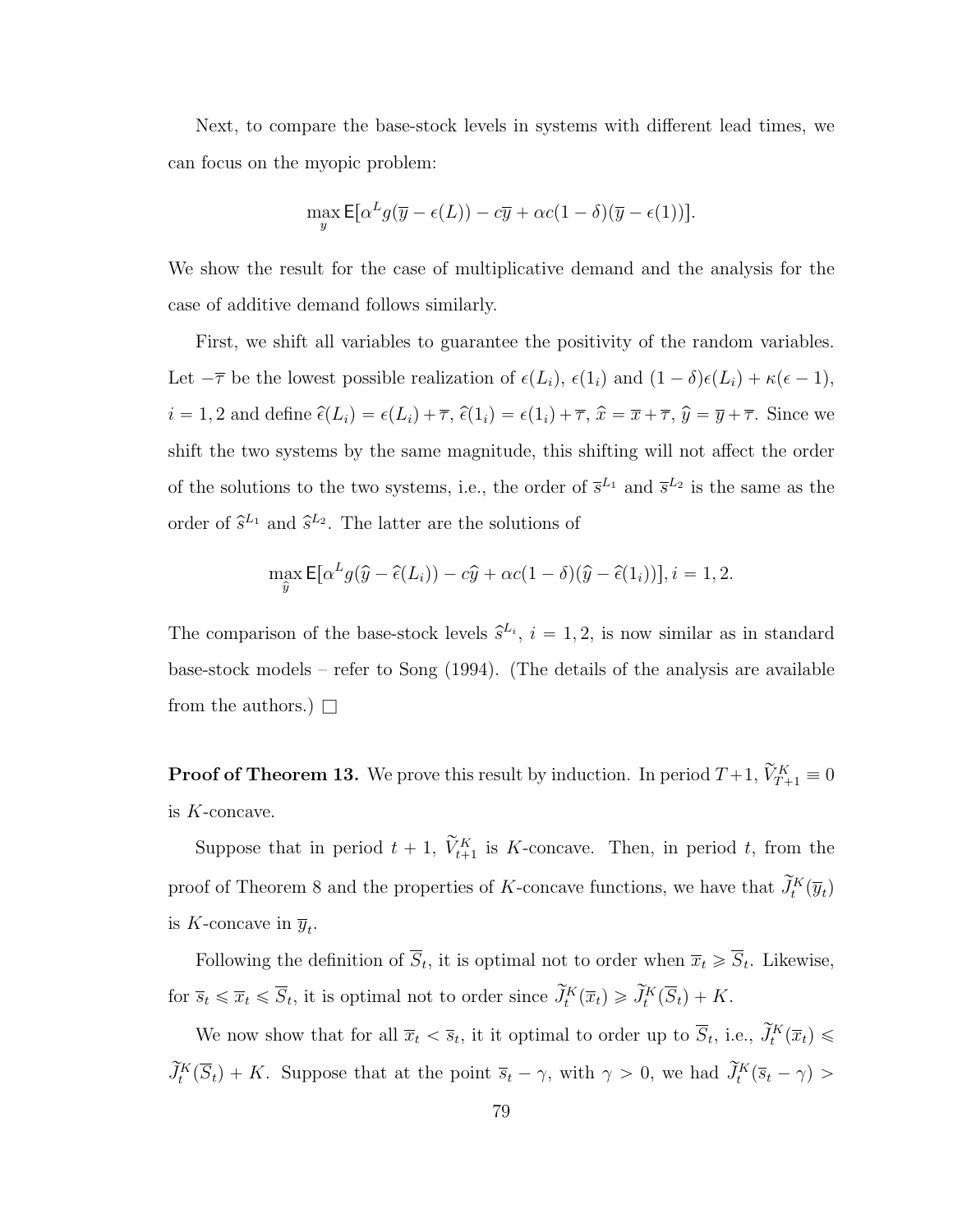Next, to compare the base-stock levels in systems with different lead times, we can focus on the myopic problem:

$$\max_{y} \mathsf{E}[\alpha^L g(\overline{y} - \epsilon(L)) - c\overline{y} + \alpha c(1-\delta)(\overline{y} - \epsilon(1))].$$

We show the result for the case of multiplicative demand and the analysis for the case of additive demand follows similarly.

First, we shift all variables to guarantee the positivity of the random variables. Let $-\overline{\tau}$ be the lowest possible realization of $\epsilon(L_i)$, $\epsilon(1_i)$ and $(1-\delta)\epsilon(L_i) + \kappa(\epsilon - 1)$, $i = 1, 2$ and define $\widehat{\epsilon}(L_i) = \epsilon(L_i) + \overline{\tau}$, $\widehat{\epsilon}(1_i) = \epsilon(1_i) + \overline{\tau}$, $\widehat{x} = \overline{x} + \overline{\tau}$, $\widehat{y} = \overline{y} + \overline{\tau}$. Since we shift the two systems by the same magnitude, this shifting will not affect the order of the solutions to the two systems, i.e., the order of $\overline{s}^{L_1}$ and $\overline{s}^{L_2}$ is the same as the order of $\widehat{s}^{L_1}$ and $\widehat{s}^{L_2}$. The latter are the solutions of

$$\max_{\widehat{y}} \mathsf{E}[\alpha^L g(\widehat{y} - \widehat{\epsilon}(L_i)) - c\widehat{y} + \alpha c(1-\delta)(\widehat{y} - \widehat{\epsilon}(1_i))], i = 1, 2.$$

The comparison of the base-stock levels $\widehat{s}^{L_i}$, $i = 1, 2$, is now similar as in standard base-stock models – refer to Song (1994). (The details of the analysis are available from the authors.) □

**Proof of Theorem 13.** We prove this result by induction. In period $T+1$, $\widetilde{V}_{T+1}^K \equiv 0$ is $K$-concave.

Suppose that in period $t+1$, $\widetilde{V}_{t+1}^K$ is $K$-concave. Then, in period $t$, from the proof of Theorem 8 and the properties of $K$-concave functions, we have that $\widetilde{J}_t^K(\overline{y}_t)$ is $K$-concave in $\overline{y}_t$.

Following the definition of $\overline{S}_t$, it is optimal not to order when $\overline{x}_t \geqslant \overline{S}_t$. Likewise, for $\overline{s}_t \leqslant \overline{x}_t \leqslant \overline{S}_t$, it is optimal not to order since $\widetilde{J}_t^K(\overline{x}_t) \geqslant \widetilde{J}_t^K(\overline{S}_t) + K$.

We now show that for all $\overline{x}_t < \overline{s}_t$, it it optimal to order up to $\overline{S}_t$, i.e., $\widetilde{J}_t^K(\overline{x}_t) \leqslant \widetilde{J}_t^K(\overline{S}_t) + K$. Suppose that at the point $\overline{s}_t - \gamma$, with $\gamma > 0$, we had $\widetilde{J}_t^K(\overline{s}_t - \gamma) >$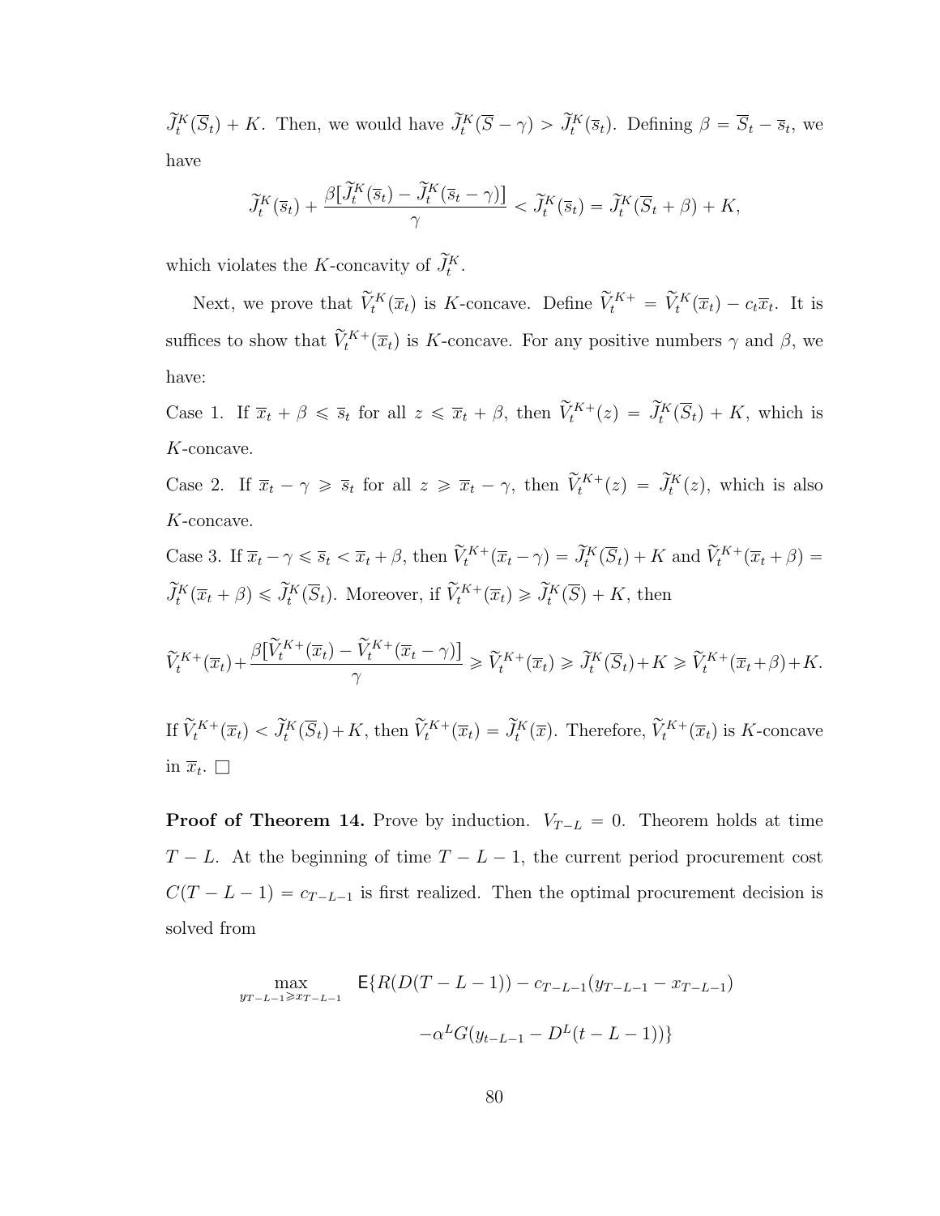$\widetilde{J}_t^K(\overline{S}_t) + K$. Then, we would have $\widetilde{J}_t^K(\overline{S} - \gamma) > \widetilde{J}_t^K(\overline{s}_t)$. Defining $\beta = \overline{S}_t - \overline{s}_t$, we have

$$\widetilde{J}_t^K(\overline{s}_t) + \frac{\beta[\widetilde{J}_t^K(\overline{s}_t) - \widetilde{J}_t^K(\overline{s}_t - \gamma)]}{\gamma} < \widetilde{J}_t^K(\overline{s}_t) = \widetilde{J}_t^K(\overline{S}_t + \beta) + K,$$

which violates the $K$-concavity of $\widetilde{J}_t^K$.

Next, we prove that $\widetilde{V}_t^K(\overline{x}_t)$ is $K$-concave. Define $\widetilde{V}_t^{K+} = \widetilde{V}_t^K(\overline{x}_t) - c_t\overline{x}_t$. It is suffices to show that $\widetilde{V}_t^{K+}(\overline{x}_t)$ is $K$-concave. For any positive numbers $\gamma$ and $\beta$, we have:

Case 1. If $\overline{x}_t + \beta \leqslant \overline{s}_t$ for all $z \leqslant \overline{x}_t + \beta$, then $\widetilde{V}_t^{K+}(z) = \widetilde{J}_t^K(\overline{S}_t) + K$, which is $K$-concave.

Case 2. If $\overline{x}_t - \gamma \geqslant \overline{s}_t$ for all $z \geqslant \overline{x}_t - \gamma$, then $\widetilde{V}_t^{K+}(z) = \widetilde{J}_t^K(z)$, which is also $K$-concave.

Case 3. If $\overline{x}_t - \gamma \leqslant \overline{s}_t < \overline{x}_t + \beta$, then $\widetilde{V}_t^{K+}(\overline{x}_t - \gamma) = \widetilde{J}_t^K(\overline{S}_t) + K$ and $\widetilde{V}_t^{K+}(\overline{x}_t + \beta) = \widetilde{J}_t^K(\overline{x}_t + \beta) \leqslant \widetilde{J}_t^K(\overline{S}_t)$. Moreover, if $\widetilde{V}_t^{K+}(\overline{x}_t) \geqslant \widetilde{J}_t^K(\overline{S}) + K$, then

$$\widetilde{V}_t^{K+}(\overline{x}_t) + \frac{\beta[\widetilde{V}_t^{K+}(\overline{x}_t) - \widetilde{V}_t^{K+}(\overline{x}_t - \gamma)]}{\gamma} \geqslant \widetilde{V}_t^{K+}(\overline{x}_t) \geqslant \widetilde{J}_t^K(\overline{S}_t) + K \geqslant \widetilde{V}_t^{K+}(\overline{x}_t + \beta) + K.$$

If $\widetilde{V}_t^{K+}(\overline{x}_t) < \widetilde{J}_t^K(\overline{S}_t) + K$, then $\widetilde{V}_t^{K+}(\overline{x}_t) = \widetilde{J}_t^K(\overline{x})$. Therefore, $\widetilde{V}_t^{K+}(\overline{x}_t)$ is $K$-concave in $\overline{x}_t$. $\square$

**Proof of Theorem 14.** Prove by induction. $V_{T-L} = 0$. Theorem holds at time $T - L$. At the beginning of time $T - L - 1$, the current period procurement cost $C(T - L - 1) = c_{T-L-1}$ is first realized. Then the optimal procurement decision is solved from

$$\max_{y_{T-L-1} \geqslant x_{T-L-1}} \quad \mathsf{E}\{R(D(T-L-1)) - c_{T-L-1}(y_{T-L-1} - x_{T-L-1})$$
$$-\alpha^L G(y_{t-L-1} - D^L(t-L-1))\}$$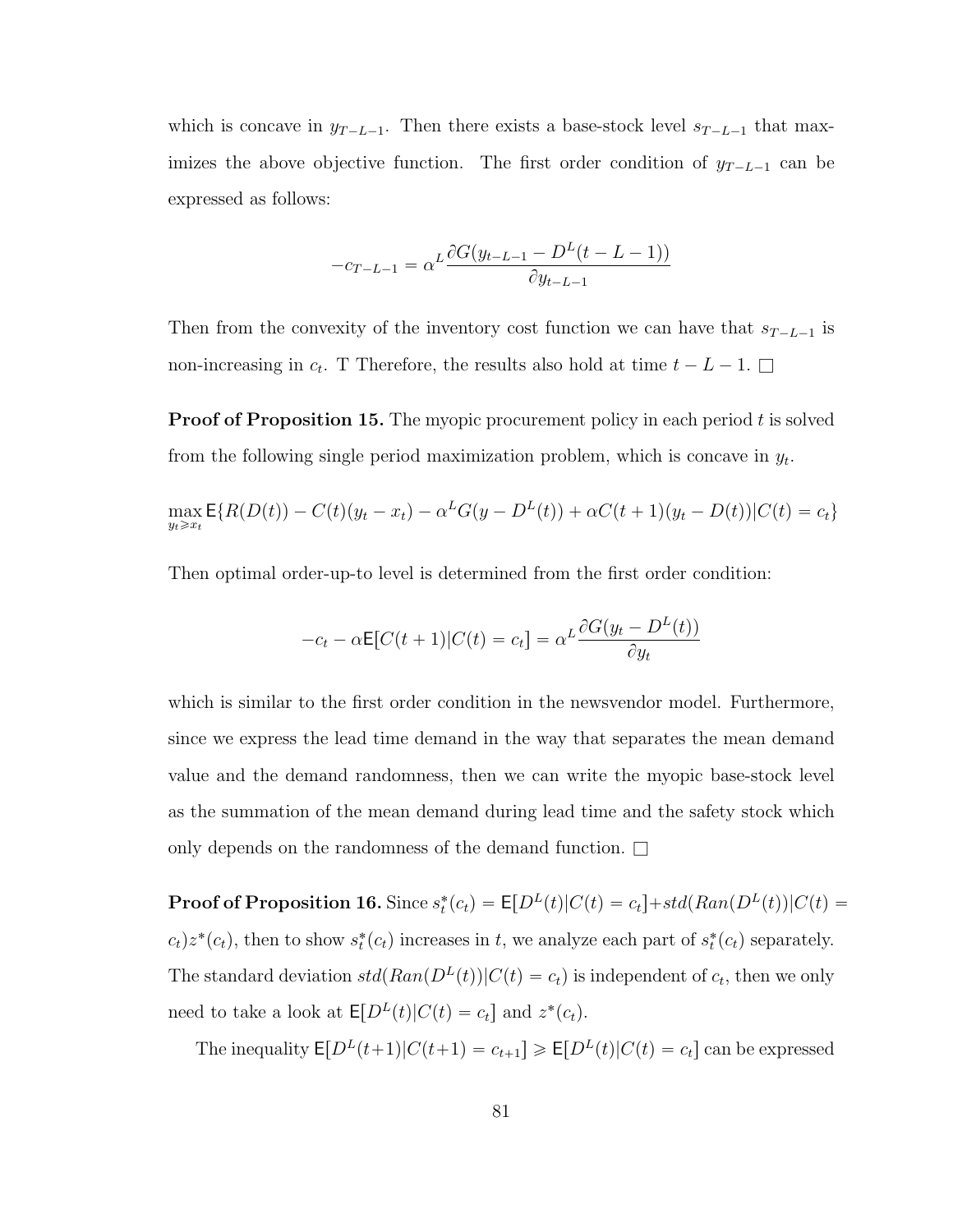which is concave in $y_{T-L-1}$. Then there exists a base-stock level $s_{T-L-1}$ that maximizes the above objective function. The first order condition of $y_{T-L-1}$ can be expressed as follows:

$$-c_{T-L-1} = \alpha^L \frac{\partial G(y_{t-L-1} - D^L(t-L-1))}{\partial y_{t-L-1}}$$

Then from the convexity of the inventory cost function we can have that $s_{T-L-1}$ is non-increasing in $c_t$. T Therefore, the results also hold at time $t-L-1$. □

**Proof of Proposition 15.** The myopic procurement policy in each period $t$ is solved from the following single period maximization problem, which is concave in $y_t$.

$$\max_{y_t \geqslant x_t} \mathsf{E}\{R(D(t)) - C(t)(y_t - x_t) - \alpha^L G(y - D^L(t)) + \alpha C(t+1)(y_t - D(t)) | C(t) = c_t\}$$

Then optimal order-up-to level is determined from the first order condition:

$$-c_t - \alpha \mathsf{E}[C(t+1)|C(t) = c_t] = \alpha^L \frac{\partial G(y_t - D^L(t))}{\partial y_t}$$

which is similar to the first order condition in the newsvendor model. Furthermore, since we express the lead time demand in the way that separates the mean demand value and the demand randomness, then we can write the myopic base-stock level as the summation of the mean demand during lead time and the safety stock which only depends on the randomness of the demand function. □

**Proof of Proposition 16.** Since $s_t^*(c_t) = \mathsf{E}[D^L(t)|C(t) = c_t] + std(Ran(D^L(t))|C(t) = c_t)z^*(c_t)$, then to show $s_t^*(c_t)$ increases in $t$, we analyze each part of $s_t^*(c_t)$ separately. The standard deviation $std(Ran(D^L(t))|C(t) = c_t)$ is independent of $c_t$, then we only need to take a look at $\mathsf{E}[D^L(t)|C(t) = c_t]$ and $z^*(c_t)$.

The inequality $\mathsf{E}[D^L(t+1)|C(t+1) = c_{t+1}] \geqslant \mathsf{E}[D^L(t)|C(t) = c_t]$ can be expressed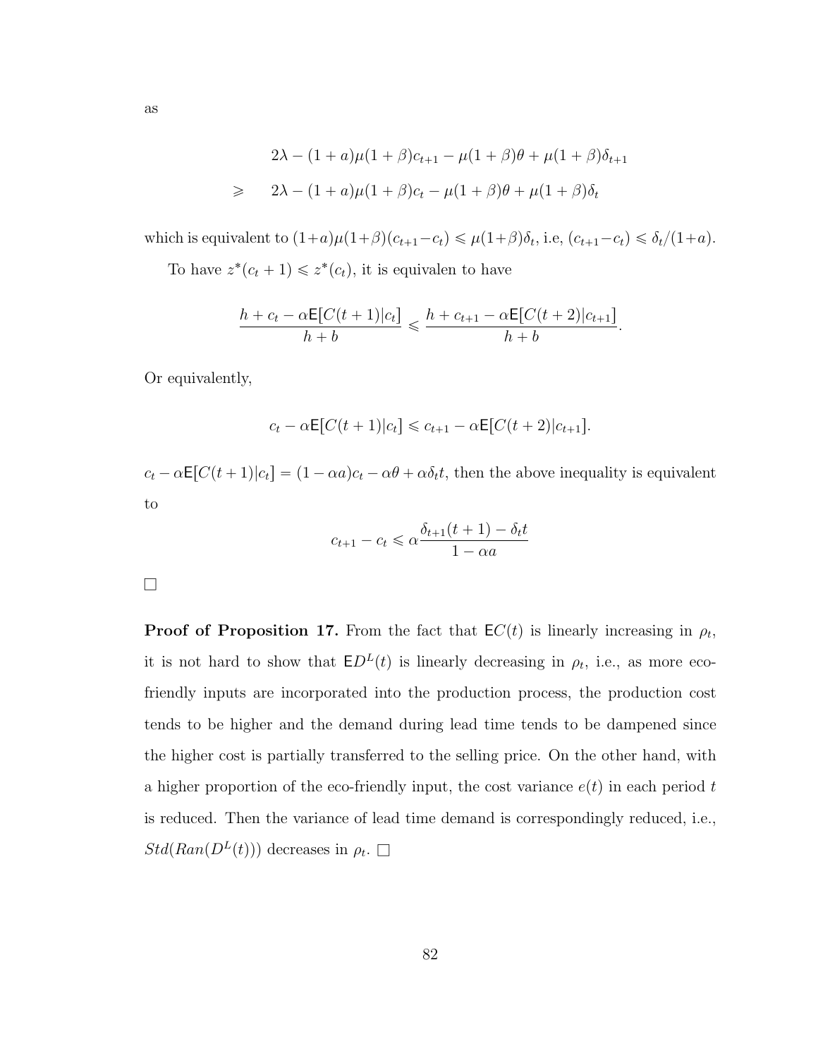as

$$
\begin{aligned}
& 2\lambda - (1+a)\mu(1+\beta)c_{t+1} - \mu(1+\beta)\theta + \mu(1+\beta)\delta_{t+1} \\
\geqslant \quad & 2\lambda - (1+a)\mu(1+\beta)c_t - \mu(1+\beta)\theta + \mu(1+\beta)\delta_t
\end{aligned}
$$

which is equivalent to $(1+a)\mu(1+\beta)(c_{t+1}-c_t) \leqslant \mu(1+\beta)\delta_t$, i.e, $(c_{t+1}-c_t) \leqslant \delta_t/(1+a)$.

To have $z^*(c_t+1) \leqslant z^*(c_t)$, it is equivalen to have

$$
\frac{h + c_t - \alpha \mathsf{E}[C(t+1)|c_t]}{h+b} \leqslant \frac{h + c_{t+1} - \alpha \mathsf{E}[C(t+2)|c_{t+1}]}{h+b}.
$$

Or equivalently,

$$
c_t - \alpha \mathsf{E}[C(t+1)|c_t] \leqslant c_{t+1} - \alpha \mathsf{E}[C(t+2)|c_{t+1}].
$$

$c_t - \alpha \mathsf{E}[C(t+1)|c_t] = (1-\alpha a)c_t - \alpha\theta + \alpha\delta_t t$, then the above inequality is equivalent to

$$
c_{t+1} - c_t \leqslant \alpha \frac{\delta_{t+1}(t+1) - \delta_t t}{1 - \alpha a}
$$

□

**Proof of Proposition 17.** From the fact that $\mathsf{E}C(t)$ is linearly increasing in $\rho_t$, it is not hard to show that $\mathsf{E}D^L(t)$ is linearly decreasing in $\rho_t$, i.e., as more eco-friendly inputs are incorporated into the production process, the production cost tends to be higher and the demand during lead time tends to be dampened since the higher cost is partially transferred to the selling price. On the other hand, with a higher proportion of the eco-friendly input, the cost variance $e(t)$ in each period $t$ is reduced. Then the variance of lead time demand is correspondingly reduced, i.e., $Std(Ran(D^L(t)))$ decreases in $\rho_t$. □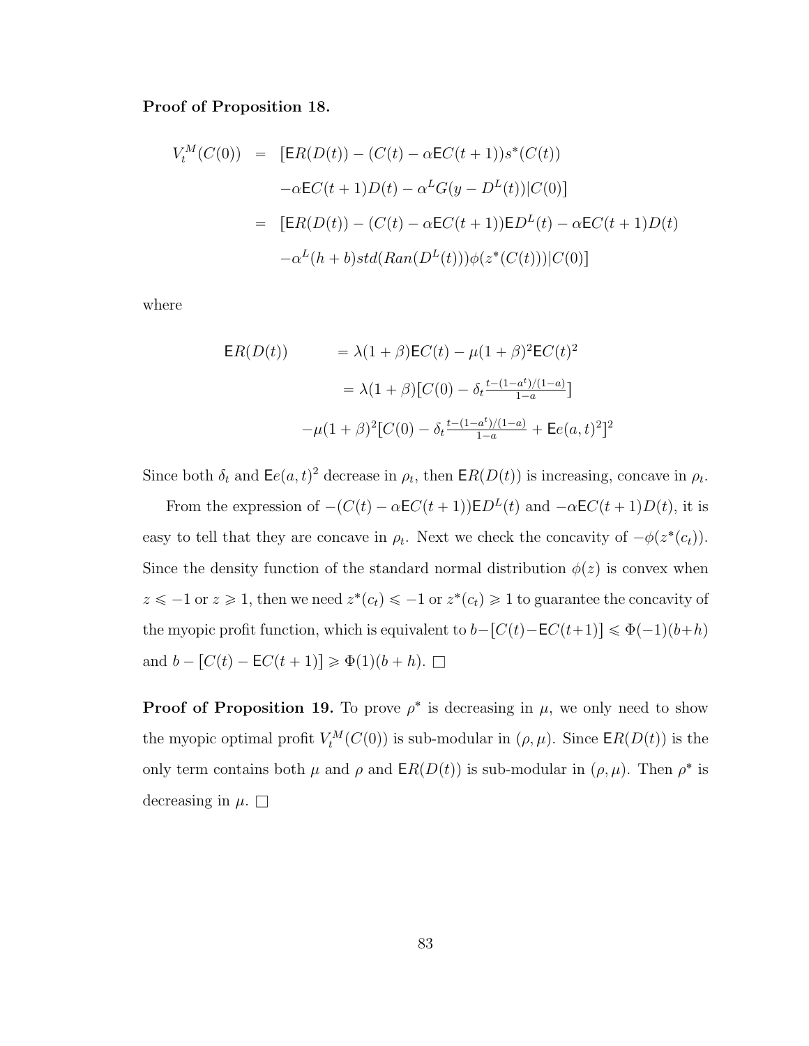**Proof of Proposition 18.**

$$
\begin{aligned}
V_t^M(C(0)) &= [\mathsf{E}R(D(t)) - (C(t) - \alpha\mathsf{E}C(t+1))s^*(C(t)) \\
&\quad -\alpha\mathsf{E}C(t+1)D(t) - \alpha^L G(y - D^L(t))|C(0)] \\
&= [\mathsf{E}R(D(t)) - (C(t) - \alpha\mathsf{E}C(t+1))\mathsf{E}D^L(t) - \alpha\mathsf{E}C(t+1)D(t) \\
&\quad -\alpha^L(h+b)std(Ran(D^L(t)))\phi(z^*(C(t)))|C(0)]
\end{aligned}
$$

where

$$
\begin{aligned}
\mathsf{E}R(D(t)) &= \lambda(1+\beta)\mathsf{E}C(t) - \mu(1+\beta)^2\mathsf{E}C(t)^2 \\
&= \lambda(1+\beta)[C(0) - \delta_t \tfrac{t-(1-a^t)/(1-a)}{1-a}] \\
&\quad -\mu(1+\beta)^2[C(0) - \delta_t \tfrac{t-(1-a^t)/(1-a)}{1-a} + \mathsf{E}e(a,t)^2]^2
\end{aligned}
$$

Since both $\delta_t$ and $\mathsf{E}e(a,t)^2$ decrease in $\rho_t$, then $\mathsf{E}R(D(t))$ is increasing, concave in $\rho_t$.

From the expression of $-(C(t) - \alpha\mathsf{E}C(t+1))\mathsf{E}D^L(t)$ and $-\alpha\mathsf{E}C(t+1)D(t)$, it is easy to tell that they are concave in $\rho_t$. Next we check the concavity of $-\phi(z^*(c_t))$. Since the density function of the standard normal distribution $\phi(z)$ is convex when $z \leqslant -1$ or $z \geqslant 1$, then we need $z^*(c_t) \leqslant -1$ or $z^*(c_t) \geqslant 1$ to guarantee the concavity of the myopic profit function, which is equivalent to $b - [C(t) - \mathsf{E}C(t+1)] \leqslant \Phi(-1)(b+h)$ and $b - [C(t) - \mathsf{E}C(t+1)] \geqslant \Phi(1)(b+h)$. $\square$

**Proof of Proposition 19.** To prove $\rho^*$ is decreasing in $\mu$, we only need to show the myopic optimal profit $V_t^M(C(0))$ is sub-modular in $(\rho, \mu)$. Since $\mathsf{E}R(D(t))$ is the only term contains both $\mu$ and $\rho$ and $\mathsf{E}R(D(t))$ is sub-modular in $(\rho, \mu)$. Then $\rho^*$ is decreasing in $\mu$. $\square$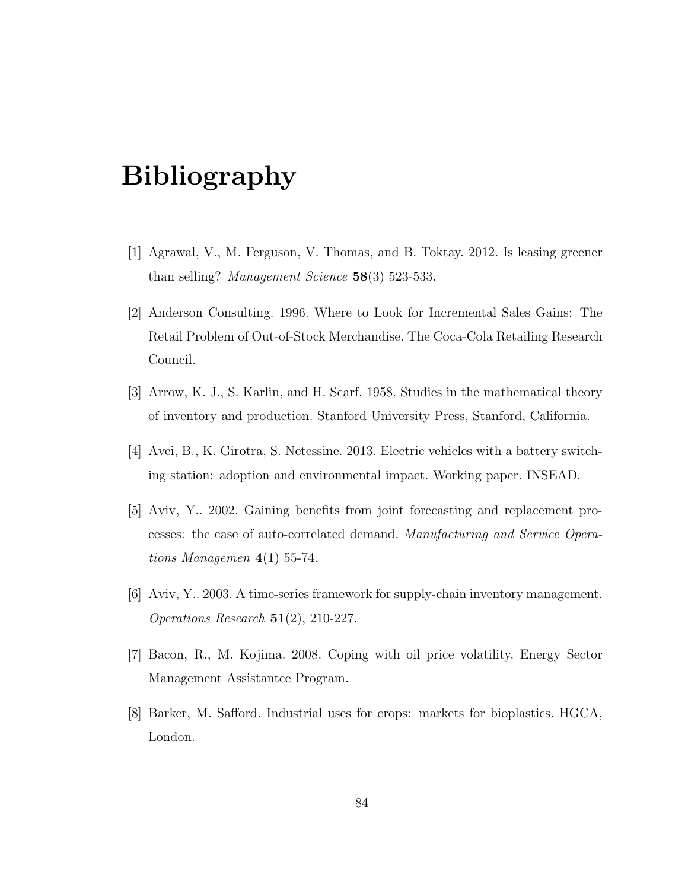# Bibliography

[1] Agrawal, V., M. Ferguson, V. Thomas, and B. Toktay. 2012. Is leasing greener than selling? *Management Science* **58**(3) 523-533.

[2] Anderson Consulting. 1996. Where to Look for Incremental Sales Gains: The Retail Problem of Out-of-Stock Merchandise. The Coca-Cola Retailing Research Council.

[3] Arrow, K. J., S. Karlin, and H. Scarf. 1958. Studies in the mathematical theory of inventory and production. Stanford University Press, Stanford, California.

[4] Avci, B., K. Girotra, S. Netessine. 2013. Electric vehicles with a battery switching station: adoption and environmental impact. Working paper. INSEAD.

[5] Aviv, Y.. 2002. Gaining benefits from joint forecasting and replacement processes: the case of auto-correlated demand. *Manufacturing and Service Operations Managemen* **4**(1) 55-74.

[6] Aviv, Y.. 2003. A time-series framework for supply-chain inventory management. *Operations Research* **51**(2), 210-227.

[7] Bacon, R., M. Kojima. 2008. Coping with oil price volatility. Energy Sector Management Assistantce Program.

[8] Barker, M. Safford. Industrial uses for crops: markets for bioplastics. HGCA, London.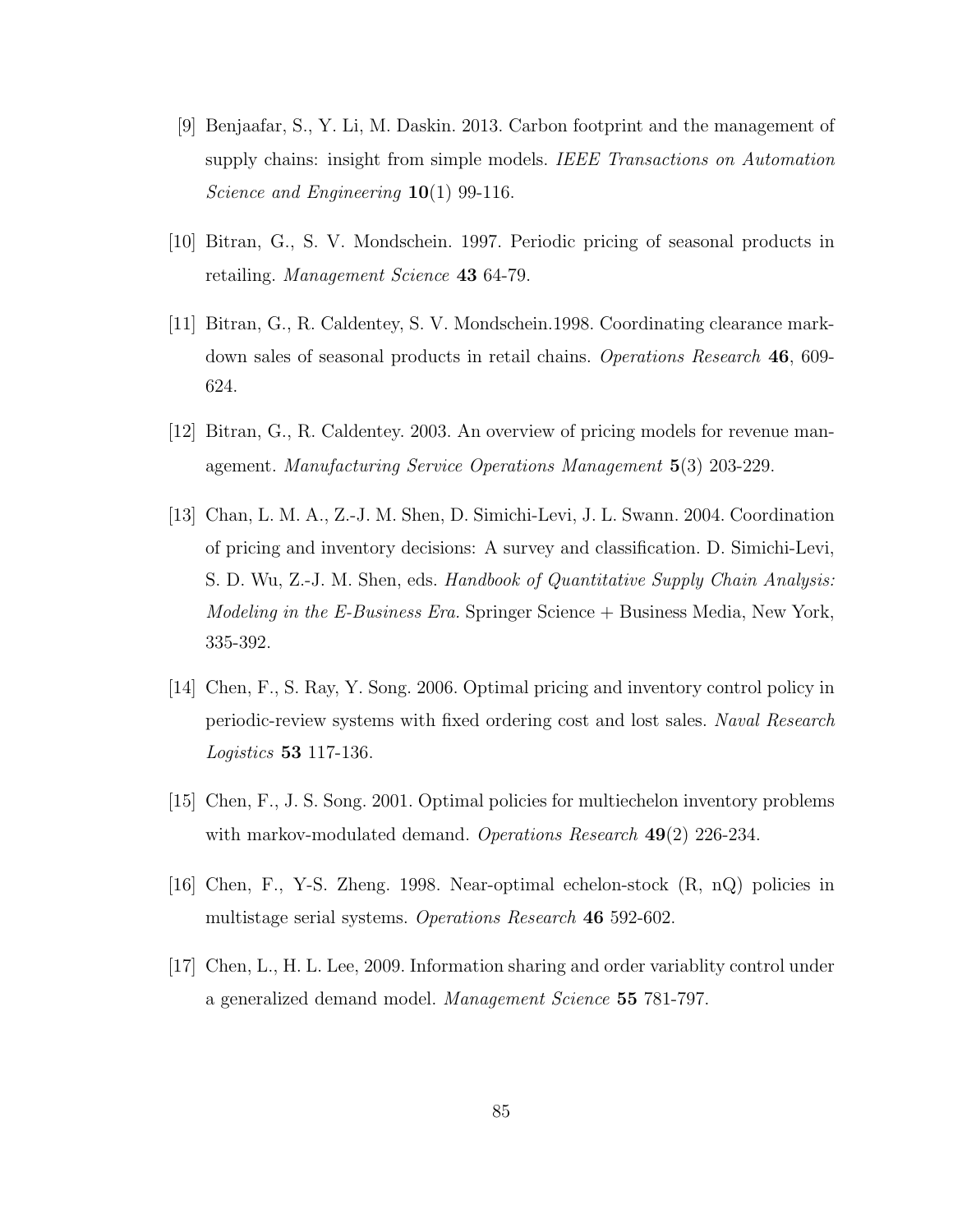[9] Benjaafar, S., Y. Li, M. Daskin. 2013. Carbon footprint and the management of supply chains: insight from simple models. *IEEE Transactions on Automation Science and Engineering* **10**(1) 99-116.

[10] Bitran, G., S. V. Mondschein. 1997. Periodic pricing of seasonal products in retailing. *Management Science* **43** 64-79.

[11] Bitran, G., R. Caldentey, S. V. Mondschein.1998. Coordinating clearance markdown sales of seasonal products in retail chains. *Operations Research* **46**, 609-624.

[12] Bitran, G., R. Caldentey. 2003. An overview of pricing models for revenue management. *Manufacturing Service Operations Management* **5**(3) 203-229.

[13] Chan, L. M. A., Z.-J. M. Shen, D. Simichi-Levi, J. L. Swann. 2004. Coordination of pricing and inventory decisions: A survey and classification. D. Simichi-Levi, S. D. Wu, Z.-J. M. Shen, eds. *Handbook of Quantitative Supply Chain Analysis: Modeling in the E-Business Era.* Springer Science + Business Media, New York, 335-392.

[14] Chen, F., S. Ray, Y. Song. 2006. Optimal pricing and inventory control policy in periodic-review systems with fixed ordering cost and lost sales. *Naval Research Logistics* **53** 117-136.

[15] Chen, F., J. S. Song. 2001. Optimal policies for multiechelon inventory problems with markov-modulated demand. *Operations Research* **49**(2) 226-234.

[16] Chen, F., Y-S. Zheng. 1998. Near-optimal echelon-stock (R, nQ) policies in multistage serial systems. *Operations Research* **46** 592-602.

[17] Chen, L., H. L. Lee, 2009. Information sharing and order variablity control under a generalized demand model. *Management Science* **55** 781-797.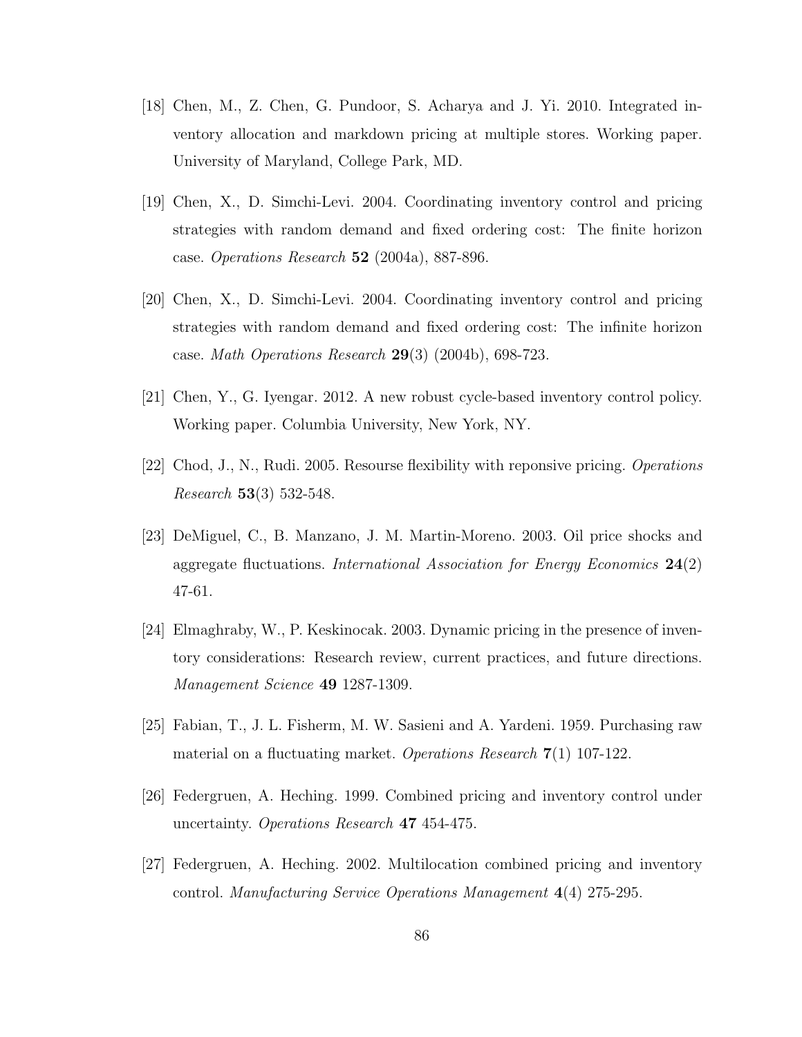[18] Chen, M., Z. Chen, G. Pundoor, S. Acharya and J. Yi. 2010. Integrated inventory allocation and markdown pricing at multiple stores. Working paper. University of Maryland, College Park, MD.

[19] Chen, X., D. Simchi-Levi. 2004. Coordinating inventory control and pricing strategies with random demand and fixed ordering cost: The finite horizon case. *Operations Research* **52** (2004a), 887-896.

[20] Chen, X., D. Simchi-Levi. 2004. Coordinating inventory control and pricing strategies with random demand and fixed ordering cost: The infinite horizon case. *Math Operations Research* **29**(3) (2004b), 698-723.

[21] Chen, Y., G. Iyengar. 2012. A new robust cycle-based inventory control policy. Working paper. Columbia University, New York, NY.

[22] Chod, J., N., Rudi. 2005. Resourse flexibility with reponsive pricing. *Operations Research* **53**(3) 532-548.

[23] DeMiguel, C., B. Manzano, J. M. Martin-Moreno. 2003. Oil price shocks and aggregate fluctuations. *International Association for Energy Economics* **24**(2) 47-61.

[24] Elmaghraby, W., P. Keskinocak. 2003. Dynamic pricing in the presence of inventory considerations: Research review, current practices, and future directions. *Management Science* **49** 1287-1309.

[25] Fabian, T., J. L. Fisherm, M. W. Sasieni and A. Yardeni. 1959. Purchasing raw material on a fluctuating market. *Operations Research* **7**(1) 107-122.

[26] Federgruen, A. Heching. 1999. Combined pricing and inventory control under uncertainty. *Operations Research* **47** 454-475.

[27] Federgruen, A. Heching. 2002. Multilocation combined pricing and inventory control. *Manufacturing Service Operations Management* **4**(4) 275-295.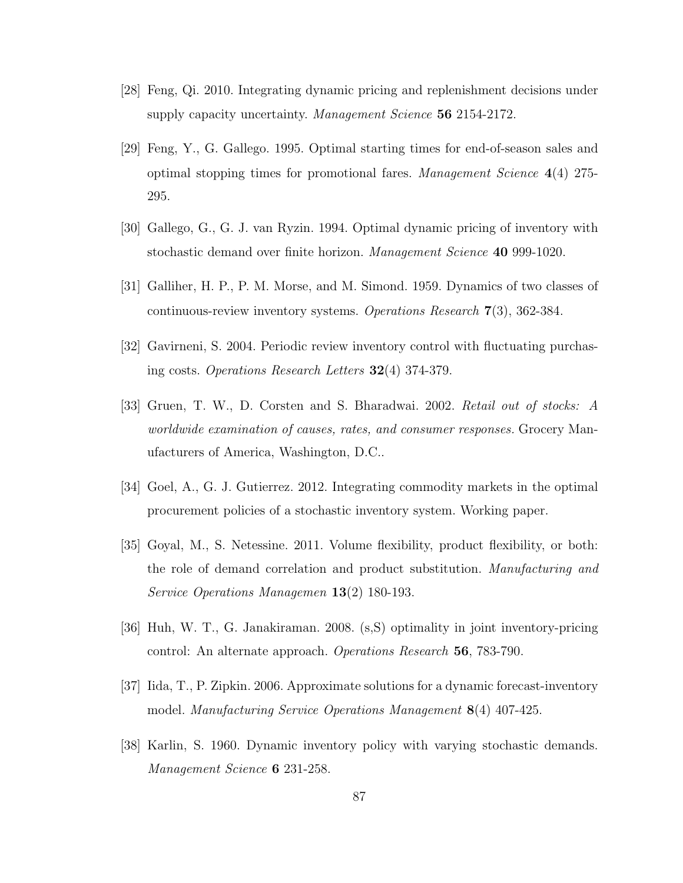[28] Feng, Qi. 2010. Integrating dynamic pricing and replenishment decisions under supply capacity uncertainty. *Management Science* **56** 2154-2172.

[29] Feng, Y., G. Gallego. 1995. Optimal starting times for end-of-season sales and optimal stopping times for promotional fares. *Management Science* **4**(4) 275-295.

[30] Gallego, G., G. J. van Ryzin. 1994. Optimal dynamic pricing of inventory with stochastic demand over finite horizon. *Management Science* **40** 999-1020.

[31] Galliher, H. P., P. M. Morse, and M. Simond. 1959. Dynamics of two classes of continuous-review inventory systems. *Operations Research* **7**(3), 362-384.

[32] Gavirneni, S. 2004. Periodic review inventory control with fluctuating purchasing costs. *Operations Research Letters* **32**(4) 374-379.

[33] Gruen, T. W., D. Corsten and S. Bharadwai. 2002. *Retail out of stocks: A worldwide examination of causes, rates, and consumer responses.* Grocery Manufacturers of America, Washington, D.C..

[34] Goel, A., G. J. Gutierrez. 2012. Integrating commodity markets in the optimal procurement policies of a stochastic inventory system. Working paper.

[35] Goyal, M., S. Netessine. 2011. Volume flexibility, product flexibility, or both: the role of demand correlation and product substitution. *Manufacturing and Service Operations Managemen* **13**(2) 180-193.

[36] Huh, W. T., G. Janakiraman. 2008. (s,S) optimality in joint inventory-pricing control: An alternate approach. *Operations Research* **56**, 783-790.

[37] Iida, T., P. Zipkin. 2006. Approximate solutions for a dynamic forecast-inventory model. *Manufacturing Service Operations Management* **8**(4) 407-425.

[38] Karlin, S. 1960. Dynamic inventory policy with varying stochastic demands. *Management Science* **6** 231-258.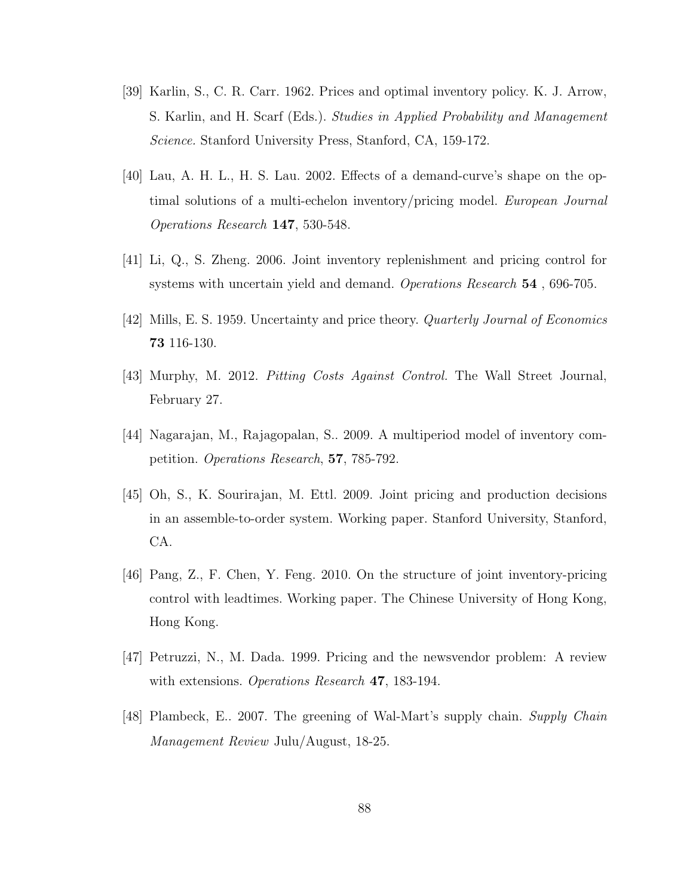[39] Karlin, S., C. R. Carr. 1962. Prices and optimal inventory policy. K. J. Arrow, S. Karlin, and H. Scarf (Eds.). *Studies in Applied Probability and Management Science*. Stanford University Press, Stanford, CA, 159-172.

[40] Lau, A. H. L., H. S. Lau. 2002. Effects of a demand-curve's shape on the optimal solutions of a multi-echelon inventory/pricing model. *European Journal Operations Research* **147**, 530-548.

[41] Li, Q., S. Zheng. 2006. Joint inventory replenishment and pricing control for systems with uncertain yield and demand. *Operations Research* **54** , 696-705.

[42] Mills, E. S. 1959. Uncertainty and price theory. *Quarterly Journal of Economics* **73** 116-130.

[43] Murphy, M. 2012. *Pitting Costs Against Control*. The Wall Street Journal, February 27.

[44] Nagarajan, M., Rajagopalan, S.. 2009. A multiperiod model of inventory competition. *Operations Research*, **57**, 785-792.

[45] Oh, S., K. Sourirajan, M. Ettl. 2009. Joint pricing and production decisions in an assemble-to-order system. Working paper. Stanford University, Stanford, CA.

[46] Pang, Z., F. Chen, Y. Feng. 2010. On the structure of joint inventory-pricing control with leadtimes. Working paper. The Chinese University of Hong Kong, Hong Kong.

[47] Petruzzi, N., M. Dada. 1999. Pricing and the newsvendor problem: A review with extensions. *Operations Research* **47**, 183-194.

[48] Plambeck, E.. 2007. The greening of Wal-Mart's supply chain. *Supply Chain Management Review* Julu/August, 18-25.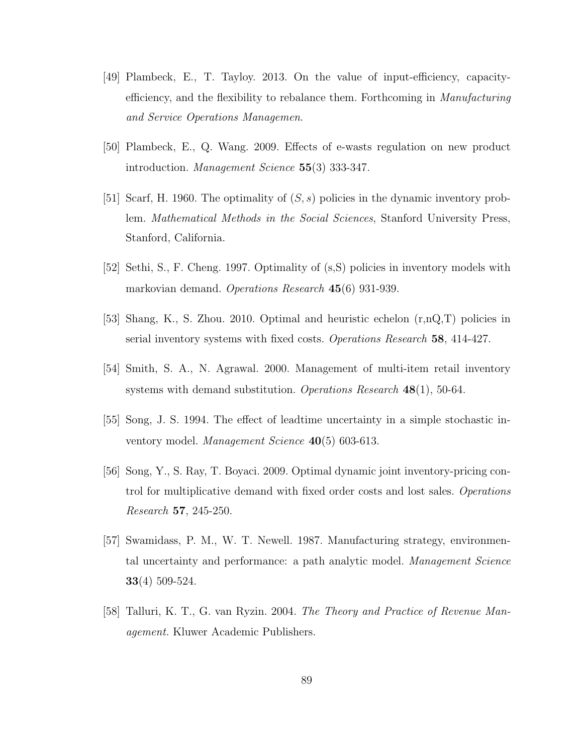[49] Plambeck, E., T. Tayloy. 2013. On the value of input-efficiency, capacity-efficiency, and the flexibility to rebalance them. Forthcoming in *Manufacturing and Service Operations Managemen*.

[50] Plambeck, E., Q. Wang. 2009. Effects of e-wasts regulation on new product introduction. *Management Science* **55**(3) 333-347.

[51] Scarf, H. 1960. The optimality of $(S, s)$ policies in the dynamic inventory problem. *Mathematical Methods in the Social Sciences*, Stanford University Press, Stanford, California.

[52] Sethi, S., F. Cheng. 1997. Optimality of (s,S) policies in inventory models with markovian demand. *Operations Research* **45**(6) 931-939.

[53] Shang, K., S. Zhou. 2010. Optimal and heuristic echelon (r,nQ,T) policies in serial inventory systems with fixed costs. *Operations Research* **58**, 414-427.

[54] Smith, S. A., N. Agrawal. 2000. Management of multi-item retail inventory systems with demand substitution. *Operations Research* **48**(1), 50-64.

[55] Song, J. S. 1994. The effect of leadtime uncertainty in a simple stochastic inventory model. *Management Science* **40**(5) 603-613.

[56] Song, Y., S. Ray, T. Boyaci. 2009. Optimal dynamic joint inventory-pricing control for multiplicative demand with fixed order costs and lost sales. *Operations Research* **57**, 245-250.

[57] Swamidass, P. M., W. T. Newell. 1987. Manufacturing strategy, environmental uncertainty and performance: a path analytic model. *Management Science* **33**(4) 509-524.

[58] Talluri, K. T., G. van Ryzin. 2004. *The Theory and Practice of Revenue Management.* Kluwer Academic Publishers.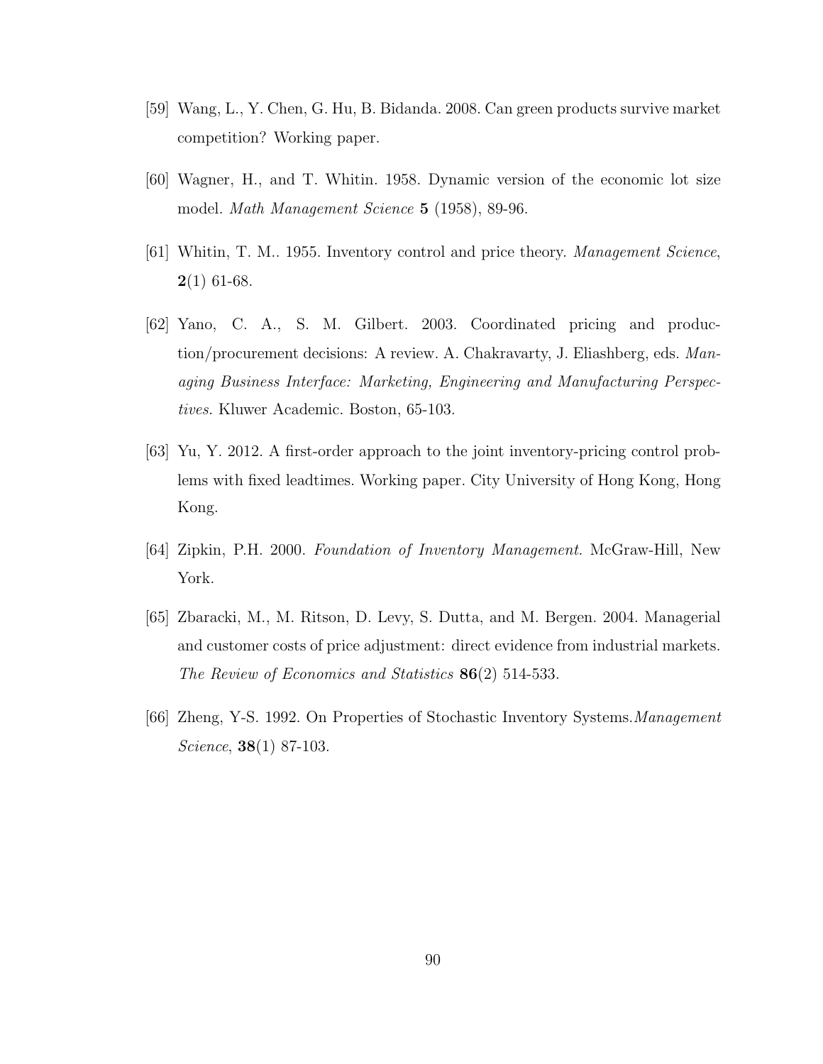[59] Wang, L., Y. Chen, G. Hu, B. Bidanda. 2008. Can green products survive market competition? Working paper.

[60] Wagner, H., and T. Whitin. 1958. Dynamic version of the economic lot size model. *Math Management Science* **5** (1958), 89-96.

[61] Whitin, T. M.. 1955. Inventory control and price theory. *Management Science*, **2**(1) 61-68.

[62] Yano, C. A., S. M. Gilbert. 2003. Coordinated pricing and production/procurement decisions: A review. A. Chakravarty, J. Eliashberg, eds. *Managing Business Interface: Marketing, Engineering and Manufacturing Perspectives.* Kluwer Academic. Boston, 65-103.

[63] Yu, Y. 2012. A first-order approach to the joint inventory-pricing control problems with fixed leadtimes. Working paper. City University of Hong Kong, Hong Kong.

[64] Zipkin, P.H. 2000. *Foundation of Inventory Management.* McGraw-Hill, New York.

[65] Zbaracki, M., M. Ritson, D. Levy, S. Dutta, and M. Bergen. 2004. Managerial and customer costs of price adjustment: direct evidence from industrial markets. *The Review of Economics and Statistics* **86**(2) 514-533.

[66] Zheng, Y-S. 1992. On Properties of Stochastic Inventory Systems.*Management Science*, **38**(1) 87-103.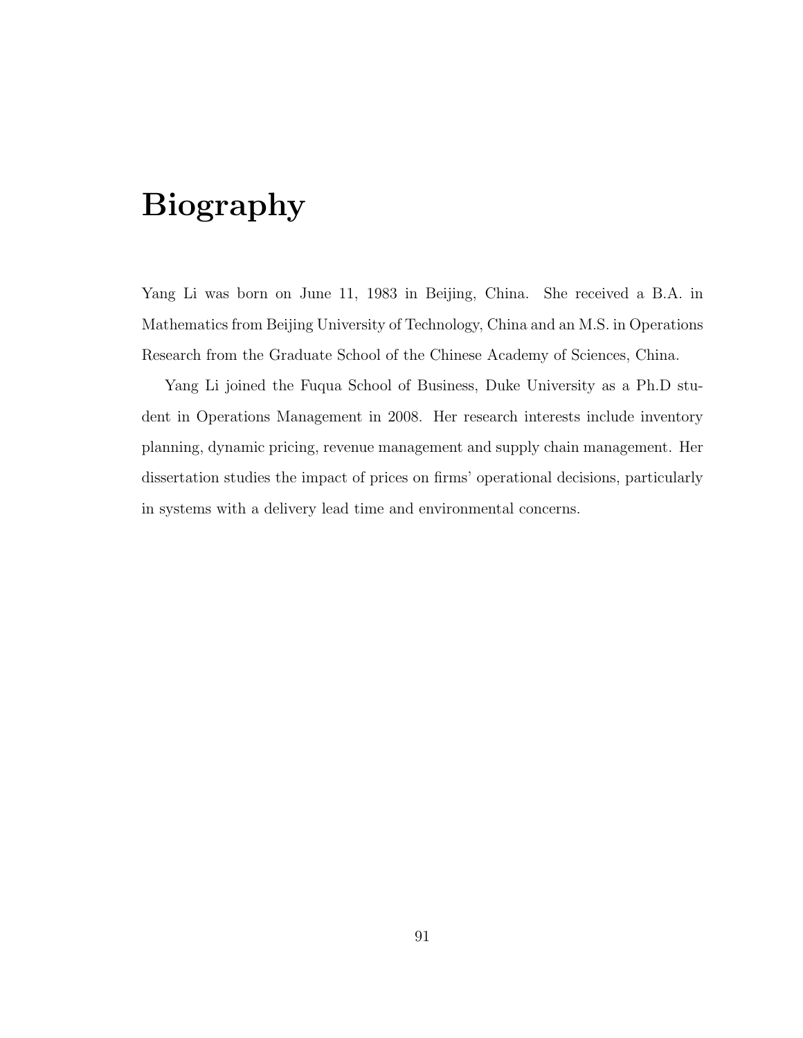# Biography

Yang Li was born on June 11, 1983 in Beijing, China. She received a B.A. in Mathematics from Beijing University of Technology, China and an M.S. in Operations Research from the Graduate School of the Chinese Academy of Sciences, China.

Yang Li joined the Fuqua School of Business, Duke University as a Ph.D student in Operations Management in 2008. Her research interests include inventory planning, dynamic pricing, revenue management and supply chain management. Her dissertation studies the impact of prices on firms' operational decisions, particularly in systems with a delivery lead time and environmental concerns.